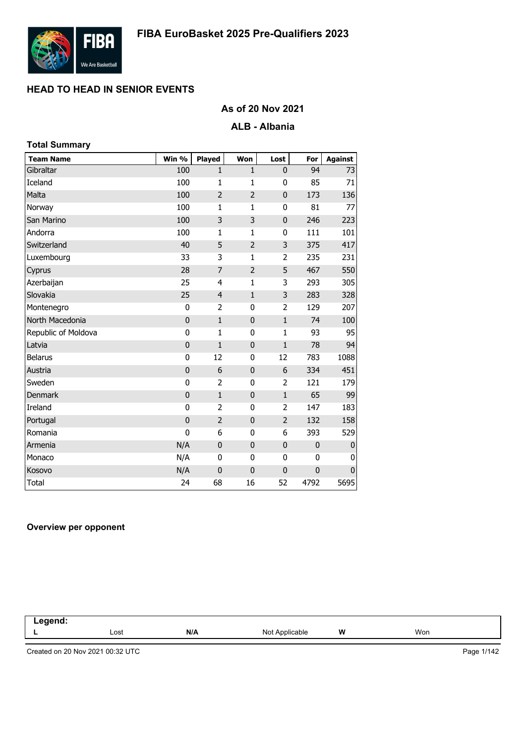# FIBA EuroBasket 2025 Pre-Qualifiers 2023

## HEAD TO HEAD IN SENIOR EVENTS

### As of 20 Nov 2021

### ALB - Albania

**Total Summary**

| Team Name | Win % | Played | Won | Lost | For | Against |
|---|---|---|---|---|---|---|
| Gibraltar | 100 | 1 | 1 | 0 | 94 | 73 |
| Iceland | 100 | 1 | 1 | 0 | 85 | 71 |
| Malta | 100 | 2 | 2 | 0 | 173 | 136 |
| Norway | 100 | 1 | 1 | 0 | 81 | 77 |
| San Marino | 100 | 3 | 3 | 0 | 246 | 223 |
| Andorra | 100 | 1 | 1 | 0 | 111 | 101 |
| Switzerland | 40 | 5 | 2 | 3 | 375 | 417 |
| Luxembourg | 33 | 3 | 1 | 2 | 235 | 231 |
| Cyprus | 28 | 7 | 2 | 5 | 467 | 550 |
| Azerbaijan | 25 | 4 | 1 | 3 | 293 | 305 |
| Slovakia | 25 | 4 | 1 | 3 | 283 | 328 |
| Montenegro | 0 | 2 | 0 | 2 | 129 | 207 |
| North Macedonia | 0 | 1 | 0 | 1 | 74 | 100 |
| Republic of Moldova | 0 | 1 | 0 | 1 | 93 | 95 |
| Latvia | 0 | 1 | 0 | 1 | 78 | 94 |
| Belarus | 0 | 12 | 0 | 12 | 783 | 1088 |
| Austria | 0 | 6 | 0 | 6 | 334 | 451 |
| Sweden | 0 | 2 | 0 | 2 | 121 | 179 |
| Denmark | 0 | 1 | 0 | 1 | 65 | 99 |
| Ireland | 0 | 2 | 0 | 2 | 147 | 183 |
| Portugal | 0 | 2 | 0 | 2 | 132 | 158 |
| Romania | 0 | 6 | 0 | 6 | 393 | 529 |
| Armenia | N/A | 0 | 0 | 0 | 0 | 0 |
| Monaco | N/A | 0 | 0 | 0 | 0 | 0 |
| Kosovo | N/A | 0 | 0 | 0 | 0 | 0 |
| Total | 24 | 68 | 16 | 52 | 4792 | 5695 |

**Overview per opponent**

| Legend: | | | | | |
|---|---|---|---|---|---|
| L | Lost | N/A | Not Applicable | W | Won |

Created on 20 Nov 2021 00:32 UTC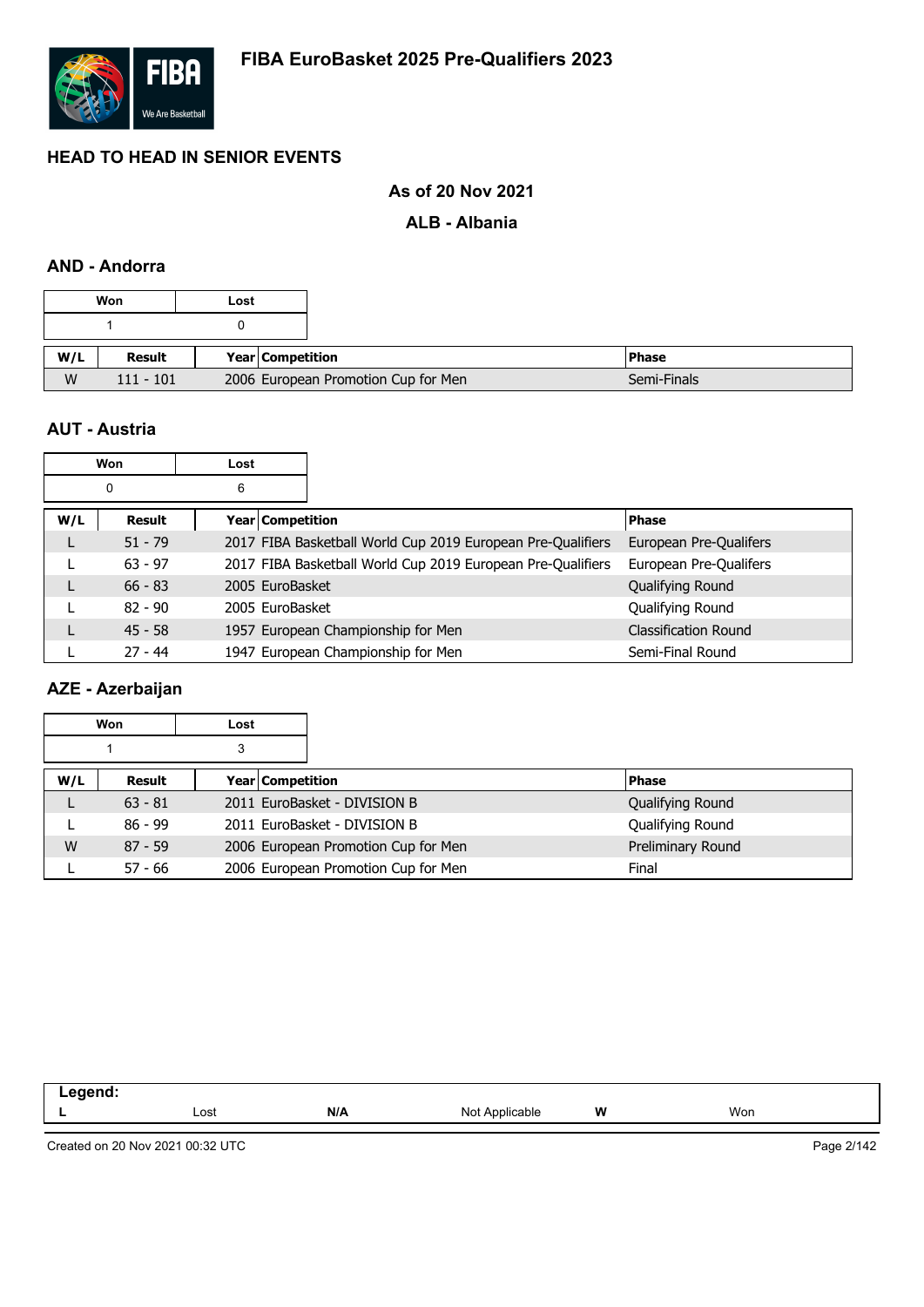# FIBA EuroBasket 2025 Pre-Qualifiers 2023

## HEAD TO HEAD IN SENIOR EVENTS

### As of 20 Nov 2021

### ALB - Albania

### AND - Andorra

| Won | Lost |
|---|---|
| 1 | 0 |

| W/L | Result | Year | Competition | Phase |
|---|---|---|---|---|
| W | 111 - 101 | 2006 | European Promotion Cup for Men | Semi-Finals |

### AUT - Austria

| Won | Lost |
|---|---|
| 0 | 6 |

| W/L | Result | Year | Competition | Phase |
|---|---|---|---|---|
| L | 51 - 79 | 2017 | FIBA Basketball World Cup 2019 European Pre-Qualifiers | European Pre-Qualifers |
| L | 63 - 97 | 2017 | FIBA Basketball World Cup 2019 European Pre-Qualifiers | European Pre-Qualifers |
| L | 66 - 83 | 2005 | EuroBasket | Qualifying Round |
| L | 82 - 90 | 2005 | EuroBasket | Qualifying Round |
| L | 45 - 58 | 1957 | European Championship for Men | Classification Round |
| L | 27 - 44 | 1947 | European Championship for Men | Semi-Final Round |

### AZE - Azerbaijan

| Won | Lost |
|---|---|
| 1 | 3 |

| W/L | Result | Year | Competition | Phase |
|---|---|---|---|---|
| L | 63 - 81 | 2011 | EuroBasket - DIVISION B | Qualifying Round |
| L | 86 - 99 | 2011 | EuroBasket - DIVISION B | Qualifying Round |
| W | 87 - 59 | 2006 | European Promotion Cup for Men | Preliminary Round |
| L | 57 - 66 | 2006 | European Promotion Cup for Men | Final |

| Legend: | | | | | |
|---|---|---|---|---|---|
| **L** | Lost | **N/A** | Not Applicable | **W** | Won |

Created on 20 Nov 2021 00:32 UTC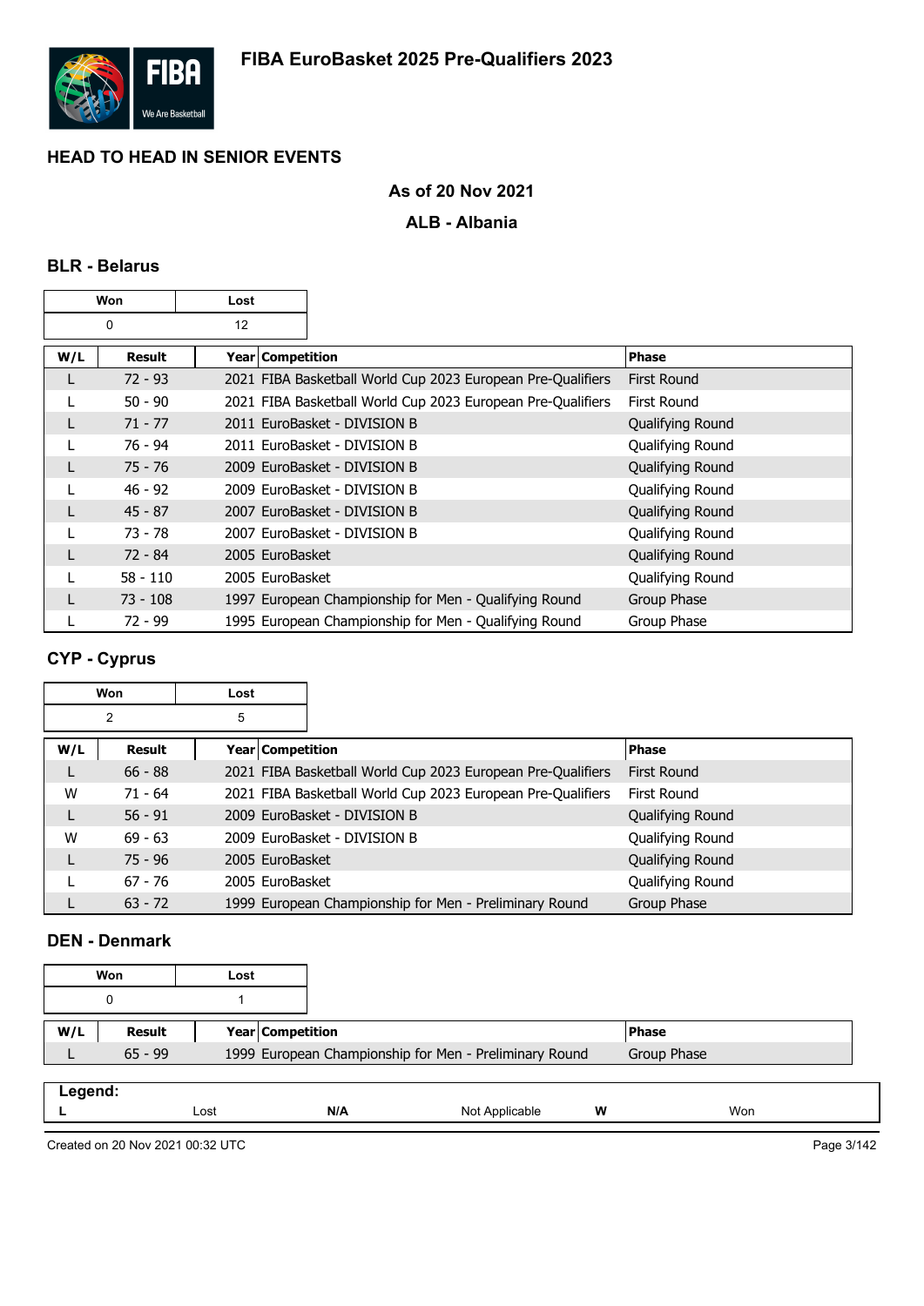# FIBA EuroBasket 2025 Pre-Qualifiers 2023

## HEAD TO HEAD IN SENIOR EVENTS

### As of 20 Nov 2021

### ALB - Albania

### BLR - Belarus

| Won | Lost |
| --- | --- |
| 0 | 12 |

| W/L | Result | Year | Competition | Phase |
| --- | --- | --- | --- | --- |
| L | 72 - 93 | 2021 | FIBA Basketball World Cup 2023 European Pre-Qualifiers | First Round |
| L | 50 - 90 | 2021 | FIBA Basketball World Cup 2023 European Pre-Qualifiers | First Round |
| L | 71 - 77 | 2011 | EuroBasket - DIVISION B | Qualifying Round |
| L | 76 - 94 | 2011 | EuroBasket - DIVISION B | Qualifying Round |
| L | 75 - 76 | 2009 | EuroBasket - DIVISION B | Qualifying Round |
| L | 46 - 92 | 2009 | EuroBasket - DIVISION B | Qualifying Round |
| L | 45 - 87 | 2007 | EuroBasket - DIVISION B | Qualifying Round |
| L | 73 - 78 | 2007 | EuroBasket - DIVISION B | Qualifying Round |
| L | 72 - 84 | 2005 | EuroBasket | Qualifying Round |
| L | 58 - 110 | 2005 | EuroBasket | Qualifying Round |
| L | 73 - 108 | 1997 | European Championship for Men - Qualifying Round | Group Phase |
| L | 72 - 99 | 1995 | European Championship for Men - Qualifying Round | Group Phase |

### CYP - Cyprus

| Won | Lost |
| --- | --- |
| 2 | 5 |

| W/L | Result | Year | Competition | Phase |
| --- | --- | --- | --- | --- |
| L | 66 - 88 | 2021 | FIBA Basketball World Cup 2023 European Pre-Qualifiers | First Round |
| W | 71 - 64 | 2021 | FIBA Basketball World Cup 2023 European Pre-Qualifiers | First Round |
| L | 56 - 91 | 2009 | EuroBasket - DIVISION B | Qualifying Round |
| W | 69 - 63 | 2009 | EuroBasket - DIVISION B | Qualifying Round |
| L | 75 - 96 | 2005 | EuroBasket | Qualifying Round |
| L | 67 - 76 | 2005 | EuroBasket | Qualifying Round |
| L | 63 - 72 | 1999 | European Championship for Men - Preliminary Round | Group Phase |

### DEN - Denmark

| Won | Lost |
| --- | --- |
| 0 | 1 |

| W/L | Result | Year | Competition | Phase |
| --- | --- | --- | --- | --- |
| L | 65 - 99 | 1999 | European Championship for Men - Preliminary Round | Group Phase |

**Legend:**

| L | Lost | N/A | Not Applicable | W | Won |
| --- | --- | --- | --- | --- | --- |

Created on 20 Nov 2021 00:32 UTC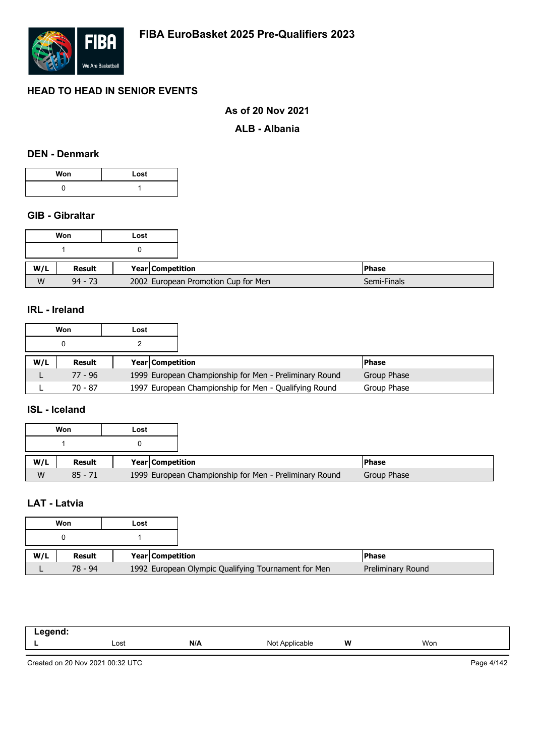# FIBA EuroBasket 2025 Pre-Qualifiers 2023

## HEAD TO HEAD IN SENIOR EVENTS

**As of 20 Nov 2021**

**ALB - Albania**

### DEN - Denmark

| Won | Lost |
|---|---|
| 0 | 1 |

### GIB - Gibraltar

| Won | Lost |
|---|---|
| 1 | 0 |

| W/L | Result | Year | Competition | Phase |
|---|---|---|---|---|
| W | 94 - 73 | 2002 | European Promotion Cup for Men | Semi-Finals |

### IRL - Ireland

| Won | Lost |
|---|---|
| 0 | 2 |

| W/L | Result | Year | Competition | Phase |
|---|---|---|---|---|
| L | 77 - 96 | 1999 | European Championship for Men - Preliminary Round | Group Phase |
| L | 70 - 87 | 1997 | European Championship for Men - Qualifying Round | Group Phase |

### ISL - Iceland

| Won | Lost |
|---|---|
| 1 | 0 |

| W/L | Result | Year | Competition | Phase |
|---|---|---|---|---|
| W | 85 - 71 | 1999 | European Championship for Men - Preliminary Round | Group Phase |

### LAT - Latvia

| Won | Lost |
|---|---|
| 0 | 1 |

| W/L | Result | Year | Competition | Phase |
|---|---|---|---|---|
| L | 78 - 94 | 1992 | European Olympic Qualifying Tournament for Men | Preliminary Round |

| Legend: | | | | | |
|---|---|---|---|---|---|
| L | Lost | N/A | Not Applicable | W | Won |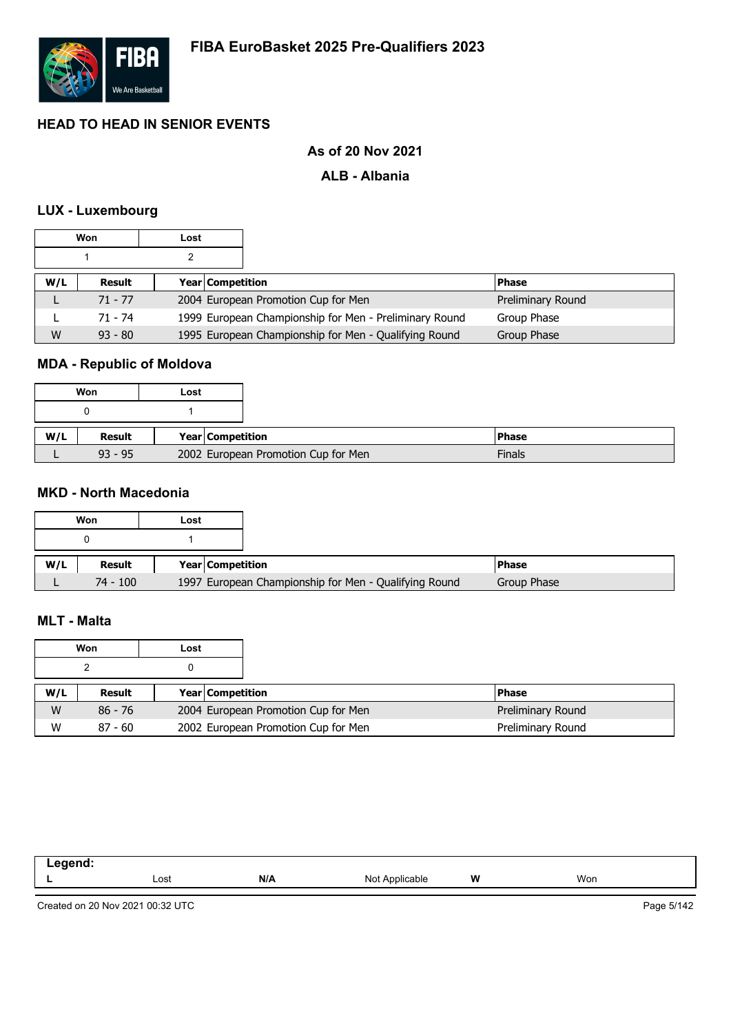# FIBA EuroBasket 2025 Pre-Qualifiers 2023

## HEAD TO HEAD IN SENIOR EVENTS

### As of 20 Nov 2021

### ALB - Albania

### LUX - Luxembourg

| Won | Lost |
|---|---|
| 1 | 2 |

| W/L | Result | Year | Competition | Phase |
|---|---|---|---|---|
| L | 71 - 77 | 2004 | European Promotion Cup for Men | Preliminary Round |
| L | 71 - 74 | 1999 | European Championship for Men - Preliminary Round | Group Phase |
| W | 93 - 80 | 1995 | European Championship for Men - Qualifying Round | Group Phase |

### MDA - Republic of Moldova

| Won | Lost |
|---|---|
| 0 | 1 |

| W/L | Result | Year | Competition | Phase |
|---|---|---|---|---|
| L | 93 - 95 | 2002 | European Promotion Cup for Men | Finals |

### MKD - North Macedonia

| Won | Lost |
|---|---|
| 0 | 1 |

| W/L | Result | Year | Competition | Phase |
|---|---|---|---|---|
| L | 74 - 100 | 1997 | European Championship for Men - Qualifying Round | Group Phase |

### MLT - Malta

| Won | Lost |
|---|---|
| 2 | 0 |

| W/L | Result | Year | Competition | Phase |
|---|---|---|---|---|
| W | 86 - 76 | 2004 | European Promotion Cup for Men | Preliminary Round |
| W | 87 - 60 | 2002 | European Promotion Cup for Men | Preliminary Round |

**Legend:**

| L | Lost | N/A | Not Applicable | W | Won |
|---|---|---|---|---|---|

Created on 20 Nov 2021 00:32 UTC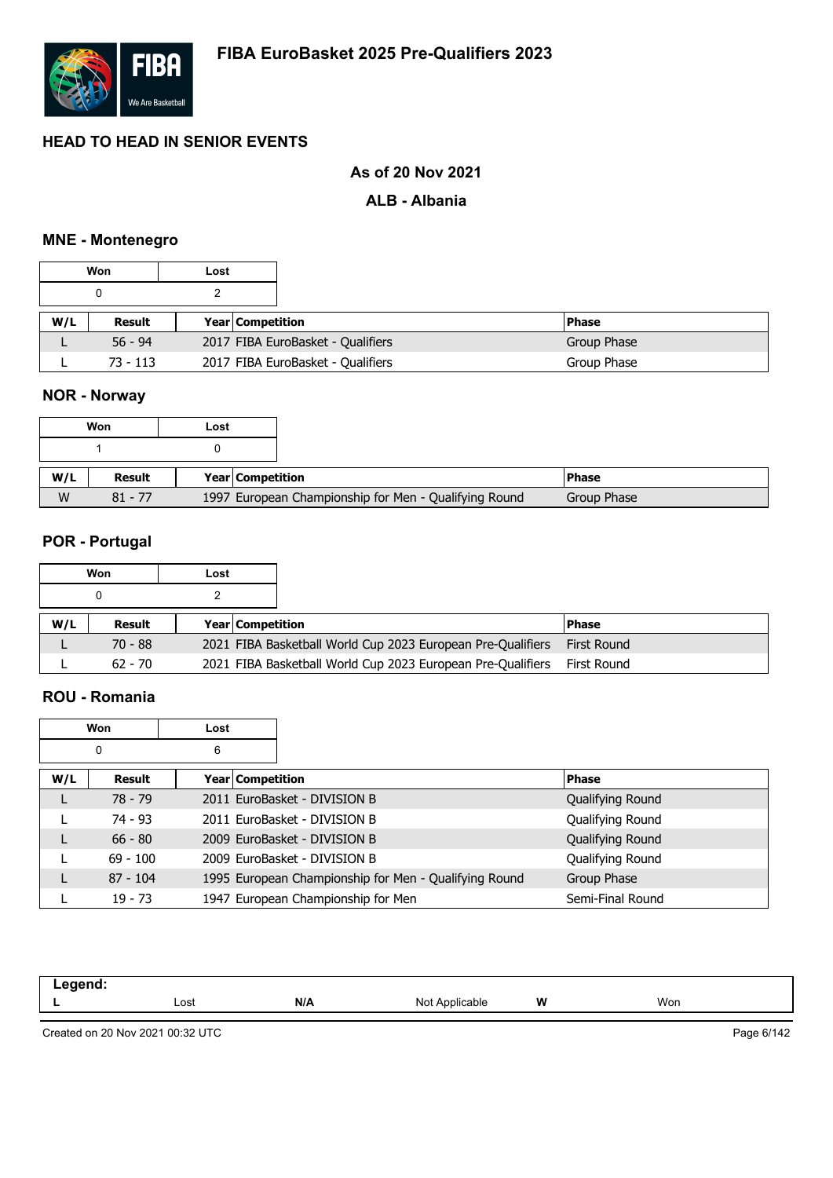# FIBA EuroBasket 2025 Pre-Qualifiers 2023

## HEAD TO HEAD IN SENIOR EVENTS

**As of 20 Nov 2021**

**ALB - Albania**

### MNE - Montenegro

| Won | Lost |
|---|---|
| 0 | 2 |

| W/L | Result | Year | Competition | Phase |
|---|---|---|---|---|
| L | 56 - 94 | 2017 | FIBA EuroBasket - Qualifiers | Group Phase |
| L | 73 - 113 | 2017 | FIBA EuroBasket - Qualifiers | Group Phase |

### NOR - Norway

| Won | Lost |
|---|---|
| 1 | 0 |

| W/L | Result | Year | Competition | Phase |
|---|---|---|---|---|
| W | 81 - 77 | 1997 | European Championship for Men - Qualifying Round | Group Phase |

### POR - Portugal

| Won | Lost |
|---|---|
| 0 | 2 |

| W/L | Result | Year | Competition | Phase |
|---|---|---|---|---|
| L | 70 - 88 | 2021 | FIBA Basketball World Cup 2023 European Pre-Qualifiers | First Round |
| L | 62 - 70 | 2021 | FIBA Basketball World Cup 2023 European Pre-Qualifiers | First Round |

### ROU - Romania

| Won | Lost |
|---|---|
| 0 | 6 |

| W/L | Result | Year | Competition | Phase |
|---|---|---|---|---|
| L | 78 - 79 | 2011 | EuroBasket - DIVISION B | Qualifying Round |
| L | 74 - 93 | 2011 | EuroBasket - DIVISION B | Qualifying Round |
| L | 66 - 80 | 2009 | EuroBasket - DIVISION B | Qualifying Round |
| L | 69 - 100 | 2009 | EuroBasket - DIVISION B | Qualifying Round |
| L | 87 - 104 | 1995 | European Championship for Men - Qualifying Round | Group Phase |
| L | 19 - 73 | 1947 | European Championship for Men | Semi-Final Round |

**Legend:**

| L | Lost | N/A | Not Applicable | W | Won |
|---|---|---|---|---|---|

Created on 20 Nov 2021 00:32 UTC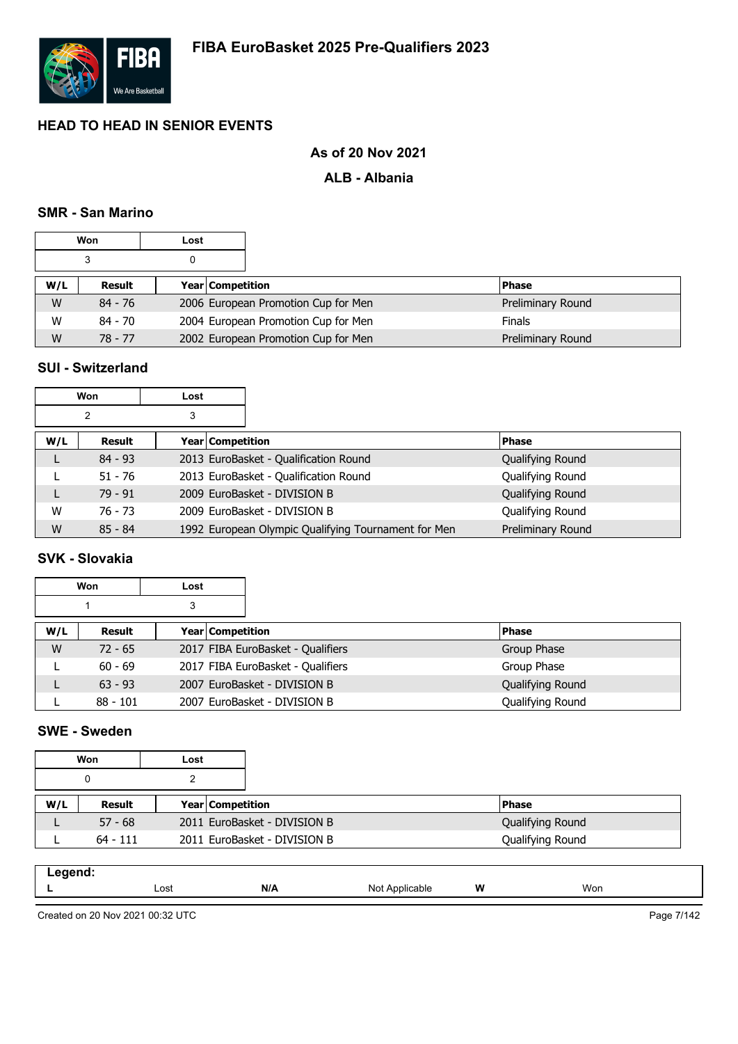# FIBA EuroBasket 2025 Pre-Qualifiers 2023

## HEAD TO HEAD IN SENIOR EVENTS

### As of 20 Nov 2021

### ALB - Albania

#### SMR - San Marino

| Won | Lost |
|---|---|
| 3 | 0 |

| W/L | Result | Year | Competition | Phase |
|---|---|---|---|---|
| W | 84 - 76 | 2006 | European Promotion Cup for Men | Preliminary Round |
| W | 84 - 70 | 2004 | European Promotion Cup for Men | Finals |
| W | 78 - 77 | 2002 | European Promotion Cup for Men | Preliminary Round |

#### SUI - Switzerland

| Won | Lost |
|---|---|
| 2 | 3 |

| W/L | Result | Year | Competition | Phase |
|---|---|---|---|---|
| L | 84 - 93 | 2013 | EuroBasket - Qualification Round | Qualifying Round |
| L | 51 - 76 | 2013 | EuroBasket - Qualification Round | Qualifying Round |
| L | 79 - 91 | 2009 | EuroBasket - DIVISION B | Qualifying Round |
| W | 76 - 73 | 2009 | EuroBasket - DIVISION B | Qualifying Round |
| W | 85 - 84 | 1992 | European Olympic Qualifying Tournament for Men | Preliminary Round |

#### SVK - Slovakia

| Won | Lost |
|---|---|
| 1 | 3 |

| W/L | Result | Year | Competition | Phase |
|---|---|---|---|---|
| W | 72 - 65 | 2017 | FIBA EuroBasket - Qualifiers | Group Phase |
| L | 60 - 69 | 2017 | FIBA EuroBasket - Qualifiers | Group Phase |
| L | 63 - 93 | 2007 | EuroBasket - DIVISION B | Qualifying Round |
| L | 88 - 101 | 2007 | EuroBasket - DIVISION B | Qualifying Round |

#### SWE - Sweden

| Won | Lost |
|---|---|
| 0 | 2 |

| W/L | Result | Year | Competition | Phase |
|---|---|---|---|---|
| L | 57 - 68 | 2011 | EuroBasket - DIVISION B | Qualifying Round |
| L | 64 - 111 | 2011 | EuroBasket - DIVISION B | Qualifying Round |

**Legend:**

| L | Lost | N/A | Not Applicable | W | Won |
|---|---|---|---|---|---|

Created on 20 Nov 2021 00:32 UTC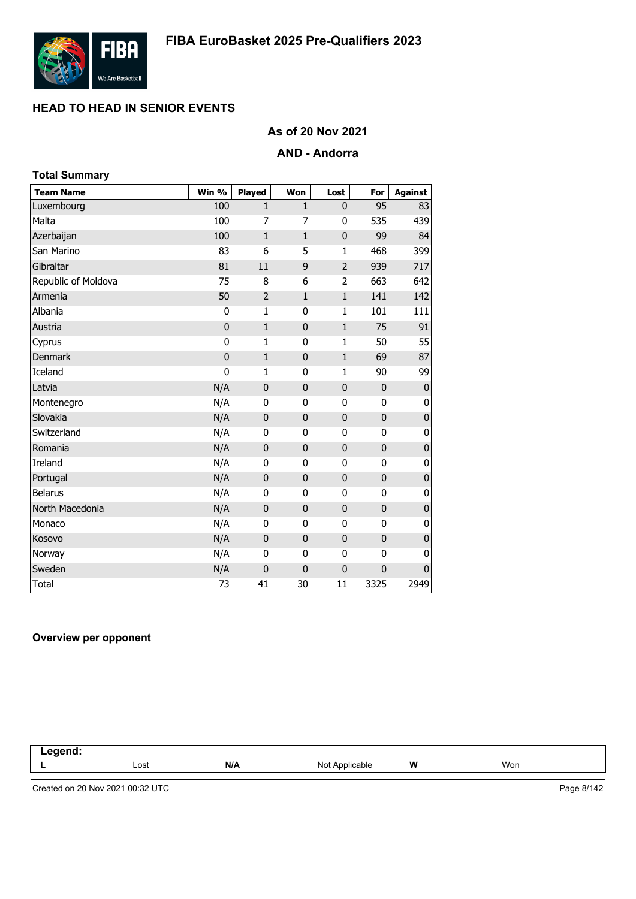# FIBA EuroBasket 2025 Pre-Qualifiers 2023

## HEAD TO HEAD IN SENIOR EVENTS

### As of 20 Nov 2021

### AND - Andorra

**Total Summary**

| Team Name | Win % | Played | Won | Lost | For | Against |
|---|---|---|---|---|---|---|
| Luxembourg | 100 | 1 | 1 | 0 | 95 | 83 |
| Malta | 100 | 7 | 7 | 0 | 535 | 439 |
| Azerbaijan | 100 | 1 | 1 | 0 | 99 | 84 |
| San Marino | 83 | 6 | 5 | 1 | 468 | 399 |
| Gibraltar | 81 | 11 | 9 | 2 | 939 | 717 |
| Republic of Moldova | 75 | 8 | 6 | 2 | 663 | 642 |
| Armenia | 50 | 2 | 1 | 1 | 141 | 142 |
| Albania | 0 | 1 | 0 | 1 | 101 | 111 |
| Austria | 0 | 1 | 0 | 1 | 75 | 91 |
| Cyprus | 0 | 1 | 0 | 1 | 50 | 55 |
| Denmark | 0 | 1 | 0 | 1 | 69 | 87 |
| Iceland | 0 | 1 | 0 | 1 | 90 | 99 |
| Latvia | N/A | 0 | 0 | 0 | 0 | 0 |
| Montenegro | N/A | 0 | 0 | 0 | 0 | 0 |
| Slovakia | N/A | 0 | 0 | 0 | 0 | 0 |
| Switzerland | N/A | 0 | 0 | 0 | 0 | 0 |
| Romania | N/A | 0 | 0 | 0 | 0 | 0 |
| Ireland | N/A | 0 | 0 | 0 | 0 | 0 |
| Portugal | N/A | 0 | 0 | 0 | 0 | 0 |
| Belarus | N/A | 0 | 0 | 0 | 0 | 0 |
| North Macedonia | N/A | 0 | 0 | 0 | 0 | 0 |
| Monaco | N/A | 0 | 0 | 0 | 0 | 0 |
| Kosovo | N/A | 0 | 0 | 0 | 0 | 0 |
| Norway | N/A | 0 | 0 | 0 | 0 | 0 |
| Sweden | N/A | 0 | 0 | 0 | 0 | 0 |
| Total | 73 | 41 | 30 | 11 | 3325 | 2949 |

**Overview per opponent**

| Legend: | | | | | |
|---|---|---|---|---|---|
| L | Lost | N/A | Not Applicable | W | Won |

Created on 20 Nov 2021 00:32 UTC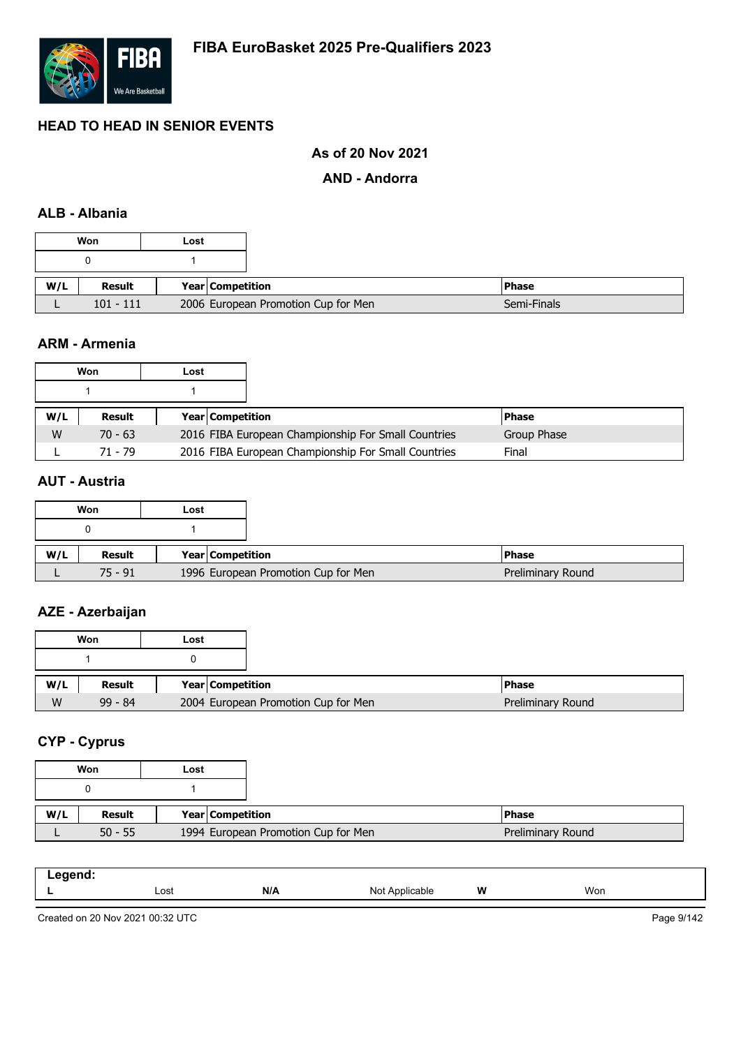# FIBA EuroBasket 2025 Pre-Qualifiers 2023

## HEAD TO HEAD IN SENIOR EVENTS

### As of 20 Nov 2021

### AND - Andorra

### ALB - Albania

| Won | Lost |
| --- | --- |
| 0 | 1 |

| W/L | Result | Year | Competition | Phase |
| --- | --- | --- | --- | --- |
| L | 101 - 111 | 2006 | European Promotion Cup for Men | Semi-Finals |

### ARM - Armenia

| Won | Lost |
| --- | --- |
| 1 | 1 |

| W/L | Result | Year | Competition | Phase |
| --- | --- | --- | --- | --- |
| W | 70 - 63 | 2016 | FIBA European Championship For Small Countries | Group Phase |
| L | 71 - 79 | 2016 | FIBA European Championship For Small Countries | Final |

### AUT - Austria

| Won | Lost |
| --- | --- |
| 0 | 1 |

| W/L | Result | Year | Competition | Phase |
| --- | --- | --- | --- | --- |
| L | 75 - 91 | 1996 | European Promotion Cup for Men | Preliminary Round |

### AZE - Azerbaijan

| Won | Lost |
| --- | --- |
| 1 | 0 |

| W/L | Result | Year | Competition | Phase |
| --- | --- | --- | --- | --- |
| W | 99 - 84 | 2004 | European Promotion Cup for Men | Preliminary Round |

### CYP - Cyprus

| Won | Lost |
| --- | --- |
| 0 | 1 |

| W/L | Result | Year | Competition | Phase |
| --- | --- | --- | --- | --- |
| L | 50 - 55 | 1994 | European Promotion Cup for Men | Preliminary Round |

| Legend: | | | | | |
| --- | --- | --- | --- | --- | --- |
| **L** | Lost | **N/A** | Not Applicable | **W** | Won |

Created on 20 Nov 2021 00:32 UTC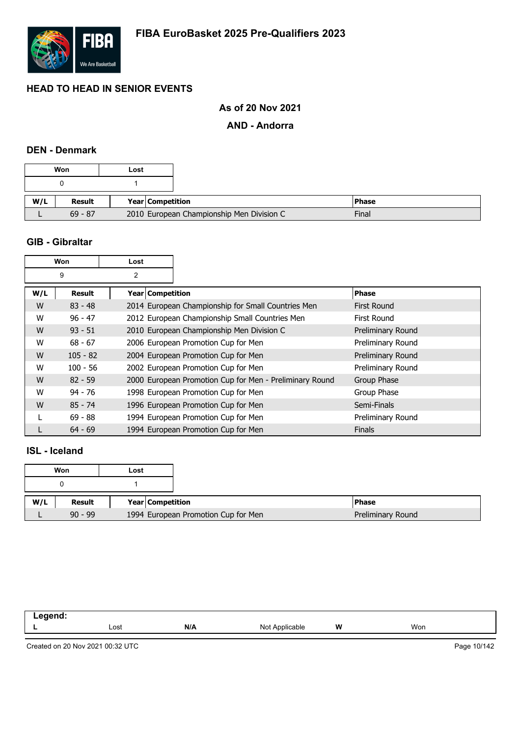# FIBA EuroBasket 2025 Pre-Qualifiers 2023

## HEAD TO HEAD IN SENIOR EVENTS

### As of 20 Nov 2021

### AND - Andorra

### DEN - Denmark

| Won | Lost |
|---|---|
| 0 | 1 |

| W/L | Result | Year | Competition | Phase |
|---|---|---|---|---|
| L | 69 - 87 | 2010 | European Championship Men Division C | Final |

### GIB - Gibraltar

| Won | Lost |
|---|---|
| 9 | 2 |

| W/L | Result | Year | Competition | Phase |
|---|---|---|---|---|
| W | 83 - 48 | 2014 | European Championship for Small Countries Men | First Round |
| W | 96 - 47 | 2012 | European Championship Small Countries Men | First Round |
| W | 93 - 51 | 2010 | European Championship Men Division C | Preliminary Round |
| W | 68 - 67 | 2006 | European Promotion Cup for Men | Preliminary Round |
| W | 105 - 82 | 2004 | European Promotion Cup for Men | Preliminary Round |
| W | 100 - 56 | 2002 | European Promotion Cup for Men | Preliminary Round |
| W | 82 - 59 | 2000 | European Promotion Cup for Men - Preliminary Round | Group Phase |
| W | 94 - 76 | 1998 | European Promotion Cup for Men | Group Phase |
| W | 85 - 74 | 1996 | European Promotion Cup for Men | Semi-Finals |
| L | 69 - 88 | 1994 | European Promotion Cup for Men | Preliminary Round |
| L | 64 - 69 | 1994 | European Promotion Cup for Men | Finals |

### ISL - Iceland

| Won | Lost |
|---|---|
| 0 | 1 |

| W/L | Result | Year | Competition | Phase |
|---|---|---|---|---|
| L | 90 - 99 | 1994 | European Promotion Cup for Men | Preliminary Round |

**Legend:**

| L | Lost | N/A | Not Applicable | W | Won |
|---|---|---|---|---|---|

Created on 20 Nov 2021 00:32 UTC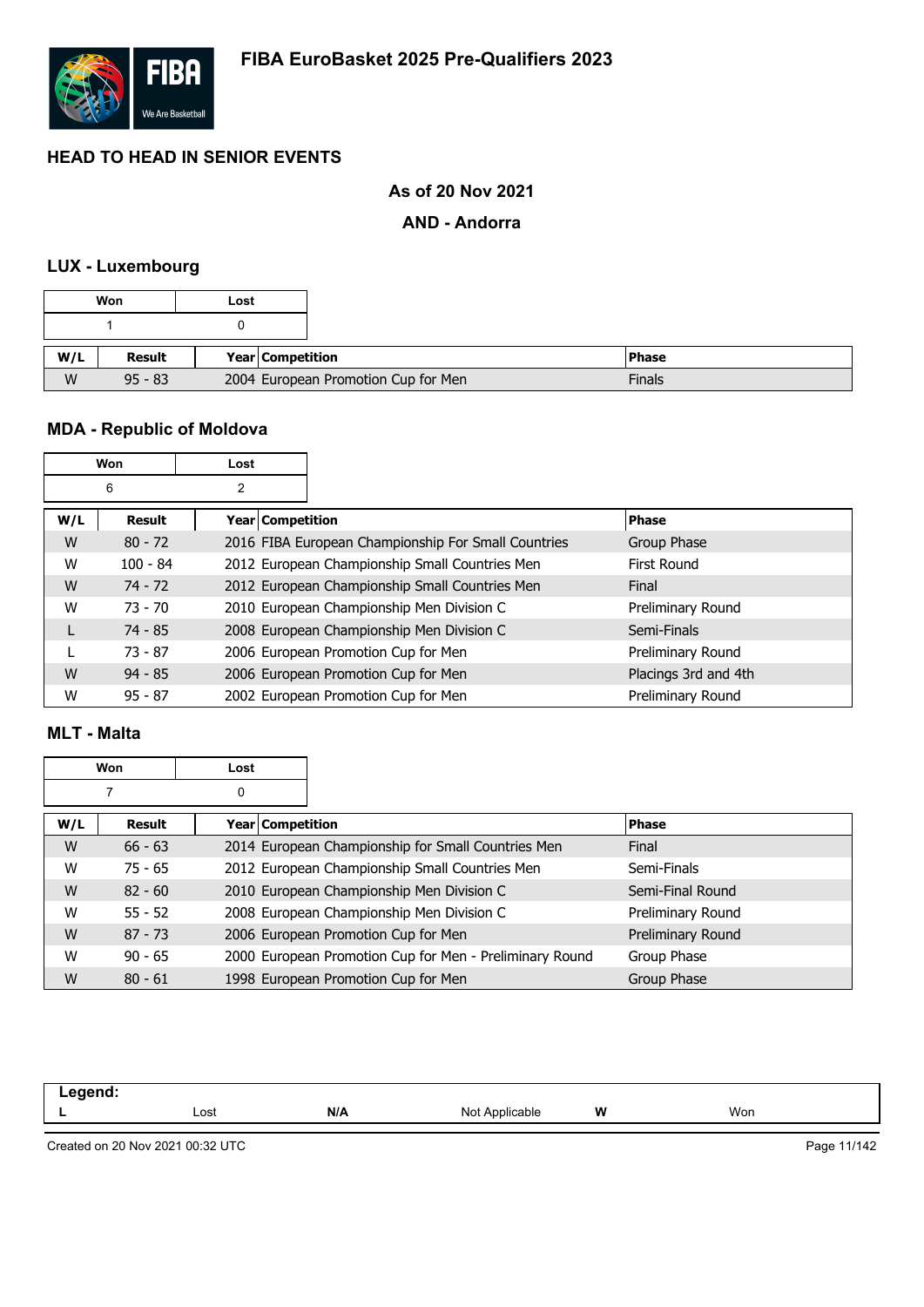# FIBA EuroBasket 2025 Pre-Qualifiers 2023

## HEAD TO HEAD IN SENIOR EVENTS

### As of 20 Nov 2021

### AND - Andorra

### LUX - Luxembourg

| Won | Lost |
|---|---|
| 1 | 0 |

| W/L | Result | Year | Competition | Phase |
|---|---|---|---|---|
| W | 95 - 83 | 2004 | European Promotion Cup for Men | Finals |

### MDA - Republic of Moldova

| Won | Lost |
|---|---|
| 6 | 2 |

| W/L | Result | Year | Competition | Phase |
|---|---|---|---|---|
| W | 80 - 72 | 2016 | FIBA European Championship For Small Countries | Group Phase |
| W | 100 - 84 | 2012 | European Championship Small Countries Men | First Round |
| W | 74 - 72 | 2012 | European Championship Small Countries Men | Final |
| W | 73 - 70 | 2010 | European Championship Men Division C | Preliminary Round |
| L | 74 - 85 | 2008 | European Championship Men Division C | Semi-Finals |
| L | 73 - 87 | 2006 | European Promotion Cup for Men | Preliminary Round |
| W | 94 - 85 | 2006 | European Promotion Cup for Men | Placings 3rd and 4th |
| W | 95 - 87 | 2002 | European Promotion Cup for Men | Preliminary Round |

### MLT - Malta

| Won | Lost |
|---|---|
| 7 | 0 |

| W/L | Result | Year | Competition | Phase |
|---|---|---|---|---|
| W | 66 - 63 | 2014 | European Championship for Small Countries Men | Final |
| W | 75 - 65 | 2012 | European Championship Small Countries Men | Semi-Finals |
| W | 82 - 60 | 2010 | European Championship Men Division C | Semi-Final Round |
| W | 55 - 52 | 2008 | European Championship Men Division C | Preliminary Round |
| W | 87 - 73 | 2006 | European Promotion Cup for Men | Preliminary Round |
| W | 90 - 65 | 2000 | European Promotion Cup for Men - Preliminary Round | Group Phase |
| W | 80 - 61 | 1998 | European Promotion Cup for Men | Group Phase |

**Legend:**

| L | Lost | N/A | Not Applicable | W | Won |
|---|---|---|---|---|---|

Created on 20 Nov 2021 00:32 UTC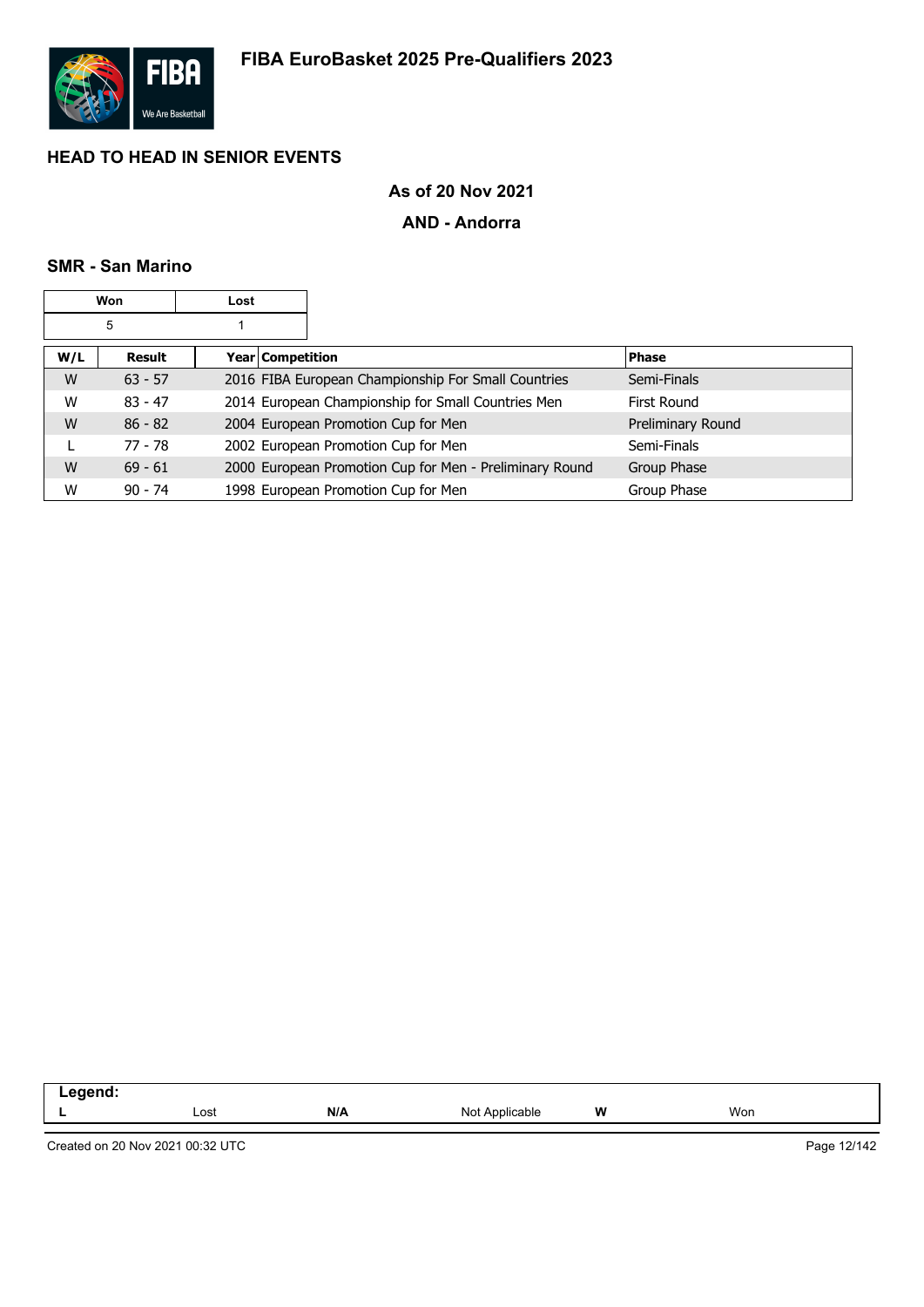# FIBA EuroBasket 2025 Pre-Qualifiers 2023

## HEAD TO HEAD IN SENIOR EVENTS

**As of 20 Nov 2021**

**AND - Andorra**

### SMR - San Marino

| Won | Lost |
|---|---|
| 5 | 1 |

| W/L | Result | Year | Competition | Phase |
|---|---|---|---|---|
| W | 63 - 57 | 2016 | FIBA European Championship For Small Countries | Semi-Finals |
| W | 83 - 47 | 2014 | European Championship for Small Countries Men | First Round |
| W | 86 - 82 | 2004 | European Promotion Cup for Men | Preliminary Round |
| L | 77 - 78 | 2002 | European Promotion Cup for Men | Semi-Finals |
| W | 69 - 61 | 2000 | European Promotion Cup for Men - Preliminary Round | Group Phase |
| W | 90 - 74 | 1998 | European Promotion Cup for Men | Group Phase |

| Legend: | | | | | |
|---|---|---|---|---|---|
| **L** | Lost | **N/A** | Not Applicable | **W** | Won |

Created on 20 Nov 2021 00:32 UTC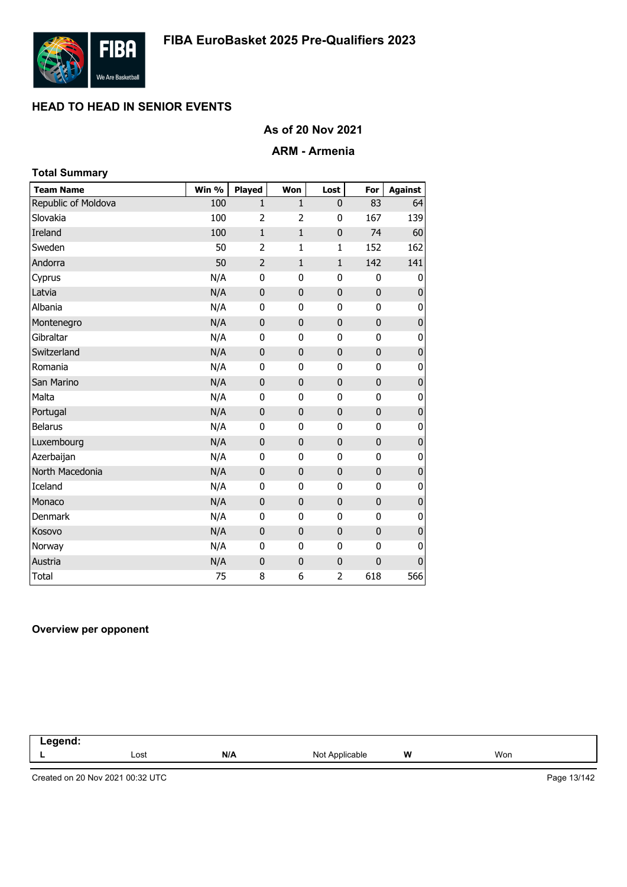## HEAD TO HEAD IN SENIOR EVENTS

### As of 20 Nov 2021

### ARM - Armenia

**Total Summary**

| Team Name | Win % | Played | Won | Lost | For | Against |
|---|---|---|---|---|---|---|
| Republic of Moldova | 100 | 1 | 1 | 0 | 83 | 64 |
| Slovakia | 100 | 2 | 2 | 0 | 167 | 139 |
| Ireland | 100 | 1 | 1 | 0 | 74 | 60 |
| Sweden | 50 | 2 | 1 | 1 | 152 | 162 |
| Andorra | 50 | 2 | 1 | 1 | 142 | 141 |
| Cyprus | N/A | 0 | 0 | 0 | 0 | 0 |
| Latvia | N/A | 0 | 0 | 0 | 0 | 0 |
| Albania | N/A | 0 | 0 | 0 | 0 | 0 |
| Montenegro | N/A | 0 | 0 | 0 | 0 | 0 |
| Gibraltar | N/A | 0 | 0 | 0 | 0 | 0 |
| Switzerland | N/A | 0 | 0 | 0 | 0 | 0 |
| Romania | N/A | 0 | 0 | 0 | 0 | 0 |
| San Marino | N/A | 0 | 0 | 0 | 0 | 0 |
| Malta | N/A | 0 | 0 | 0 | 0 | 0 |
| Portugal | N/A | 0 | 0 | 0 | 0 | 0 |
| Belarus | N/A | 0 | 0 | 0 | 0 | 0 |
| Luxembourg | N/A | 0 | 0 | 0 | 0 | 0 |
| Azerbaijan | N/A | 0 | 0 | 0 | 0 | 0 |
| North Macedonia | N/A | 0 | 0 | 0 | 0 | 0 |
| Iceland | N/A | 0 | 0 | 0 | 0 | 0 |
| Monaco | N/A | 0 | 0 | 0 | 0 | 0 |
| Denmark | N/A | 0 | 0 | 0 | 0 | 0 |
| Kosovo | N/A | 0 | 0 | 0 | 0 | 0 |
| Norway | N/A | 0 | 0 | 0 | 0 | 0 |
| Austria | N/A | 0 | 0 | 0 | 0 | 0 |
| Total | 75 | 8 | 6 | 2 | 618 | 566 |

**Overview per opponent**

| Legend: | | | | | |
|---|---|---|---|---|---|
| L | Lost | N/A | Not Applicable | W | Won |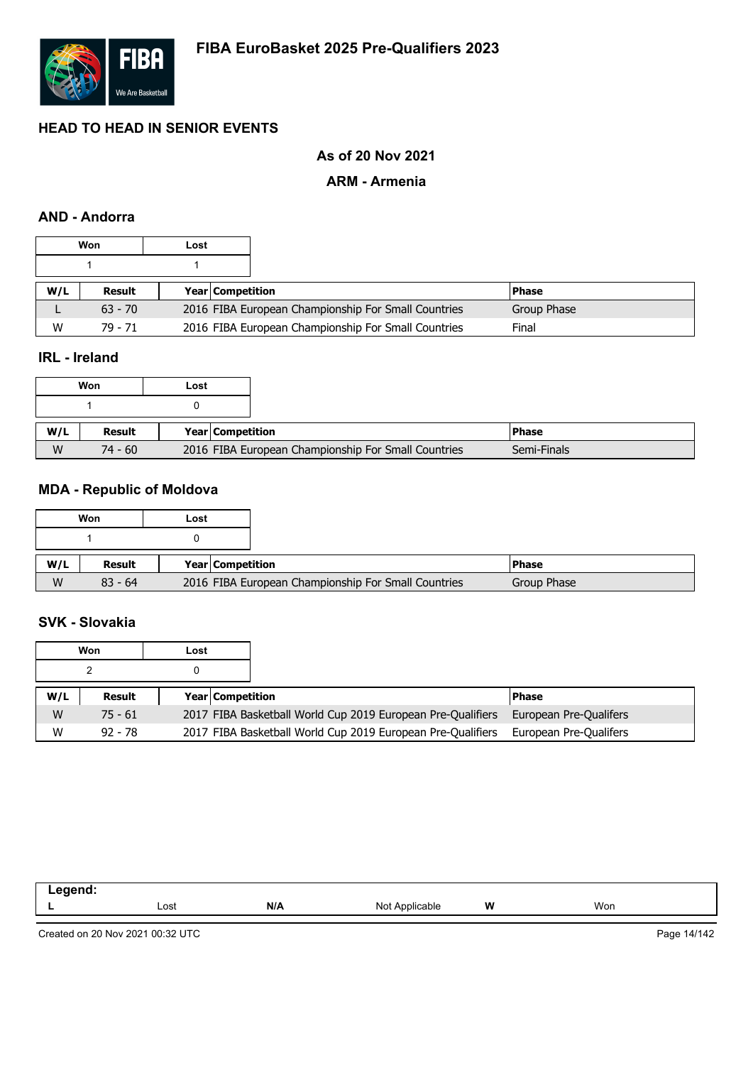# FIBA EuroBasket 2025 Pre-Qualifiers 2023

## HEAD TO HEAD IN SENIOR EVENTS

### As of 20 Nov 2021

### ARM - Armenia

### AND - Andorra

| Won | Lost |
|---|---|
| 1 | 1 |

| W/L | Result | Year | Competition | Phase |
|---|---|---|---|---|
| L | 63 - 70 | 2016 | FIBA European Championship For Small Countries | Group Phase |
| W | 79 - 71 | 2016 | FIBA European Championship For Small Countries | Final |

### IRL - Ireland

| Won | Lost |
|---|---|
| 1 | 0 |

| W/L | Result | Year | Competition | Phase |
|---|---|---|---|---|
| W | 74 - 60 | 2016 | FIBA European Championship For Small Countries | Semi-Finals |

### MDA - Republic of Moldova

| Won | Lost |
|---|---|
| 1 | 0 |

| W/L | Result | Year | Competition | Phase |
|---|---|---|---|---|
| W | 83 - 64 | 2016 | FIBA European Championship For Small Countries | Group Phase |

### SVK - Slovakia

| Won | Lost |
|---|---|
| 2 | 0 |

| W/L | Result | Year | Competition | Phase |
|---|---|---|---|---|
| W | 75 - 61 | 2017 | FIBA Basketball World Cup 2019 European Pre-Qualifiers | European Pre-Qualifers |
| W | 92 - 78 | 2017 | FIBA Basketball World Cup 2019 European Pre-Qualifiers | European Pre-Qualifers |

| Legend: | | | | | |
|---|---|---|---|---|---|
| **L** | Lost | **N/A** | Not Applicable | **W** | Won |

Created on 20 Nov 2021 00:32 UTC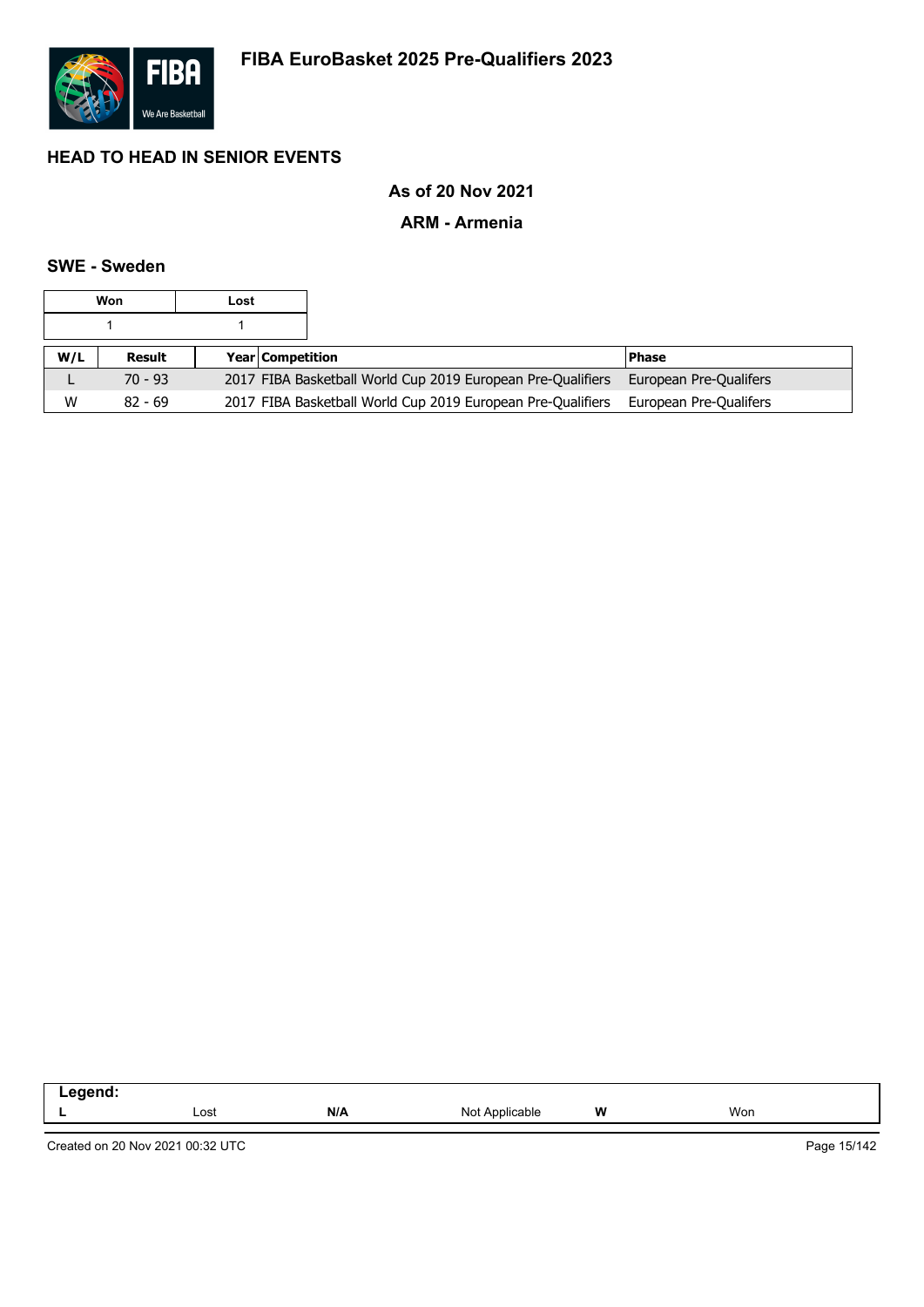# FIBA EuroBasket 2025 Pre-Qualifiers 2023

## HEAD TO HEAD IN SENIOR EVENTS

### As of 20 Nov 2021

### ARM - Armenia

#### SWE - Sweden

| Won | Lost |
|---|---|
| 1 | 1 |

| W/L | Result | Year | Competition | Phase |
|---|---|---|---|---|
| L | 70 - 93 | 2017 | FIBA Basketball World Cup 2019 European Pre-Qualifiers | European Pre-Qualifers |
| W | 82 - 69 | 2017 | FIBA Basketball World Cup 2019 European Pre-Qualifiers | European Pre-Qualifers |

| Legend: | | | | | |
|---|---|---|---|---|---|
| L | Lost | N/A | Not Applicable | W | Won |

Created on 20 Nov 2021 00:32 UTC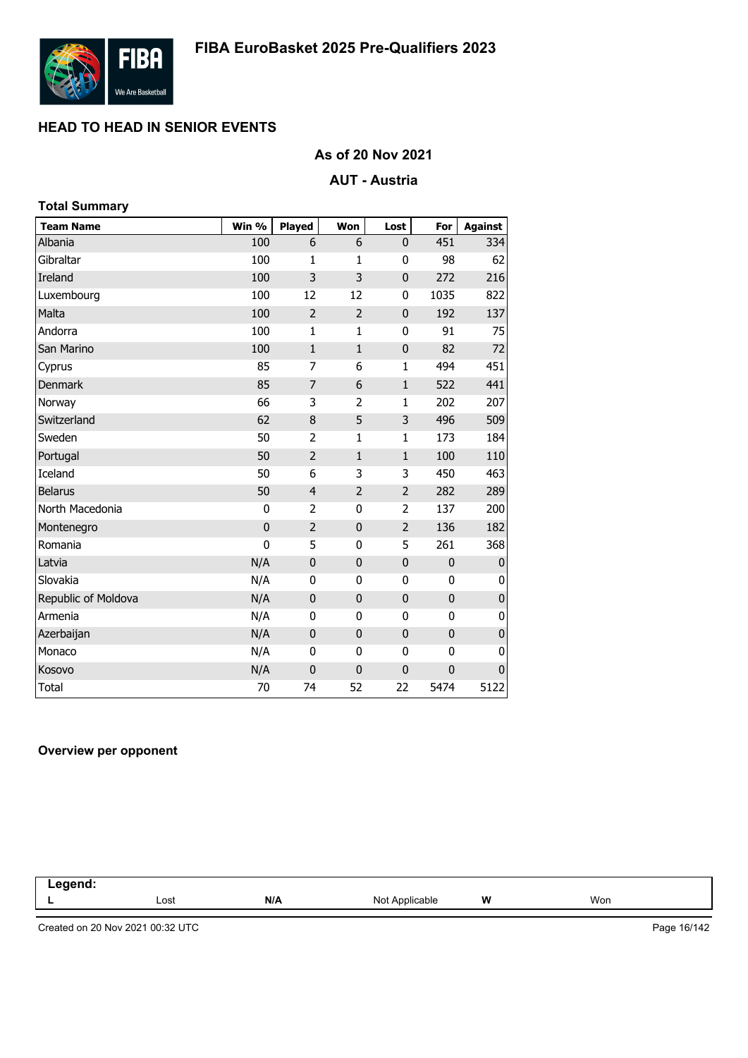# FIBA EuroBasket 2025 Pre-Qualifiers 2023

## HEAD TO HEAD IN SENIOR EVENTS

### As of 20 Nov 2021

### AUT - Austria

**Total Summary**

| Team Name | Win % | Played | Won | Lost | For | Against |
|---|---|---|---|---|---|---|
| Albania | 100 | 6 | 6 | 0 | 451 | 334 |
| Gibraltar | 100 | 1 | 1 | 0 | 98 | 62 |
| Ireland | 100 | 3 | 3 | 0 | 272 | 216 |
| Luxembourg | 100 | 12 | 12 | 0 | 1035 | 822 |
| Malta | 100 | 2 | 2 | 0 | 192 | 137 |
| Andorra | 100 | 1 | 1 | 0 | 91 | 75 |
| San Marino | 100 | 1 | 1 | 0 | 82 | 72 |
| Cyprus | 85 | 7 | 6 | 1 | 494 | 451 |
| Denmark | 85 | 7 | 6 | 1 | 522 | 441 |
| Norway | 66 | 3 | 2 | 1 | 202 | 207 |
| Switzerland | 62 | 8 | 5 | 3 | 496 | 509 |
| Sweden | 50 | 2 | 1 | 1 | 173 | 184 |
| Portugal | 50 | 2 | 1 | 1 | 100 | 110 |
| Iceland | 50 | 6 | 3 | 3 | 450 | 463 |
| Belarus | 50 | 4 | 2 | 2 | 282 | 289 |
| North Macedonia | 0 | 2 | 0 | 2 | 137 | 200 |
| Montenegro | 0 | 2 | 0 | 2 | 136 | 182 |
| Romania | 0 | 5 | 0 | 5 | 261 | 368 |
| Latvia | N/A | 0 | 0 | 0 | 0 | 0 |
| Slovakia | N/A | 0 | 0 | 0 | 0 | 0 |
| Republic of Moldova | N/A | 0 | 0 | 0 | 0 | 0 |
| Armenia | N/A | 0 | 0 | 0 | 0 | 0 |
| Azerbaijan | N/A | 0 | 0 | 0 | 0 | 0 |
| Monaco | N/A | 0 | 0 | 0 | 0 | 0 |
| Kosovo | N/A | 0 | 0 | 0 | 0 | 0 |
| Total | 70 | 74 | 52 | 22 | 5474 | 5122 |

**Overview per opponent**

| Legend: | | | | | |
|---|---|---|---|---|---|
| L | Lost | N/A | Not Applicable | W | Won |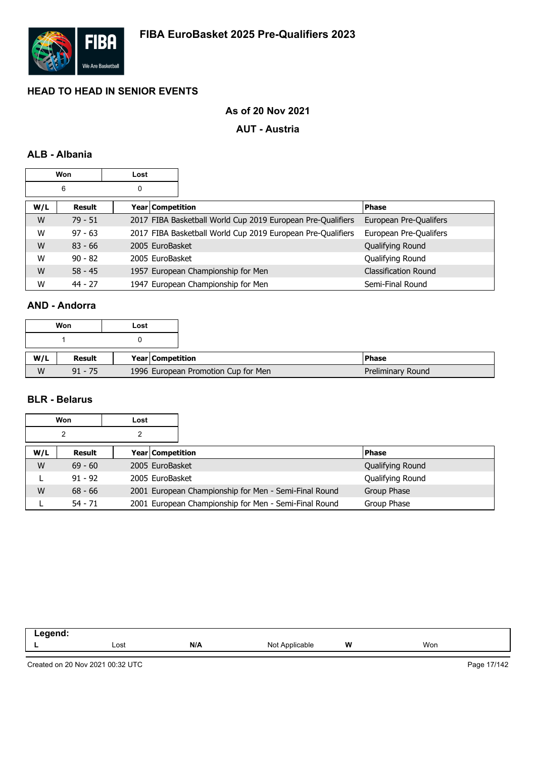# FIBA EuroBasket 2025 Pre-Qualifiers 2023

## HEAD TO HEAD IN SENIOR EVENTS

### As of 20 Nov 2021

### AUT - Austria

### ALB - Albania

| Won | Lost |
|---|---|
| 6 | 0 |

| W/L | Result | Year | Competition | Phase |
|---|---|---|---|---|
| W | 79 - 51 | 2017 | FIBA Basketball World Cup 2019 European Pre-Qualifiers | European Pre-Qualifers |
| W | 97 - 63 | 2017 | FIBA Basketball World Cup 2019 European Pre-Qualifiers | European Pre-Qualifers |
| W | 83 - 66 | 2005 | EuroBasket | Qualifying Round |
| W | 90 - 82 | 2005 | EuroBasket | Qualifying Round |
| W | 58 - 45 | 1957 | European Championship for Men | Classification Round |
| W | 44 - 27 | 1947 | European Championship for Men | Semi-Final Round |

### AND - Andorra

| Won | Lost |
|---|---|
| 1 | 0 |

| W/L | Result | Year | Competition | Phase |
|---|---|---|---|---|
| W | 91 - 75 | 1996 | European Promotion Cup for Men | Preliminary Round |

### BLR - Belarus

| Won | Lost |
|---|---|
| 2 | 2 |

| W/L | Result | Year | Competition | Phase |
|---|---|---|---|---|
| W | 69 - 60 | 2005 | EuroBasket | Qualifying Round |
| L | 91 - 92 | 2005 | EuroBasket | Qualifying Round |
| W | 68 - 66 | 2001 | European Championship for Men - Semi-Final Round | Group Phase |
| L | 54 - 71 | 2001 | European Championship for Men - Semi-Final Round | Group Phase |

| Legend: | | | | | |
|---|---|---|---|---|---|
| L | Lost | N/A | Not Applicable | W | Won |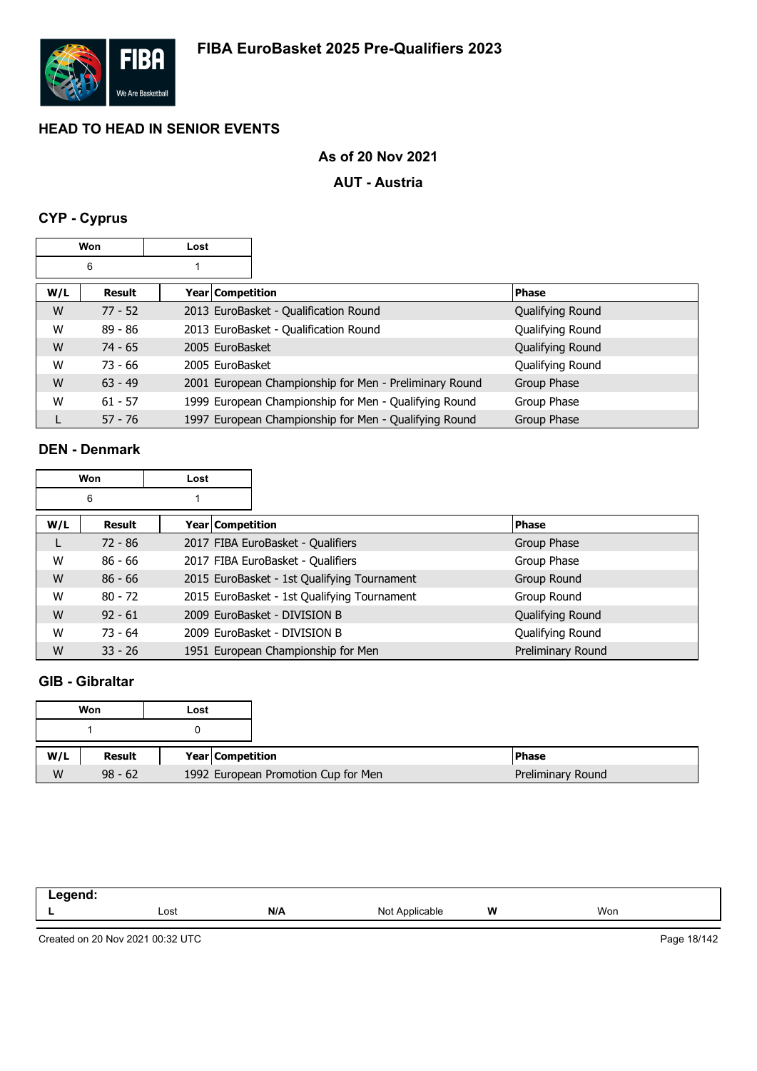# FIBA EuroBasket 2025 Pre-Qualifiers 2023

## HEAD TO HEAD IN SENIOR EVENTS

### As of 20 Nov 2021

### AUT - Austria

### CYP - Cyprus

| Won | Lost |
|---|---|
| 6 | 1 |

| W/L | Result | Year | Competition | Phase |
|---|---|---|---|---|
| W | 77 - 52 | 2013 | EuroBasket - Qualification Round | Qualifying Round |
| W | 89 - 86 | 2013 | EuroBasket - Qualification Round | Qualifying Round |
| W | 74 - 65 | 2005 | EuroBasket | Qualifying Round |
| W | 73 - 66 | 2005 | EuroBasket | Qualifying Round |
| W | 63 - 49 | 2001 | European Championship for Men - Preliminary Round | Group Phase |
| W | 61 - 57 | 1999 | European Championship for Men - Qualifying Round | Group Phase |
| L | 57 - 76 | 1997 | European Championship for Men - Qualifying Round | Group Phase |

### DEN - Denmark

| Won | Lost |
|---|---|
| 6 | 1 |

| W/L | Result | Year | Competition | Phase |
|---|---|---|---|---|
| L | 72 - 86 | 2017 | FIBA EuroBasket - Qualifiers | Group Phase |
| W | 86 - 66 | 2017 | FIBA EuroBasket - Qualifiers | Group Phase |
| W | 86 - 66 | 2015 | EuroBasket - 1st Qualifying Tournament | Group Round |
| W | 80 - 72 | 2015 | EuroBasket - 1st Qualifying Tournament | Group Round |
| W | 92 - 61 | 2009 | EuroBasket - DIVISION B | Qualifying Round |
| W | 73 - 64 | 2009 | EuroBasket - DIVISION B | Qualifying Round |
| W | 33 - 26 | 1951 | European Championship for Men | Preliminary Round |

### GIB - Gibraltar

| Won | Lost |
|---|---|
| 1 | 0 |

| W/L | Result | Year | Competition | Phase |
|---|---|---|---|---|
| W | 98 - 62 | 1992 | European Promotion Cup for Men | Preliminary Round |

**Legend:**

| | | | | | |
|---|---|---|---|---|---|
| **L** | Lost | **N/A** | Not Applicable | **W** | Won |

Created on 20 Nov 2021 00:32 UTC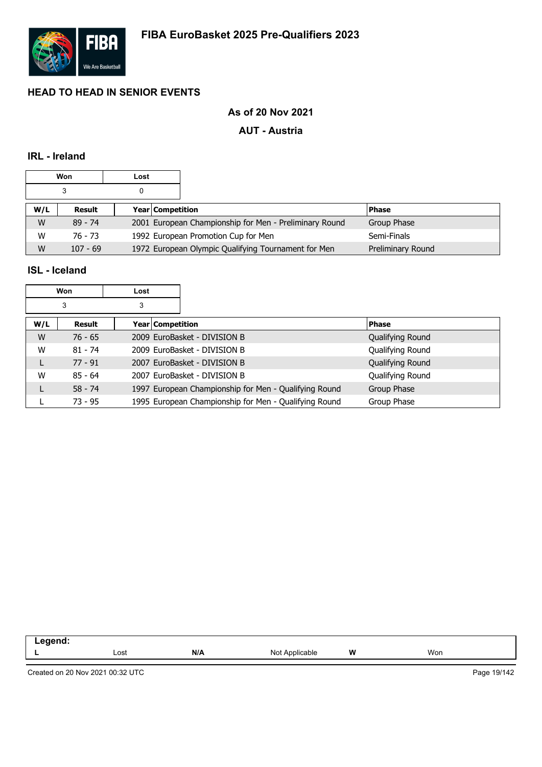# FIBA EuroBasket 2025 Pre-Qualifiers 2023

## HEAD TO HEAD IN SENIOR EVENTS

### As of 20 Nov 2021

### AUT - Austria

### IRL - Ireland

| Won | Lost |
|---|---|
| 3 | 0 |

| W/L | Result | Year | Competition | Phase |
|---|---|---|---|---|
| W | 89 - 74 | 2001 | European Championship for Men - Preliminary Round | Group Phase |
| W | 76 - 73 | 1992 | European Promotion Cup for Men | Semi-Finals |
| W | 107 - 69 | 1972 | European Olympic Qualifying Tournament for Men | Preliminary Round |

### ISL - Iceland

| Won | Lost |
|---|---|
| 3 | 3 |

| W/L | Result | Year | Competition | Phase |
|---|---|---|---|---|
| W | 76 - 65 | 2009 | EuroBasket - DIVISION B | Qualifying Round |
| W | 81 - 74 | 2009 | EuroBasket - DIVISION B | Qualifying Round |
| L | 77 - 91 | 2007 | EuroBasket - DIVISION B | Qualifying Round |
| W | 85 - 64 | 2007 | EuroBasket - DIVISION B | Qualifying Round |
| L | 58 - 74 | 1997 | European Championship for Men - Qualifying Round | Group Phase |
| L | 73 - 95 | 1995 | European Championship for Men - Qualifying Round | Group Phase |

| Legend: | | | | | |
|---|---|---|---|---|---|
| L | Lost | N/A | Not Applicable | W | Won |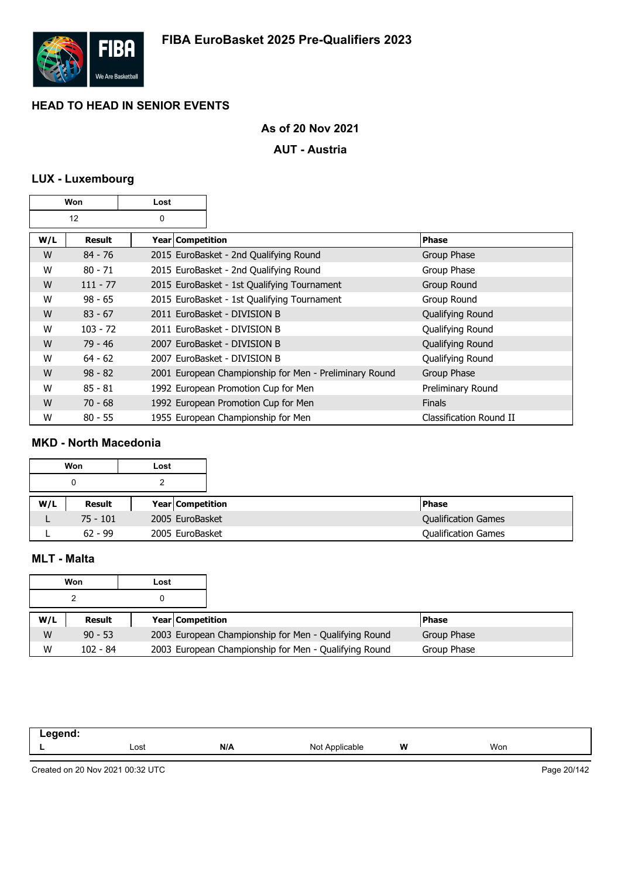# FIBA EuroBasket 2025 Pre-Qualifiers 2023

## HEAD TO HEAD IN SENIOR EVENTS

### As of 20 Nov 2021

### AUT - Austria

### LUX - Luxembourg

| Won | Lost |
|---|---|
| 12 | 0 |

| W/L | Result | Year | Competition | Phase |
|---|---|---|---|---|
| W | 84 - 76 | 2015 | EuroBasket - 2nd Qualifying Round | Group Phase |
| W | 80 - 71 | 2015 | EuroBasket - 2nd Qualifying Round | Group Phase |
| W | 111 - 77 | 2015 | EuroBasket - 1st Qualifying Tournament | Group Round |
| W | 98 - 65 | 2015 | EuroBasket - 1st Qualifying Tournament | Group Round |
| W | 83 - 67 | 2011 | EuroBasket - DIVISION B | Qualifying Round |
| W | 103 - 72 | 2011 | EuroBasket - DIVISION B | Qualifying Round |
| W | 79 - 46 | 2007 | EuroBasket - DIVISION B | Qualifying Round |
| W | 64 - 62 | 2007 | EuroBasket - DIVISION B | Qualifying Round |
| W | 98 - 82 | 2001 | European Championship for Men - Preliminary Round | Group Phase |
| W | 85 - 81 | 1992 | European Promotion Cup for Men | Preliminary Round |
| W | 70 - 68 | 1992 | European Promotion Cup for Men | Finals |
| W | 80 - 55 | 1955 | European Championship for Men | Classification Round II |

### MKD - North Macedonia

| Won | Lost |
|---|---|
| 0 | 2 |

| W/L | Result | Year | Competition | Phase |
|---|---|---|---|---|
| L | 75 - 101 | 2005 | EuroBasket | Qualification Games |
| L | 62 - 99 | 2005 | EuroBasket | Qualification Games |

### MLT - Malta

| Won | Lost |
|---|---|
| 2 | 0 |

| W/L | Result | Year | Competition | Phase |
|---|---|---|---|---|
| W | 90 - 53 | 2003 | European Championship for Men - Qualifying Round | Group Phase |
| W | 102 - 84 | 2003 | European Championship for Men - Qualifying Round | Group Phase |

| Legend: | | | | | |
|---|---|---|---|---|---|
| **L** | Lost | **N/A** | Not Applicable | **W** | Won |

Created on 20 Nov 2021 00:32 UTC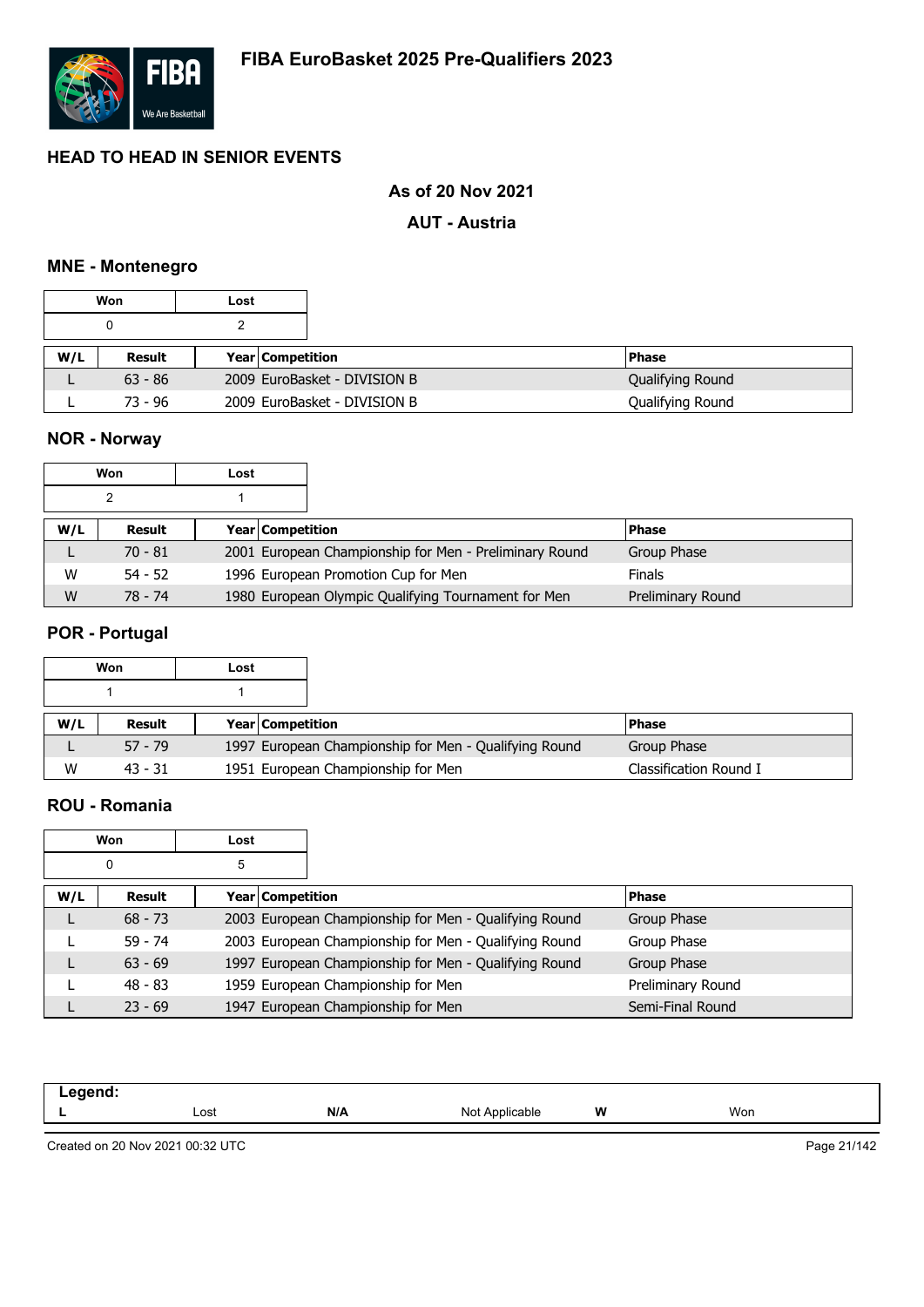# FIBA EuroBasket 2025 Pre-Qualifiers 2023

## HEAD TO HEAD IN SENIOR EVENTS

**As of 20 Nov 2021**

**AUT - Austria**

### MNE - Montenegro

| Won | Lost |
|---|---|
| 0 | 2 |

| W/L | Result | Year | Competition | Phase |
|---|---|---|---|---|
| L | 63 - 86 | 2009 | EuroBasket - DIVISION B | Qualifying Round |
| L | 73 - 96 | 2009 | EuroBasket - DIVISION B | Qualifying Round |

### NOR - Norway

| Won | Lost |
|---|---|
| 2 | 1 |

| W/L | Result | Year | Competition | Phase |
|---|---|---|---|---|
| L | 70 - 81 | 2001 | European Championship for Men - Preliminary Round | Group Phase |
| W | 54 - 52 | 1996 | European Promotion Cup for Men | Finals |
| W | 78 - 74 | 1980 | European Olympic Qualifying Tournament for Men | Preliminary Round |

### POR - Portugal

| Won | Lost |
|---|---|
| 1 | 1 |

| W/L | Result | Year | Competition | Phase |
|---|---|---|---|---|
| L | 57 - 79 | 1997 | European Championship for Men - Qualifying Round | Group Phase |
| W | 43 - 31 | 1951 | European Championship for Men | Classification Round I |

### ROU - Romania

| Won | Lost |
|---|---|
| 0 | 5 |

| W/L | Result | Year | Competition | Phase |
|---|---|---|---|---|
| L | 68 - 73 | 2003 | European Championship for Men - Qualifying Round | Group Phase |
| L | 59 - 74 | 2003 | European Championship for Men - Qualifying Round | Group Phase |
| L | 63 - 69 | 1997 | European Championship for Men - Qualifying Round | Group Phase |
| L | 48 - 83 | 1959 | European Championship for Men | Preliminary Round |
| L | 23 - 69 | 1947 | European Championship for Men | Semi-Final Round |

| Legend: | | | | | |
|---|---|---|---|---|---|
| **L** | Lost | **N/A** | Not Applicable | **W** | Won |

Created on 20 Nov 2021 00:32 UTC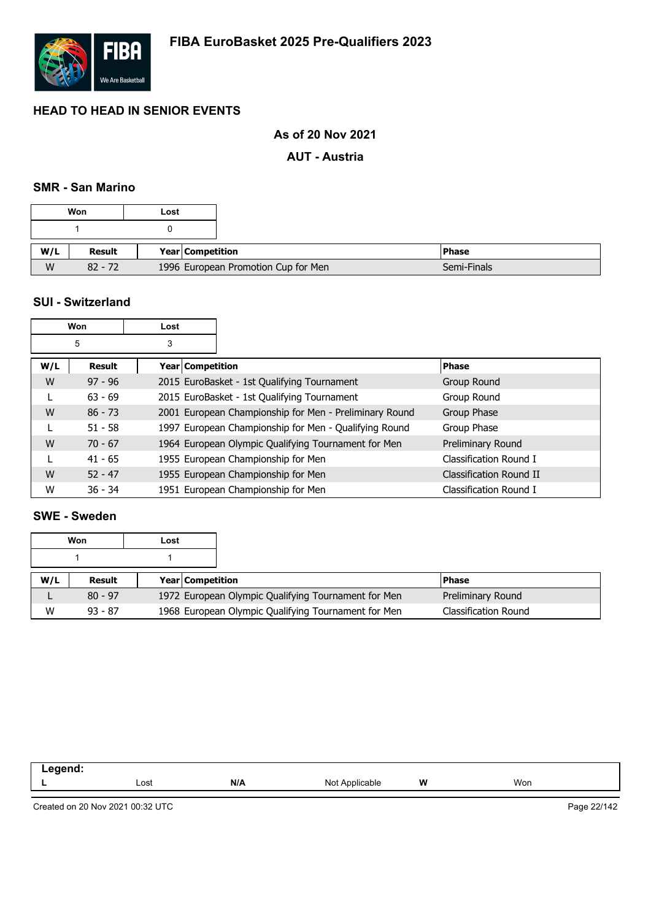**FIBA EuroBasket 2025 Pre-Qualifiers 2023**

## HEAD TO HEAD IN SENIOR EVENTS

### As of 20 Nov 2021

### AUT - Austria

#### SMR - San Marino

| Won | Lost |
| --- | --- |
| 1 | 0 |

| W/L | Result | Year | Competition | Phase |
| --- | --- | --- | --- | --- |
| W | 82 - 72 | 1996 | European Promotion Cup for Men | Semi-Finals |

#### SUI - Switzerland

| Won | Lost |
| --- | --- |
| 5 | 3 |

| W/L | Result | Year | Competition | Phase |
| --- | --- | --- | --- | --- |
| W | 97 - 96 | 2015 | EuroBasket - 1st Qualifying Tournament | Group Round |
| L | 63 - 69 | 2015 | EuroBasket - 1st Qualifying Tournament | Group Round |
| W | 86 - 73 | 2001 | European Championship for Men - Preliminary Round | Group Phase |
| L | 51 - 58 | 1997 | European Championship for Men - Qualifying Round | Group Phase |
| W | 70 - 67 | 1964 | European Olympic Qualifying Tournament for Men | Preliminary Round |
| L | 41 - 65 | 1955 | European Championship for Men | Classification Round I |
| W | 52 - 47 | 1955 | European Championship for Men | Classification Round II |
| W | 36 - 34 | 1951 | European Championship for Men | Classification Round I |

#### SWE - Sweden

| Won | Lost |
| --- | --- |
| 1 | 1 |

| W/L | Result | Year | Competition | Phase |
| --- | --- | --- | --- | --- |
| L | 80 - 97 | 1972 | European Olympic Qualifying Tournament for Men | Preliminary Round |
| W | 93 - 87 | 1968 | European Olympic Qualifying Tournament for Men | Classification Round |

| Legend: | | | | | |
| --- | --- | --- | --- | --- | --- |
| L | Lost | N/A | Not Applicable | W | Won |

Created on 20 Nov 2021 00:32 UTC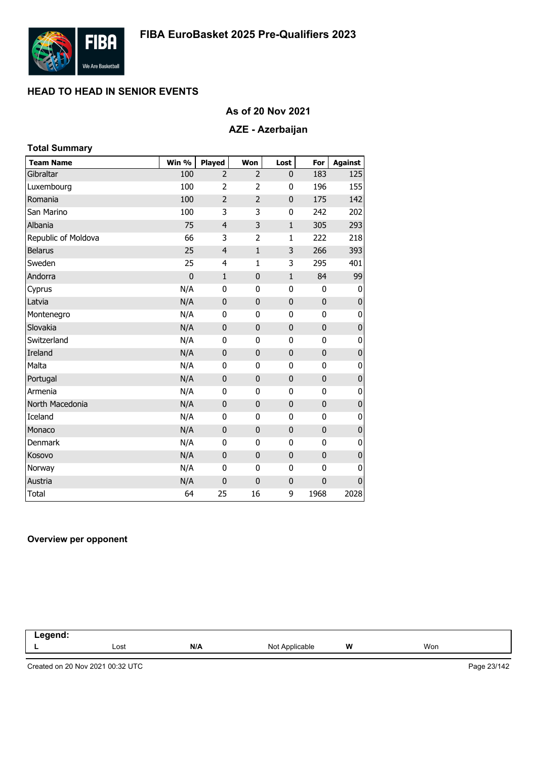# FIBA EuroBasket 2025 Pre-Qualifiers 2023

## HEAD TO HEAD IN SENIOR EVENTS

### As of 20 Nov 2021

### AZE - Azerbaijan

**Total Summary**

| Team Name | Win % | Played | Won | Lost | For | Against |
|---|---|---|---|---|---|---|
| Gibraltar | 100 | 2 | 2 | 0 | 183 | 125 |
| Luxembourg | 100 | 2 | 2 | 0 | 196 | 155 |
| Romania | 100 | 2 | 2 | 0 | 175 | 142 |
| San Marino | 100 | 3 | 3 | 0 | 242 | 202 |
| Albania | 75 | 4 | 3 | 1 | 305 | 293 |
| Republic of Moldova | 66 | 3 | 2 | 1 | 222 | 218 |
| Belarus | 25 | 4 | 1 | 3 | 266 | 393 |
| Sweden | 25 | 4 | 1 | 3 | 295 | 401 |
| Andorra | 0 | 1 | 0 | 1 | 84 | 99 |
| Cyprus | N/A | 0 | 0 | 0 | 0 | 0 |
| Latvia | N/A | 0 | 0 | 0 | 0 | 0 |
| Montenegro | N/A | 0 | 0 | 0 | 0 | 0 |
| Slovakia | N/A | 0 | 0 | 0 | 0 | 0 |
| Switzerland | N/A | 0 | 0 | 0 | 0 | 0 |
| Ireland | N/A | 0 | 0 | 0 | 0 | 0 |
| Malta | N/A | 0 | 0 | 0 | 0 | 0 |
| Portugal | N/A | 0 | 0 | 0 | 0 | 0 |
| Armenia | N/A | 0 | 0 | 0 | 0 | 0 |
| North Macedonia | N/A | 0 | 0 | 0 | 0 | 0 |
| Iceland | N/A | 0 | 0 | 0 | 0 | 0 |
| Monaco | N/A | 0 | 0 | 0 | 0 | 0 |
| Denmark | N/A | 0 | 0 | 0 | 0 | 0 |
| Kosovo | N/A | 0 | 0 | 0 | 0 | 0 |
| Norway | N/A | 0 | 0 | 0 | 0 | 0 |
| Austria | N/A | 0 | 0 | 0 | 0 | 0 |
| Total | 64 | 25 | 16 | 9 | 1968 | 2028 |

**Overview per opponent**

| Legend: | | | | | |
|---|---|---|---|---|---|
| L | Lost | N/A | Not Applicable | W | Won |

Created on 20 Nov 2021 00:32 UTC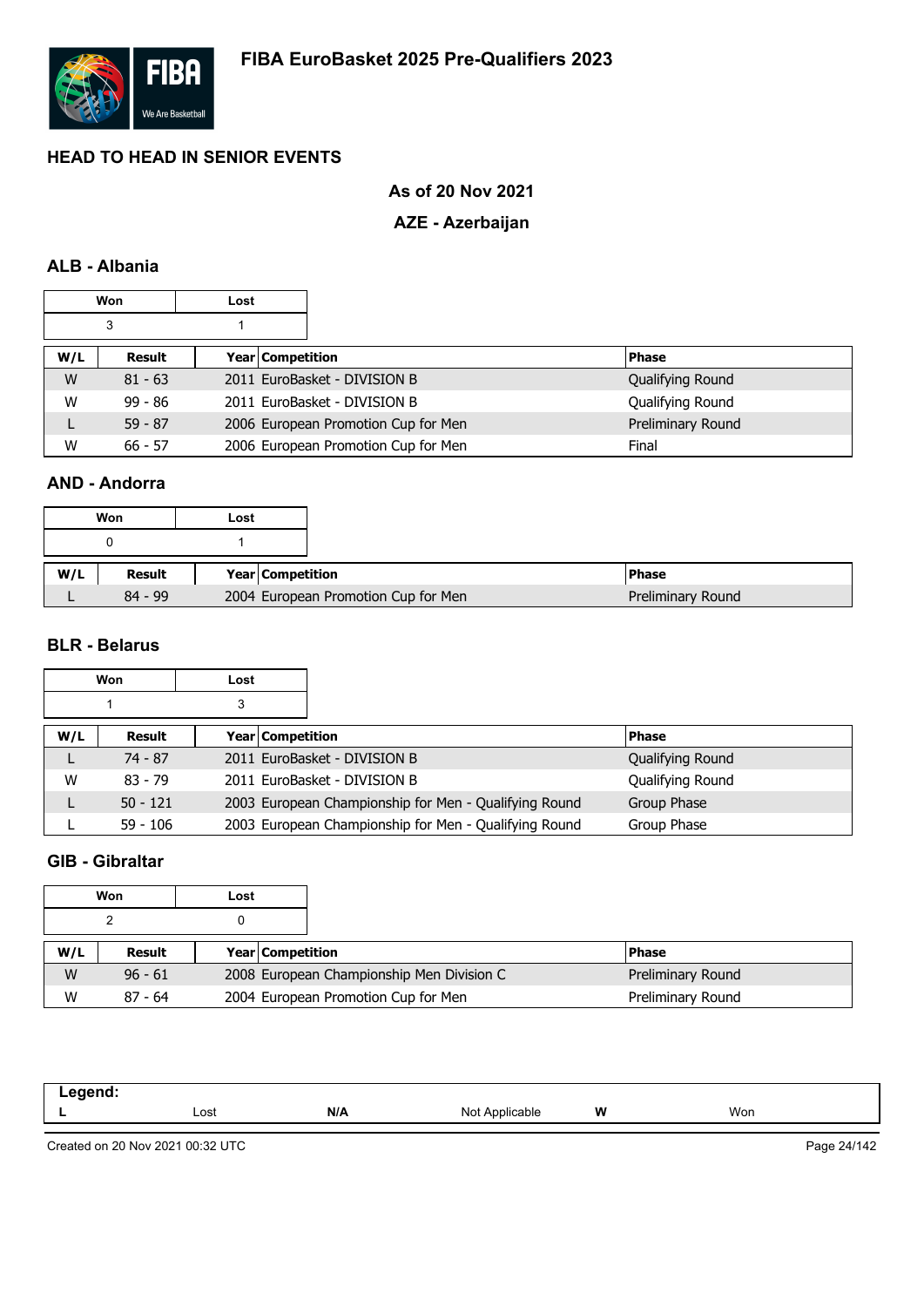# FIBA EuroBasket 2025 Pre-Qualifiers 2023

## HEAD TO HEAD IN SENIOR EVENTS

### As of 20 Nov 2021

### AZE - Azerbaijan

### ALB - Albania

| Won | Lost |
|---|---|
| 3 | 1 |

| W/L | Result | Year | Competition | Phase |
|---|---|---|---|---|
| W | 81 - 63 | 2011 | EuroBasket - DIVISION B | Qualifying Round |
| W | 99 - 86 | 2011 | EuroBasket - DIVISION B | Qualifying Round |
| L | 59 - 87 | 2006 | European Promotion Cup for Men | Preliminary Round |
| W | 66 - 57 | 2006 | European Promotion Cup for Men | Final |

### AND - Andorra

| Won | Lost |
|---|---|
| 0 | 1 |

| W/L | Result | Year | Competition | Phase |
|---|---|---|---|---|
| L | 84 - 99 | 2004 | European Promotion Cup for Men | Preliminary Round |

### BLR - Belarus

| Won | Lost |
|---|---|
| 1 | 3 |

| W/L | Result | Year | Competition | Phase |
|---|---|---|---|---|
| L | 74 - 87 | 2011 | EuroBasket - DIVISION B | Qualifying Round |
| W | 83 - 79 | 2011 | EuroBasket - DIVISION B | Qualifying Round |
| L | 50 - 121 | 2003 | European Championship for Men - Qualifying Round | Group Phase |
| L | 59 - 106 | 2003 | European Championship for Men - Qualifying Round | Group Phase |

### GIB - Gibraltar

| Won | Lost |
|---|---|
| 2 | 0 |

| W/L | Result | Year | Competition | Phase |
|---|---|---|---|---|
| W | 96 - 61 | 2008 | European Championship Men Division C | Preliminary Round |
| W | 87 - 64 | 2004 | European Promotion Cup for Men | Preliminary Round |

**Legend:**

| **L** | Lost | **N/A** | Not Applicable | **W** | Won |
|---|---|---|---|---|---|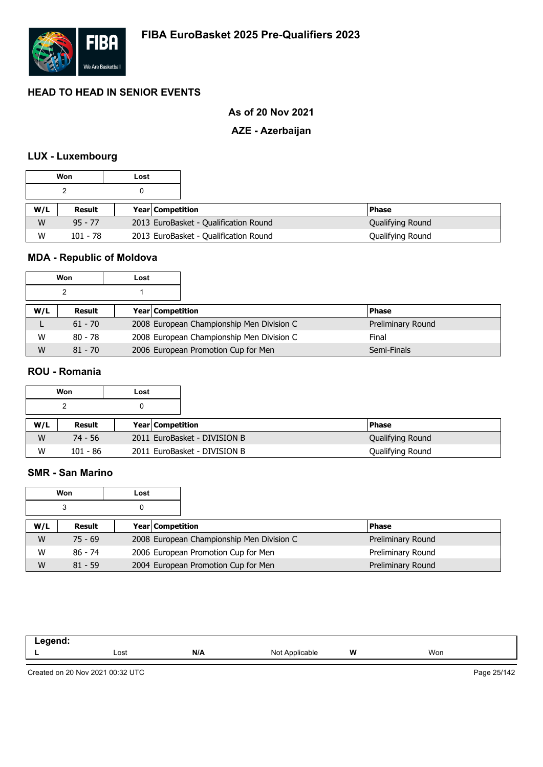## FIBA EuroBasket 2025 Pre-Qualifiers 2023

### HEAD TO HEAD IN SENIOR EVENTS

**As of 20 Nov 2021**

**AZE - Azerbaijan**

### LUX - Luxembourg

| Won | Lost |
|---|---|
| 2 | 0 |

| W/L | Result | Year | Competition | Phase |
|---|---|---|---|---|
| W | 95 - 77 | 2013 | EuroBasket - Qualification Round | Qualifying Round |
| W | 101 - 78 | 2013 | EuroBasket - Qualification Round | Qualifying Round |

### MDA - Republic of Moldova

| Won | Lost |
|---|---|
| 2 | 1 |

| W/L | Result | Year | Competition | Phase |
|---|---|---|---|---|
| L | 61 - 70 | 2008 | European Championship Men Division C | Preliminary Round |
| W | 80 - 78 | 2008 | European Championship Men Division C | Final |
| W | 81 - 70 | 2006 | European Promotion Cup for Men | Semi-Finals |

### ROU - Romania

| Won | Lost |
|---|---|
| 2 | 0 |

| W/L | Result | Year | Competition | Phase |
|---|---|---|---|---|
| W | 74 - 56 | 2011 | EuroBasket - DIVISION B | Qualifying Round |
| W | 101 - 86 | 2011 | EuroBasket - DIVISION B | Qualifying Round |

### SMR - San Marino

| Won | Lost |
|---|---|
| 3 | 0 |

| W/L | Result | Year | Competition | Phase |
|---|---|---|---|---|
| W | 75 - 69 | 2008 | European Championship Men Division C | Preliminary Round |
| W | 86 - 74 | 2006 | European Promotion Cup for Men | Preliminary Round |
| W | 81 - 59 | 2004 | European Promotion Cup for Men | Preliminary Round |

| Legend: | | | | | |
|---|---|---|---|---|---|
| L | Lost | N/A | Not Applicable | W | Won |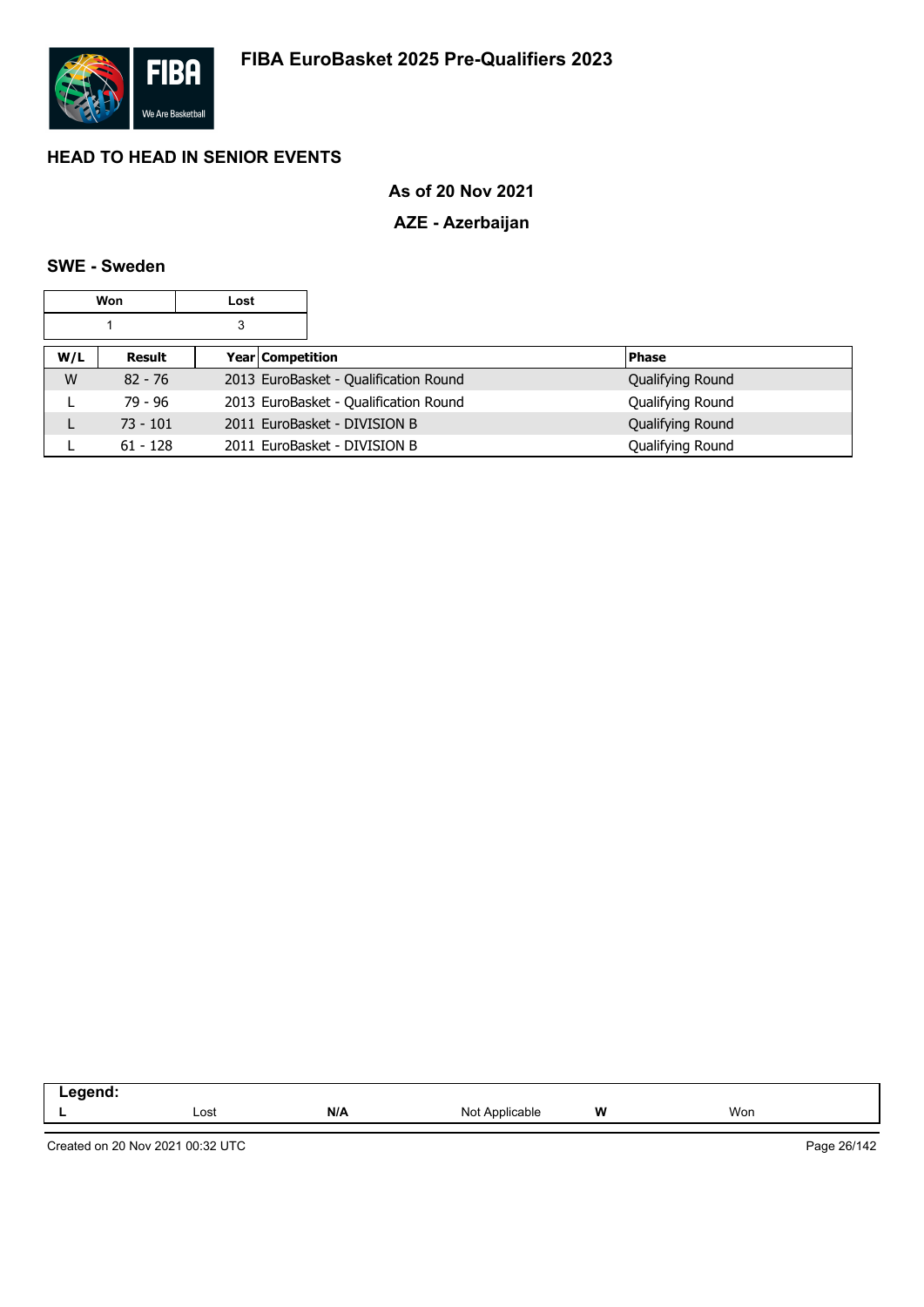# FIBA EuroBasket 2025 Pre-Qualifiers 2023

## HEAD TO HEAD IN SENIOR EVENTS

### As of 20 Nov 2021

### AZE - Azerbaijan

#### SWE - Sweden

| Won | Lost |
|---|---|
| 1 | 3 |

| W/L | Result | Year | Competition | Phase |
|---|---|---|---|---|
| W | 82 - 76 | 2013 | EuroBasket - Qualification Round | Qualifying Round |
| L | 79 - 96 | 2013 | EuroBasket - Qualification Round | Qualifying Round |
| L | 73 - 101 | 2011 | EuroBasket - DIVISION B | Qualifying Round |
| L | 61 - 128 | 2011 | EuroBasket - DIVISION B | Qualifying Round |

**Legend:**

| | | | | | |
|---|---|---|---|---|---|
| **L** | Lost | **N/A** | Not Applicable | **W** | Won |

Created on 20 Nov 2021 00:32 UTC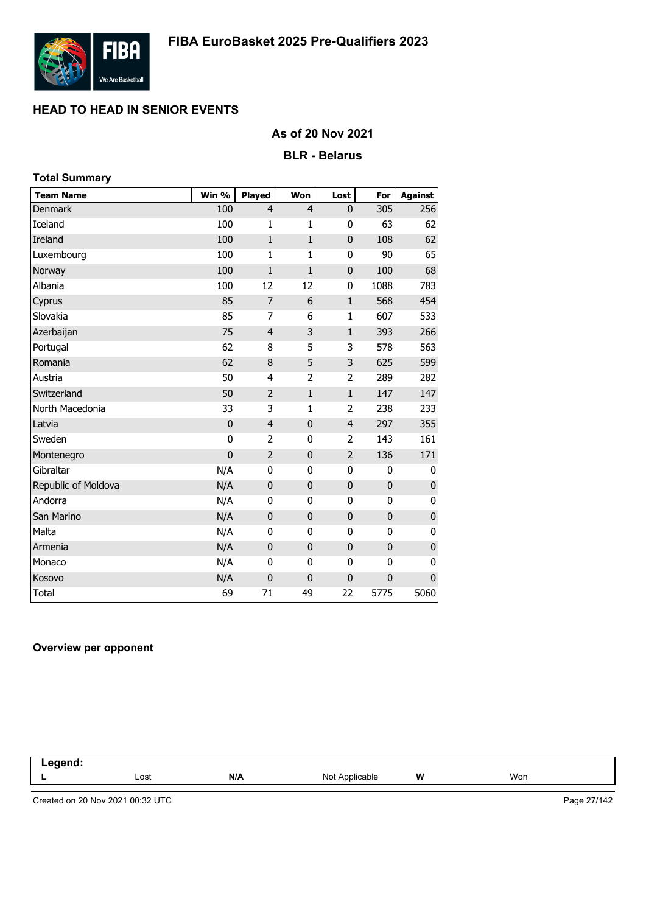# FIBA EuroBasket 2025 Pre-Qualifiers 2023

## HEAD TO HEAD IN SENIOR EVENTS

### As of 20 Nov 2021

### BLR - Belarus

**Total Summary**

| Team Name | Win % | Played | Won | Lost | For | Against |
|---|---|---|---|---|---|---|
| Denmark | 100 | 4 | 4 | 0 | 305 | 256 |
| Iceland | 100 | 1 | 1 | 0 | 63 | 62 |
| Ireland | 100 | 1 | 1 | 0 | 108 | 62 |
| Luxembourg | 100 | 1 | 1 | 0 | 90 | 65 |
| Norway | 100 | 1 | 1 | 0 | 100 | 68 |
| Albania | 100 | 12 | 12 | 0 | 1088 | 783 |
| Cyprus | 85 | 7 | 6 | 1 | 568 | 454 |
| Slovakia | 85 | 7 | 6 | 1 | 607 | 533 |
| Azerbaijan | 75 | 4 | 3 | 1 | 393 | 266 |
| Portugal | 62 | 8 | 5 | 3 | 578 | 563 |
| Romania | 62 | 8 | 5 | 3 | 625 | 599 |
| Austria | 50 | 4 | 2 | 2 | 289 | 282 |
| Switzerland | 50 | 2 | 1 | 1 | 147 | 147 |
| North Macedonia | 33 | 3 | 1 | 2 | 238 | 233 |
| Latvia | 0 | 4 | 0 | 4 | 297 | 355 |
| Sweden | 0 | 2 | 0 | 2 | 143 | 161 |
| Montenegro | 0 | 2 | 0 | 2 | 136 | 171 |
| Gibraltar | N/A | 0 | 0 | 0 | 0 | 0 |
| Republic of Moldova | N/A | 0 | 0 | 0 | 0 | 0 |
| Andorra | N/A | 0 | 0 | 0 | 0 | 0 |
| San Marino | N/A | 0 | 0 | 0 | 0 | 0 |
| Malta | N/A | 0 | 0 | 0 | 0 | 0 |
| Armenia | N/A | 0 | 0 | 0 | 0 | 0 |
| Monaco | N/A | 0 | 0 | 0 | 0 | 0 |
| Kosovo | N/A | 0 | 0 | 0 | 0 | 0 |
| Total | 69 | 71 | 49 | 22 | 5775 | 5060 |

**Overview per opponent**

| Legend: | | | | | |
|---|---|---|---|---|---|
| L | Lost | N/A | Not Applicable | W | Won |

Created on 20 Nov 2021 00:32 UTC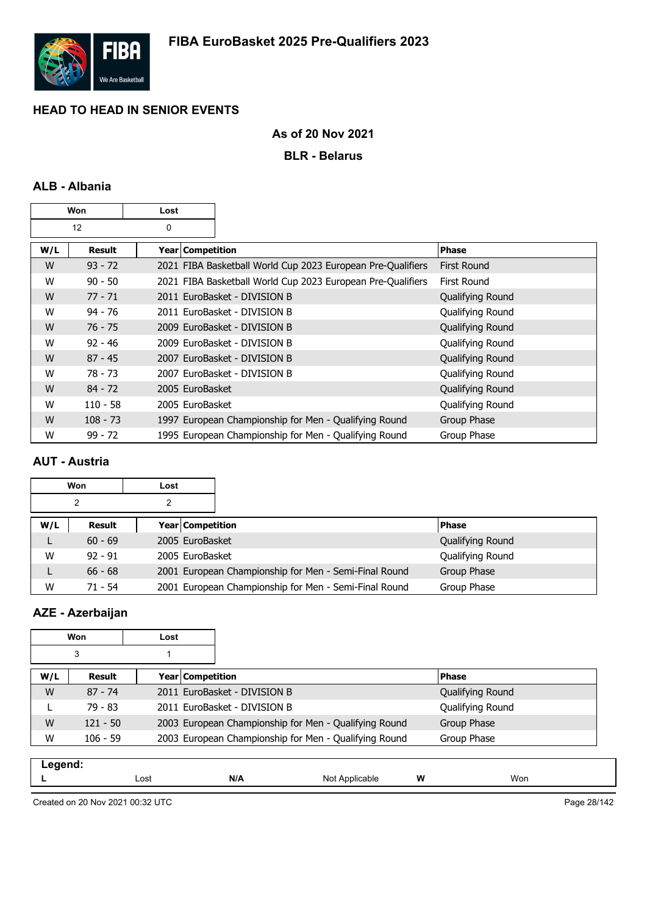# FIBA EuroBasket 2025 Pre-Qualifiers 2023

## HEAD TO HEAD IN SENIOR EVENTS

### As of 20 Nov 2021

### BLR - Belarus

### ALB - Albania

| Won | Lost |
|---|---|
| 12 | 0 |

| W/L | Result | Year | Competition | Phase |
|---|---|---|---|---|
| W | 93 - 72 | 2021 | FIBA Basketball World Cup 2023 European Pre-Qualifiers | First Round |
| W | 90 - 50 | 2021 | FIBA Basketball World Cup 2023 European Pre-Qualifiers | First Round |
| W | 77 - 71 | 2011 | EuroBasket - DIVISION B | Qualifying Round |
| W | 94 - 76 | 2011 | EuroBasket - DIVISION B | Qualifying Round |
| W | 76 - 75 | 2009 | EuroBasket - DIVISION B | Qualifying Round |
| W | 92 - 46 | 2009 | EuroBasket - DIVISION B | Qualifying Round |
| W | 87 - 45 | 2007 | EuroBasket - DIVISION B | Qualifying Round |
| W | 78 - 73 | 2007 | EuroBasket - DIVISION B | Qualifying Round |
| W | 84 - 72 | 2005 | EuroBasket | Qualifying Round |
| W | 110 - 58 | 2005 | EuroBasket | Qualifying Round |
| W | 108 - 73 | 1997 | European Championship for Men - Qualifying Round | Group Phase |
| W | 99 - 72 | 1995 | European Championship for Men - Qualifying Round | Group Phase |

### AUT - Austria

| Won | Lost |
|---|---|
| 2 | 2 |

| W/L | Result | Year | Competition | Phase |
|---|---|---|---|---|
| L | 60 - 69 | 2005 | EuroBasket | Qualifying Round |
| W | 92 - 91 | 2005 | EuroBasket | Qualifying Round |
| L | 66 - 68 | 2001 | European Championship for Men - Semi-Final Round | Group Phase |
| W | 71 - 54 | 2001 | European Championship for Men - Semi-Final Round | Group Phase |

### AZE - Azerbaijan

| Won | Lost |
|---|---|
| 3 | 1 |

| W/L | Result | Year | Competition | Phase |
|---|---|---|---|---|
| W | 87 - 74 | 2011 | EuroBasket - DIVISION B | Qualifying Round |
| L | 79 - 83 | 2011 | EuroBasket - DIVISION B | Qualifying Round |
| W | 121 - 50 | 2003 | European Championship for Men - Qualifying Round | Group Phase |
| W | 106 - 59 | 2003 | European Championship for Men - Qualifying Round | Group Phase |

**Legend:**

| L | Lost | N/A | Not Applicable | W | Won |
|---|---|---|---|---|---|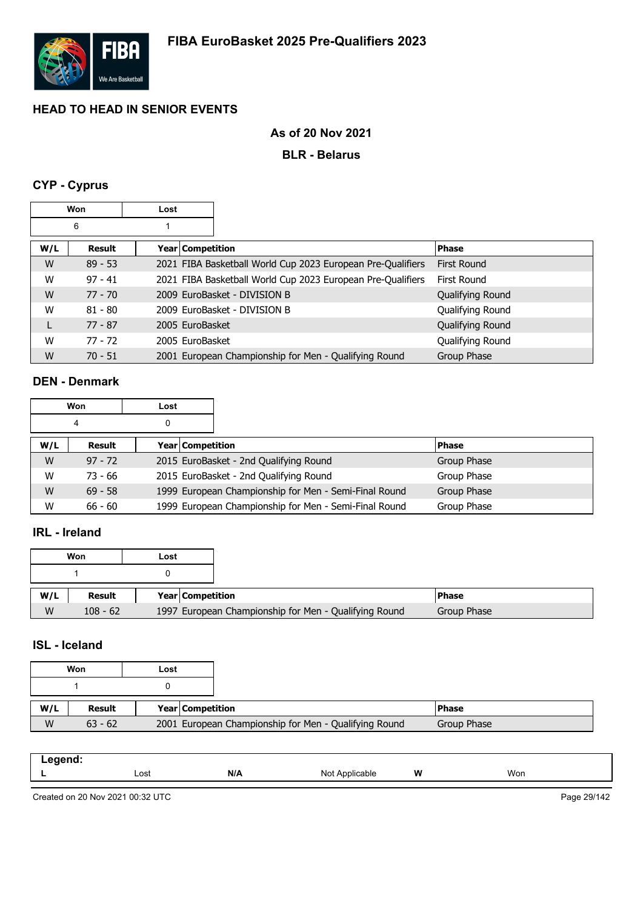# FIBA EuroBasket 2025 Pre-Qualifiers 2023

## HEAD TO HEAD IN SENIOR EVENTS

### As of 20 Nov 2021

### BLR - Belarus

### CYP - Cyprus

| Won | Lost |
|---|---|
| 6 | 1 |

| W/L | Result | Year | Competition | Phase |
|---|---|---|---|---|
| W | 89 - 53 | 2021 | FIBA Basketball World Cup 2023 European Pre-Qualifiers | First Round |
| W | 97 - 41 | 2021 | FIBA Basketball World Cup 2023 European Pre-Qualifiers | First Round |
| W | 77 - 70 | 2009 | EuroBasket - DIVISION B | Qualifying Round |
| W | 81 - 80 | 2009 | EuroBasket - DIVISION B | Qualifying Round |
| L | 77 - 87 | 2005 | EuroBasket | Qualifying Round |
| W | 77 - 72 | 2005 | EuroBasket | Qualifying Round |
| W | 70 - 51 | 2001 | European Championship for Men - Qualifying Round | Group Phase |

### DEN - Denmark

| Won | Lost |
|---|---|
| 4 | 0 |

| W/L | Result | Year | Competition | Phase |
|---|---|---|---|---|
| W | 97 - 72 | 2015 | EuroBasket - 2nd Qualifying Round | Group Phase |
| W | 73 - 66 | 2015 | EuroBasket - 2nd Qualifying Round | Group Phase |
| W | 69 - 58 | 1999 | European Championship for Men - Semi-Final Round | Group Phase |
| W | 66 - 60 | 1999 | European Championship for Men - Semi-Final Round | Group Phase |

### IRL - Ireland

| Won | Lost |
|---|---|
| 1 | 0 |

| W/L | Result | Year | Competition | Phase |
|---|---|---|---|---|
| W | 108 - 62 | 1997 | European Championship for Men - Qualifying Round | Group Phase |

### ISL - Iceland

| Won | Lost |
|---|---|
| 1 | 0 |

| W/L | Result | Year | Competition | Phase |
|---|---|---|---|---|
| W | 63 - 62 | 2001 | European Championship for Men - Qualifying Round | Group Phase |

| Legend: | | | | | |
|---|---|---|---|---|---|
| L | Lost | N/A | Not Applicable | W | Won |

Created on 20 Nov 2021 00:32 UTC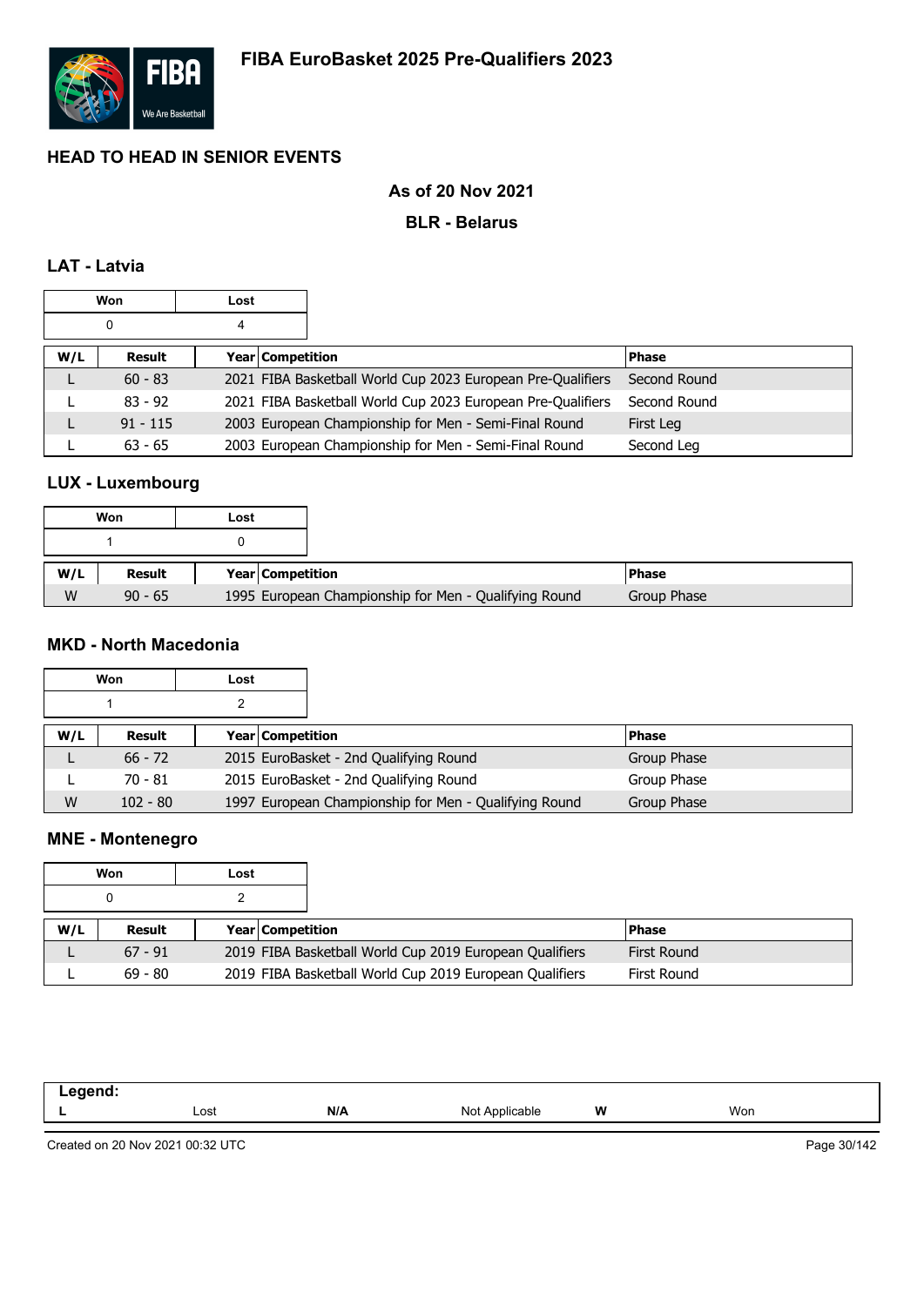# FIBA EuroBasket 2025 Pre-Qualifiers 2023

## HEAD TO HEAD IN SENIOR EVENTS

### As of 20 Nov 2021

### BLR - Belarus

### LAT - Latvia

| Won | Lost |
|---|---|
| 0 | 4 |

| W/L | Result | Year | Competition | Phase |
|---|---|---|---|---|
| L | 60 - 83 | 2021 | FIBA Basketball World Cup 2023 European Pre-Qualifiers | Second Round |
| L | 83 - 92 | 2021 | FIBA Basketball World Cup 2023 European Pre-Qualifiers | Second Round |
| L | 91 - 115 | 2003 | European Championship for Men - Semi-Final Round | First Leg |
| L | 63 - 65 | 2003 | European Championship for Men - Semi-Final Round | Second Leg |

### LUX - Luxembourg

| Won | Lost |
|---|---|
| 1 | 0 |

| W/L | Result | Year | Competition | Phase |
|---|---|---|---|---|
| W | 90 - 65 | 1995 | European Championship for Men - Qualifying Round | Group Phase |

### MKD - North Macedonia

| Won | Lost |
|---|---|
| 1 | 2 |

| W/L | Result | Year | Competition | Phase |
|---|---|---|---|---|
| L | 66 - 72 | 2015 | EuroBasket - 2nd Qualifying Round | Group Phase |
| L | 70 - 81 | 2015 | EuroBasket - 2nd Qualifying Round | Group Phase |
| W | 102 - 80 | 1997 | European Championship for Men - Qualifying Round | Group Phase |

### MNE - Montenegro

| Won | Lost |
|---|---|
| 0 | 2 |

| W/L | Result | Year | Competition | Phase |
|---|---|---|---|---|
| L | 67 - 91 | 2019 | FIBA Basketball World Cup 2019 European Qualifiers | First Round |
| L | 69 - 80 | 2019 | FIBA Basketball World Cup 2019 European Qualifiers | First Round |

**Legend:**

| | | | | | |
|---|---|---|---|---|---|
| **L** | Lost | **N/A** | Not Applicable | **W** | Won |

Created on 20 Nov 2021 00:32 UTC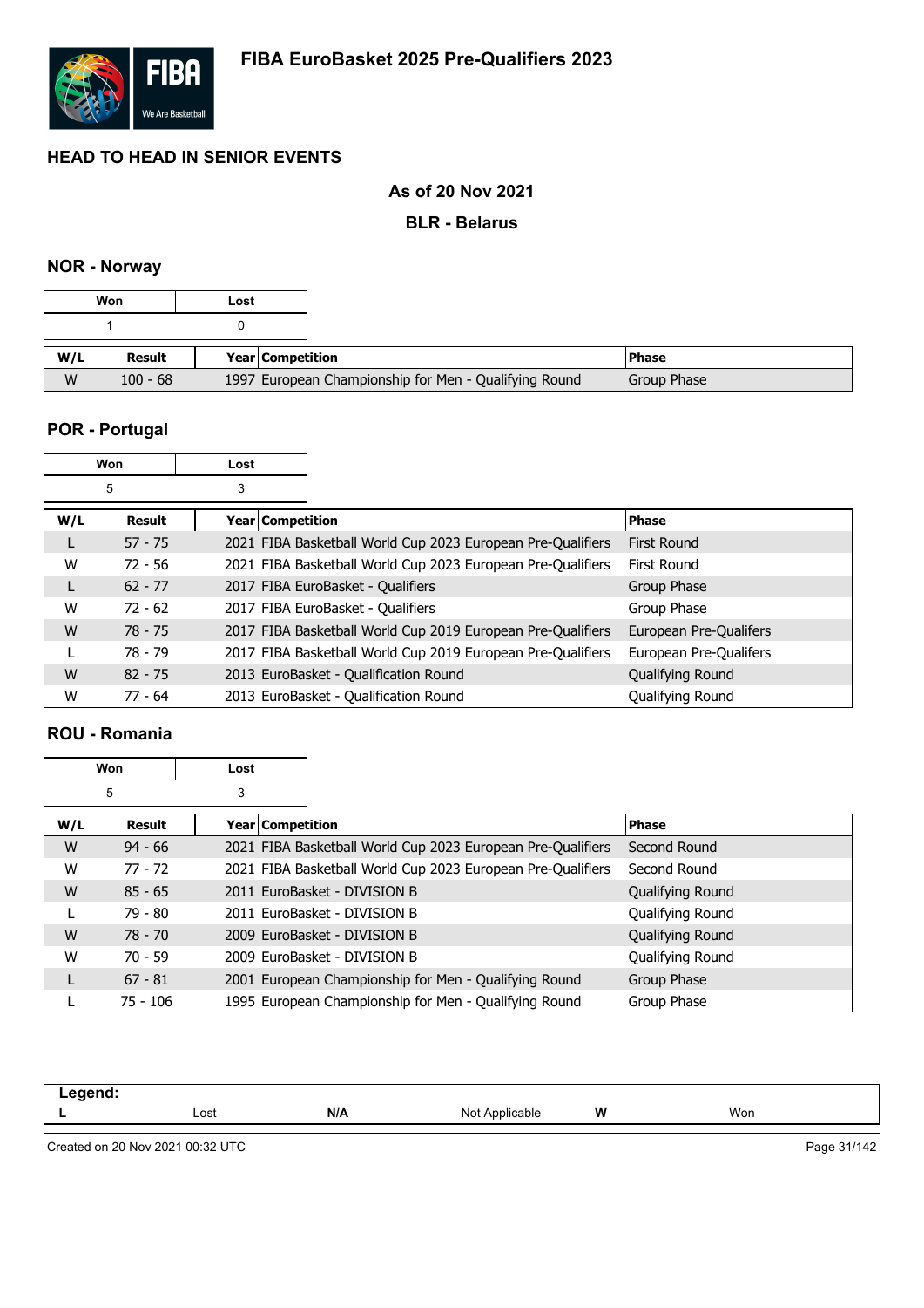# FIBA EuroBasket 2025 Pre-Qualifiers 2023

## HEAD TO HEAD IN SENIOR EVENTS

### As of 20 Nov 2021

### BLR - Belarus

### NOR - Norway

| Won | Lost |
|---|---|
| 1 | 0 |

| W/L | Result | Year | Competition | Phase |
|---|---|---|---|---|
| W | 100 - 68 | 1997 | European Championship for Men - Qualifying Round | Group Phase |

### POR - Portugal

| Won | Lost |
|---|---|
| 5 | 3 |

| W/L | Result | Year | Competition | Phase |
|---|---|---|---|---|
| L | 57 - 75 | 2021 | FIBA Basketball World Cup 2023 European Pre-Qualifiers | First Round |
| W | 72 - 56 | 2021 | FIBA Basketball World Cup 2023 European Pre-Qualifiers | First Round |
| L | 62 - 77 | 2017 | FIBA EuroBasket - Qualifiers | Group Phase |
| W | 72 - 62 | 2017 | FIBA EuroBasket - Qualifiers | Group Phase |
| W | 78 - 75 | 2017 | FIBA Basketball World Cup 2019 European Pre-Qualifiers | European Pre-Qualifers |
| L | 78 - 79 | 2017 | FIBA Basketball World Cup 2019 European Pre-Qualifiers | European Pre-Qualifers |
| W | 82 - 75 | 2013 | EuroBasket - Qualification Round | Qualifying Round |
| W | 77 - 64 | 2013 | EuroBasket - Qualification Round | Qualifying Round |

### ROU - Romania

| Won | Lost |
|---|---|
| 5 | 3 |

| W/L | Result | Year | Competition | Phase |
|---|---|---|---|---|
| W | 94 - 66 | 2021 | FIBA Basketball World Cup 2023 European Pre-Qualifiers | Second Round |
| W | 77 - 72 | 2021 | FIBA Basketball World Cup 2023 European Pre-Qualifiers | Second Round |
| W | 85 - 65 | 2011 | EuroBasket - DIVISION B | Qualifying Round |
| L | 79 - 80 | 2011 | EuroBasket - DIVISION B | Qualifying Round |
| W | 78 - 70 | 2009 | EuroBasket - DIVISION B | Qualifying Round |
| W | 70 - 59 | 2009 | EuroBasket - DIVISION B | Qualifying Round |
| L | 67 - 81 | 2001 | European Championship for Men - Qualifying Round | Group Phase |
| L | 75 - 106 | 1995 | European Championship for Men - Qualifying Round | Group Phase |

**Legend:**

| | | | | | |
|---|---|---|---|---|---|
| **L** | Lost | **N/A** | Not Applicable | **W** | Won |

Created on 20 Nov 2021 00:32 UTC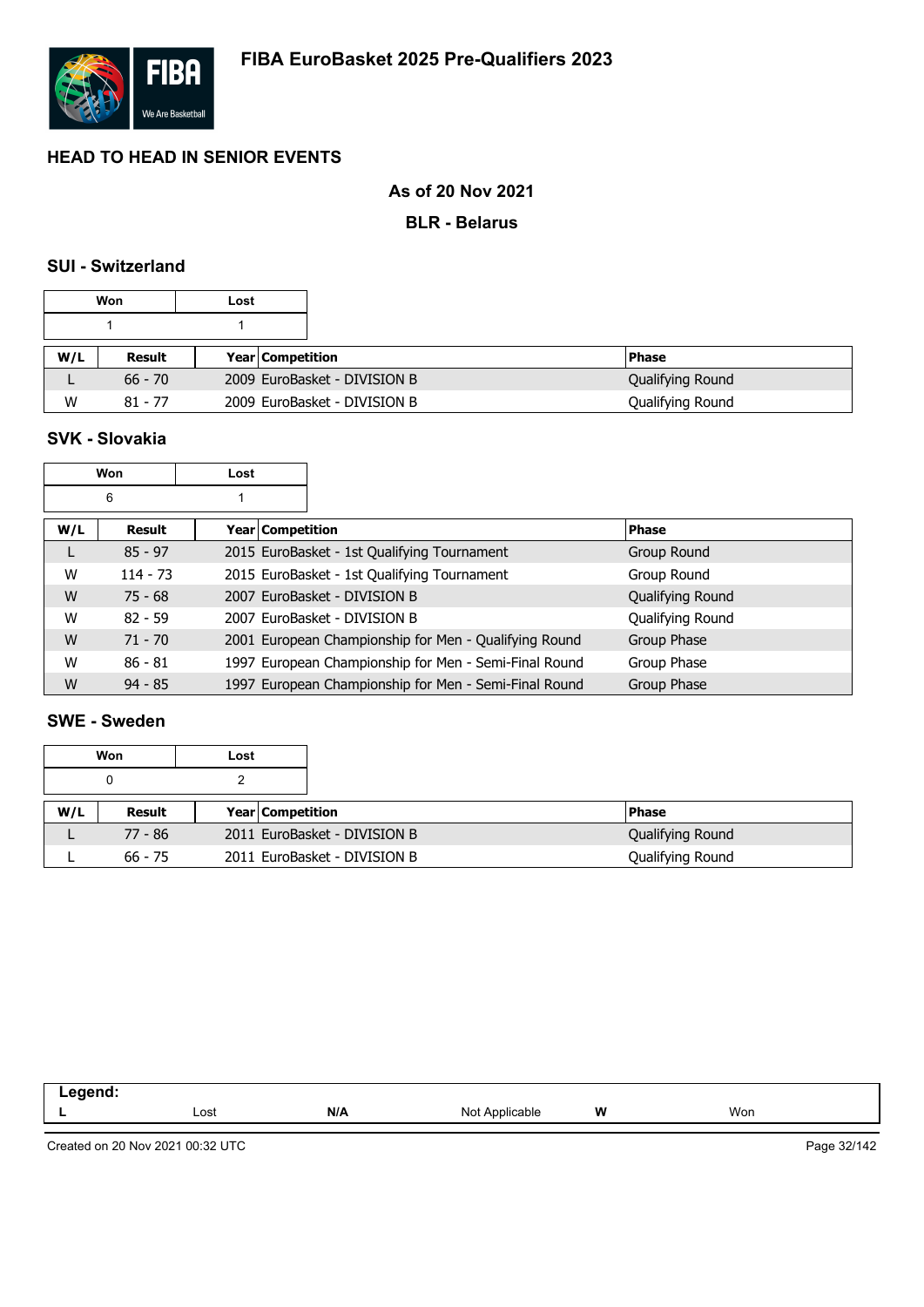# FIBA EuroBasket 2025 Pre-Qualifiers 2023

## HEAD TO HEAD IN SENIOR EVENTS

### As of 20 Nov 2021

### BLR - Belarus

### SUI - Switzerland

| Won | Lost |
|---|---|
| 1 | 1 |

| W/L | Result | Year | Competition | Phase |
|---|---|---|---|---|
| L | 66 - 70 | 2009 | EuroBasket - DIVISION B | Qualifying Round |
| W | 81 - 77 | 2009 | EuroBasket - DIVISION B | Qualifying Round |

### SVK - Slovakia

| Won | Lost |
|---|---|
| 6 | 1 |

| W/L | Result | Year | Competition | Phase |
|---|---|---|---|---|
| L | 85 - 97 | 2015 | EuroBasket - 1st Qualifying Tournament | Group Round |
| W | 114 - 73 | 2015 | EuroBasket - 1st Qualifying Tournament | Group Round |
| W | 75 - 68 | 2007 | EuroBasket - DIVISION B | Qualifying Round |
| W | 82 - 59 | 2007 | EuroBasket - DIVISION B | Qualifying Round |
| W | 71 - 70 | 2001 | European Championship for Men - Qualifying Round | Group Phase |
| W | 86 - 81 | 1997 | European Championship for Men - Semi-Final Round | Group Phase |
| W | 94 - 85 | 1997 | European Championship for Men - Semi-Final Round | Group Phase |

### SWE - Sweden

| Won | Lost |
|---|---|
| 0 | 2 |

| W/L | Result | Year | Competition | Phase |
|---|---|---|---|---|
| L | 77 - 86 | 2011 | EuroBasket - DIVISION B | Qualifying Round |
| L | 66 - 75 | 2011 | EuroBasket - DIVISION B | Qualifying Round |

| Legend: | | | | | |
|---|---|---|---|---|---|
| L | Lost | N/A | Not Applicable | W | Won |

Created on 20 Nov 2021 00:32 UTC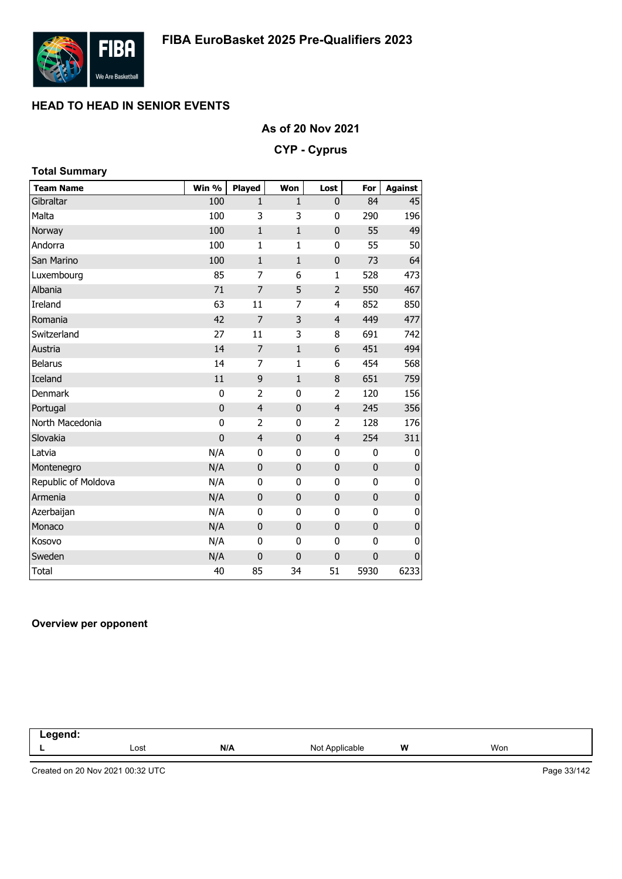# FIBA EuroBasket 2025 Pre-Qualifiers 2023

## HEAD TO HEAD IN SENIOR EVENTS

### As of 20 Nov 2021

### CYP - Cyprus

**Total Summary**

| Team Name | Win % | Played | Won | Lost | For | Against |
|---|---|---|---|---|---|---|
| Gibraltar | 100 | 1 | 1 | 0 | 84 | 45 |
| Malta | 100 | 3 | 3 | 0 | 290 | 196 |
| Norway | 100 | 1 | 1 | 0 | 55 | 49 |
| Andorra | 100 | 1 | 1 | 0 | 55 | 50 |
| San Marino | 100 | 1 | 1 | 0 | 73 | 64 |
| Luxembourg | 85 | 7 | 6 | 1 | 528 | 473 |
| Albania | 71 | 7 | 5 | 2 | 550 | 467 |
| Ireland | 63 | 11 | 7 | 4 | 852 | 850 |
| Romania | 42 | 7 | 3 | 4 | 449 | 477 |
| Switzerland | 27 | 11 | 3 | 8 | 691 | 742 |
| Austria | 14 | 7 | 1 | 6 | 451 | 494 |
| Belarus | 14 | 7 | 1 | 6 | 454 | 568 |
| Iceland | 11 | 9 | 1 | 8 | 651 | 759 |
| Denmark | 0 | 2 | 0 | 2 | 120 | 156 |
| Portugal | 0 | 4 | 0 | 4 | 245 | 356 |
| North Macedonia | 0 | 2 | 0 | 2 | 128 | 176 |
| Slovakia | 0 | 4 | 0 | 4 | 254 | 311 |
| Latvia | N/A | 0 | 0 | 0 | 0 | 0 |
| Montenegro | N/A | 0 | 0 | 0 | 0 | 0 |
| Republic of Moldova | N/A | 0 | 0 | 0 | 0 | 0 |
| Armenia | N/A | 0 | 0 | 0 | 0 | 0 |
| Azerbaijan | N/A | 0 | 0 | 0 | 0 | 0 |
| Monaco | N/A | 0 | 0 | 0 | 0 | 0 |
| Kosovo | N/A | 0 | 0 | 0 | 0 | 0 |
| Sweden | N/A | 0 | 0 | 0 | 0 | 0 |
| Total | 40 | 85 | 34 | 51 | 5930 | 6233 |

**Overview per opponent**

| Legend: | | | | | |
|---|---|---|---|---|---|
| L | Lost | N/A | Not Applicable | W | Won |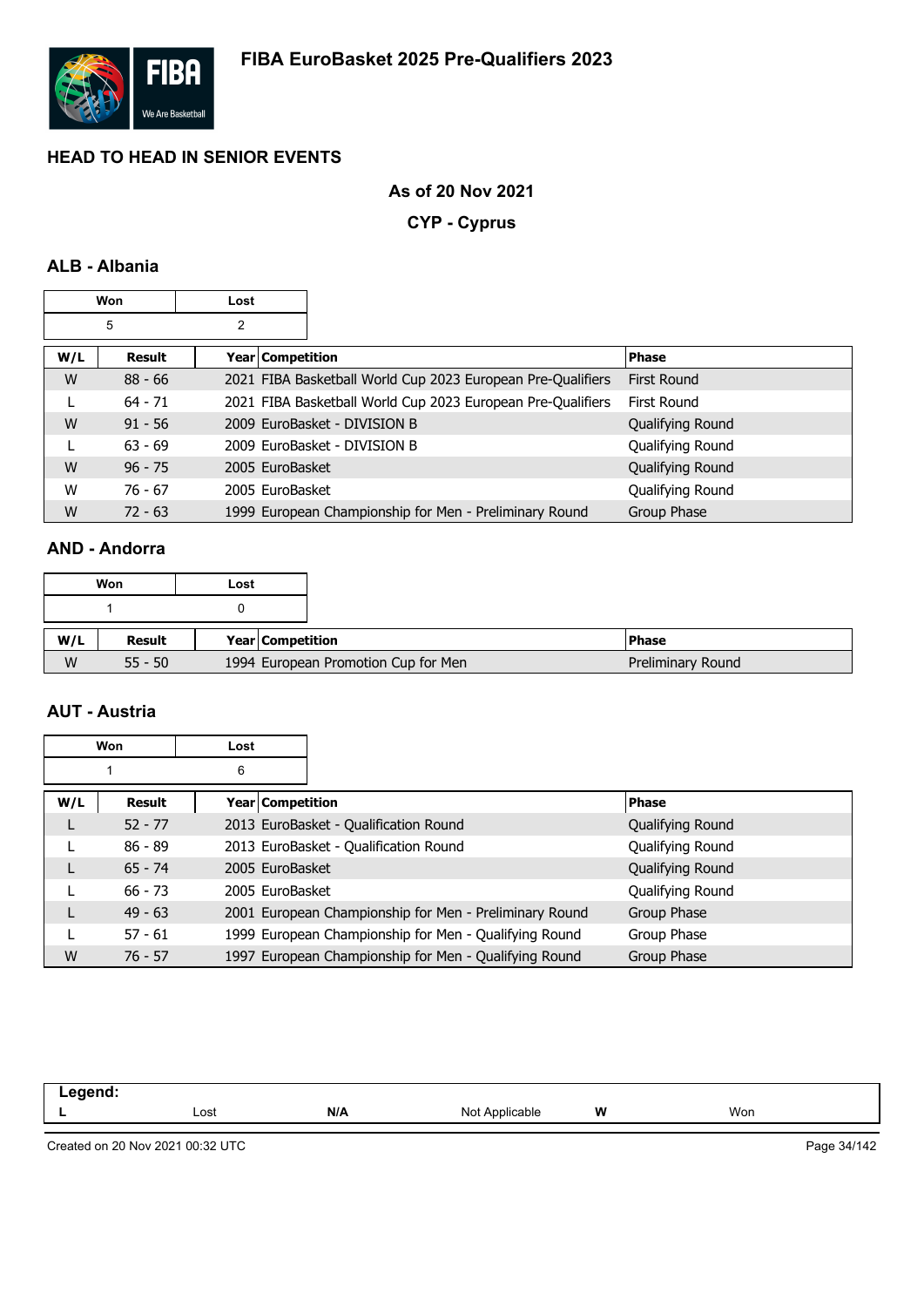# FIBA EuroBasket 2025 Pre-Qualifiers 2023

## HEAD TO HEAD IN SENIOR EVENTS

### As of 20 Nov 2021

### CYP - Cyprus

### ALB - Albania

| Won | Lost |
|---|---|
| 5 | 2 |

| W/L | Result | Year | Competition | Phase |
|---|---|---|---|---|
| W | 88 - 66 | 2021 | FIBA Basketball World Cup 2023 European Pre-Qualifiers | First Round |
| L | 64 - 71 | 2021 | FIBA Basketball World Cup 2023 European Pre-Qualifiers | First Round |
| W | 91 - 56 | 2009 | EuroBasket - DIVISION B | Qualifying Round |
| L | 63 - 69 | 2009 | EuroBasket - DIVISION B | Qualifying Round |
| W | 96 - 75 | 2005 | EuroBasket | Qualifying Round |
| W | 76 - 67 | 2005 | EuroBasket | Qualifying Round |
| W | 72 - 63 | 1999 | European Championship for Men - Preliminary Round | Group Phase |

### AND - Andorra

| Won | Lost |
|---|---|
| 1 | 0 |

| W/L | Result | Year | Competition | Phase |
|---|---|---|---|---|
| W | 55 - 50 | 1994 | European Promotion Cup for Men | Preliminary Round |

### AUT - Austria

| Won | Lost |
|---|---|
| 1 | 6 |

| W/L | Result | Year | Competition | Phase |
|---|---|---|---|---|
| L | 52 - 77 | 2013 | EuroBasket - Qualification Round | Qualifying Round |
| L | 86 - 89 | 2013 | EuroBasket - Qualification Round | Qualifying Round |
| L | 65 - 74 | 2005 | EuroBasket | Qualifying Round |
| L | 66 - 73 | 2005 | EuroBasket | Qualifying Round |
| L | 49 - 63 | 2001 | European Championship for Men - Preliminary Round | Group Phase |
| L | 57 - 61 | 1999 | European Championship for Men - Qualifying Round | Group Phase |
| W | 76 - 57 | 1997 | European Championship for Men - Qualifying Round | Group Phase |

| Legend: | | | | | |
|---|---|---|---|---|---|
| L | Lost | N/A | Not Applicable | W | Won |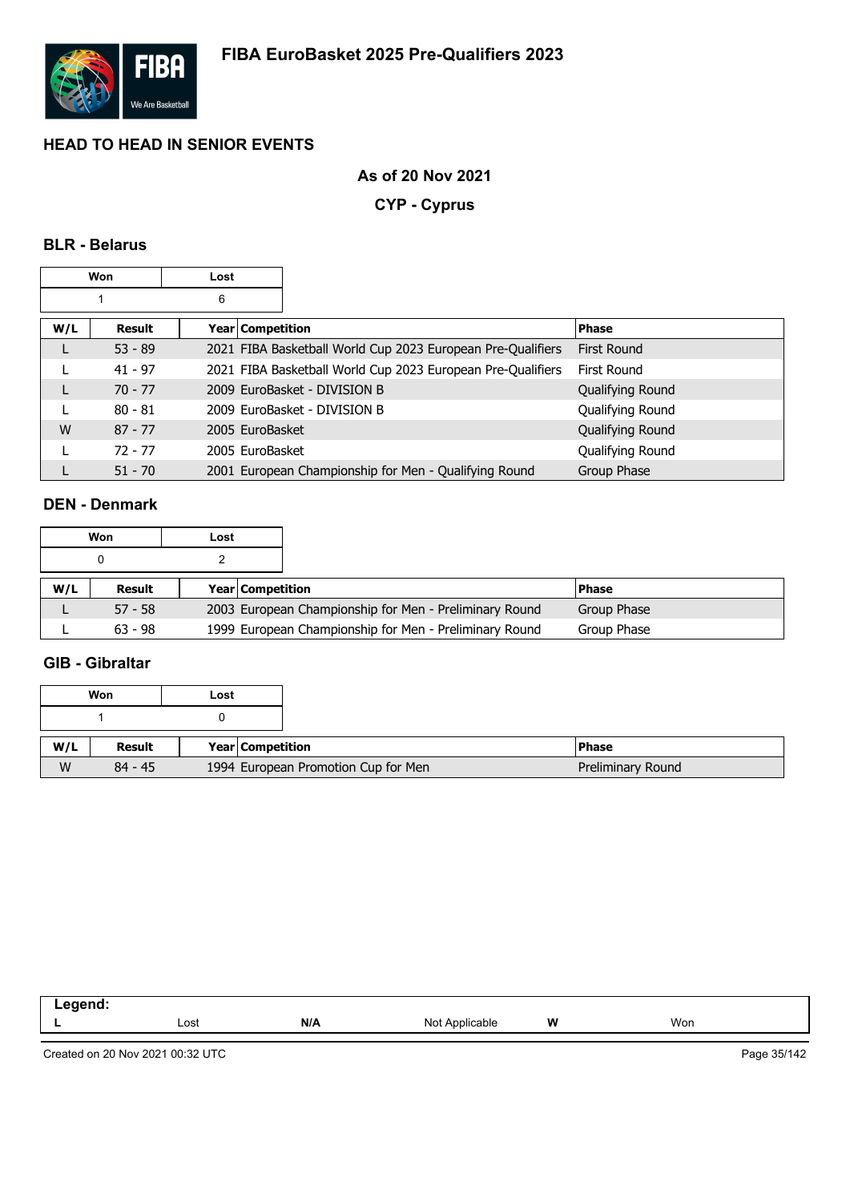# FIBA EuroBasket 2025 Pre-Qualifiers 2023

## HEAD TO HEAD IN SENIOR EVENTS

**As of 20 Nov 2021**

**CYP - Cyprus**

### BLR - Belarus

| Won | Lost |
|---|---|
| 1 | 6 |

| W/L | Result | Year | Competition | Phase |
|---|---|---|---|---|
| L | 53 - 89 | 2021 | FIBA Basketball World Cup 2023 European Pre-Qualifiers | First Round |
| L | 41 - 97 | 2021 | FIBA Basketball World Cup 2023 European Pre-Qualifiers | First Round |
| L | 70 - 77 | 2009 | EuroBasket - DIVISION B | Qualifying Round |
| L | 80 - 81 | 2009 | EuroBasket - DIVISION B | Qualifying Round |
| W | 87 - 77 | 2005 | EuroBasket | Qualifying Round |
| L | 72 - 77 | 2005 | EuroBasket | Qualifying Round |
| L | 51 - 70 | 2001 | European Championship for Men - Qualifying Round | Group Phase |

### DEN - Denmark

| Won | Lost |
|---|---|
| 0 | 2 |

| W/L | Result | Year | Competition | Phase |
|---|---|---|---|---|
| L | 57 - 58 | 2003 | European Championship for Men - Preliminary Round | Group Phase |
| L | 63 - 98 | 1999 | European Championship for Men - Preliminary Round | Group Phase |

### GIB - Gibraltar

| Won | Lost |
|---|---|
| 1 | 0 |

| W/L | Result | Year | Competition | Phase |
|---|---|---|---|---|
| W | 84 - 45 | 1994 | European Promotion Cup for Men | Preliminary Round |

**Legend:**

| L | Lost | N/A | Not Applicable | W | Won |
|---|---|---|---|---|---|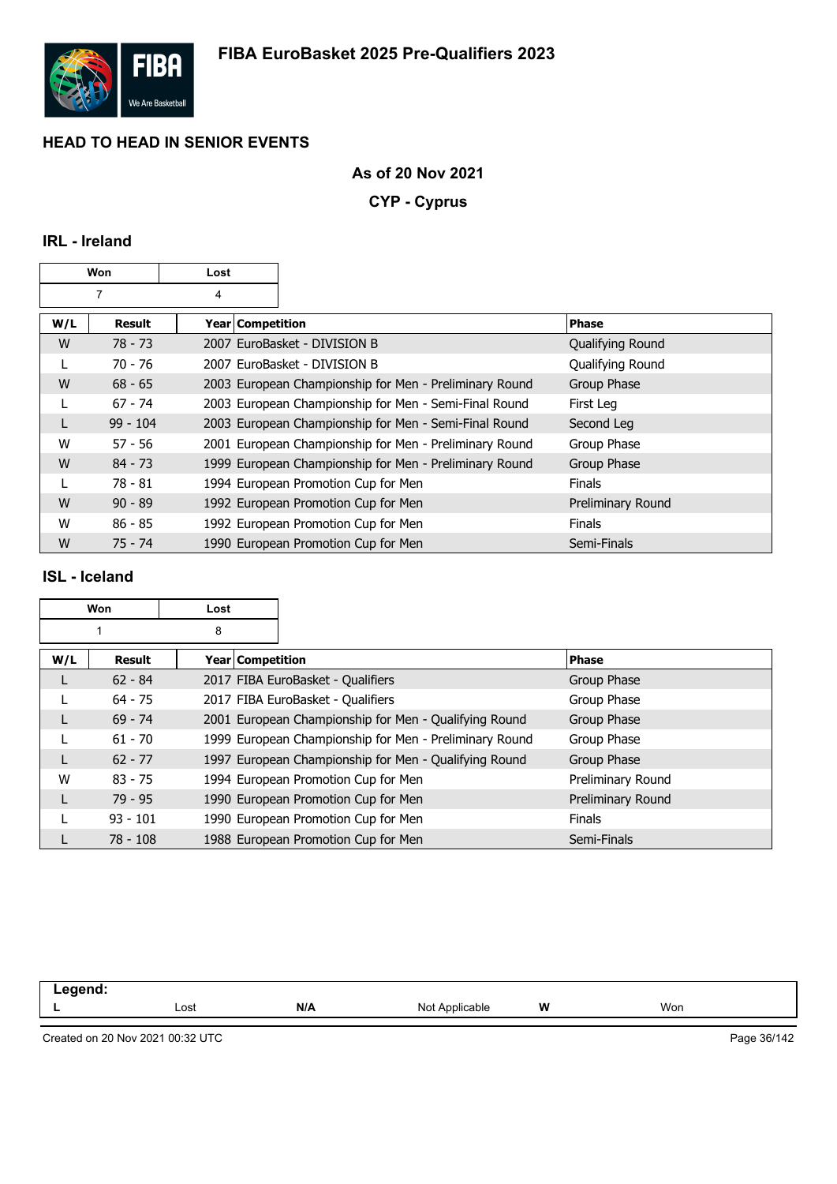# FIBA EuroBasket 2025 Pre-Qualifiers 2023

## HEAD TO HEAD IN SENIOR EVENTS

**As of 20 Nov 2021**

**CYP - Cyprus**

### IRL - Ireland

| Won | Lost |
|---|---|
| 7 | 4 |

| W/L | Result | Year | Competition | Phase |
|---|---|---|---|---|
| W | 78 - 73 | 2007 | EuroBasket - DIVISION B | Qualifying Round |
| L | 70 - 76 | 2007 | EuroBasket - DIVISION B | Qualifying Round |
| W | 68 - 65 | 2003 | European Championship for Men - Preliminary Round | Group Phase |
| L | 67 - 74 | 2003 | European Championship for Men - Semi-Final Round | First Leg |
| L | 99 - 104 | 2003 | European Championship for Men - Semi-Final Round | Second Leg |
| W | 57 - 56 | 2001 | European Championship for Men - Preliminary Round | Group Phase |
| W | 84 - 73 | 1999 | European Championship for Men - Preliminary Round | Group Phase |
| L | 78 - 81 | 1994 | European Promotion Cup for Men | Finals |
| W | 90 - 89 | 1992 | European Promotion Cup for Men | Preliminary Round |
| W | 86 - 85 | 1992 | European Promotion Cup for Men | Finals |
| W | 75 - 74 | 1990 | European Promotion Cup for Men | Semi-Finals |

### ISL - Iceland

| Won | Lost |
|---|---|
| 1 | 8 |

| W/L | Result | Year | Competition | Phase |
|---|---|---|---|---|
| L | 62 - 84 | 2017 | FIBA EuroBasket - Qualifiers | Group Phase |
| L | 64 - 75 | 2017 | FIBA EuroBasket - Qualifiers | Group Phase |
| L | 69 - 74 | 2001 | European Championship for Men - Qualifying Round | Group Phase |
| L | 61 - 70 | 1999 | European Championship for Men - Preliminary Round | Group Phase |
| L | 62 - 77 | 1997 | European Championship for Men - Qualifying Round | Group Phase |
| W | 83 - 75 | 1994 | European Promotion Cup for Men | Preliminary Round |
| L | 79 - 95 | 1990 | European Promotion Cup for Men | Preliminary Round |
| L | 93 - 101 | 1990 | European Promotion Cup for Men | Finals |
| L | 78 - 108 | 1988 | European Promotion Cup for Men | Semi-Finals |

**Legend:**

| L | Lost | N/A | Not Applicable | W | Won |
|---|---|---|---|---|---|

Created on 20 Nov 2021 00:32 UTC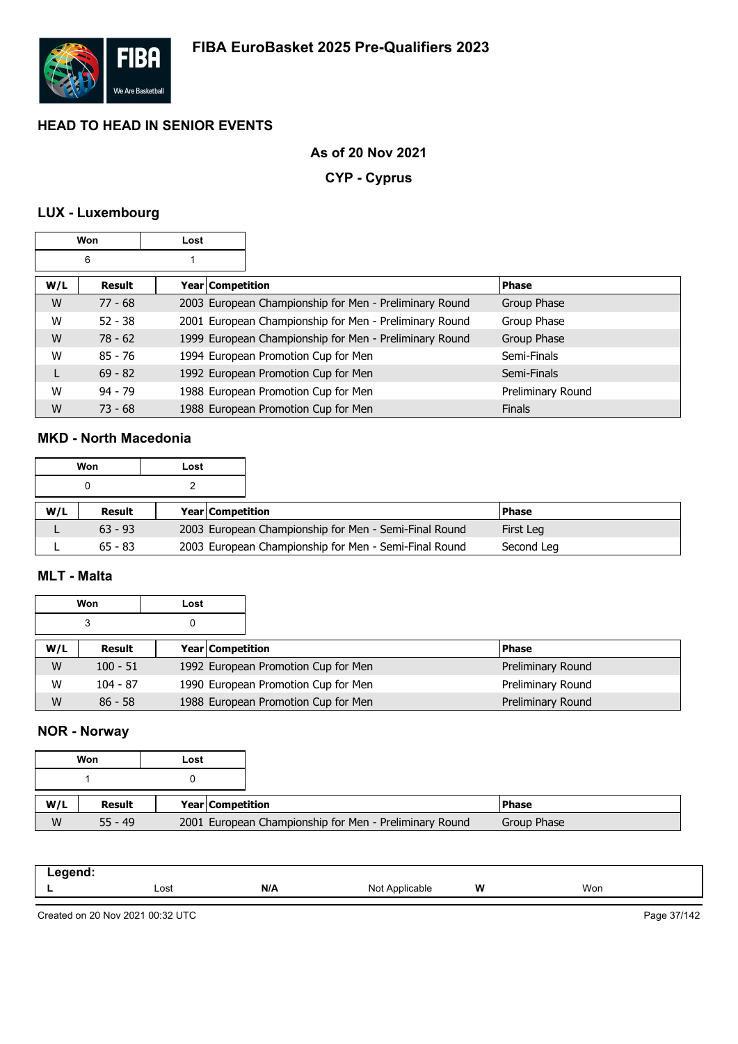# FIBA EuroBasket 2025 Pre-Qualifiers 2023

## HEAD TO HEAD IN SENIOR EVENTS

### As of 20 Nov 2021

### CYP - Cyprus

### LUX - Luxembourg

| Won | Lost |
|---|---|
| 6 | 1 |

| W/L | Result | Year | Competition | Phase |
|---|---|---|---|---|
| W | 77 - 68 | 2003 | European Championship for Men - Preliminary Round | Group Phase |
| W | 52 - 38 | 2001 | European Championship for Men - Preliminary Round | Group Phase |
| W | 78 - 62 | 1999 | European Championship for Men - Preliminary Round | Group Phase |
| W | 85 - 76 | 1994 | European Promotion Cup for Men | Semi-Finals |
| L | 69 - 82 | 1992 | European Promotion Cup for Men | Semi-Finals |
| W | 94 - 79 | 1988 | European Promotion Cup for Men | Preliminary Round |
| W | 73 - 68 | 1988 | European Promotion Cup for Men | Finals |

### MKD - North Macedonia

| Won | Lost |
|---|---|
| 0 | 2 |

| W/L | Result | Year | Competition | Phase |
|---|---|---|---|---|
| L | 63 - 93 | 2003 | European Championship for Men - Semi-Final Round | First Leg |
| L | 65 - 83 | 2003 | European Championship for Men - Semi-Final Round | Second Leg |

### MLT - Malta

| Won | Lost |
|---|---|
| 3 | 0 |

| W/L | Result | Year | Competition | Phase |
|---|---|---|---|---|
| W | 100 - 51 | 1992 | European Promotion Cup for Men | Preliminary Round |
| W | 104 - 87 | 1990 | European Promotion Cup for Men | Preliminary Round |
| W | 86 - 58 | 1988 | European Promotion Cup for Men | Preliminary Round |

### NOR - Norway

| Won | Lost |
|---|---|
| 1 | 0 |

| W/L | Result | Year | Competition | Phase |
|---|---|---|---|---|
| W | 55 - 49 | 2001 | European Championship for Men - Preliminary Round | Group Phase |

| Legend: | | | | | |
|---|---|---|---|---|---|
| L | Lost | N/A | Not Applicable | W | Won |

Created on 20 Nov 2021 00:32 UTC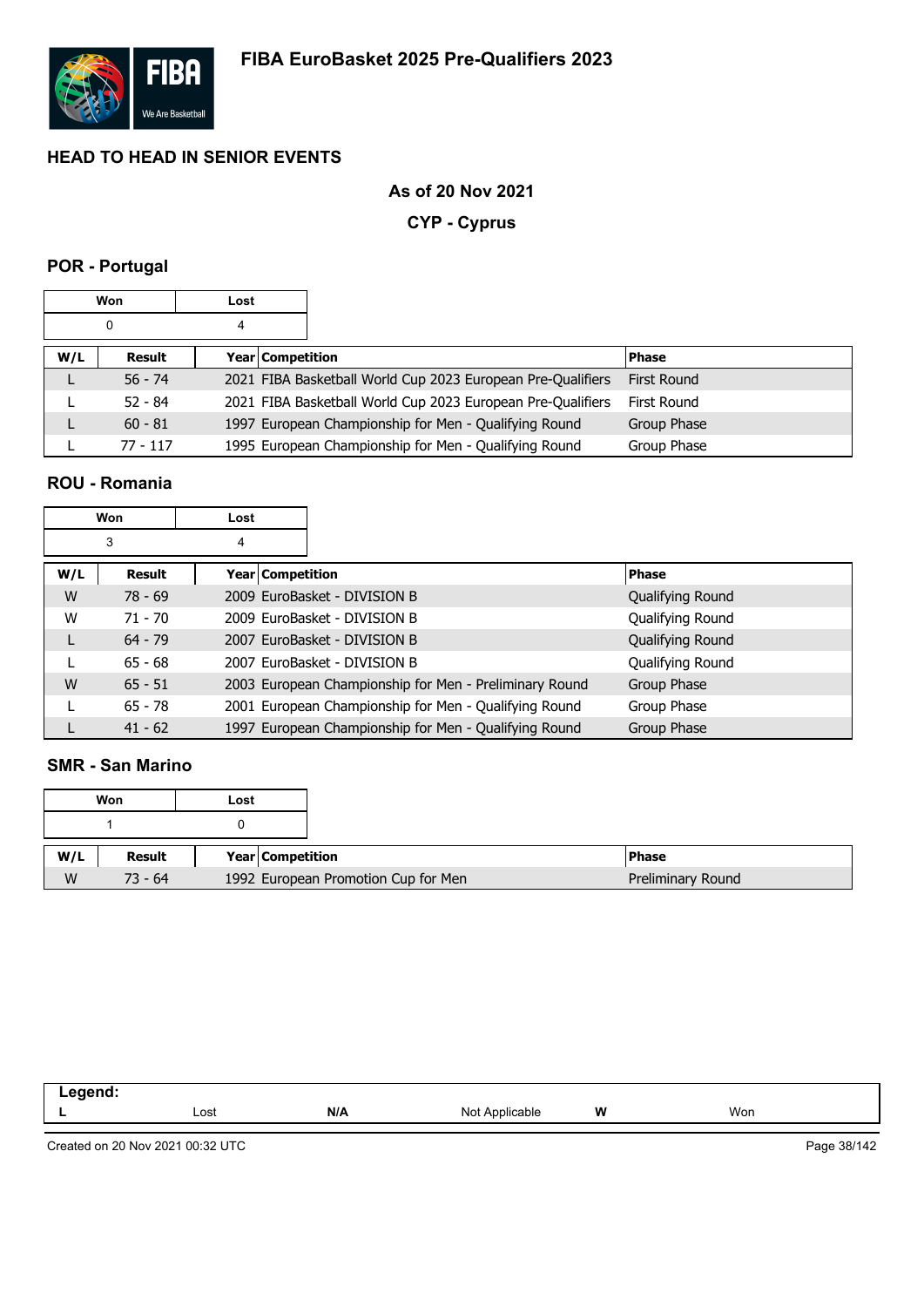# FIBA EuroBasket 2025 Pre-Qualifiers 2023

## HEAD TO HEAD IN SENIOR EVENTS

**As of 20 Nov 2021**

**CYP - Cyprus**

### POR - Portugal

| Won | Lost |
|---|---|
| 0 | 4 |

| W/L | Result | Year | Competition | Phase |
|---|---|---|---|---|
| L | 56 - 74 | 2021 | FIBA Basketball World Cup 2023 European Pre-Qualifiers | First Round |
| L | 52 - 84 | 2021 | FIBA Basketball World Cup 2023 European Pre-Qualifiers | First Round |
| L | 60 - 81 | 1997 | European Championship for Men - Qualifying Round | Group Phase |
| L | 77 - 117 | 1995 | European Championship for Men - Qualifying Round | Group Phase |

### ROU - Romania

| Won | Lost |
|---|---|
| 3 | 4 |

| W/L | Result | Year | Competition | Phase |
|---|---|---|---|---|
| W | 78 - 69 | 2009 | EuroBasket - DIVISION B | Qualifying Round |
| W | 71 - 70 | 2009 | EuroBasket - DIVISION B | Qualifying Round |
| L | 64 - 79 | 2007 | EuroBasket - DIVISION B | Qualifying Round |
| L | 65 - 68 | 2007 | EuroBasket - DIVISION B | Qualifying Round |
| W | 65 - 51 | 2003 | European Championship for Men - Preliminary Round | Group Phase |
| L | 65 - 78 | 2001 | European Championship for Men - Qualifying Round | Group Phase |
| L | 41 - 62 | 1997 | European Championship for Men - Qualifying Round | Group Phase |

### SMR - San Marino

| Won | Lost |
|---|---|
| 1 | 0 |

| W/L | Result | Year | Competition | Phase |
|---|---|---|---|---|
| W | 73 - 64 | 1992 | European Promotion Cup for Men | Preliminary Round |

| Legend: | | | | | |
|---|---|---|---|---|---|
| L | Lost | N/A | Not Applicable | W | Won |

Created on 20 Nov 2021 00:32 UTC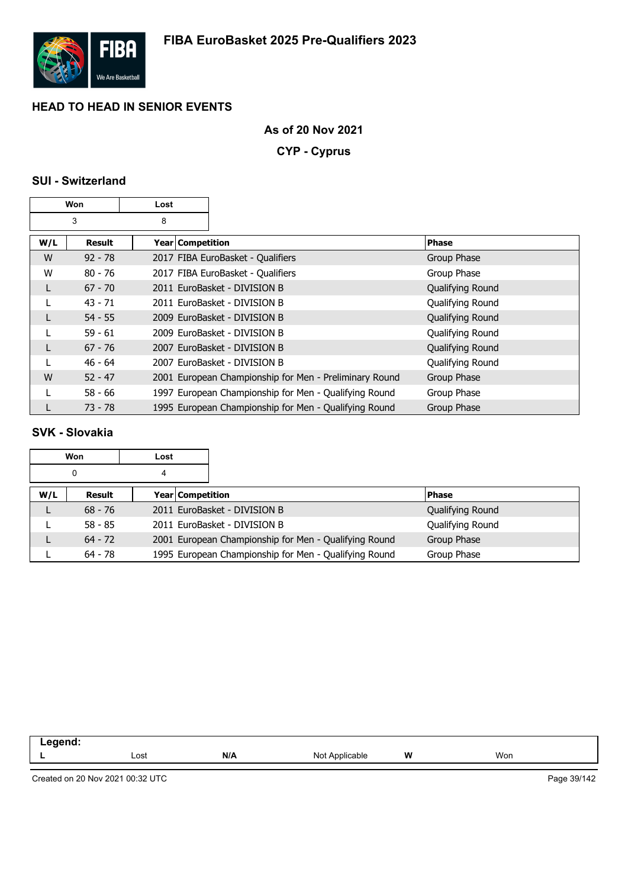# FIBA EuroBasket 2025 Pre-Qualifiers 2023

## HEAD TO HEAD IN SENIOR EVENTS

### As of 20 Nov 2021

### CYP - Cyprus

### SUI - Switzerland

| Won | Lost |
|---|---|
| 3 | 8 |

| W/L | Result | Year | Competition | Phase |
|---|---|---|---|---|
| W | 92 - 78 | 2017 | FIBA EuroBasket - Qualifiers | Group Phase |
| W | 80 - 76 | 2017 | FIBA EuroBasket - Qualifiers | Group Phase |
| L | 67 - 70 | 2011 | EuroBasket - DIVISION B | Qualifying Round |
| L | 43 - 71 | 2011 | EuroBasket - DIVISION B | Qualifying Round |
| L | 54 - 55 | 2009 | EuroBasket - DIVISION B | Qualifying Round |
| L | 59 - 61 | 2009 | EuroBasket - DIVISION B | Qualifying Round |
| L | 67 - 76 | 2007 | EuroBasket - DIVISION B | Qualifying Round |
| L | 46 - 64 | 2007 | EuroBasket - DIVISION B | Qualifying Round |
| W | 52 - 47 | 2001 | European Championship for Men - Preliminary Round | Group Phase |
| L | 58 - 66 | 1997 | European Championship for Men - Qualifying Round | Group Phase |
| L | 73 - 78 | 1995 | European Championship for Men - Qualifying Round | Group Phase |

### SVK - Slovakia

| Won | Lost |
|---|---|
| 0 | 4 |

| W/L | Result | Year | Competition | Phase |
|---|---|---|---|---|
| L | 68 - 76 | 2011 | EuroBasket - DIVISION B | Qualifying Round |
| L | 58 - 85 | 2011 | EuroBasket - DIVISION B | Qualifying Round |
| L | 64 - 72 | 2001 | European Championship for Men - Qualifying Round | Group Phase |
| L | 64 - 78 | 1995 | European Championship for Men - Qualifying Round | Group Phase |

| Legend: | | | | | |
|---|---|---|---|---|---|
| **L** | Lost | **N/A** | Not Applicable | **W** | Won |

Created on 20 Nov 2021 00:32 UTC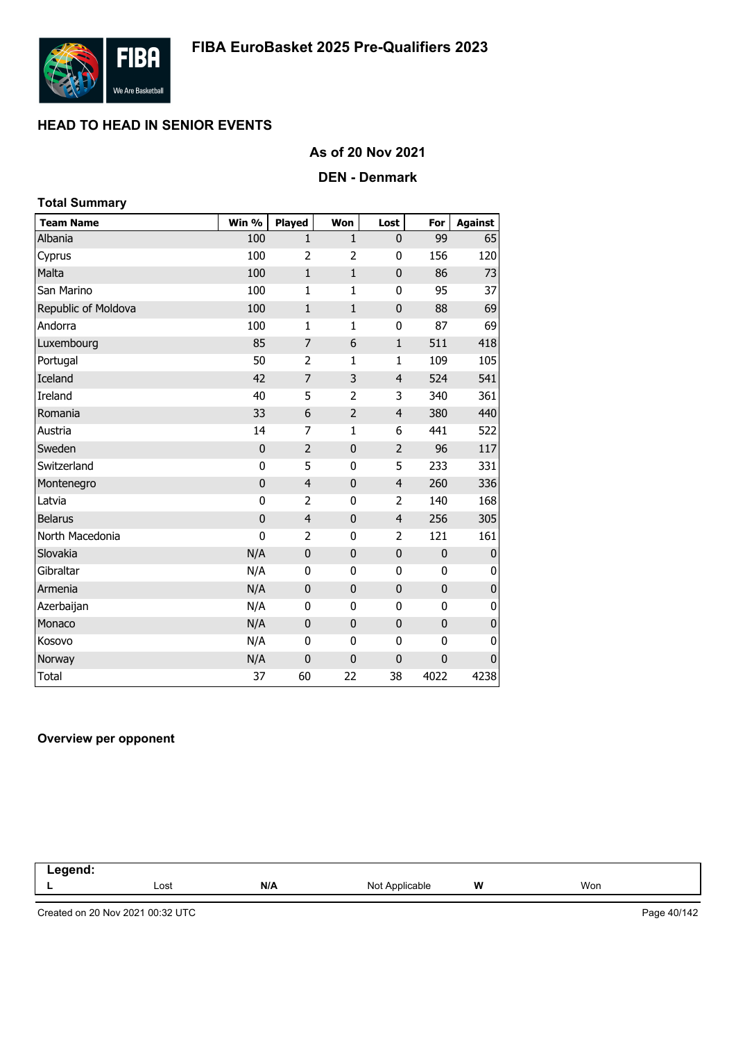# FIBA EuroBasket 2025 Pre-Qualifiers 2023

## HEAD TO HEAD IN SENIOR EVENTS

### As of 20 Nov 2021

### DEN - Denmark

**Total Summary**

| Team Name | Win % | Played | Won | Lost | For | Against |
|---|---|---|---|---|---|---|
| Albania | 100 | 1 | 1 | 0 | 99 | 65 |
| Cyprus | 100 | 2 | 2 | 0 | 156 | 120 |
| Malta | 100 | 1 | 1 | 0 | 86 | 73 |
| San Marino | 100 | 1 | 1 | 0 | 95 | 37 |
| Republic of Moldova | 100 | 1 | 1 | 0 | 88 | 69 |
| Andorra | 100 | 1 | 1 | 0 | 87 | 69 |
| Luxembourg | 85 | 7 | 6 | 1 | 511 | 418 |
| Portugal | 50 | 2 | 1 | 1 | 109 | 105 |
| Iceland | 42 | 7 | 3 | 4 | 524 | 541 |
| Ireland | 40 | 5 | 2 | 3 | 340 | 361 |
| Romania | 33 | 6 | 2 | 4 | 380 | 440 |
| Austria | 14 | 7 | 1 | 6 | 441 | 522 |
| Sweden | 0 | 2 | 0 | 2 | 96 | 117 |
| Switzerland | 0 | 5 | 0 | 5 | 233 | 331 |
| Montenegro | 0 | 4 | 0 | 4 | 260 | 336 |
| Latvia | 0 | 2 | 0 | 2 | 140 | 168 |
| Belarus | 0 | 4 | 0 | 4 | 256 | 305 |
| North Macedonia | 0 | 2 | 0 | 2 | 121 | 161 |
| Slovakia | N/A | 0 | 0 | 0 | 0 | 0 |
| Gibraltar | N/A | 0 | 0 | 0 | 0 | 0 |
| Armenia | N/A | 0 | 0 | 0 | 0 | 0 |
| Azerbaijan | N/A | 0 | 0 | 0 | 0 | 0 |
| Monaco | N/A | 0 | 0 | 0 | 0 | 0 |
| Kosovo | N/A | 0 | 0 | 0 | 0 | 0 |
| Norway | N/A | 0 | 0 | 0 | 0 | 0 |
| Total | 37 | 60 | 22 | 38 | 4022 | 4238 |

**Overview per opponent**

| Legend: | | | | | |
|---|---|---|---|---|---|
| L | Lost | N/A | Not Applicable | W | Won |

Created on 20 Nov 2021 00:32 UTC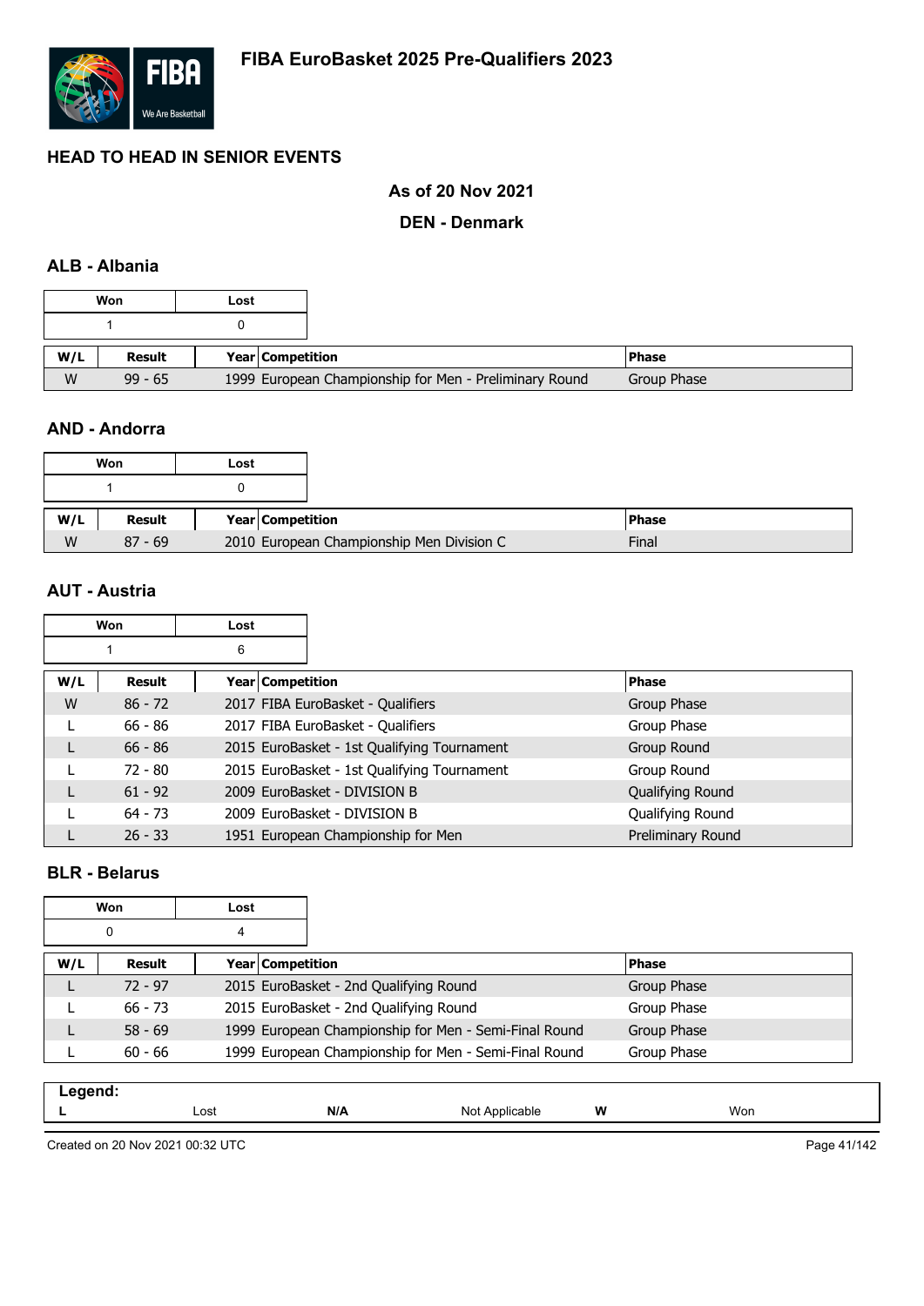# FIBA EuroBasket 2025 Pre-Qualifiers 2023

## HEAD TO HEAD IN SENIOR EVENTS

### As of 20 Nov 2021

### DEN - Denmark

### ALB - Albania

| Won | Lost |
|---|---|
| 1 | 0 |

| W/L | Result | Year | Competition | Phase |
|---|---|---|---|---|
| W | 99 - 65 | 1999 | European Championship for Men - Preliminary Round | Group Phase |

### AND - Andorra

| Won | Lost |
|---|---|
| 1 | 0 |

| W/L | Result | Year | Competition | Phase |
|---|---|---|---|---|
| W | 87 - 69 | 2010 | European Championship Men Division C | Final |

### AUT - Austria

| Won | Lost |
|---|---|
| 1 | 6 |

| W/L | Result | Year | Competition | Phase |
|---|---|---|---|---|
| W | 86 - 72 | 2017 | FIBA EuroBasket - Qualifiers | Group Phase |
| L | 66 - 86 | 2017 | FIBA EuroBasket - Qualifiers | Group Phase |
| L | 66 - 86 | 2015 | EuroBasket - 1st Qualifying Tournament | Group Round |
| L | 72 - 80 | 2015 | EuroBasket - 1st Qualifying Tournament | Group Round |
| L | 61 - 92 | 2009 | EuroBasket - DIVISION B | Qualifying Round |
| L | 64 - 73 | 2009 | EuroBasket - DIVISION B | Qualifying Round |
| L | 26 - 33 | 1951 | European Championship for Men | Preliminary Round |

### BLR - Belarus

| Won | Lost |
|---|---|
| 0 | 4 |

| W/L | Result | Year | Competition | Phase |
|---|---|---|---|---|
| L | 72 - 97 | 2015 | EuroBasket - 2nd Qualifying Round | Group Phase |
| L | 66 - 73 | 2015 | EuroBasket - 2nd Qualifying Round | Group Phase |
| L | 58 - 69 | 1999 | European Championship for Men - Semi-Final Round | Group Phase |
| L | 60 - 66 | 1999 | European Championship for Men - Semi-Final Round | Group Phase |

**Legend:**

| L | Lost | N/A | Not Applicable | W | Won |
|---|---|---|---|---|---|

Created on 20 Nov 2021 00:32 UTC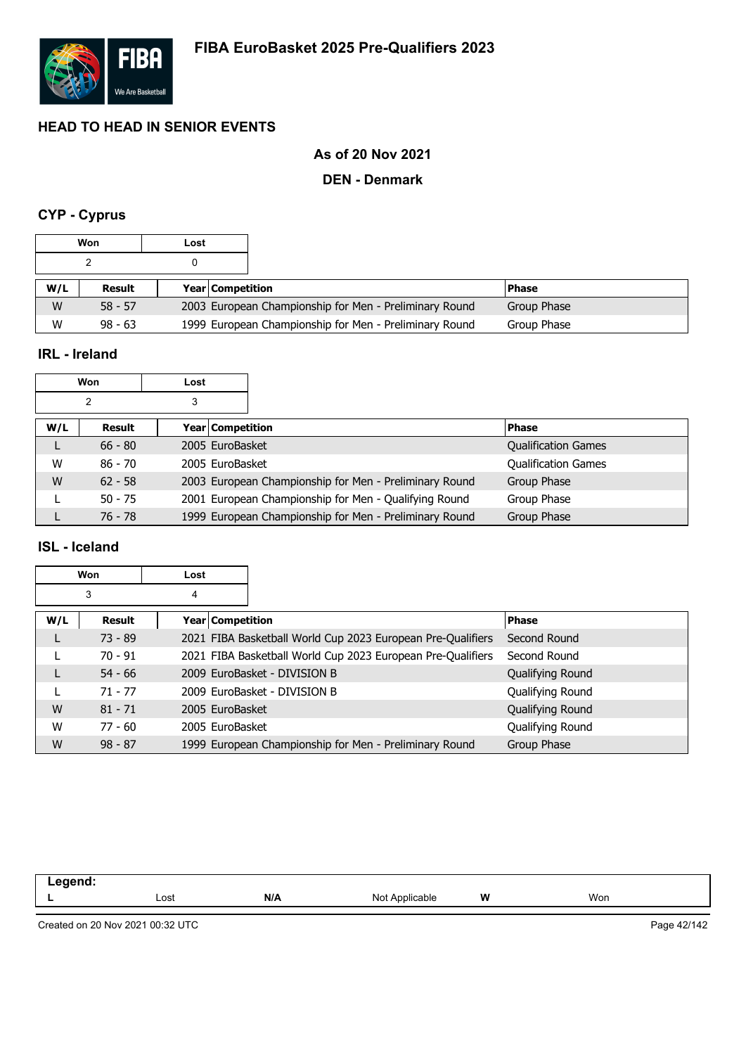# FIBA EuroBasket 2025 Pre-Qualifiers 2023

## HEAD TO HEAD IN SENIOR EVENTS

### As of 20 Nov 2021

### DEN - Denmark

### CYP - Cyprus

| Won | Lost |
|---|---|
| 2 | 0 |

| W/L | Result | Year | Competition | Phase |
|---|---|---|---|---|
| W | 58 - 57 | 2003 | European Championship for Men - Preliminary Round | Group Phase |
| W | 98 - 63 | 1999 | European Championship for Men - Preliminary Round | Group Phase |

### IRL - Ireland

| Won | Lost |
|---|---|
| 2 | 3 |

| W/L | Result | Year | Competition | Phase |
|---|---|---|---|---|
| L | 66 - 80 | 2005 | EuroBasket | Qualification Games |
| W | 86 - 70 | 2005 | EuroBasket | Qualification Games |
| W | 62 - 58 | 2003 | European Championship for Men - Preliminary Round | Group Phase |
| L | 50 - 75 | 2001 | European Championship for Men - Qualifying Round | Group Phase |
| L | 76 - 78 | 1999 | European Championship for Men - Preliminary Round | Group Phase |

### ISL - Iceland

| Won | Lost |
|---|---|
| 3 | 4 |

| W/L | Result | Year | Competition | Phase |
|---|---|---|---|---|
| L | 73 - 89 | 2021 | FIBA Basketball World Cup 2023 European Pre-Qualifiers | Second Round |
| L | 70 - 91 | 2021 | FIBA Basketball World Cup 2023 European Pre-Qualifiers | Second Round |
| L | 54 - 66 | 2009 | EuroBasket - DIVISION B | Qualifying Round |
| L | 71 - 77 | 2009 | EuroBasket - DIVISION B | Qualifying Round |
| W | 81 - 71 | 2005 | EuroBasket | Qualifying Round |
| W | 77 - 60 | 2005 | EuroBasket | Qualifying Round |
| W | 98 - 87 | 1999 | European Championship for Men - Preliminary Round | Group Phase |

**Legend:**

| | | | | | |
|---|---|---|---|---|---|
| **L** | Lost | **N/A** | Not Applicable | **W** | Won |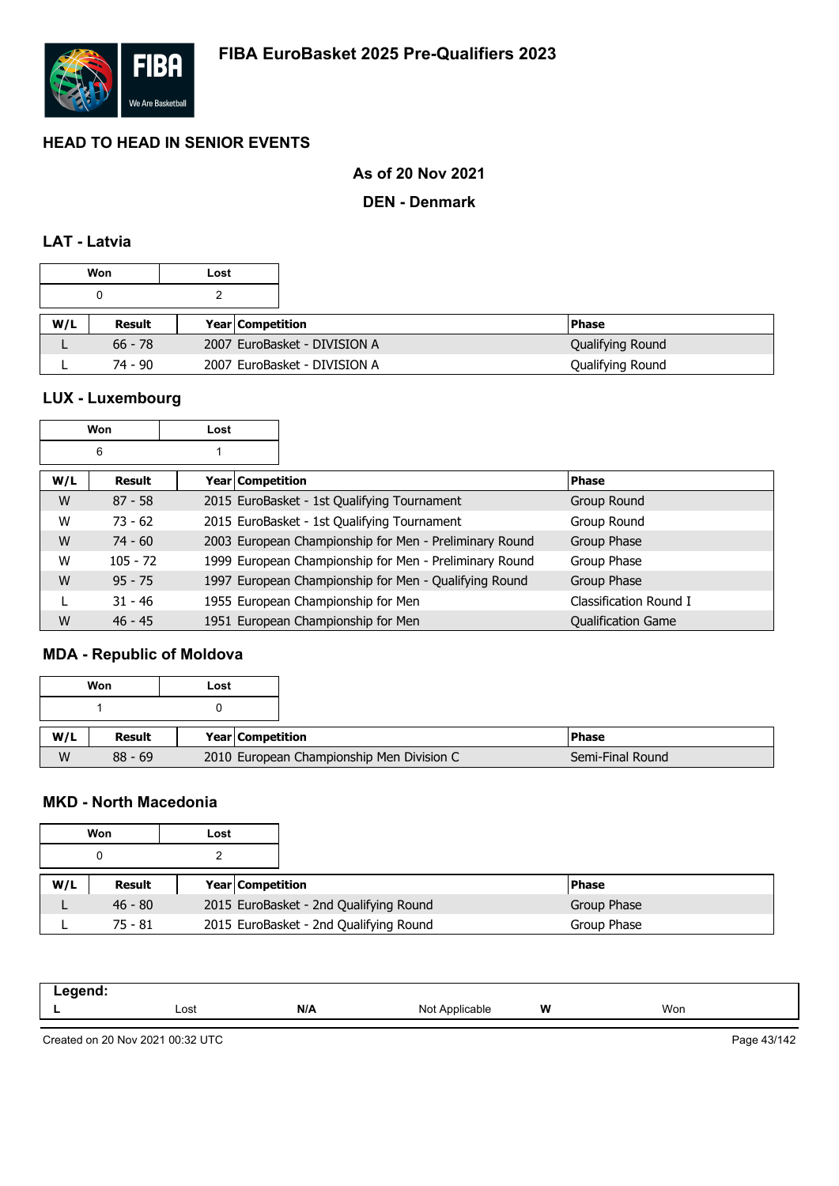# FIBA EuroBasket 2025 Pre-Qualifiers 2023

## HEAD TO HEAD IN SENIOR EVENTS

### As of 20 Nov 2021

### DEN - Denmark

### LAT - Latvia

| Won | Lost |
|---|---|
| 0 | 2 |

| W/L | Result | Year | Competition | Phase |
|---|---|---|---|---|
| L | 66 - 78 | 2007 | EuroBasket - DIVISION A | Qualifying Round |
| L | 74 - 90 | 2007 | EuroBasket - DIVISION A | Qualifying Round |

### LUX - Luxembourg

| Won | Lost |
|---|---|
| 6 | 1 |

| W/L | Result | Year | Competition | Phase |
|---|---|---|---|---|
| W | 87 - 58 | 2015 | EuroBasket - 1st Qualifying Tournament | Group Round |
| W | 73 - 62 | 2015 | EuroBasket - 1st Qualifying Tournament | Group Round |
| W | 74 - 60 | 2003 | European Championship for Men - Preliminary Round | Group Phase |
| W | 105 - 72 | 1999 | European Championship for Men - Preliminary Round | Group Phase |
| W | 95 - 75 | 1997 | European Championship for Men - Qualifying Round | Group Phase |
| L | 31 - 46 | 1955 | European Championship for Men | Classification Round I |
| W | 46 - 45 | 1951 | European Championship for Men | Qualification Game |

### MDA - Republic of Moldova

| Won | Lost |
|---|---|
| 1 | 0 |

| W/L | Result | Year | Competition | Phase |
|---|---|---|---|---|
| W | 88 - 69 | 2010 | European Championship Men Division C | Semi-Final Round |

### MKD - North Macedonia

| Won | Lost |
|---|---|
| 0 | 2 |

| W/L | Result | Year | Competition | Phase |
|---|---|---|---|---|
| L | 46 - 80 | 2015 | EuroBasket - 2nd Qualifying Round | Group Phase |
| L | 75 - 81 | 2015 | EuroBasket - 2nd Qualifying Round | Group Phase |

| Legend: | | | | | |
|---|---|---|---|---|---|
| L | Lost | N/A | Not Applicable | W | Won |

Created on 20 Nov 2021 00:32 UTC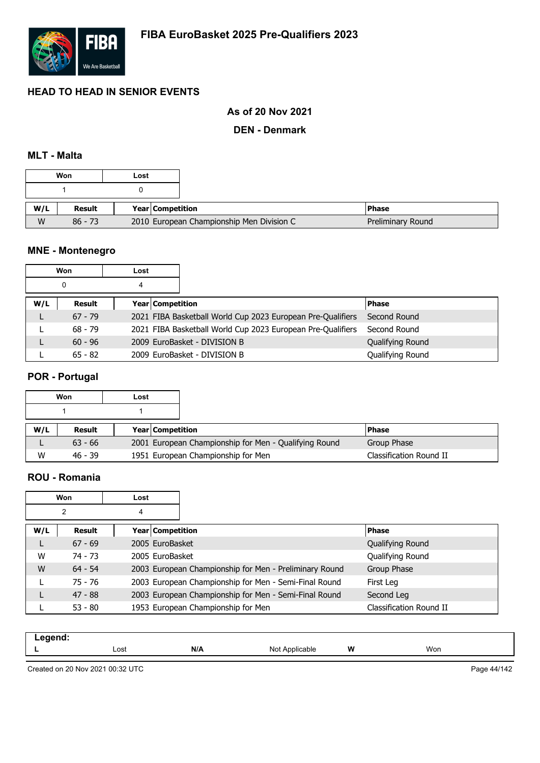# FIBA EuroBasket 2025 Pre-Qualifiers 2023

## HEAD TO HEAD IN SENIOR EVENTS

### As of 20 Nov 2021

### DEN - Denmark

### MLT - Malta

| Won | Lost |
|---|---|
| 1 | 0 |

| W/L | Result | Year | Competition | Phase |
|---|---|---|---|---|
| W | 86 - 73 | 2010 | European Championship Men Division C | Preliminary Round |

### MNE - Montenegro

| Won | Lost |
|---|---|
| 0 | 4 |

| W/L | Result | Year | Competition | Phase |
|---|---|---|---|---|
| L | 67 - 79 | 2021 | FIBA Basketball World Cup 2023 European Pre-Qualifiers | Second Round |
| L | 68 - 79 | 2021 | FIBA Basketball World Cup 2023 European Pre-Qualifiers | Second Round |
| L | 60 - 96 | 2009 | EuroBasket - DIVISION B | Qualifying Round |
| L | 65 - 82 | 2009 | EuroBasket - DIVISION B | Qualifying Round |

### POR - Portugal

| Won | Lost |
|---|---|
| 1 | 1 |

| W/L | Result | Year | Competition | Phase |
|---|---|---|---|---|
| L | 63 - 66 | 2001 | European Championship for Men - Qualifying Round | Group Phase |
| W | 46 - 39 | 1951 | European Championship for Men | Classification Round II |

### ROU - Romania

| Won | Lost |
|---|---|
| 2 | 4 |

| W/L | Result | Year | Competition | Phase |
|---|---|---|---|---|
| L | 67 - 69 | 2005 | EuroBasket | Qualifying Round |
| W | 74 - 73 | 2005 | EuroBasket | Qualifying Round |
| W | 64 - 54 | 2003 | European Championship for Men - Preliminary Round | Group Phase |
| L | 75 - 76 | 2003 | European Championship for Men - Semi-Final Round | First Leg |
| L | 47 - 88 | 2003 | European Championship for Men - Semi-Final Round | Second Leg |
| L | 53 - 80 | 1953 | European Championship for Men | Classification Round II |

**Legend:**

| L | Lost | N/A | Not Applicable | W | Won |
|---|---|---|---|---|---|

Created on 20 Nov 2021 00:32 UTC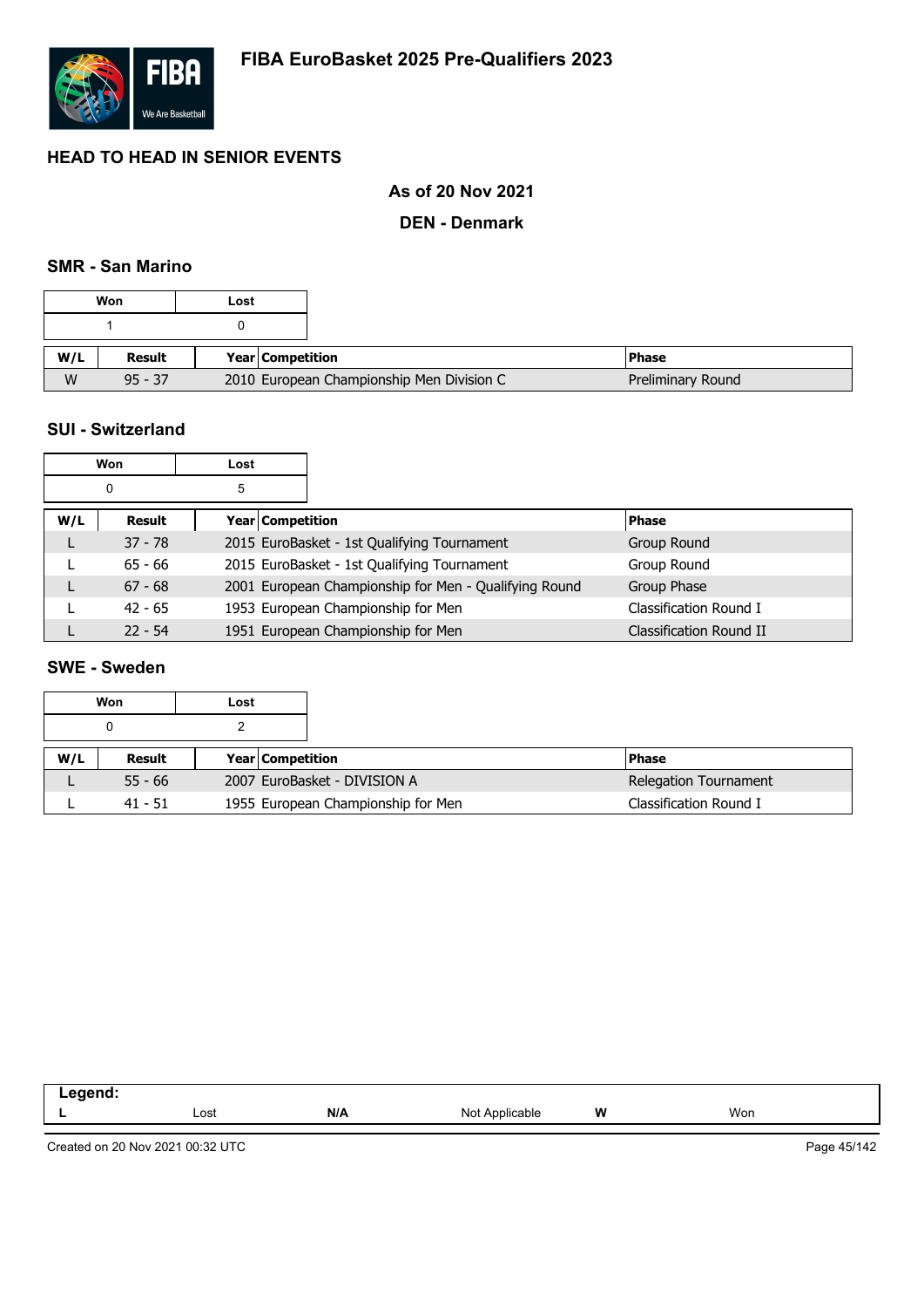# FIBA EuroBasket 2025 Pre-Qualifiers 2023

## HEAD TO HEAD IN SENIOR EVENTS

### As of 20 Nov 2021

### DEN - Denmark

### SMR - San Marino

| Won | Lost |
|---|---|
| 1 | 0 |

| W/L | Result | Year | Competition | Phase |
|---|---|---|---|---|
| W | 95 - 37 | 2010 | European Championship Men Division C | Preliminary Round |

### SUI - Switzerland

| Won | Lost |
|---|---|
| 0 | 5 |

| W/L | Result | Year | Competition | Phase |
|---|---|---|---|---|
| L | 37 - 78 | 2015 | EuroBasket - 1st Qualifying Tournament | Group Round |
| L | 65 - 66 | 2015 | EuroBasket - 1st Qualifying Tournament | Group Round |
| L | 67 - 68 | 2001 | European Championship for Men - Qualifying Round | Group Phase |
| L | 42 - 65 | 1953 | European Championship for Men | Classification Round I |
| L | 22 - 54 | 1951 | European Championship for Men | Classification Round II |

### SWE - Sweden

| Won | Lost |
|---|---|
| 0 | 2 |

| W/L | Result | Year | Competition | Phase |
|---|---|---|---|---|
| L | 55 - 66 | 2007 | EuroBasket - DIVISION A | Relegation Tournament |
| L | 41 - 51 | 1955 | European Championship for Men | Classification Round I |

| Legend: | | | | | |
|---|---|---|---|---|---|
| L | Lost | N/A | Not Applicable | W | Won |

Created on 20 Nov 2021 00:32 UTC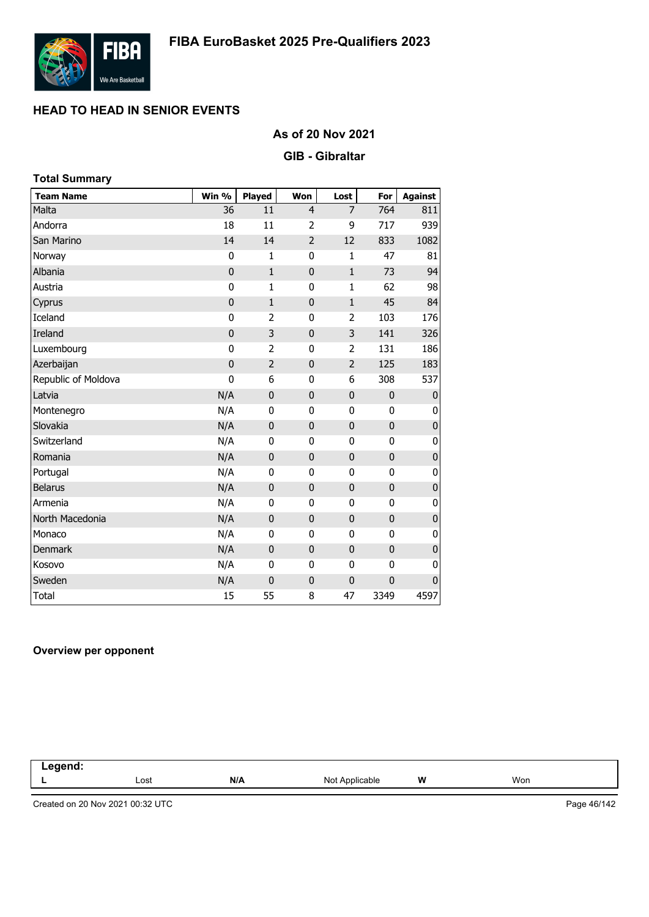# FIBA EuroBasket 2025 Pre-Qualifiers 2023

## HEAD TO HEAD IN SENIOR EVENTS

### As of 20 Nov 2021

### GIB - Gibraltar

**Total Summary**

| Team Name | Win % | Played | Won | Lost | For | Against |
|---|---|---|---|---|---|---|
| Malta | 36 | 11 | 4 | 7 | 764 | 811 |
| Andorra | 18 | 11 | 2 | 9 | 717 | 939 |
| San Marino | 14 | 14 | 2 | 12 | 833 | 1082 |
| Norway | 0 | 1 | 0 | 1 | 47 | 81 |
| Albania | 0 | 1 | 0 | 1 | 73 | 94 |
| Austria | 0 | 1 | 0 | 1 | 62 | 98 |
| Cyprus | 0 | 1 | 0 | 1 | 45 | 84 |
| Iceland | 0 | 2 | 0 | 2 | 103 | 176 |
| Ireland | 0 | 3 | 0 | 3 | 141 | 326 |
| Luxembourg | 0 | 2 | 0 | 2 | 131 | 186 |
| Azerbaijan | 0 | 2 | 0 | 2 | 125 | 183 |
| Republic of Moldova | 0 | 6 | 0 | 6 | 308 | 537 |
| Latvia | N/A | 0 | 0 | 0 | 0 | 0 |
| Montenegro | N/A | 0 | 0 | 0 | 0 | 0 |
| Slovakia | N/A | 0 | 0 | 0 | 0 | 0 |
| Switzerland | N/A | 0 | 0 | 0 | 0 | 0 |
| Romania | N/A | 0 | 0 | 0 | 0 | 0 |
| Portugal | N/A | 0 | 0 | 0 | 0 | 0 |
| Belarus | N/A | 0 | 0 | 0 | 0 | 0 |
| Armenia | N/A | 0 | 0 | 0 | 0 | 0 |
| North Macedonia | N/A | 0 | 0 | 0 | 0 | 0 |
| Monaco | N/A | 0 | 0 | 0 | 0 | 0 |
| Denmark | N/A | 0 | 0 | 0 | 0 | 0 |
| Kosovo | N/A | 0 | 0 | 0 | 0 | 0 |
| Sweden | N/A | 0 | 0 | 0 | 0 | 0 |
| Total | 15 | 55 | 8 | 47 | 3349 | 4597 |

**Overview per opponent**

| Legend: | | | | | |
|---|---|---|---|---|---|
| L | Lost | N/A | Not Applicable | W | Won |

Created on 20 Nov 2021 00:32 UTC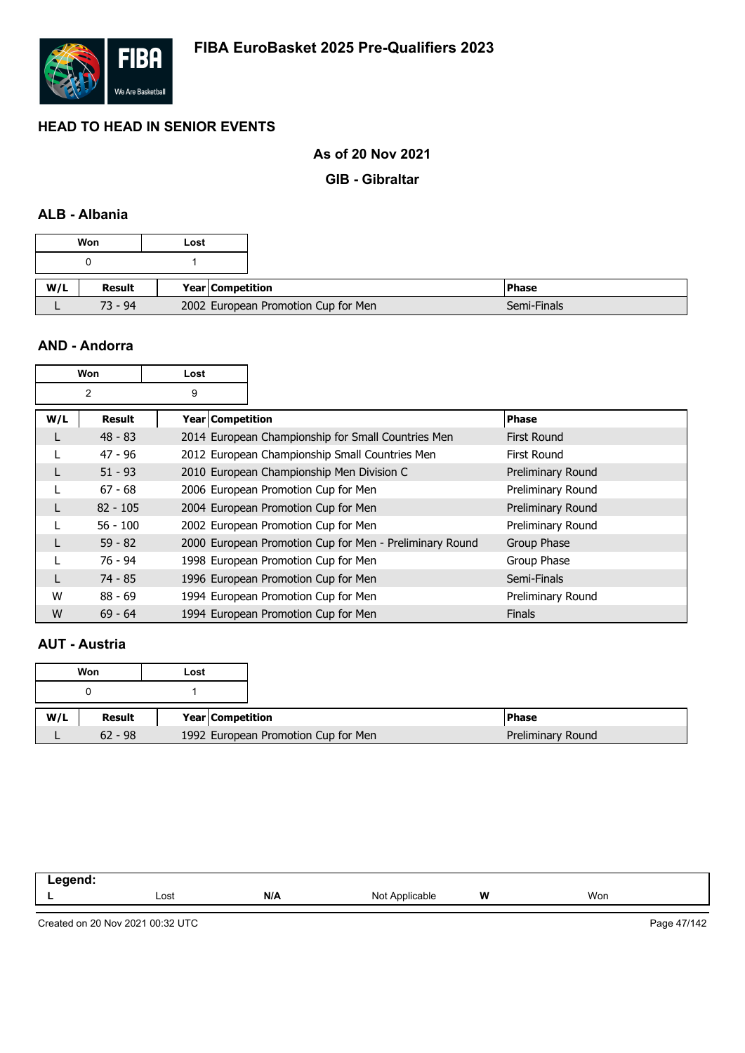# FIBA EuroBasket 2025 Pre-Qualifiers 2023

## HEAD TO HEAD IN SENIOR EVENTS

### As of 20 Nov 2021

### GIB - Gibraltar

### ALB - Albania

| Won | Lost |
|---|---|
| 0 | 1 |

| W/L | Result | Year | Competition | Phase |
|---|---|---|---|---|
| L | 73 - 94 | 2002 | European Promotion Cup for Men | Semi-Finals |

### AND - Andorra

| Won | Lost |
|---|---|
| 2 | 9 |

| W/L | Result | Year | Competition | Phase |
|---|---|---|---|---|
| L | 48 - 83 | 2014 | European Championship for Small Countries Men | First Round |
| L | 47 - 96 | 2012 | European Championship Small Countries Men | First Round |
| L | 51 - 93 | 2010 | European Championship Men Division C | Preliminary Round |
| L | 67 - 68 | 2006 | European Promotion Cup for Men | Preliminary Round |
| L | 82 - 105 | 2004 | European Promotion Cup for Men | Preliminary Round |
| L | 56 - 100 | 2002 | European Promotion Cup for Men | Preliminary Round |
| L | 59 - 82 | 2000 | European Promotion Cup for Men - Preliminary Round | Group Phase |
| L | 76 - 94 | 1998 | European Promotion Cup for Men | Group Phase |
| L | 74 - 85 | 1996 | European Promotion Cup for Men | Semi-Finals |
| W | 88 - 69 | 1994 | European Promotion Cup for Men | Preliminary Round |
| W | 69 - 64 | 1994 | European Promotion Cup for Men | Finals |

### AUT - Austria

| Won | Lost |
|---|---|
| 0 | 1 |

| W/L | Result | Year | Competition | Phase |
|---|---|---|---|---|
| L | 62 - 98 | 1992 | European Promotion Cup for Men | Preliminary Round |

| Legend: | | | | | |
|---|---|---|---|---|---|
| L | Lost | N/A | Not Applicable | W | Won |

Created on 20 Nov 2021 00:32 UTC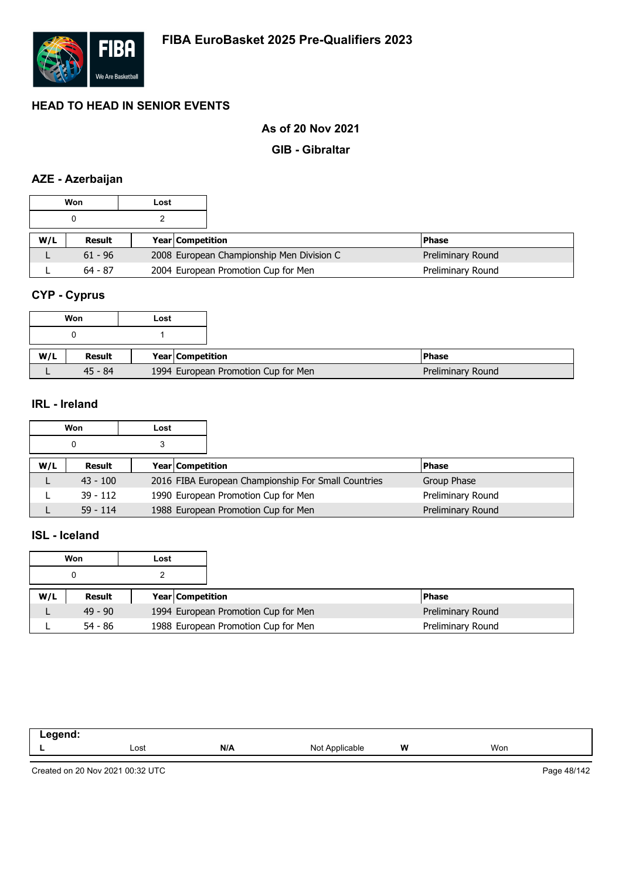# FIBA EuroBasket 2025 Pre-Qualifiers 2023

## HEAD TO HEAD IN SENIOR EVENTS

### As of 20 Nov 2021

### GIB - Gibraltar

### AZE - Azerbaijan

| Won | Lost |
|---|---|
| 0 | 2 |

| W/L | Result | Year | Competition | Phase |
|---|---|---|---|---|
| L | 61 - 96 | 2008 | European Championship Men Division C | Preliminary Round |
| L | 64 - 87 | 2004 | European Promotion Cup for Men | Preliminary Round |

### CYP - Cyprus

| Won | Lost |
|---|---|
| 0 | 1 |

| W/L | Result | Year | Competition | Phase |
|---|---|---|---|---|
| L | 45 - 84 | 1994 | European Promotion Cup for Men | Preliminary Round |

### IRL - Ireland

| Won | Lost |
|---|---|
| 0 | 3 |

| W/L | Result | Year | Competition | Phase |
|---|---|---|---|---|
| L | 43 - 100 | 2016 | FIBA European Championship For Small Countries | Group Phase |
| L | 39 - 112 | 1990 | European Promotion Cup for Men | Preliminary Round |
| L | 59 - 114 | 1988 | European Promotion Cup for Men | Preliminary Round |

### ISL - Iceland

| Won | Lost |
|---|---|
| 0 | 2 |

| W/L | Result | Year | Competition | Phase |
|---|---|---|---|---|
| L | 49 - 90 | 1994 | European Promotion Cup for Men | Preliminary Round |
| L | 54 - 86 | 1988 | European Promotion Cup for Men | Preliminary Round |

| Legend: | | | | | |
|---|---|---|---|---|---|
| L | Lost | N/A | Not Applicable | W | Won |

Created on 20 Nov 2021 00:32 UTC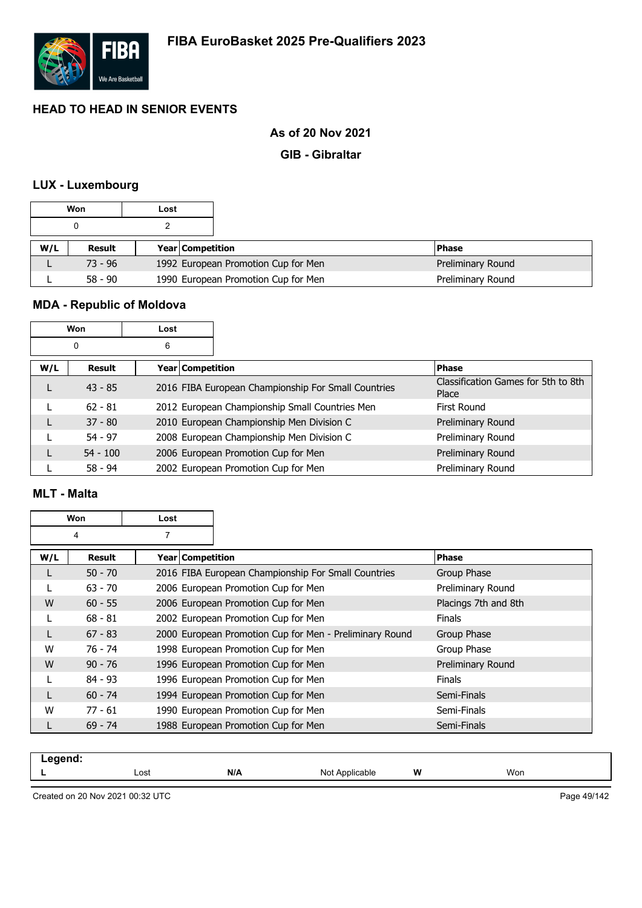# FIBA EuroBasket 2025 Pre-Qualifiers 2023

## HEAD TO HEAD IN SENIOR EVENTS

**As of 20 Nov 2021**

**GIB - Gibraltar**

### LUX - Luxembourg

| Won | Lost |
|---|---|
| 0 | 2 |

| W/L | Result | Year | Competition | Phase |
|---|---|---|---|---|
| L | 73 - 96 | 1992 | European Promotion Cup for Men | Preliminary Round |
| L | 58 - 90 | 1990 | European Promotion Cup for Men | Preliminary Round |

### MDA - Republic of Moldova

| Won | Lost |
|---|---|
| 0 | 6 |

| W/L | Result | Year | Competition | Phase |
|---|---|---|---|---|
| L | 43 - 85 | 2016 | FIBA European Championship For Small Countries | Classification Games for 5th to 8th Place |
| L | 62 - 81 | 2012 | European Championship Small Countries Men | First Round |
| L | 37 - 80 | 2010 | European Championship Men Division C | Preliminary Round |
| L | 54 - 97 | 2008 | European Championship Men Division C | Preliminary Round |
| L | 54 - 100 | 2006 | European Promotion Cup for Men | Preliminary Round |
| L | 58 - 94 | 2002 | European Promotion Cup for Men | Preliminary Round |

### MLT - Malta

| Won | Lost |
|---|---|
| 4 | 7 |

| W/L | Result | Year | Competition | Phase |
|---|---|---|---|---|
| L | 50 - 70 | 2016 | FIBA European Championship For Small Countries | Group Phase |
| L | 63 - 70 | 2006 | European Promotion Cup for Men | Preliminary Round |
| W | 60 - 55 | 2006 | European Promotion Cup for Men | Placings 7th and 8th |
| L | 68 - 81 | 2002 | European Promotion Cup for Men | Finals |
| L | 67 - 83 | 2000 | European Promotion Cup for Men - Preliminary Round | Group Phase |
| W | 76 - 74 | 1998 | European Promotion Cup for Men | Group Phase |
| W | 90 - 76 | 1996 | European Promotion Cup for Men | Preliminary Round |
| L | 84 - 93 | 1996 | European Promotion Cup for Men | Finals |
| L | 60 - 74 | 1994 | European Promotion Cup for Men | Semi-Finals |
| W | 77 - 61 | 1990 | European Promotion Cup for Men | Semi-Finals |
| L | 69 - 74 | 1988 | European Promotion Cup for Men | Semi-Finals |

**Legend:**

| L | Lost | N/A | Not Applicable | W | Won |
|---|---|---|---|---|---|

Created on 20 Nov 2021 00:32 UTC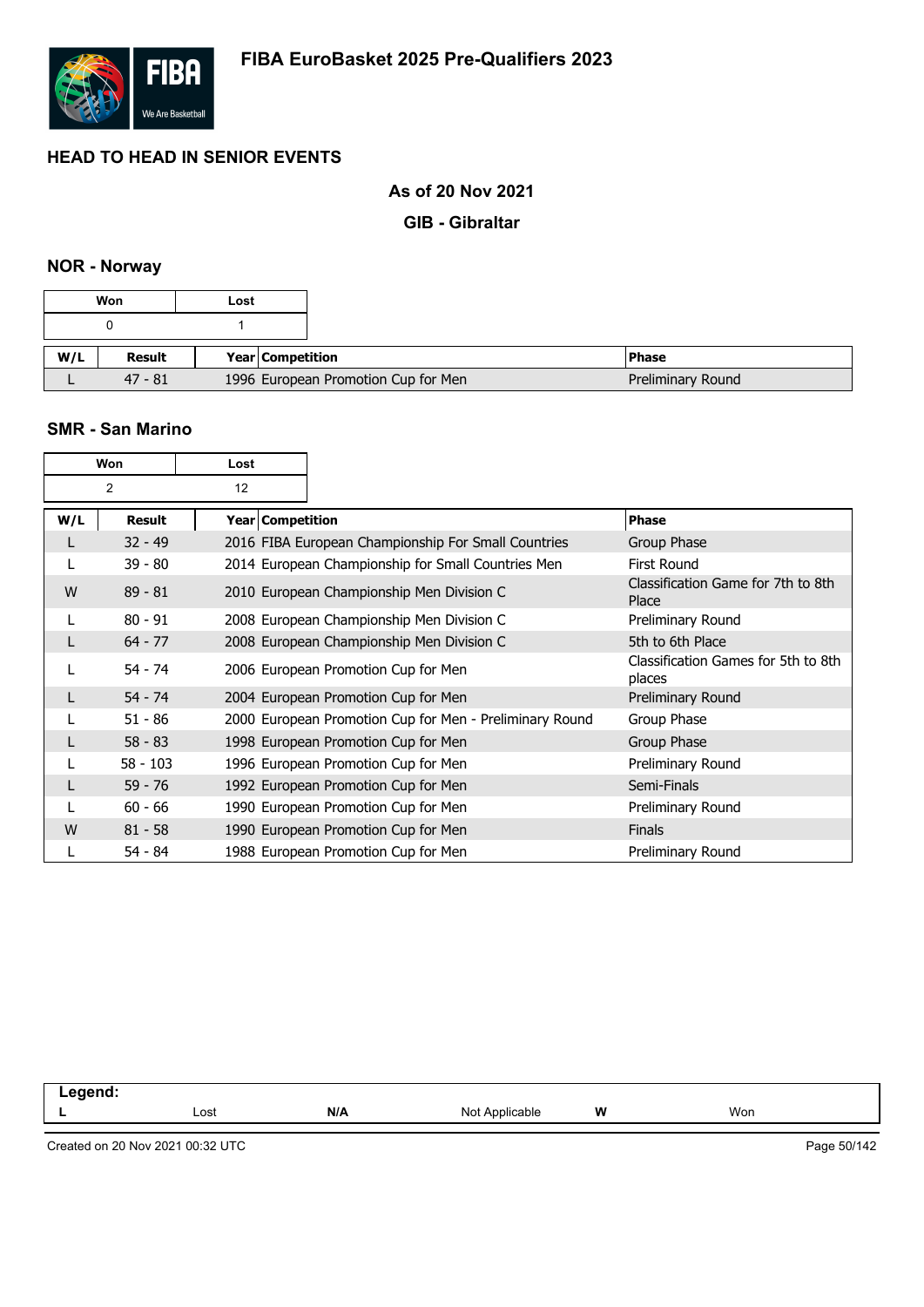# FIBA EuroBasket 2025 Pre-Qualifiers 2023

## HEAD TO HEAD IN SENIOR EVENTS

**As of 20 Nov 2021**

**GIB - Gibraltar**

### NOR - Norway

| Won | Lost |
|---|---|
| 0 | 1 |

| W/L | Result | Year | Competition | Phase |
|---|---|---|---|---|
| L | 47 - 81 | 1996 | European Promotion Cup for Men | Preliminary Round |

### SMR - San Marino

| Won | Lost |
|---|---|
| 2 | 12 |

| W/L | Result | Year | Competition | Phase |
|---|---|---|---|---|
| L | 32 - 49 | 2016 | FIBA European Championship For Small Countries | Group Phase |
| L | 39 - 80 | 2014 | European Championship for Small Countries Men | First Round |
| W | 89 - 81 | 2010 | European Championship Men Division C | Classification Game for 7th to 8th Place |
| L | 80 - 91 | 2008 | European Championship Men Division C | Preliminary Round |
| L | 64 - 77 | 2008 | European Championship Men Division C | 5th to 6th Place |
| L | 54 - 74 | 2006 | European Promotion Cup for Men | Classification Games for 5th to 8th places |
| L | 54 - 74 | 2004 | European Promotion Cup for Men | Preliminary Round |
| L | 51 - 86 | 2000 | European Promotion Cup for Men - Preliminary Round | Group Phase |
| L | 58 - 83 | 1998 | European Promotion Cup for Men | Group Phase |
| L | 58 - 103 | 1996 | European Promotion Cup for Men | Preliminary Round |
| L | 59 - 76 | 1992 | European Promotion Cup for Men | Semi-Finals |
| L | 60 - 66 | 1990 | European Promotion Cup for Men | Preliminary Round |
| W | 81 - 58 | 1990 | European Promotion Cup for Men | Finals |
| L | 54 - 84 | 1988 | European Promotion Cup for Men | Preliminary Round |

**Legend:**

| | | | | | |
|---|---|---|---|---|---|
| **L** | Lost | **N/A** | Not Applicable | **W** | Won |

Created on 20 Nov 2021 00:32 UTC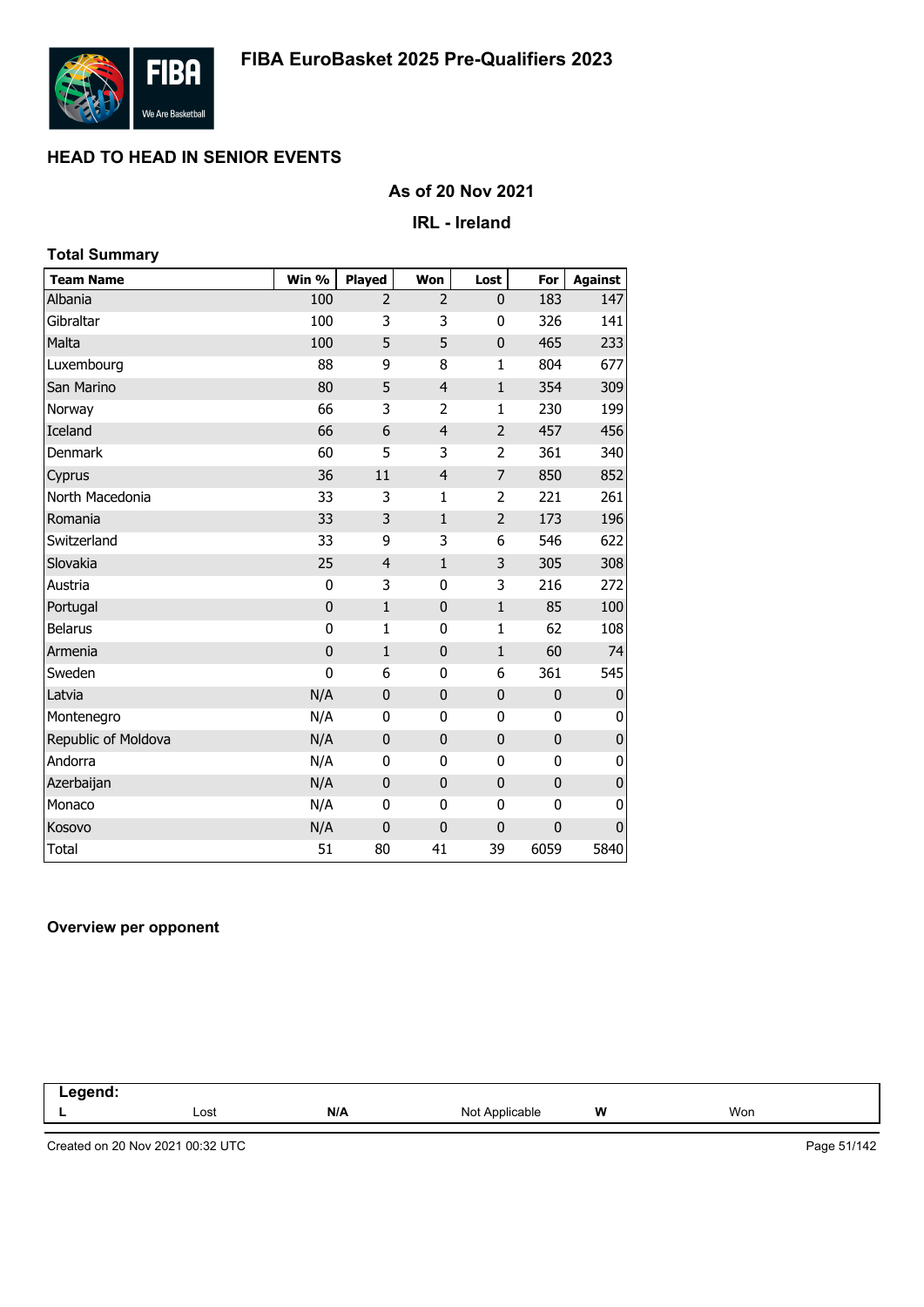# FIBA EuroBasket 2025 Pre-Qualifiers 2023

## HEAD TO HEAD IN SENIOR EVENTS

### As of 20 Nov 2021

### IRL - Ireland

**Total Summary**

| Team Name | Win % | Played | Won | Lost | For | Against |
|---|---|---|---|---|---|---|
| Albania | 100 | 2 | 2 | 0 | 183 | 147 |
| Gibraltar | 100 | 3 | 3 | 0 | 326 | 141 |
| Malta | 100 | 5 | 5 | 0 | 465 | 233 |
| Luxembourg | 88 | 9 | 8 | 1 | 804 | 677 |
| San Marino | 80 | 5 | 4 | 1 | 354 | 309 |
| Norway | 66 | 3 | 2 | 1 | 230 | 199 |
| Iceland | 66 | 6 | 4 | 2 | 457 | 456 |
| Denmark | 60 | 5 | 3 | 2 | 361 | 340 |
| Cyprus | 36 | 11 | 4 | 7 | 850 | 852 |
| North Macedonia | 33 | 3 | 1 | 2 | 221 | 261 |
| Romania | 33 | 3 | 1 | 2 | 173 | 196 |
| Switzerland | 33 | 9 | 3 | 6 | 546 | 622 |
| Slovakia | 25 | 4 | 1 | 3 | 305 | 308 |
| Austria | 0 | 3 | 0 | 3 | 216 | 272 |
| Portugal | 0 | 1 | 0 | 1 | 85 | 100 |
| Belarus | 0 | 1 | 0 | 1 | 62 | 108 |
| Armenia | 0 | 1 | 0 | 1 | 60 | 74 |
| Sweden | 0 | 6 | 0 | 6 | 361 | 545 |
| Latvia | N/A | 0 | 0 | 0 | 0 | 0 |
| Montenegro | N/A | 0 | 0 | 0 | 0 | 0 |
| Republic of Moldova | N/A | 0 | 0 | 0 | 0 | 0 |
| Andorra | N/A | 0 | 0 | 0 | 0 | 0 |
| Azerbaijan | N/A | 0 | 0 | 0 | 0 | 0 |
| Monaco | N/A | 0 | 0 | 0 | 0 | 0 |
| Kosovo | N/A | 0 | 0 | 0 | 0 | 0 |
| Total | 51 | 80 | 41 | 39 | 6059 | 5840 |

**Overview per opponent**

| Legend: | | | | | |
|---|---|---|---|---|---|
| L | Lost | N/A | Not Applicable | W | Won |

Created on 20 Nov 2021 00:32 UTC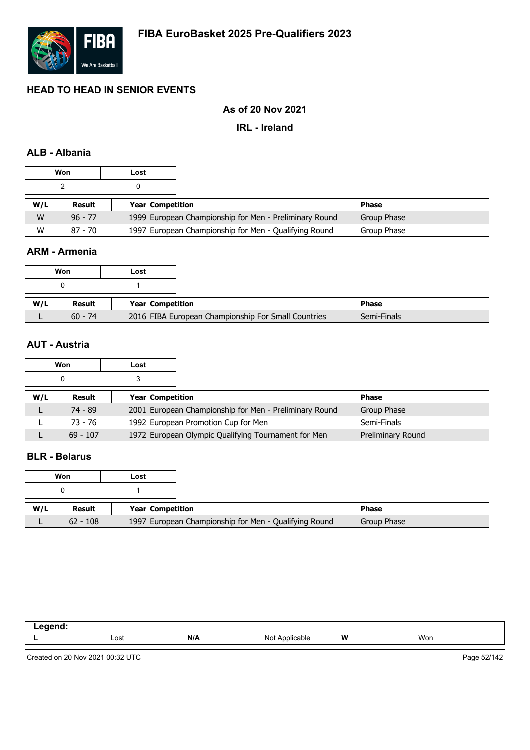# FIBA EuroBasket 2025 Pre-Qualifiers 2023

## HEAD TO HEAD IN SENIOR EVENTS

### As of 20 Nov 2021

### IRL - Ireland

### ALB - Albania

| Won | Lost |
|---|---|
| 2 | 0 |

| W/L | Result | Year | Competition | Phase |
|---|---|---|---|---|
| W | 96 - 77 | 1999 | European Championship for Men - Preliminary Round | Group Phase |
| W | 87 - 70 | 1997 | European Championship for Men - Qualifying Round | Group Phase |

### ARM - Armenia

| Won | Lost |
|---|---|
| 0 | 1 |

| W/L | Result | Year | Competition | Phase |
|---|---|---|---|---|
| L | 60 - 74 | 2016 | FIBA European Championship For Small Countries | Semi-Finals |

### AUT - Austria

| Won | Lost |
|---|---|
| 0 | 3 |

| W/L | Result | Year | Competition | Phase |
|---|---|---|---|---|
| L | 74 - 89 | 2001 | European Championship for Men - Preliminary Round | Group Phase |
| L | 73 - 76 | 1992 | European Promotion Cup for Men | Semi-Finals |
| L | 69 - 107 | 1972 | European Olympic Qualifying Tournament for Men | Preliminary Round |

### BLR - Belarus

| Won | Lost |
|---|---|
| 0 | 1 |

| W/L | Result | Year | Competition | Phase |
|---|---|---|---|---|
| L | 62 - 108 | 1997 | European Championship for Men - Qualifying Round | Group Phase |

| Legend: | | | | | |
|---|---|---|---|---|---|
| L | Lost | N/A | Not Applicable | W | Won |

Created on 20 Nov 2021 00:32 UTC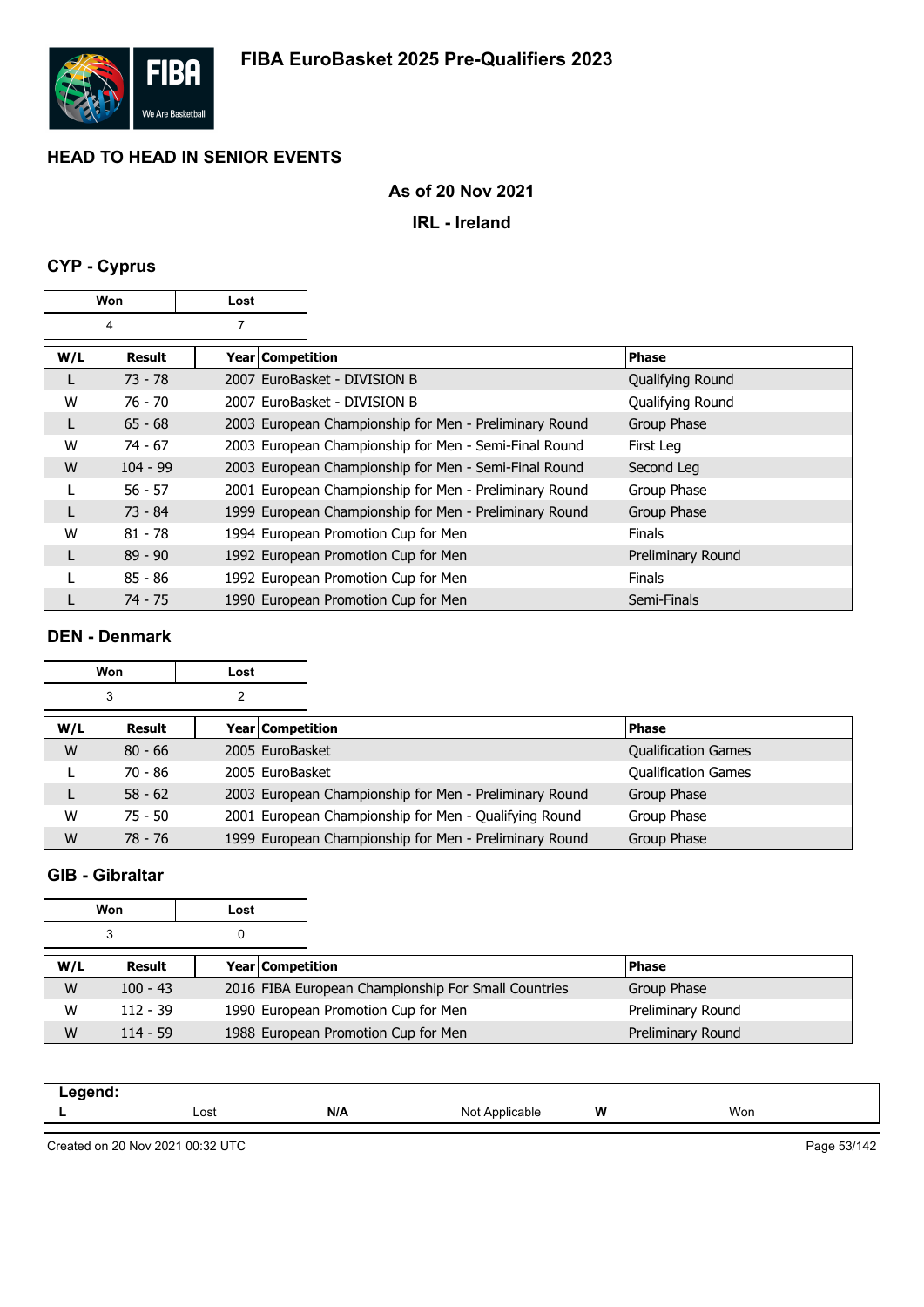## HEAD TO HEAD IN SENIOR EVENTS

### As of 20 Nov 2021

### IRL - Ireland

### CYP - Cyprus

| Won | Lost |
|---|---|
| 4 | 7 |

| W/L | Result | Year | Competition | Phase |
|---|---|---|---|---|
| L | 73 - 78 | 2007 | EuroBasket - DIVISION B | Qualifying Round |
| W | 76 - 70 | 2007 | EuroBasket - DIVISION B | Qualifying Round |
| L | 65 - 68 | 2003 | European Championship for Men - Preliminary Round | Group Phase |
| W | 74 - 67 | 2003 | European Championship for Men - Semi-Final Round | First Leg |
| W | 104 - 99 | 2003 | European Championship for Men - Semi-Final Round | Second Leg |
| L | 56 - 57 | 2001 | European Championship for Men - Preliminary Round | Group Phase |
| L | 73 - 84 | 1999 | European Championship for Men - Preliminary Round | Group Phase |
| W | 81 - 78 | 1994 | European Promotion Cup for Men | Finals |
| L | 89 - 90 | 1992 | European Promotion Cup for Men | Preliminary Round |
| L | 85 - 86 | 1992 | European Promotion Cup for Men | Finals |
| L | 74 - 75 | 1990 | European Promotion Cup for Men | Semi-Finals |

### DEN - Denmark

| Won | Lost |
|---|---|
| 3 | 2 |

| W/L | Result | Year | Competition | Phase |
|---|---|---|---|---|
| W | 80 - 66 | 2005 | EuroBasket | Qualification Games |
| L | 70 - 86 | 2005 | EuroBasket | Qualification Games |
| L | 58 - 62 | 2003 | European Championship for Men - Preliminary Round | Group Phase |
| W | 75 - 50 | 2001 | European Championship for Men - Qualifying Round | Group Phase |
| W | 78 - 76 | 1999 | European Championship for Men - Preliminary Round | Group Phase |

### GIB - Gibraltar

| Won | Lost |
|---|---|
| 3 | 0 |

| W/L | Result | Year | Competition | Phase |
|---|---|---|---|---|
| W | 100 - 43 | 2016 | FIBA European Championship For Small Countries | Group Phase |
| W | 112 - 39 | 1990 | European Promotion Cup for Men | Preliminary Round |
| W | 114 - 59 | 1988 | European Promotion Cup for Men | Preliminary Round |

**Legend:**

| | | | | | |
|---|---|---|---|---|---|
| **L** | Lost | **N/A** | Not Applicable | **W** | Won |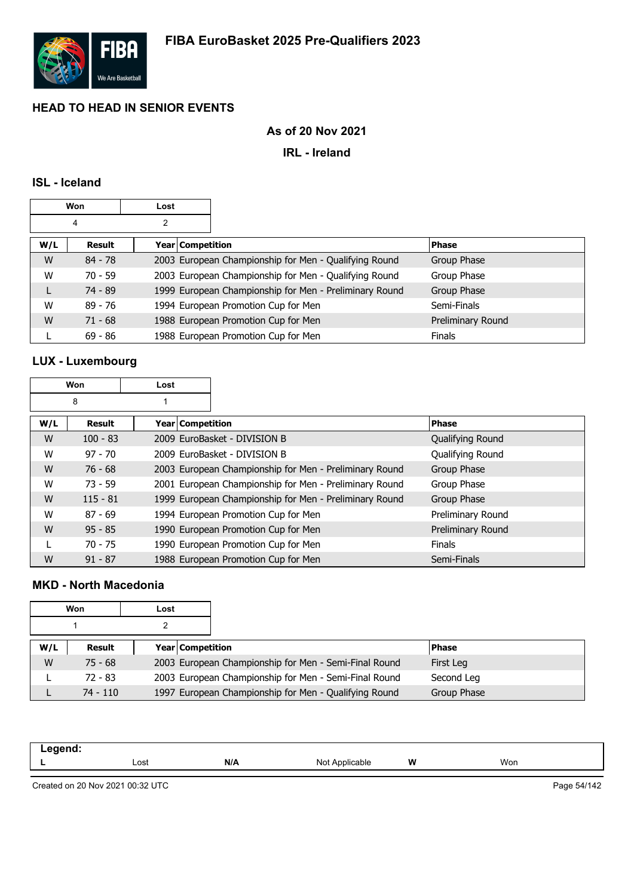# FIBA EuroBasket 2025 Pre-Qualifiers 2023

## HEAD TO HEAD IN SENIOR EVENTS

### As of 20 Nov 2021

### IRL - Ireland

### ISL - Iceland

| Won | Lost |
|---|---|
| 4 | 2 |

| W/L | Result | Year | Competition | Phase |
|---|---|---|---|---|
| W | 84 - 78 | 2003 | European Championship for Men - Qualifying Round | Group Phase |
| W | 70 - 59 | 2003 | European Championship for Men - Qualifying Round | Group Phase |
| L | 74 - 89 | 1999 | European Championship for Men - Preliminary Round | Group Phase |
| W | 89 - 76 | 1994 | European Promotion Cup for Men | Semi-Finals |
| W | 71 - 68 | 1988 | European Promotion Cup for Men | Preliminary Round |
| L | 69 - 86 | 1988 | European Promotion Cup for Men | Finals |

### LUX - Luxembourg

| Won | Lost |
|---|---|
| 8 | 1 |

| W/L | Result | Year | Competition | Phase |
|---|---|---|---|---|
| W | 100 - 83 | 2009 | EuroBasket - DIVISION B | Qualifying Round |
| W | 97 - 70 | 2009 | EuroBasket - DIVISION B | Qualifying Round |
| W | 76 - 68 | 2003 | European Championship for Men - Preliminary Round | Group Phase |
| W | 73 - 59 | 2001 | European Championship for Men - Preliminary Round | Group Phase |
| W | 115 - 81 | 1999 | European Championship for Men - Preliminary Round | Group Phase |
| W | 87 - 69 | 1994 | European Promotion Cup for Men | Preliminary Round |
| W | 95 - 85 | 1990 | European Promotion Cup for Men | Preliminary Round |
| L | 70 - 75 | 1990 | European Promotion Cup for Men | Finals |
| W | 91 - 87 | 1988 | European Promotion Cup for Men | Semi-Finals |

### MKD - North Macedonia

| Won | Lost |
|---|---|
| 1 | 2 |

| W/L | Result | Year | Competition | Phase |
|---|---|---|---|---|
| W | 75 - 68 | 2003 | European Championship for Men - Semi-Final Round | First Leg |
| L | 72 - 83 | 2003 | European Championship for Men - Semi-Final Round | Second Leg |
| L | 74 - 110 | 1997 | European Championship for Men - Qualifying Round | Group Phase |

| Legend: | | | | | |
|---|---|---|---|---|---|
| L | Lost | N/A | Not Applicable | W | Won |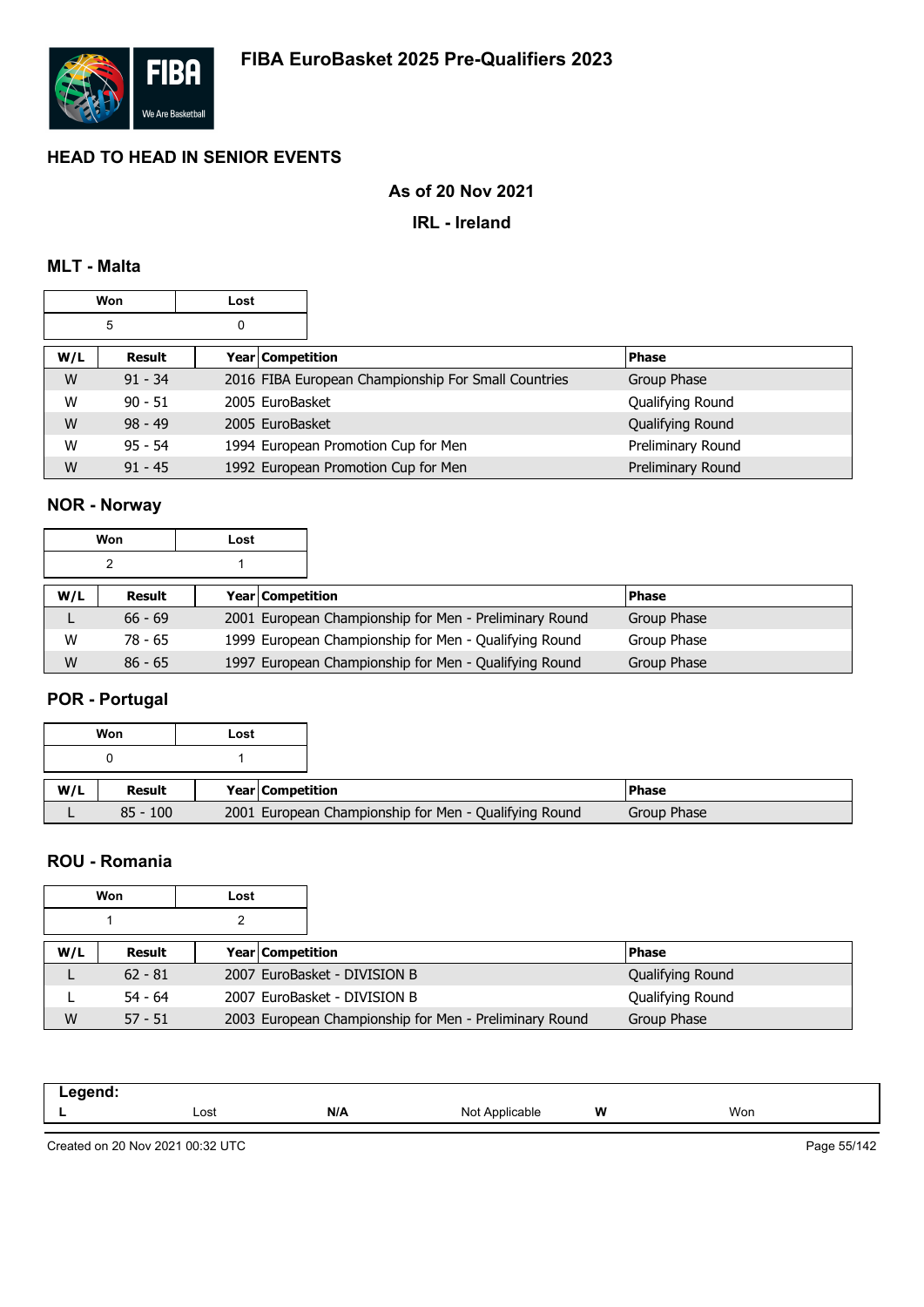# FIBA EuroBasket 2025 Pre-Qualifiers 2023

## HEAD TO HEAD IN SENIOR EVENTS

### As of 20 Nov 2021

### IRL - Ireland

### MLT - Malta

| Won | Lost |
|---|---|
| 5 | 0 |

| W/L | Result | Year | Competition | Phase |
|---|---|---|---|---|
| W | 91 - 34 | 2016 | FIBA European Championship For Small Countries | Group Phase |
| W | 90 - 51 | 2005 | EuroBasket | Qualifying Round |
| W | 98 - 49 | 2005 | EuroBasket | Qualifying Round |
| W | 95 - 54 | 1994 | European Promotion Cup for Men | Preliminary Round |
| W | 91 - 45 | 1992 | European Promotion Cup for Men | Preliminary Round |

### NOR - Norway

| Won | Lost |
|---|---|
| 2 | 1 |

| W/L | Result | Year | Competition | Phase |
|---|---|---|---|---|
| L | 66 - 69 | 2001 | European Championship for Men - Preliminary Round | Group Phase |
| W | 78 - 65 | 1999 | European Championship for Men - Qualifying Round | Group Phase |
| W | 86 - 65 | 1997 | European Championship for Men - Qualifying Round | Group Phase |

### POR - Portugal

| Won | Lost |
|---|---|
| 0 | 1 |

| W/L | Result | Year | Competition | Phase |
|---|---|---|---|---|
| L | 85 - 100 | 2001 | European Championship for Men - Qualifying Round | Group Phase |

### ROU - Romania

| Won | Lost |
|---|---|
| 1 | 2 |

| W/L | Result | Year | Competition | Phase |
|---|---|---|---|---|
| L | 62 - 81 | 2007 | EuroBasket - DIVISION B | Qualifying Round |
| L | 54 - 64 | 2007 | EuroBasket - DIVISION B | Qualifying Round |
| W | 57 - 51 | 2003 | European Championship for Men - Preliminary Round | Group Phase |

| Legend: | | | | | |
|---|---|---|---|---|---|
| **L** | Lost | **N/A** | Not Applicable | **W** | Won |

Created on 20 Nov 2021 00:32 UTC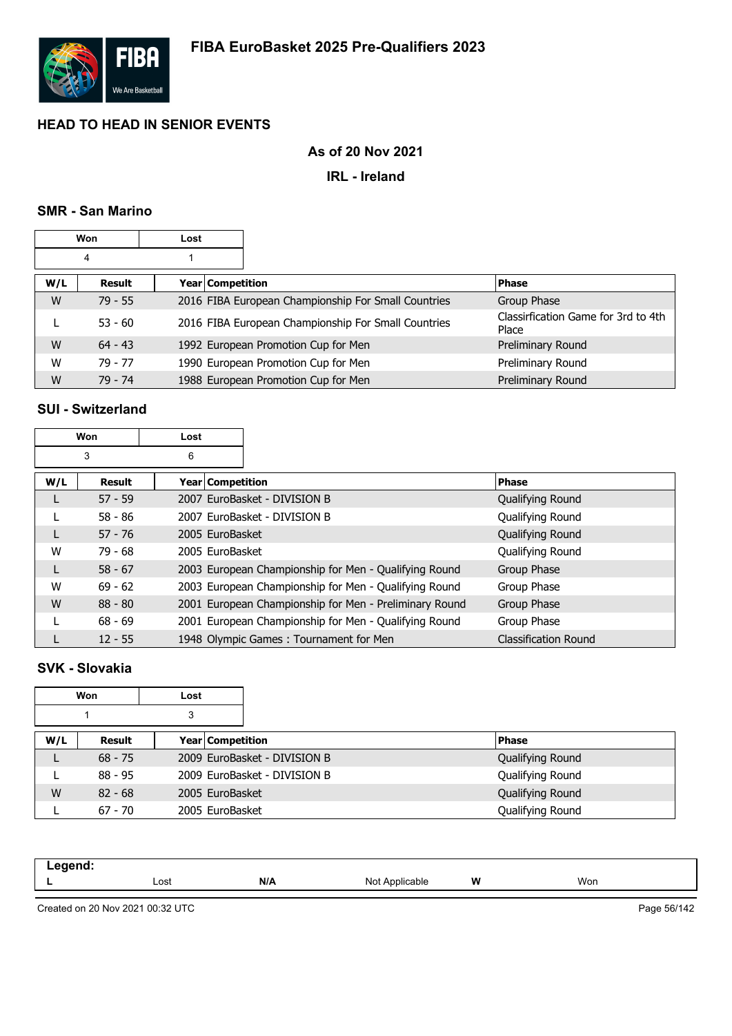# FIBA EuroBasket 2025 Pre-Qualifiers 2023

## HEAD TO HEAD IN SENIOR EVENTS

### As of 20 Nov 2021

### IRL - Ireland

### SMR - San Marino

| Won | Lost |
|---|---|
| 4 | 1 |

| W/L | Result | Year | Competition | Phase |
|---|---|---|---|---|
| W | 79 - 55 | 2016 | FIBA European Championship For Small Countries | Group Phase |
| L | 53 - 60 | 2016 | FIBA European Championship For Small Countries | Classirfication Game for 3rd to 4th Place |
| W | 64 - 43 | 1992 | European Promotion Cup for Men | Preliminary Round |
| W | 79 - 77 | 1990 | European Promotion Cup for Men | Preliminary Round |
| W | 79 - 74 | 1988 | European Promotion Cup for Men | Preliminary Round |

### SUI - Switzerland

| Won | Lost |
|---|---|
| 3 | 6 |

| W/L | Result | Year | Competition | Phase |
|---|---|---|---|---|
| L | 57 - 59 | 2007 | EuroBasket - DIVISION B | Qualifying Round |
| L | 58 - 86 | 2007 | EuroBasket - DIVISION B | Qualifying Round |
| L | 57 - 76 | 2005 | EuroBasket | Qualifying Round |
| W | 79 - 68 | 2005 | EuroBasket | Qualifying Round |
| L | 58 - 67 | 2003 | European Championship for Men - Qualifying Round | Group Phase |
| W | 69 - 62 | 2003 | European Championship for Men - Qualifying Round | Group Phase |
| W | 88 - 80 | 2001 | European Championship for Men - Preliminary Round | Group Phase |
| L | 68 - 69 | 2001 | European Championship for Men - Qualifying Round | Group Phase |
| L | 12 - 55 | 1948 | Olympic Games : Tournament for Men | Classification Round |

### SVK - Slovakia

| Won | Lost |
|---|---|
| 1 | 3 |

| W/L | Result | Year | Competition | Phase |
|---|---|---|---|---|
| L | 68 - 75 | 2009 | EuroBasket - DIVISION B | Qualifying Round |
| L | 88 - 95 | 2009 | EuroBasket - DIVISION B | Qualifying Round |
| W | 82 - 68 | 2005 | EuroBasket | Qualifying Round |
| L | 67 - 70 | 2005 | EuroBasket | Qualifying Round |

| Legend: | | | | | |
|---|---|---|---|---|---|
| L | Lost | N/A | Not Applicable | W | Won |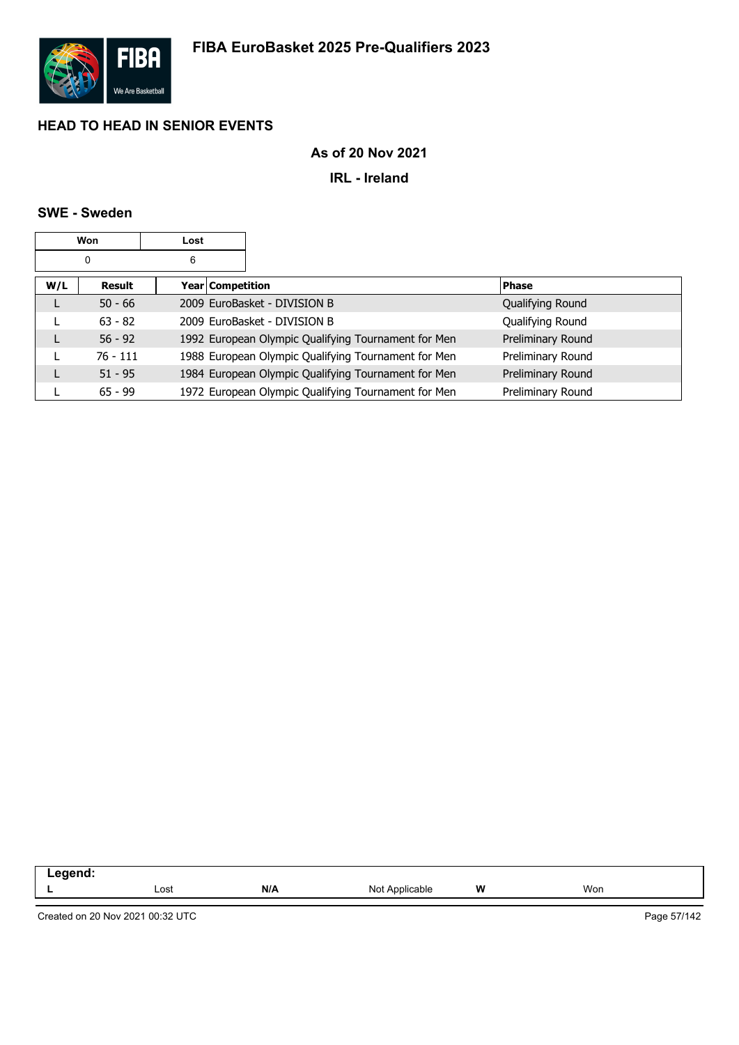# FIBA EuroBasket 2025 Pre-Qualifiers 2023

## HEAD TO HEAD IN SENIOR EVENTS

**As of 20 Nov 2021**

**IRL - Ireland**

### SWE - Sweden

| Won | Lost |
|---|---|
| 0 | 6 |

| W/L | Result | Year | Competition | Phase |
|---|---|---|---|---|
| L | 50 - 66 | 2009 | EuroBasket - DIVISION B | Qualifying Round |
| L | 63 - 82 | 2009 | EuroBasket - DIVISION B | Qualifying Round |
| L | 56 - 92 | 1992 | European Olympic Qualifying Tournament for Men | Preliminary Round |
| L | 76 - 111 | 1988 | European Olympic Qualifying Tournament for Men | Preliminary Round |
| L | 51 - 95 | 1984 | European Olympic Qualifying Tournament for Men | Preliminary Round |
| L | 65 - 99 | 1972 | European Olympic Qualifying Tournament for Men | Preliminary Round |

| Legend: | | | | | |
|---|---|---|---|---|---|
| L | Lost | N/A | Not Applicable | W | Won |

Created on 20 Nov 2021 00:32 UTC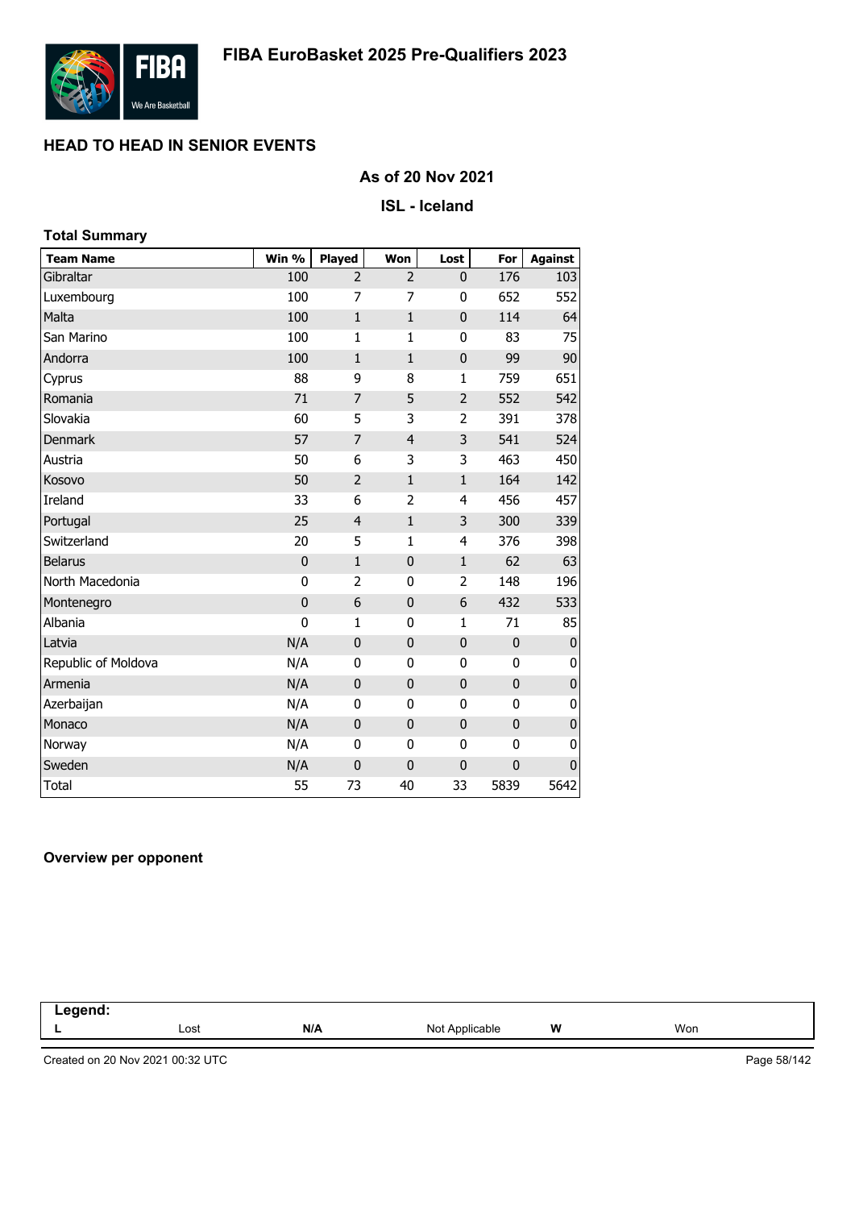## HEAD TO HEAD IN SENIOR EVENTS

### As of 20 Nov 2021

### ISL - Iceland

**Total Summary**

| Team Name | Win % | Played | Won | Lost | For | Against |
|---|---|---|---|---|---|---|
| Gibraltar | 100 | 2 | 2 | 0 | 176 | 103 |
| Luxembourg | 100 | 7 | 7 | 0 | 652 | 552 |
| Malta | 100 | 1 | 1 | 0 | 114 | 64 |
| San Marino | 100 | 1 | 1 | 0 | 83 | 75 |
| Andorra | 100 | 1 | 1 | 0 | 99 | 90 |
| Cyprus | 88 | 9 | 8 | 1 | 759 | 651 |
| Romania | 71 | 7 | 5 | 2 | 552 | 542 |
| Slovakia | 60 | 5 | 3 | 2 | 391 | 378 |
| Denmark | 57 | 7 | 4 | 3 | 541 | 524 |
| Austria | 50 | 6 | 3 | 3 | 463 | 450 |
| Kosovo | 50 | 2 | 1 | 1 | 164 | 142 |
| Ireland | 33 | 6 | 2 | 4 | 456 | 457 |
| Portugal | 25 | 4 | 1 | 3 | 300 | 339 |
| Switzerland | 20 | 5 | 1 | 4 | 376 | 398 |
| Belarus | 0 | 1 | 0 | 1 | 62 | 63 |
| North Macedonia | 0 | 2 | 0 | 2 | 148 | 196 |
| Montenegro | 0 | 6 | 0 | 6 | 432 | 533 |
| Albania | 0 | 1 | 0 | 1 | 71 | 85 |
| Latvia | N/A | 0 | 0 | 0 | 0 | 0 |
| Republic of Moldova | N/A | 0 | 0 | 0 | 0 | 0 |
| Armenia | N/A | 0 | 0 | 0 | 0 | 0 |
| Azerbaijan | N/A | 0 | 0 | 0 | 0 | 0 |
| Monaco | N/A | 0 | 0 | 0 | 0 | 0 |
| Norway | N/A | 0 | 0 | 0 | 0 | 0 |
| Sweden | N/A | 0 | 0 | 0 | 0 | 0 |
| Total | 55 | 73 | 40 | 33 | 5839 | 5642 |

**Overview per opponent**

| Legend: | | | | | |
|---|---|---|---|---|---|
| L | Lost | N/A | Not Applicable | W | Won |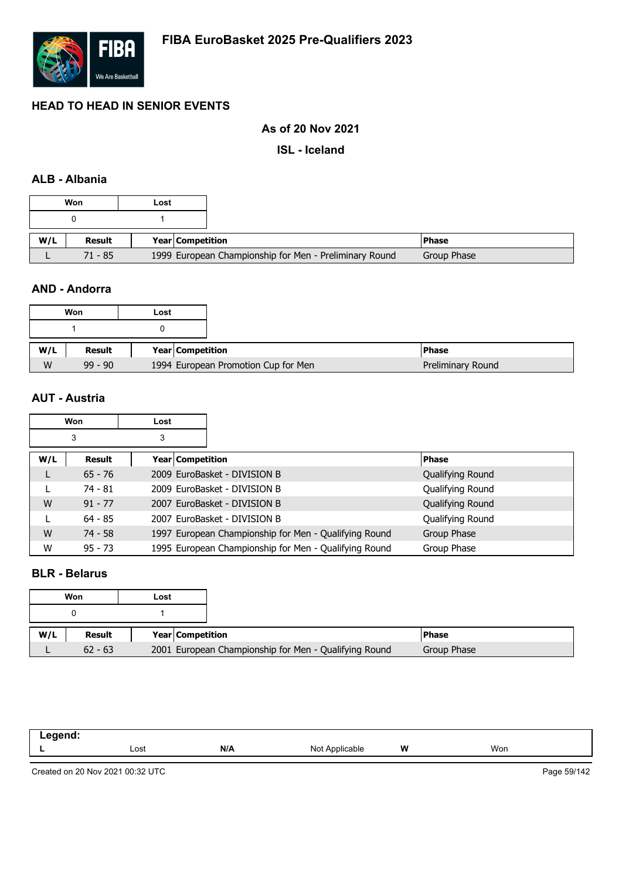# FIBA EuroBasket 2025 Pre-Qualifiers 2023

## HEAD TO HEAD IN SENIOR EVENTS

### As of 20 Nov 2021

### ISL - Iceland

### ALB - Albania

| Won | Lost |
|---|---|
| 0 | 1 |

| W/L | Result | Year | Competition | Phase |
|---|---|---|---|---|
| L | 71 - 85 | 1999 | European Championship for Men - Preliminary Round | Group Phase |

### AND - Andorra

| Won | Lost |
|---|---|
| 1 | 0 |

| W/L | Result | Year | Competition | Phase |
|---|---|---|---|---|
| W | 99 - 90 | 1994 | European Promotion Cup for Men | Preliminary Round |

### AUT - Austria

| Won | Lost |
|---|---|
| 3 | 3 |

| W/L | Result | Year | Competition | Phase |
|---|---|---|---|---|
| L | 65 - 76 | 2009 | EuroBasket - DIVISION B | Qualifying Round |
| L | 74 - 81 | 2009 | EuroBasket - DIVISION B | Qualifying Round |
| W | 91 - 77 | 2007 | EuroBasket - DIVISION B | Qualifying Round |
| L | 64 - 85 | 2007 | EuroBasket - DIVISION B | Qualifying Round |
| W | 74 - 58 | 1997 | European Championship for Men - Qualifying Round | Group Phase |
| W | 95 - 73 | 1995 | European Championship for Men - Qualifying Round | Group Phase |

### BLR - Belarus

| Won | Lost |
|---|---|
| 0 | 1 |

| W/L | Result | Year | Competition | Phase |
|---|---|---|---|---|
| L | 62 - 63 | 2001 | European Championship for Men - Qualifying Round | Group Phase |

| Legend: | | | | | |
|---|---|---|---|---|---|
| L | Lost | N/A | Not Applicable | W | Won |

Created on 20 Nov 2021 00:32 UTC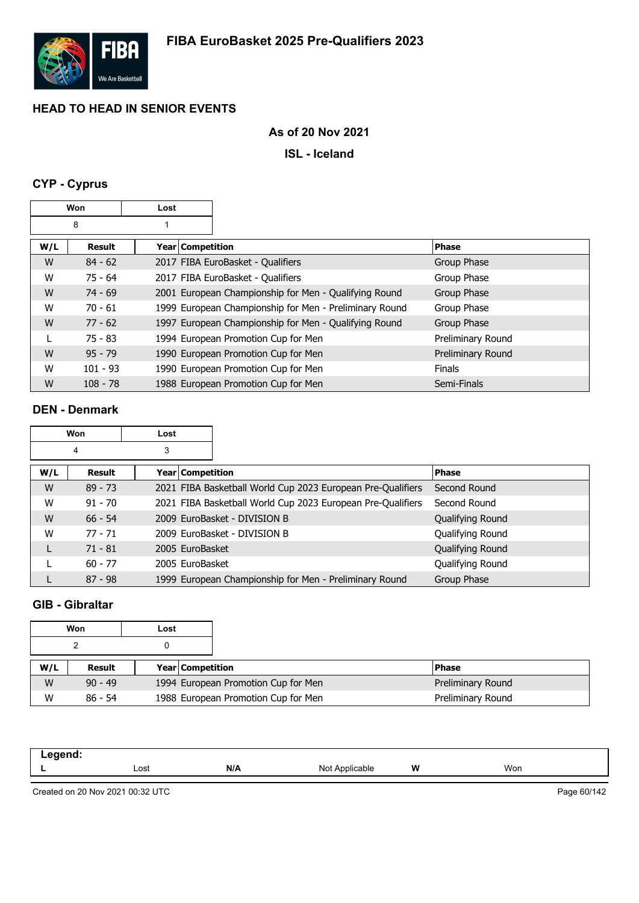# FIBA EuroBasket 2025 Pre-Qualifiers 2023

## HEAD TO HEAD IN SENIOR EVENTS

**As of 20 Nov 2021**

**ISL - Iceland**

### CYP - Cyprus

| Won | Lost |
|---|---|
| 8 | 1 |

| W/L | Result | Year | Competition | Phase |
|---|---|---|---|---|
| W | 84 - 62 | 2017 | FIBA EuroBasket - Qualifiers | Group Phase |
| W | 75 - 64 | 2017 | FIBA EuroBasket - Qualifiers | Group Phase |
| W | 74 - 69 | 2001 | European Championship for Men - Qualifying Round | Group Phase |
| W | 70 - 61 | 1999 | European Championship for Men - Preliminary Round | Group Phase |
| W | 77 - 62 | 1997 | European Championship for Men - Qualifying Round | Group Phase |
| L | 75 - 83 | 1994 | European Promotion Cup for Men | Preliminary Round |
| W | 95 - 79 | 1990 | European Promotion Cup for Men | Preliminary Round |
| W | 101 - 93 | 1990 | European Promotion Cup for Men | Finals |
| W | 108 - 78 | 1988 | European Promotion Cup for Men | Semi-Finals |

### DEN - Denmark

| Won | Lost |
|---|---|
| 4 | 3 |

| W/L | Result | Year | Competition | Phase |
|---|---|---|---|---|
| W | 89 - 73 | 2021 | FIBA Basketball World Cup 2023 European Pre-Qualifiers | Second Round |
| W | 91 - 70 | 2021 | FIBA Basketball World Cup 2023 European Pre-Qualifiers | Second Round |
| W | 66 - 54 | 2009 | EuroBasket - DIVISION B | Qualifying Round |
| W | 77 - 71 | 2009 | EuroBasket - DIVISION B | Qualifying Round |
| L | 71 - 81 | 2005 | EuroBasket | Qualifying Round |
| L | 60 - 77 | 2005 | EuroBasket | Qualifying Round |
| L | 87 - 98 | 1999 | European Championship for Men - Preliminary Round | Group Phase |

### GIB - Gibraltar

| Won | Lost |
|---|---|
| 2 | 0 |

| W/L | Result | Year | Competition | Phase |
|---|---|---|---|---|
| W | 90 - 49 | 1994 | European Promotion Cup for Men | Preliminary Round |
| W | 86 - 54 | 1988 | European Promotion Cup for Men | Preliminary Round |

**Legend:**

| L | Lost | N/A | Not Applicable | W | Won |
|---|---|---|---|---|---|

Created on 20 Nov 2021 00:32 UTC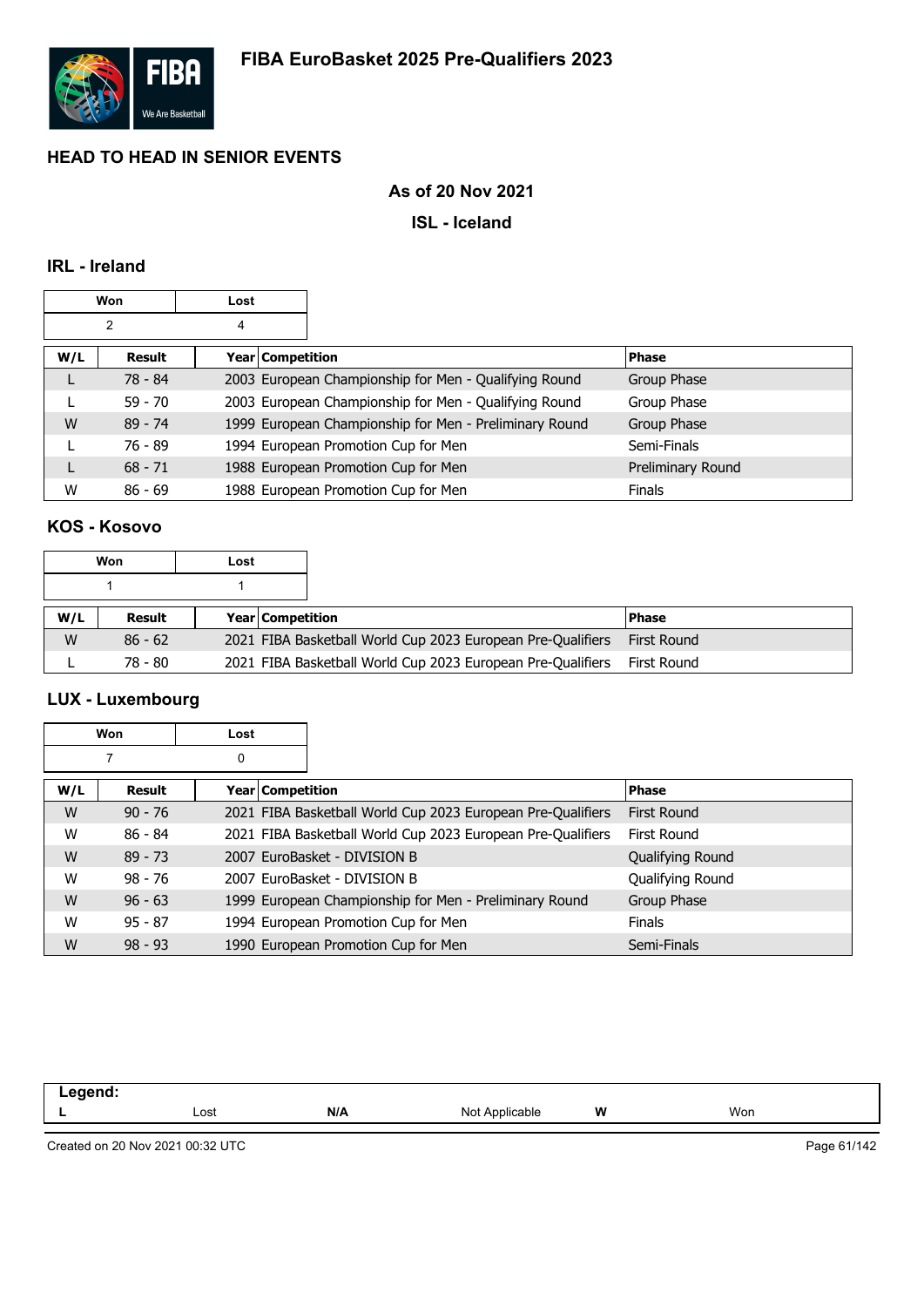# FIBA EuroBasket 2025 Pre-Qualifiers 2023

## HEAD TO HEAD IN SENIOR EVENTS

### As of 20 Nov 2021

### ISL - Iceland

### IRL - Ireland

| Won | Lost |
| --- | --- |
| 2 | 4 |

| W/L | Result | Year | Competition | Phase |
| --- | --- | --- | --- | --- |
| L | 78 - 84 | 2003 | European Championship for Men - Qualifying Round | Group Phase |
| L | 59 - 70 | 2003 | European Championship for Men - Qualifying Round | Group Phase |
| W | 89 - 74 | 1999 | European Championship for Men - Preliminary Round | Group Phase |
| L | 76 - 89 | 1994 | European Promotion Cup for Men | Semi-Finals |
| L | 68 - 71 | 1988 | European Promotion Cup for Men | Preliminary Round |
| W | 86 - 69 | 1988 | European Promotion Cup for Men | Finals |

### KOS - Kosovo

| Won | Lost |
| --- | --- |
| 1 | 1 |

| W/L | Result | Year | Competition | Phase |
| --- | --- | --- | --- | --- |
| W | 86 - 62 | 2021 | FIBA Basketball World Cup 2023 European Pre-Qualifiers | First Round |
| L | 78 - 80 | 2021 | FIBA Basketball World Cup 2023 European Pre-Qualifiers | First Round |

### LUX - Luxembourg

| Won | Lost |
| --- | --- |
| 7 | 0 |

| W/L | Result | Year | Competition | Phase |
| --- | --- | --- | --- | --- |
| W | 90 - 76 | 2021 | FIBA Basketball World Cup 2023 European Pre-Qualifiers | First Round |
| W | 86 - 84 | 2021 | FIBA Basketball World Cup 2023 European Pre-Qualifiers | First Round |
| W | 89 - 73 | 2007 | EuroBasket - DIVISION B | Qualifying Round |
| W | 98 - 76 | 2007 | EuroBasket - DIVISION B | Qualifying Round |
| W | 96 - 63 | 1999 | European Championship for Men - Preliminary Round | Group Phase |
| W | 95 - 87 | 1994 | European Promotion Cup for Men | Finals |
| W | 98 - 93 | 1990 | European Promotion Cup for Men | Semi-Finals |

**Legend:**

| L | Lost | N/A | Not Applicable | W | Won |
| --- | --- | --- | --- | --- | --- |

Created on 20 Nov 2021 00:32 UTC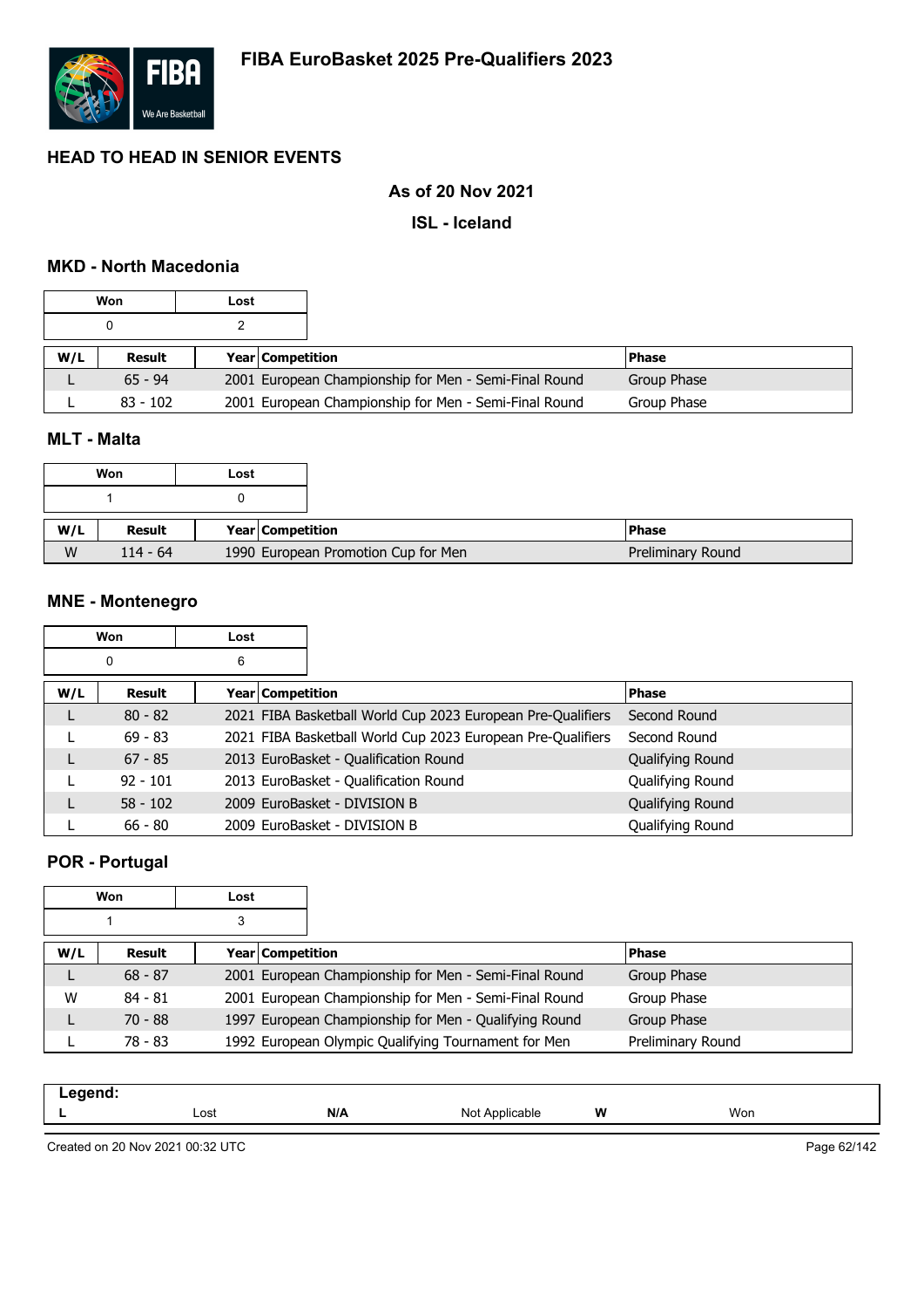# FIBA EuroBasket 2025 Pre-Qualifiers 2023

## HEAD TO HEAD IN SENIOR EVENTS

### As of 20 Nov 2021

### ISL - Iceland

### MKD - North Macedonia

| Won | Lost |
|---|---|
| 0 | 2 |

| W/L | Result | Year | Competition | Phase |
|---|---|---|---|---|
| L | 65 - 94 | 2001 | European Championship for Men - Semi-Final Round | Group Phase |
| L | 83 - 102 | 2001 | European Championship for Men - Semi-Final Round | Group Phase |

### MLT - Malta

| Won | Lost |
|---|---|
| 1 | 0 |

| W/L | Result | Year | Competition | Phase |
|---|---|---|---|---|
| W | 114 - 64 | 1990 | European Promotion Cup for Men | Preliminary Round |

### MNE - Montenegro

| Won | Lost |
|---|---|
| 0 | 6 |

| W/L | Result | Year | Competition | Phase |
|---|---|---|---|---|
| L | 80 - 82 | 2021 | FIBA Basketball World Cup 2023 European Pre-Qualifiers | Second Round |
| L | 69 - 83 | 2021 | FIBA Basketball World Cup 2023 European Pre-Qualifiers | Second Round |
| L | 67 - 85 | 2013 | EuroBasket - Qualification Round | Qualifying Round |
| L | 92 - 101 | 2013 | EuroBasket - Qualification Round | Qualifying Round |
| L | 58 - 102 | 2009 | EuroBasket - DIVISION B | Qualifying Round |
| L | 66 - 80 | 2009 | EuroBasket - DIVISION B | Qualifying Round |

### POR - Portugal

| Won | Lost |
|---|---|
| 1 | 3 |

| W/L | Result | Year | Competition | Phase |
|---|---|---|---|---|
| L | 68 - 87 | 2001 | European Championship for Men - Semi-Final Round | Group Phase |
| W | 84 - 81 | 2001 | European Championship for Men - Semi-Final Round | Group Phase |
| L | 70 - 88 | 1997 | European Championship for Men - Qualifying Round | Group Phase |
| L | 78 - 83 | 1992 | European Olympic Qualifying Tournament for Men | Preliminary Round |

| Legend: | | | | | |
|---|---|---|---|---|---|
| **L** | Lost | **N/A** | Not Applicable | **W** | Won |

Created on 20 Nov 2021 00:32 UTC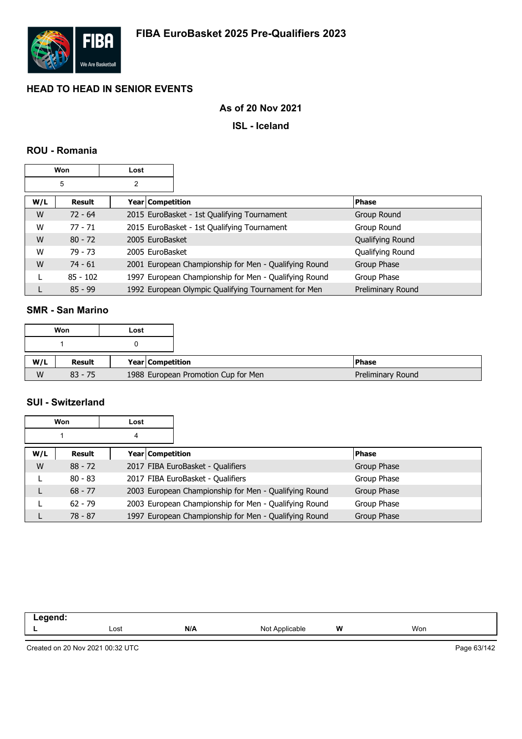# FIBA EuroBasket 2025 Pre-Qualifiers 2023

## HEAD TO HEAD IN SENIOR EVENTS

### As of 20 Nov 2021

### ISL - Iceland

### ROU - Romania

| Won | Lost |
|---|---|
| 5 | 2 |

| W/L | Result | Year | Competition | Phase |
|---|---|---|---|---|
| W | 72 - 64 | 2015 | EuroBasket - 1st Qualifying Tournament | Group Round |
| W | 77 - 71 | 2015 | EuroBasket - 1st Qualifying Tournament | Group Round |
| W | 80 - 72 | 2005 | EuroBasket | Qualifying Round |
| W | 79 - 73 | 2005 | EuroBasket | Qualifying Round |
| W | 74 - 61 | 2001 | European Championship for Men - Qualifying Round | Group Phase |
| L | 85 - 102 | 1997 | European Championship for Men - Qualifying Round | Group Phase |
| L | 85 - 99 | 1992 | European Olympic Qualifying Tournament for Men | Preliminary Round |

### SMR - San Marino

| Won | Lost |
|---|---|
| 1 | 0 |

| W/L | Result | Year | Competition | Phase |
|---|---|---|---|---|
| W | 83 - 75 | 1988 | European Promotion Cup for Men | Preliminary Round |

### SUI - Switzerland

| Won | Lost |
|---|---|
| 1 | 4 |

| W/L | Result | Year | Competition | Phase |
|---|---|---|---|---|
| W | 88 - 72 | 2017 | FIBA EuroBasket - Qualifiers | Group Phase |
| L | 80 - 83 | 2017 | FIBA EuroBasket - Qualifiers | Group Phase |
| L | 68 - 77 | 2003 | European Championship for Men - Qualifying Round | Group Phase |
| L | 62 - 79 | 2003 | European Championship for Men - Qualifying Round | Group Phase |
| L | 78 - 87 | 1997 | European Championship for Men - Qualifying Round | Group Phase |

| Legend: | | | | | |
|---|---|---|---|---|---|
| L | Lost | N/A | Not Applicable | W | Won |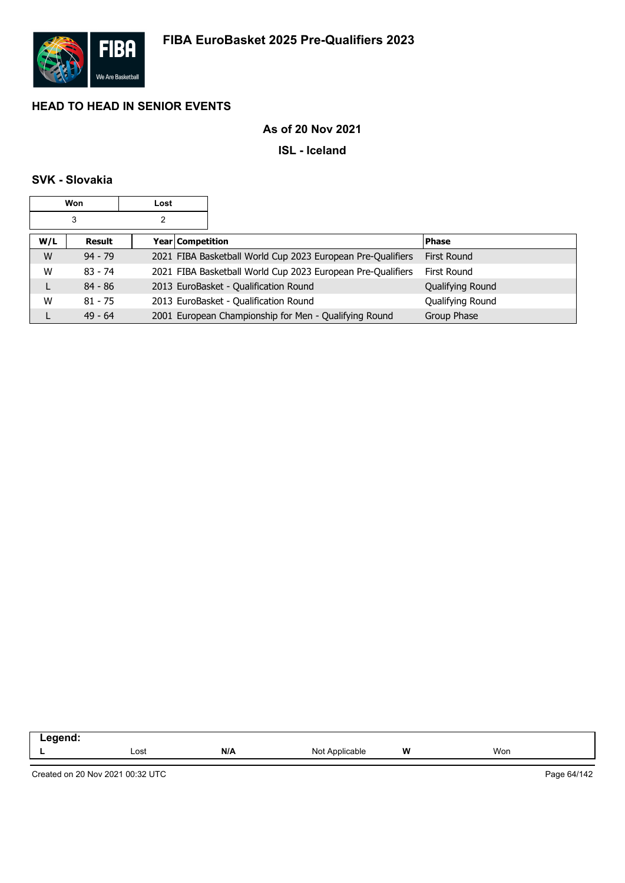# FIBA EuroBasket 2025 Pre-Qualifiers 2023

## HEAD TO HEAD IN SENIOR EVENTS

### As of 20 Nov 2021

### ISL - Iceland

### SVK - Slovakia

| Won | Lost |
|---|---|
| 3 | 2 |

| W/L | Result | Year | Competition | Phase |
|---|---|---|---|---|
| W | 94 - 79 | 2021 | FIBA Basketball World Cup 2023 European Pre-Qualifiers | First Round |
| W | 83 - 74 | 2021 | FIBA Basketball World Cup 2023 European Pre-Qualifiers | First Round |
| L | 84 - 86 | 2013 | EuroBasket - Qualification Round | Qualifying Round |
| W | 81 - 75 | 2013 | EuroBasket - Qualification Round | Qualifying Round |
| L | 49 - 64 | 2001 | European Championship for Men - Qualifying Round | Group Phase |

**Legend:**

| L | Lost | N/A | Not Applicable | W | Won |
|---|---|---|---|---|---|

Created on 20 Nov 2021 00:32 UTC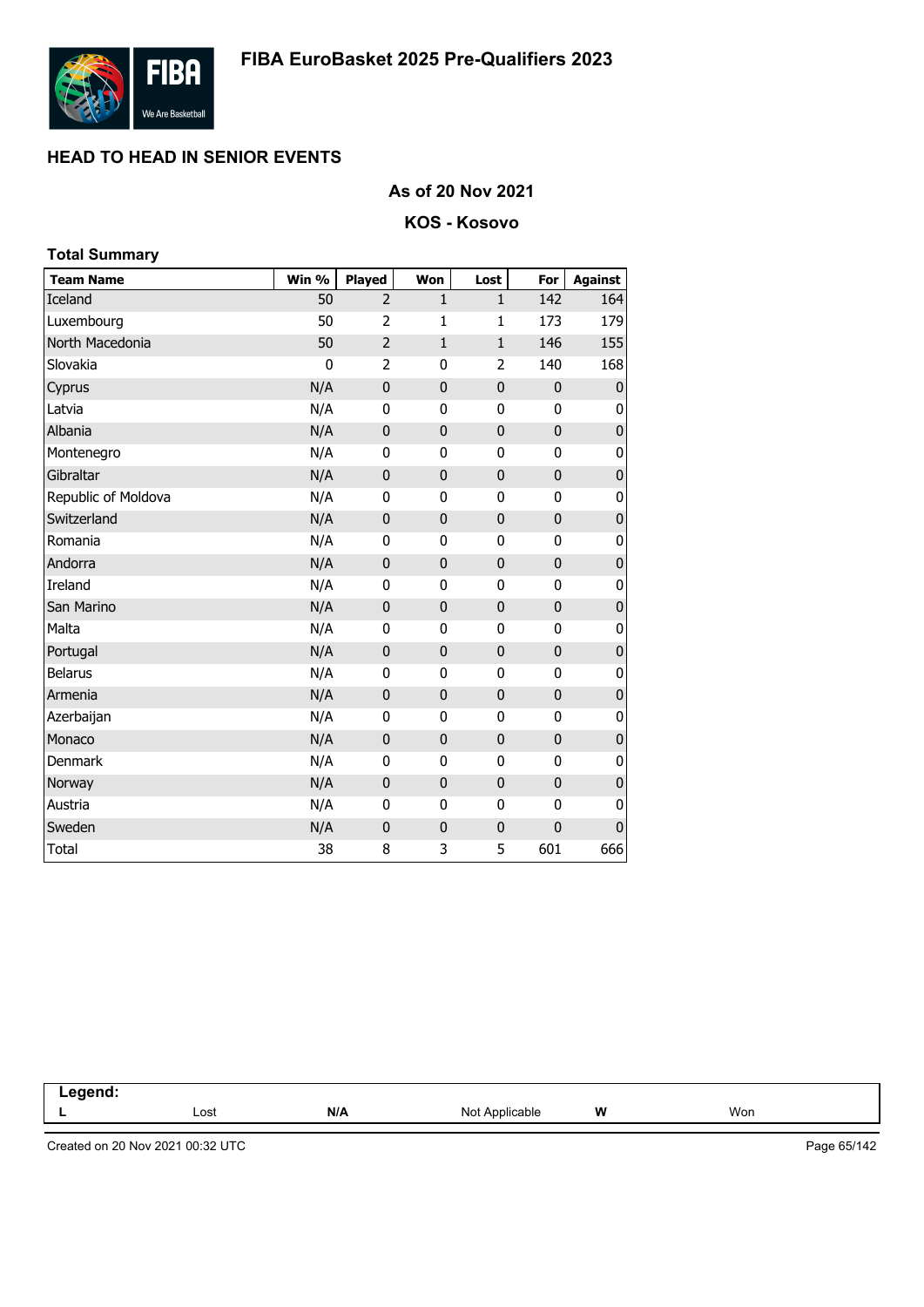# FIBA EuroBasket 2025 Pre-Qualifiers 2023

## HEAD TO HEAD IN SENIOR EVENTS

### As of 20 Nov 2021

### KOS - Kosovo

**Total Summary**

| Team Name | Win % | Played | Won | Lost | For | Against |
|---|---|---|---|---|---|---|
| Iceland | 50 | 2 | 1 | 1 | 142 | 164 |
| Luxembourg | 50 | 2 | 1 | 1 | 173 | 179 |
| North Macedonia | 50 | 2 | 1 | 1 | 146 | 155 |
| Slovakia | 0 | 2 | 0 | 2 | 140 | 168 |
| Cyprus | N/A | 0 | 0 | 0 | 0 | 0 |
| Latvia | N/A | 0 | 0 | 0 | 0 | 0 |
| Albania | N/A | 0 | 0 | 0 | 0 | 0 |
| Montenegro | N/A | 0 | 0 | 0 | 0 | 0 |
| Gibraltar | N/A | 0 | 0 | 0 | 0 | 0 |
| Republic of Moldova | N/A | 0 | 0 | 0 | 0 | 0 |
| Switzerland | N/A | 0 | 0 | 0 | 0 | 0 |
| Romania | N/A | 0 | 0 | 0 | 0 | 0 |
| Andorra | N/A | 0 | 0 | 0 | 0 | 0 |
| Ireland | N/A | 0 | 0 | 0 | 0 | 0 |
| San Marino | N/A | 0 | 0 | 0 | 0 | 0 |
| Malta | N/A | 0 | 0 | 0 | 0 | 0 |
| Portugal | N/A | 0 | 0 | 0 | 0 | 0 |
| Belarus | N/A | 0 | 0 | 0 | 0 | 0 |
| Armenia | N/A | 0 | 0 | 0 | 0 | 0 |
| Azerbaijan | N/A | 0 | 0 | 0 | 0 | 0 |
| Monaco | N/A | 0 | 0 | 0 | 0 | 0 |
| Denmark | N/A | 0 | 0 | 0 | 0 | 0 |
| Norway | N/A | 0 | 0 | 0 | 0 | 0 |
| Austria | N/A | 0 | 0 | 0 | 0 | 0 |
| Sweden | N/A | 0 | 0 | 0 | 0 | 0 |
| Total | 38 | 8 | 3 | 5 | 601 | 666 |

**Legend:**

| L | Lost | N/A | Not Applicable | W | Won |
|---|---|---|---|---|---|

Created on 20 Nov 2021 00:32 UTC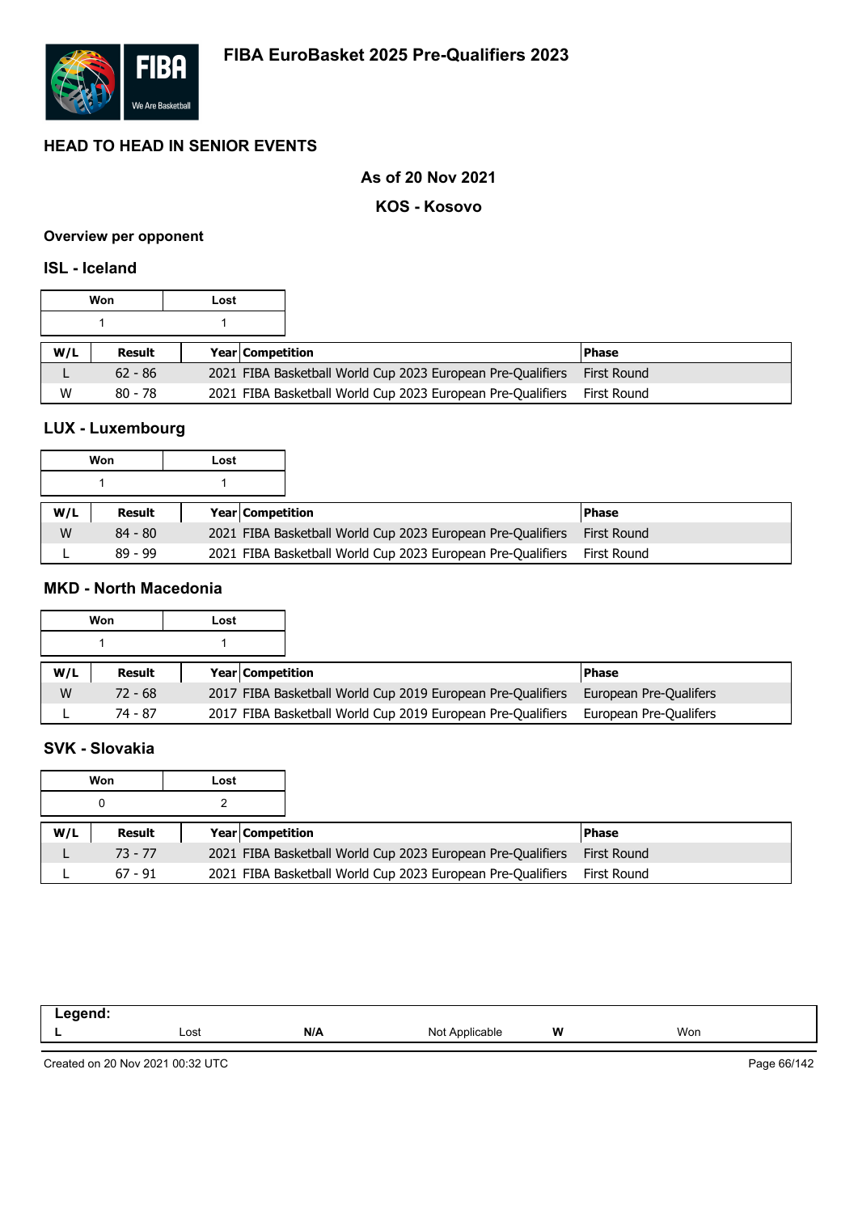# FIBA EuroBasket 2025 Pre-Qualifiers 2023

## HEAD TO HEAD IN SENIOR EVENTS

### As of 20 Nov 2021

### KOS - Kosovo

#### Overview per opponent

### ISL - Iceland

| Won | Lost |
|---|---|
| 1 | 1 |

| W/L | Result | Year | Competition | Phase |
|---|---|---|---|---|
| L | 62 - 86 | 2021 | FIBA Basketball World Cup 2023 European Pre-Qualifiers | First Round |
| W | 80 - 78 | 2021 | FIBA Basketball World Cup 2023 European Pre-Qualifiers | First Round |

### LUX - Luxembourg

| Won | Lost |
|---|---|
| 1 | 1 |

| W/L | Result | Year | Competition | Phase |
|---|---|---|---|---|
| W | 84 - 80 | 2021 | FIBA Basketball World Cup 2023 European Pre-Qualifiers | First Round |
| L | 89 - 99 | 2021 | FIBA Basketball World Cup 2023 European Pre-Qualifiers | First Round |

### MKD - North Macedonia

| Won | Lost |
|---|---|
| 1 | 1 |

| W/L | Result | Year | Competition | Phase |
|---|---|---|---|---|
| W | 72 - 68 | 2017 | FIBA Basketball World Cup 2019 European Pre-Qualifiers | European Pre-Qualifers |
| L | 74 - 87 | 2017 | FIBA Basketball World Cup 2019 European Pre-Qualifiers | European Pre-Qualifers |

### SVK - Slovakia

| Won | Lost |
|---|---|
| 0 | 2 |

| W/L | Result | Year | Competition | Phase |
|---|---|---|---|---|
| L | 73 - 77 | 2021 | FIBA Basketball World Cup 2023 European Pre-Qualifiers | First Round |
| L | 67 - 91 | 2021 | FIBA Basketball World Cup 2023 European Pre-Qualifiers | First Round |

| Legend: | | | | | |
|---|---|---|---|---|---|
| L | Lost | N/A | Not Applicable | W | Won |

Created on 20 Nov 2021 00:32 UTC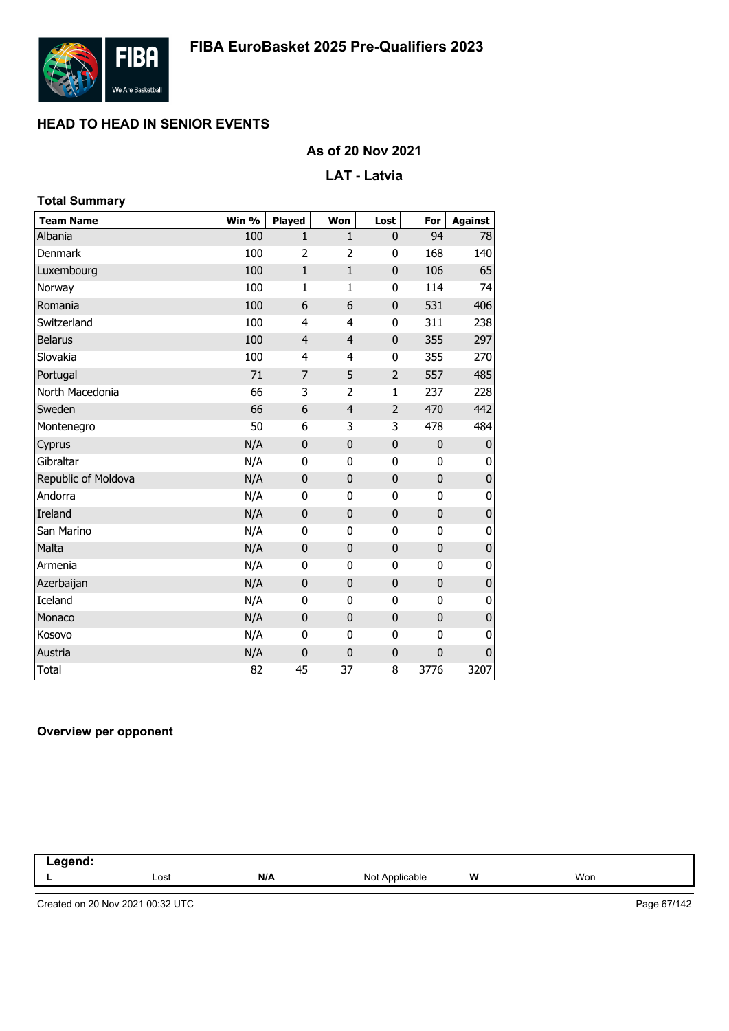# FIBA EuroBasket 2025 Pre-Qualifiers 2023

## HEAD TO HEAD IN SENIOR EVENTS

### As of 20 Nov 2021

### LAT - Latvia

**Total Summary**

| Team Name | Win % | Played | Won | Lost | For | Against |
|---|---|---|---|---|---|---|
| Albania | 100 | 1 | 1 | 0 | 94 | 78 |
| Denmark | 100 | 2 | 2 | 0 | 168 | 140 |
| Luxembourg | 100 | 1 | 1 | 0 | 106 | 65 |
| Norway | 100 | 1 | 1 | 0 | 114 | 74 |
| Romania | 100 | 6 | 6 | 0 | 531 | 406 |
| Switzerland | 100 | 4 | 4 | 0 | 311 | 238 |
| Belarus | 100 | 4 | 4 | 0 | 355 | 297 |
| Slovakia | 100 | 4 | 4 | 0 | 355 | 270 |
| Portugal | 71 | 7 | 5 | 2 | 557 | 485 |
| North Macedonia | 66 | 3 | 2 | 1 | 237 | 228 |
| Sweden | 66 | 6 | 4 | 2 | 470 | 442 |
| Montenegro | 50 | 6 | 3 | 3 | 478 | 484 |
| Cyprus | N/A | 0 | 0 | 0 | 0 | 0 |
| Gibraltar | N/A | 0 | 0 | 0 | 0 | 0 |
| Republic of Moldova | N/A | 0 | 0 | 0 | 0 | 0 |
| Andorra | N/A | 0 | 0 | 0 | 0 | 0 |
| Ireland | N/A | 0 | 0 | 0 | 0 | 0 |
| San Marino | N/A | 0 | 0 | 0 | 0 | 0 |
| Malta | N/A | 0 | 0 | 0 | 0 | 0 |
| Armenia | N/A | 0 | 0 | 0 | 0 | 0 |
| Azerbaijan | N/A | 0 | 0 | 0 | 0 | 0 |
| Iceland | N/A | 0 | 0 | 0 | 0 | 0 |
| Monaco | N/A | 0 | 0 | 0 | 0 | 0 |
| Kosovo | N/A | 0 | 0 | 0 | 0 | 0 |
| Austria | N/A | 0 | 0 | 0 | 0 | 0 |
| Total | 82 | 45 | 37 | 8 | 3776 | 3207 |

**Overview per opponent**

| Legend: | | | | | |
|---|---|---|---|---|---|
| L | Lost | N/A | Not Applicable | W | Won |

Created on 20 Nov 2021 00:32 UTC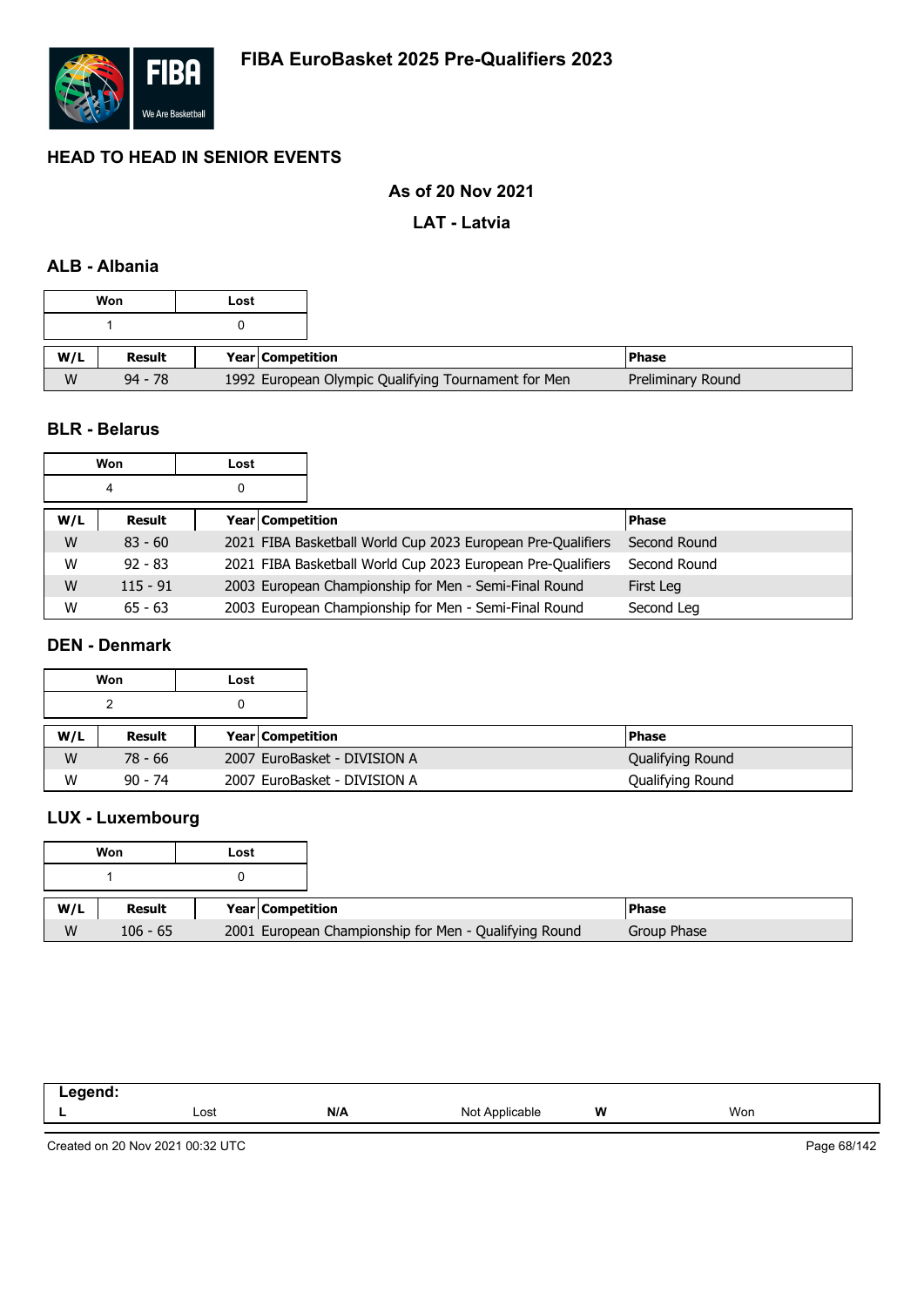# FIBA EuroBasket 2025 Pre-Qualifiers 2023

## HEAD TO HEAD IN SENIOR EVENTS

### As of 20 Nov 2021

### LAT - Latvia

### ALB - Albania

| Won | Lost |
|---|---|
| 1 | 0 |

| W/L | Result | Year | Competition | Phase |
|---|---|---|---|---|
| W | 94 - 78 | 1992 | European Olympic Qualifying Tournament for Men | Preliminary Round |

### BLR - Belarus

| Won | Lost |
|---|---|
| 4 | 0 |

| W/L | Result | Year | Competition | Phase |
|---|---|---|---|---|
| W | 83 - 60 | 2021 | FIBA Basketball World Cup 2023 European Pre-Qualifiers | Second Round |
| W | 92 - 83 | 2021 | FIBA Basketball World Cup 2023 European Pre-Qualifiers | Second Round |
| W | 115 - 91 | 2003 | European Championship for Men - Semi-Final Round | First Leg |
| W | 65 - 63 | 2003 | European Championship for Men - Semi-Final Round | Second Leg |

### DEN - Denmark

| Won | Lost |
|---|---|
| 2 | 0 |

| W/L | Result | Year | Competition | Phase |
|---|---|---|---|---|
| W | 78 - 66 | 2007 | EuroBasket - DIVISION A | Qualifying Round |
| W | 90 - 74 | 2007 | EuroBasket - DIVISION A | Qualifying Round |

### LUX - Luxembourg

| Won | Lost |
|---|---|
| 1 | 0 |

| W/L | Result | Year | Competition | Phase |
|---|---|---|---|---|
| W | 106 - 65 | 2001 | European Championship for Men - Qualifying Round | Group Phase |

| Legend: | | | | | |
|---|---|---|---|---|---|
| L | Lost | N/A | Not Applicable | W | Won |

Created on 20 Nov 2021 00:32 UTC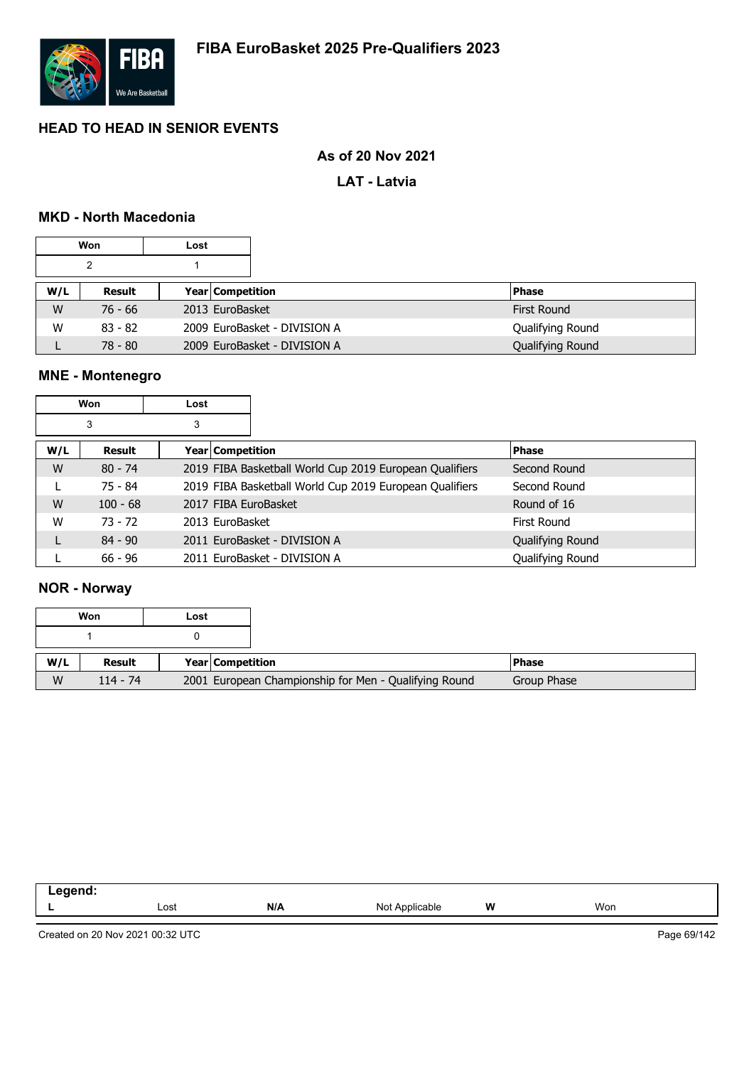# FIBA EuroBasket 2025 Pre-Qualifiers 2023

## HEAD TO HEAD IN SENIOR EVENTS

### As of 20 Nov 2021

### LAT - Latvia

### MKD - North Macedonia

| Won | Lost |
|---|---|
| 2 | 1 |

| W/L | Result | Year | Competition | Phase |
|---|---|---|---|---|
| W | 76 - 66 | 2013 | EuroBasket | First Round |
| W | 83 - 82 | 2009 | EuroBasket - DIVISION A | Qualifying Round |
| L | 78 - 80 | 2009 | EuroBasket - DIVISION A | Qualifying Round |

### MNE - Montenegro

| Won | Lost |
|---|---|
| 3 | 3 |

| W/L | Result | Year | Competition | Phase |
|---|---|---|---|---|
| W | 80 - 74 | 2019 | FIBA Basketball World Cup 2019 European Qualifiers | Second Round |
| L | 75 - 84 | 2019 | FIBA Basketball World Cup 2019 European Qualifiers | Second Round |
| W | 100 - 68 | 2017 | FIBA EuroBasket | Round of 16 |
| W | 73 - 72 | 2013 | EuroBasket | First Round |
| L | 84 - 90 | 2011 | EuroBasket - DIVISION A | Qualifying Round |
| L | 66 - 96 | 2011 | EuroBasket - DIVISION A | Qualifying Round |

### NOR - Norway

| Won | Lost |
|---|---|
| 1 | 0 |

| W/L | Result | Year | Competition | Phase |
|---|---|---|---|---|
| W | 114 - 74 | 2001 | European Championship for Men - Qualifying Round | Group Phase |

**Legend:**

| L | Lost | N/A | Not Applicable | W | Won |
|---|---|---|---|---|---|

Created on 20 Nov 2021 00:32 UTC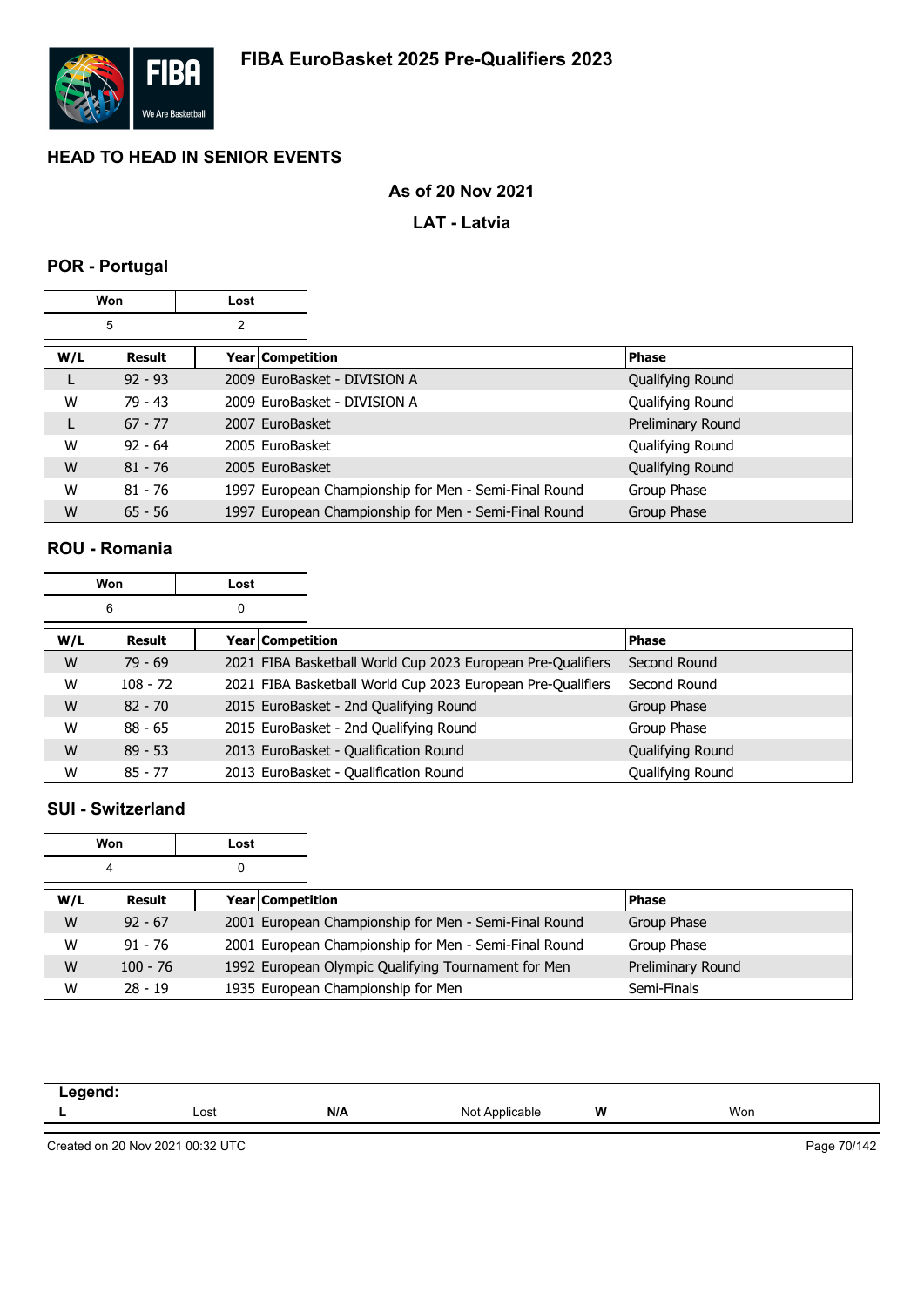# FIBA EuroBasket 2025 Pre-Qualifiers 2023

## HEAD TO HEAD IN SENIOR EVENTS

**As of 20 Nov 2021**

**LAT - Latvia**

### POR - Portugal

| Won | Lost |
|---|---|
| 5 | 2 |

| W/L | Result | Year | Competition | Phase |
|---|---|---|---|---|
| L | 92 - 93 | 2009 | EuroBasket - DIVISION A | Qualifying Round |
| W | 79 - 43 | 2009 | EuroBasket - DIVISION A | Qualifying Round |
| L | 67 - 77 | 2007 | EuroBasket | Preliminary Round |
| W | 92 - 64 | 2005 | EuroBasket | Qualifying Round |
| W | 81 - 76 | 2005 | EuroBasket | Qualifying Round |
| W | 81 - 76 | 1997 | European Championship for Men - Semi-Final Round | Group Phase |
| W | 65 - 56 | 1997 | European Championship for Men - Semi-Final Round | Group Phase |

### ROU - Romania

| Won | Lost |
|---|---|
| 6 | 0 |

| W/L | Result | Year | Competition | Phase |
|---|---|---|---|---|
| W | 79 - 69 | 2021 | FIBA Basketball World Cup 2023 European Pre-Qualifiers | Second Round |
| W | 108 - 72 | 2021 | FIBA Basketball World Cup 2023 European Pre-Qualifiers | Second Round |
| W | 82 - 70 | 2015 | EuroBasket - 2nd Qualifying Round | Group Phase |
| W | 88 - 65 | 2015 | EuroBasket - 2nd Qualifying Round | Group Phase |
| W | 89 - 53 | 2013 | EuroBasket - Qualification Round | Qualifying Round |
| W | 85 - 77 | 2013 | EuroBasket - Qualification Round | Qualifying Round |

### SUI - Switzerland

| Won | Lost |
|---|---|
| 4 | 0 |

| W/L | Result | Year | Competition | Phase |
|---|---|---|---|---|
| W | 92 - 67 | 2001 | European Championship for Men - Semi-Final Round | Group Phase |
| W | 91 - 76 | 2001 | European Championship for Men - Semi-Final Round | Group Phase |
| W | 100 - 76 | 1992 | European Olympic Qualifying Tournament for Men | Preliminary Round |
| W | 28 - 19 | 1935 | European Championship for Men | Semi-Finals |

| Legend: | | | | | |
|---|---|---|---|---|---|
| L | Lost | N/A | Not Applicable | W | Won |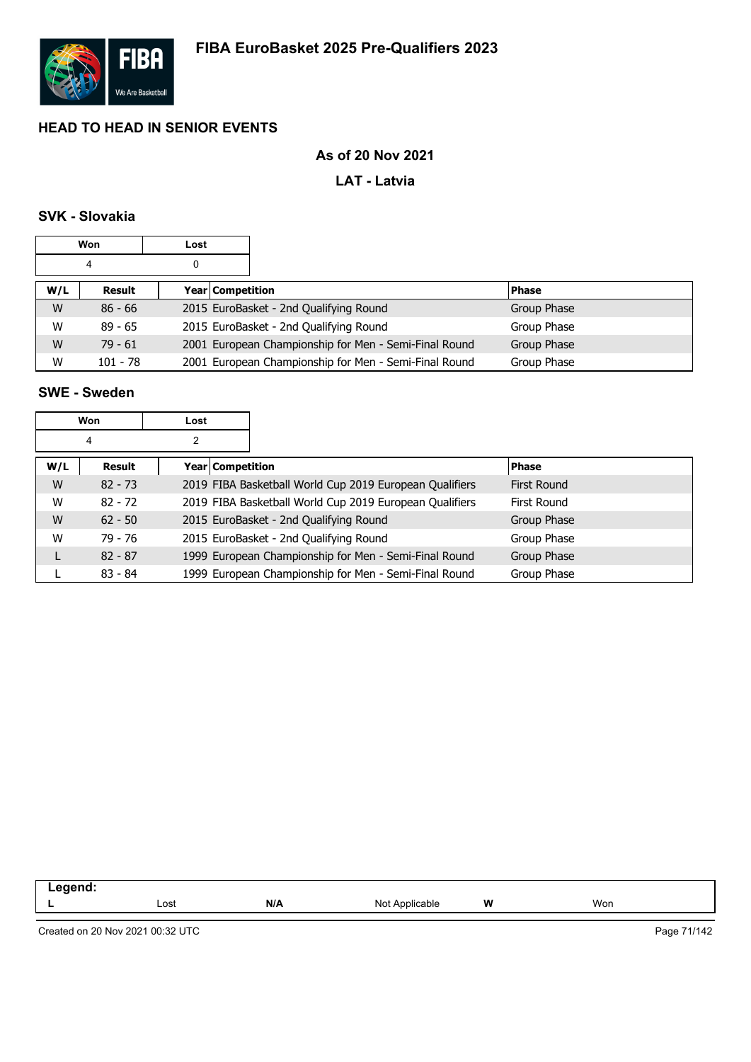# FIBA EuroBasket 2025 Pre-Qualifiers 2023

## HEAD TO HEAD IN SENIOR EVENTS

### As of 20 Nov 2021

### LAT - Latvia

### SVK - Slovakia

| Won | Lost |
|---|---|
| 4 | 0 |

| W/L | Result | Year | Competition | Phase |
|---|---|---|---|---|
| W | 86 - 66 | 2015 | EuroBasket - 2nd Qualifying Round | Group Phase |
| W | 89 - 65 | 2015 | EuroBasket - 2nd Qualifying Round | Group Phase |
| W | 79 - 61 | 2001 | European Championship for Men - Semi-Final Round | Group Phase |
| W | 101 - 78 | 2001 | European Championship for Men - Semi-Final Round | Group Phase |

### SWE - Sweden

| Won | Lost |
|---|---|
| 4 | 2 |

| W/L | Result | Year | Competition | Phase |
|---|---|---|---|---|
| W | 82 - 73 | 2019 | FIBA Basketball World Cup 2019 European Qualifiers | First Round |
| W | 82 - 72 | 2019 | FIBA Basketball World Cup 2019 European Qualifiers | First Round |
| W | 62 - 50 | 2015 | EuroBasket - 2nd Qualifying Round | Group Phase |
| W | 79 - 76 | 2015 | EuroBasket - 2nd Qualifying Round | Group Phase |
| L | 82 - 87 | 1999 | European Championship for Men - Semi-Final Round | Group Phase |
| L | 83 - 84 | 1999 | European Championship for Men - Semi-Final Round | Group Phase |

**Legend:**

| **L** | Lost | **N/A** | Not Applicable | **W** | Won |
|---|---|---|---|---|---|

Created on 20 Nov 2021 00:32 UTC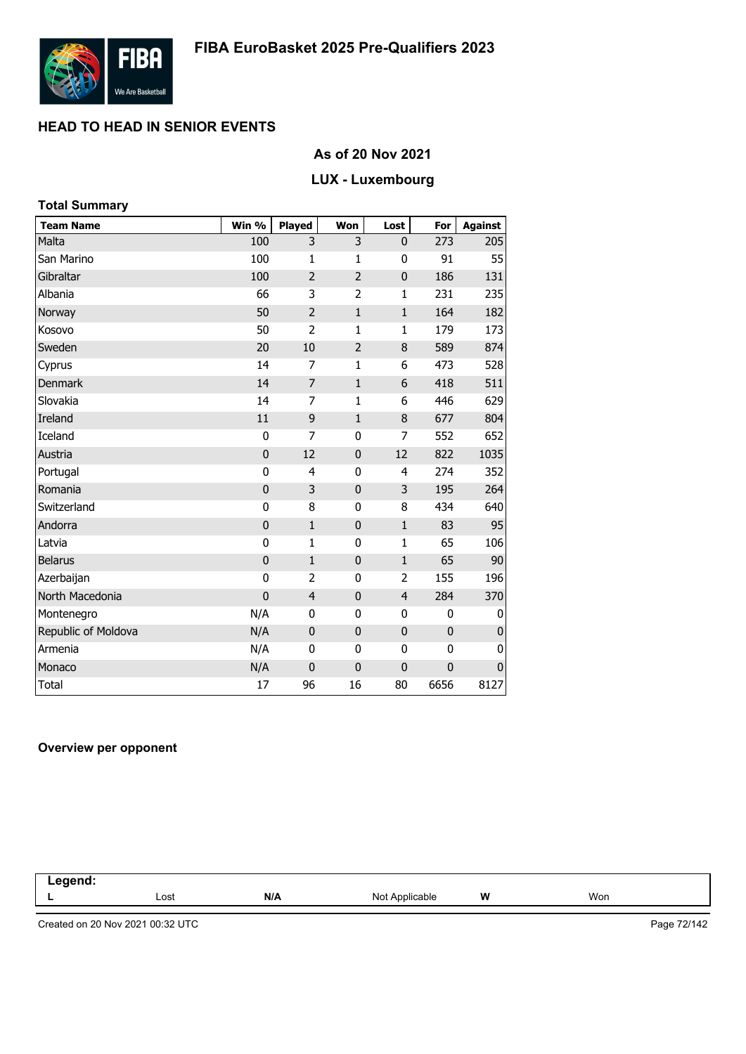# FIBA EuroBasket 2025 Pre-Qualifiers 2023

## HEAD TO HEAD IN SENIOR EVENTS

### As of 20 Nov 2021

### LUX - Luxembourg

**Total Summary**

| Team Name | Win % | Played | Won | Lost | For | Against |
|---|---|---|---|---|---|---|
| Malta | 100 | 3 | 3 | 0 | 273 | 205 |
| San Marino | 100 | 1 | 1 | 0 | 91 | 55 |
| Gibraltar | 100 | 2 | 2 | 0 | 186 | 131 |
| Albania | 66 | 3 | 2 | 1 | 231 | 235 |
| Norway | 50 | 2 | 1 | 1 | 164 | 182 |
| Kosovo | 50 | 2 | 1 | 1 | 179 | 173 |
| Sweden | 20 | 10 | 2 | 8 | 589 | 874 |
| Cyprus | 14 | 7 | 1 | 6 | 473 | 528 |
| Denmark | 14 | 7 | 1 | 6 | 418 | 511 |
| Slovakia | 14 | 7 | 1 | 6 | 446 | 629 |
| Ireland | 11 | 9 | 1 | 8 | 677 | 804 |
| Iceland | 0 | 7 | 0 | 7 | 552 | 652 |
| Austria | 0 | 12 | 0 | 12 | 822 | 1035 |
| Portugal | 0 | 4 | 0 | 4 | 274 | 352 |
| Romania | 0 | 3 | 0 | 3 | 195 | 264 |
| Switzerland | 0 | 8 | 0 | 8 | 434 | 640 |
| Andorra | 0 | 1 | 0 | 1 | 83 | 95 |
| Latvia | 0 | 1 | 0 | 1 | 65 | 106 |
| Belarus | 0 | 1 | 0 | 1 | 65 | 90 |
| Azerbaijan | 0 | 2 | 0 | 2 | 155 | 196 |
| North Macedonia | 0 | 4 | 0 | 4 | 284 | 370 |
| Montenegro | N/A | 0 | 0 | 0 | 0 | 0 |
| Republic of Moldova | N/A | 0 | 0 | 0 | 0 | 0 |
| Armenia | N/A | 0 | 0 | 0 | 0 | 0 |
| Monaco | N/A | 0 | 0 | 0 | 0 | 0 |
| Total | 17 | 96 | 16 | 80 | 6656 | 8127 |

**Overview per opponent**

| Legend: | | | | | |
|---|---|---|---|---|---|
| L | Lost | N/A | Not Applicable | W | Won |

Created on 20 Nov 2021 00:32 UTC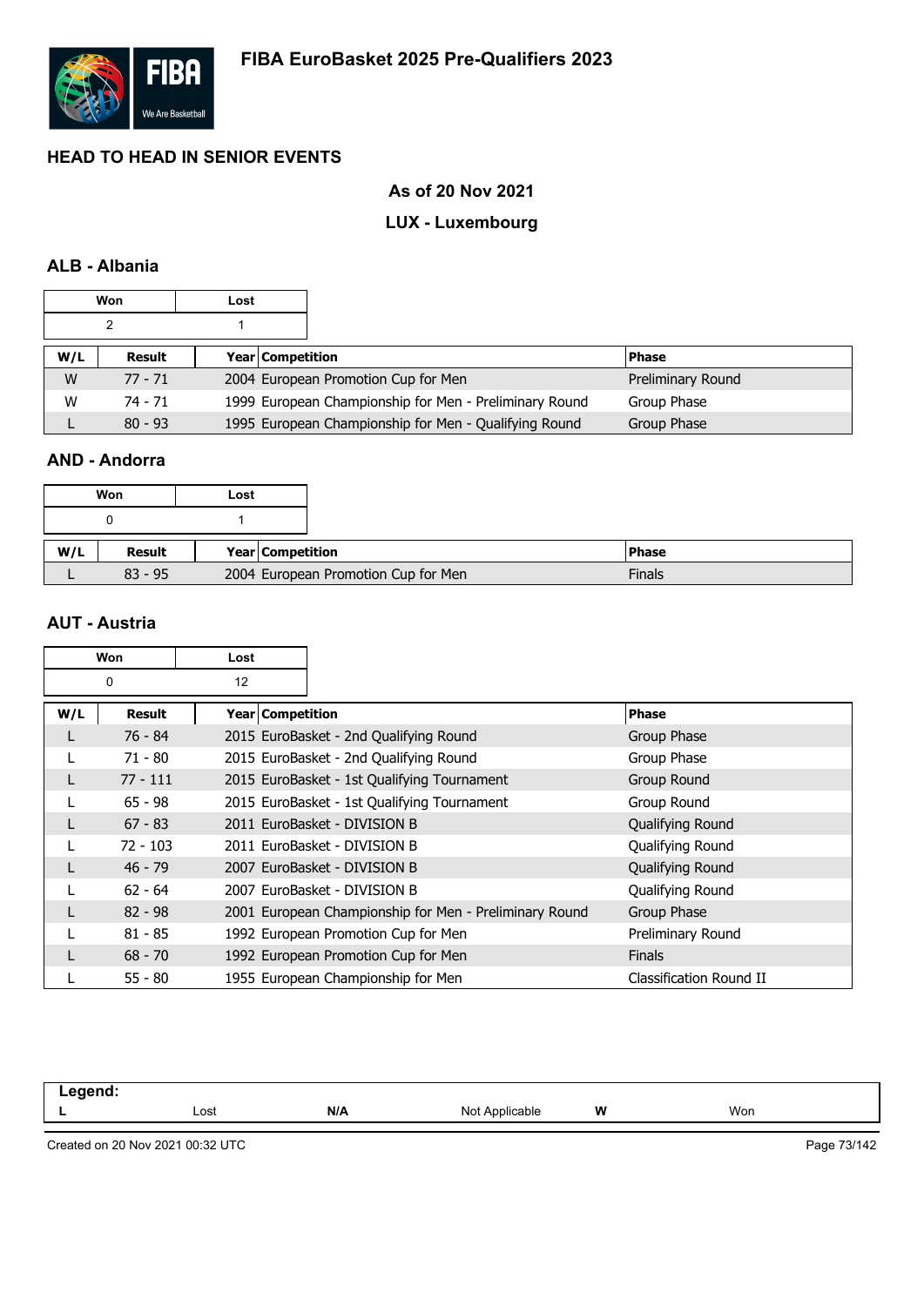# FIBA EuroBasket 2025 Pre-Qualifiers 2023

## HEAD TO HEAD IN SENIOR EVENTS

### As of 20 Nov 2021

### LUX - Luxembourg

### ALB - Albania

| Won | Lost |
|---|---|
| 2 | 1 |

| W/L | Result | Year | Competition | Phase |
|---|---|---|---|---|
| W | 77 - 71 | 2004 | European Promotion Cup for Men | Preliminary Round |
| W | 74 - 71 | 1999 | European Championship for Men - Preliminary Round | Group Phase |
| L | 80 - 93 | 1995 | European Championship for Men - Qualifying Round | Group Phase |

### AND - Andorra

| Won | Lost |
|---|---|
| 0 | 1 |

| W/L | Result | Year | Competition | Phase |
|---|---|---|---|---|
| L | 83 - 95 | 2004 | European Promotion Cup for Men | Finals |

### AUT - Austria

| Won | Lost |
|---|---|
| 0 | 12 |

| W/L | Result | Year | Competition | Phase |
|---|---|---|---|---|
| L | 76 - 84 | 2015 | EuroBasket - 2nd Qualifying Round | Group Phase |
| L | 71 - 80 | 2015 | EuroBasket - 2nd Qualifying Round | Group Phase |
| L | 77 - 111 | 2015 | EuroBasket - 1st Qualifying Tournament | Group Round |
| L | 65 - 98 | 2015 | EuroBasket - 1st Qualifying Tournament | Group Round |
| L | 67 - 83 | 2011 | EuroBasket - DIVISION B | Qualifying Round |
| L | 72 - 103 | 2011 | EuroBasket - DIVISION B | Qualifying Round |
| L | 46 - 79 | 2007 | EuroBasket - DIVISION B | Qualifying Round |
| L | 62 - 64 | 2007 | EuroBasket - DIVISION B | Qualifying Round |
| L | 82 - 98 | 2001 | European Championship for Men - Preliminary Round | Group Phase |
| L | 81 - 85 | 1992 | European Promotion Cup for Men | Preliminary Round |
| L | 68 - 70 | 1992 | European Promotion Cup for Men | Finals |
| L | 55 - 80 | 1955 | European Championship for Men | Classification Round II |

**Legend:**

| L | Lost | N/A | Not Applicable | W | Won |
|---|---|---|---|---|---|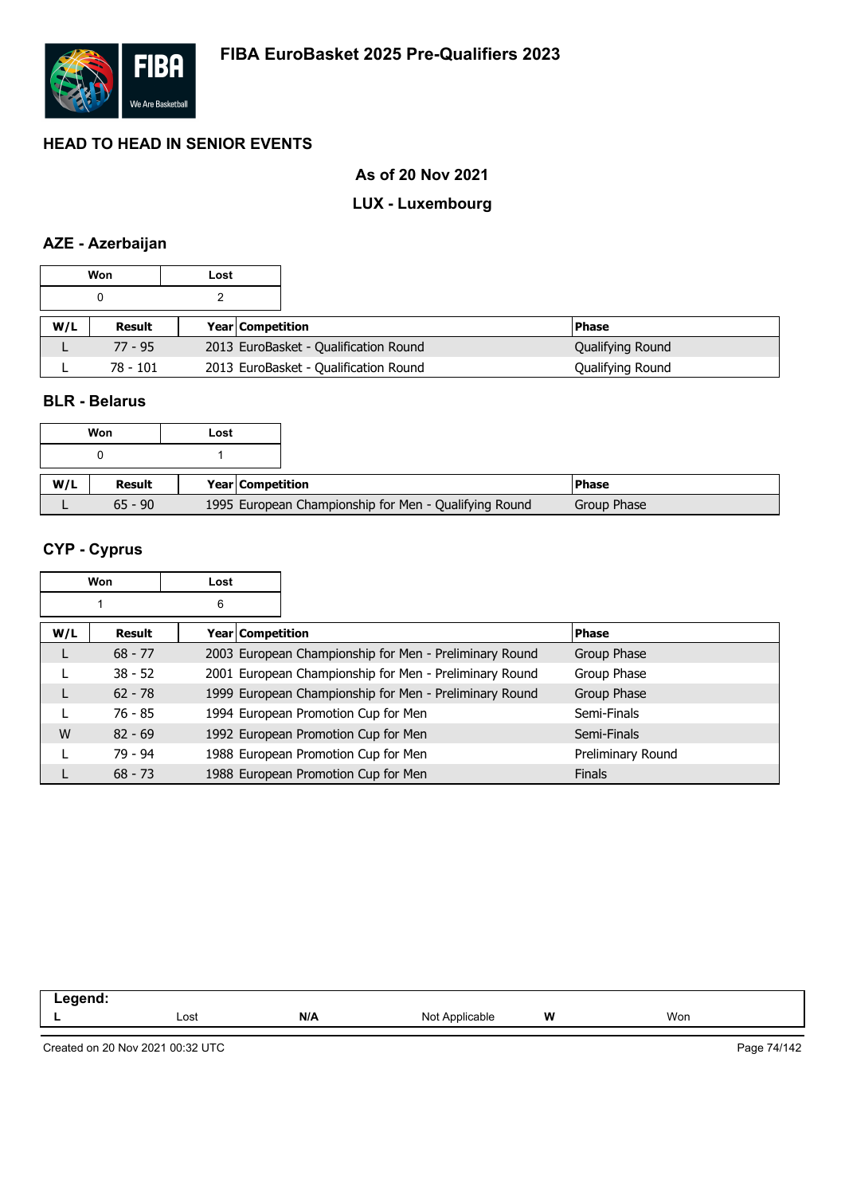# FIBA EuroBasket 2025 Pre-Qualifiers 2023

## HEAD TO HEAD IN SENIOR EVENTS

### As of 20 Nov 2021

### LUX - Luxembourg

### AZE - Azerbaijan

| Won | Lost |
|---|---|
| 0 | 2 |

| W/L | Result | Year | Competition | Phase |
|---|---|---|---|---|
| L | 77 - 95 | 2013 | EuroBasket - Qualification Round | Qualifying Round |
| L | 78 - 101 | 2013 | EuroBasket - Qualification Round | Qualifying Round |

### BLR - Belarus

| Won | Lost |
|---|---|
| 0 | 1 |

| W/L | Result | Year | Competition | Phase |
|---|---|---|---|---|
| L | 65 - 90 | 1995 | European Championship for Men - Qualifying Round | Group Phase |

### CYP - Cyprus

| Won | Lost |
|---|---|
| 1 | 6 |

| W/L | Result | Year | Competition | Phase |
|---|---|---|---|---|
| L | 68 - 77 | 2003 | European Championship for Men - Preliminary Round | Group Phase |
| L | 38 - 52 | 2001 | European Championship for Men - Preliminary Round | Group Phase |
| L | 62 - 78 | 1999 | European Championship for Men - Preliminary Round | Group Phase |
| L | 76 - 85 | 1994 | European Promotion Cup for Men | Semi-Finals |
| W | 82 - 69 | 1992 | European Promotion Cup for Men | Semi-Finals |
| L | 79 - 94 | 1988 | European Promotion Cup for Men | Preliminary Round |
| L | 68 - 73 | 1988 | European Promotion Cup for Men | Finals |

| Legend: | | | | | |
|---|---|---|---|---|---|
| L | Lost | N/A | Not Applicable | W | Won |

Created on 20 Nov 2021 00:32 UTC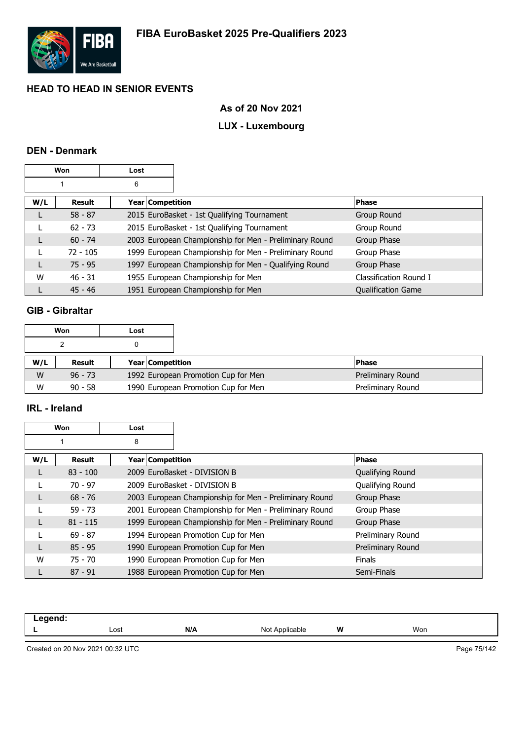# FIBA EuroBasket 2025 Pre-Qualifiers 2023

## HEAD TO HEAD IN SENIOR EVENTS

### As of 20 Nov 2021

### LUX - Luxembourg

### DEN - Denmark

| Won | Lost |
|---|---|
| 1 | 6 |

| W/L | Result | Year | Competition | Phase |
|---|---|---|---|---|
| L | 58 - 87 | 2015 | EuroBasket - 1st Qualifying Tournament | Group Round |
| L | 62 - 73 | 2015 | EuroBasket - 1st Qualifying Tournament | Group Round |
| L | 60 - 74 | 2003 | European Championship for Men - Preliminary Round | Group Phase |
| L | 72 - 105 | 1999 | European Championship for Men - Preliminary Round | Group Phase |
| L | 75 - 95 | 1997 | European Championship for Men - Qualifying Round | Group Phase |
| W | 46 - 31 | 1955 | European Championship for Men | Classification Round I |
| L | 45 - 46 | 1951 | European Championship for Men | Qualification Game |

### GIB - Gibraltar

| Won | Lost |
|---|---|
| 2 | 0 |

| W/L | Result | Year | Competition | Phase |
|---|---|---|---|---|
| W | 96 - 73 | 1992 | European Promotion Cup for Men | Preliminary Round |
| W | 90 - 58 | 1990 | European Promotion Cup for Men | Preliminary Round |

### IRL - Ireland

| Won | Lost |
|---|---|
| 1 | 8 |

| W/L | Result | Year | Competition | Phase |
|---|---|---|---|---|
| L | 83 - 100 | 2009 | EuroBasket - DIVISION B | Qualifying Round |
| L | 70 - 97 | 2009 | EuroBasket - DIVISION B | Qualifying Round |
| L | 68 - 76 | 2003 | European Championship for Men - Preliminary Round | Group Phase |
| L | 59 - 73 | 2001 | European Championship for Men - Preliminary Round | Group Phase |
| L | 81 - 115 | 1999 | European Championship for Men - Preliminary Round | Group Phase |
| L | 69 - 87 | 1994 | European Promotion Cup for Men | Preliminary Round |
| L | 85 - 95 | 1990 | European Promotion Cup for Men | Preliminary Round |
| W | 75 - 70 | 1990 | European Promotion Cup for Men | Finals |
| L | 87 - 91 | 1988 | European Promotion Cup for Men | Semi-Finals |

**Legend:**

| | | | | | |
|---|---|---|---|---|---|
| **L** | Lost | **N/A** | Not Applicable | **W** | Won |

Created on 20 Nov 2021 00:32 UTC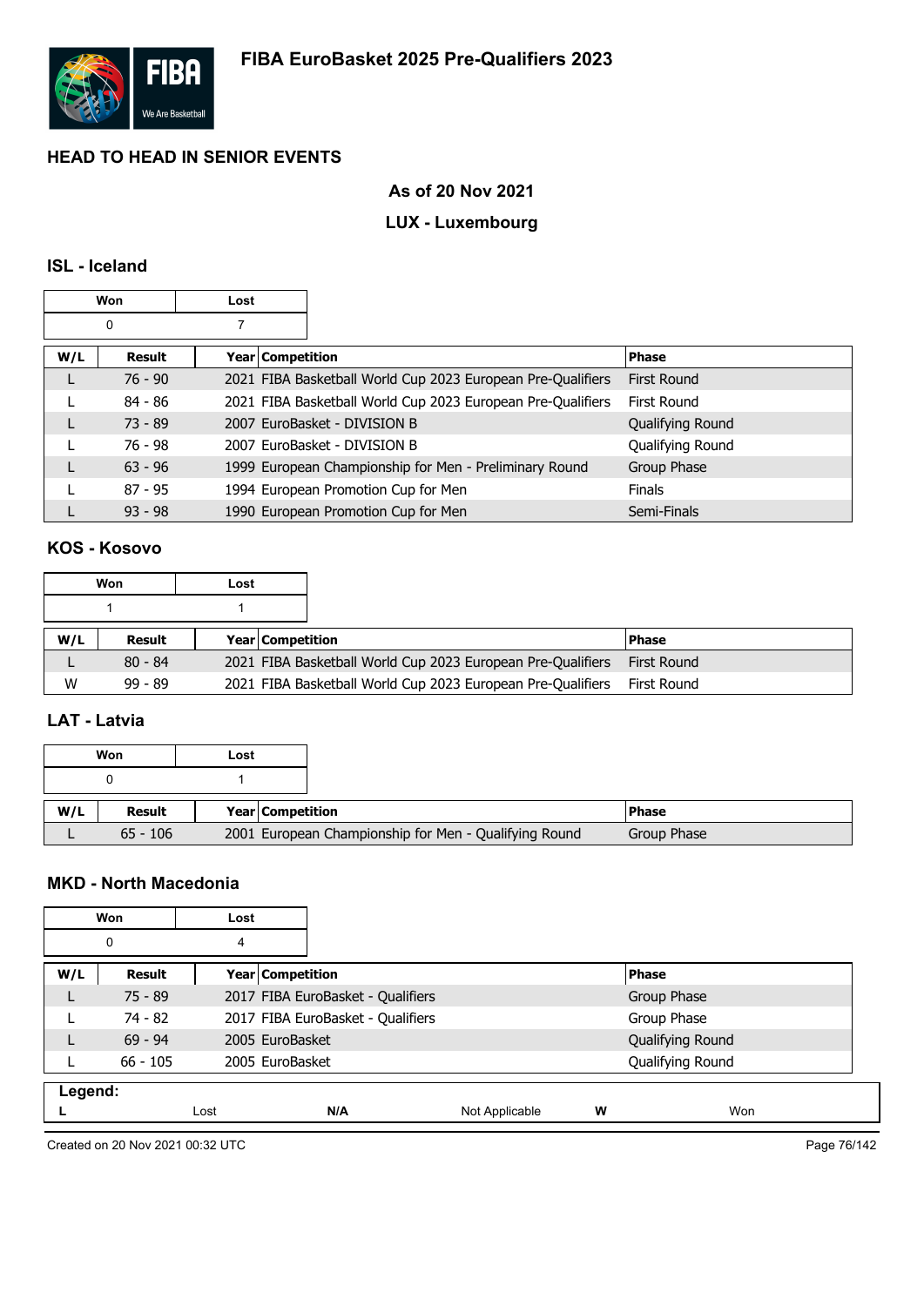# FIBA EuroBasket 2025 Pre-Qualifiers 2023

## HEAD TO HEAD IN SENIOR EVENTS

### As of 20 Nov 2021

### LUX - Luxembourg

### ISL - Iceland

| Won | Lost |
|---|---|
| 0 | 7 |

| W/L | Result | Year | Competition | Phase |
|---|---|---|---|---|
| L | 76 - 90 | 2021 | FIBA Basketball World Cup 2023 European Pre-Qualifiers | First Round |
| L | 84 - 86 | 2021 | FIBA Basketball World Cup 2023 European Pre-Qualifiers | First Round |
| L | 73 - 89 | 2007 | EuroBasket - DIVISION B | Qualifying Round |
| L | 76 - 98 | 2007 | EuroBasket - DIVISION B | Qualifying Round |
| L | 63 - 96 | 1999 | European Championship for Men - Preliminary Round | Group Phase |
| L | 87 - 95 | 1994 | European Promotion Cup for Men | Finals |
| L | 93 - 98 | 1990 | European Promotion Cup for Men | Semi-Finals |

### KOS - Kosovo

| Won | Lost |
|---|---|
| 1 | 1 |

| W/L | Result | Year | Competition | Phase |
|---|---|---|---|---|
| L | 80 - 84 | 2021 | FIBA Basketball World Cup 2023 European Pre-Qualifiers | First Round |
| W | 99 - 89 | 2021 | FIBA Basketball World Cup 2023 European Pre-Qualifiers | First Round |

### LAT - Latvia

| Won | Lost |
|---|---|
| 0 | 1 |

| W/L | Result | Year | Competition | Phase |
|---|---|---|---|---|
| L | 65 - 106 | 2001 | European Championship for Men - Qualifying Round | Group Phase |

### MKD - North Macedonia

| Won | Lost |
|---|---|
| 0 | 4 |

| W/L | Result | Year | Competition | Phase |
|---|---|---|---|---|
| L | 75 - 89 | 2017 | FIBA EuroBasket - Qualifiers | Group Phase |
| L | 74 - 82 | 2017 | FIBA EuroBasket - Qualifiers | Group Phase |
| L | 69 - 94 | 2005 | EuroBasket | Qualifying Round |
| L | 66 - 105 | 2005 | EuroBasket | Qualifying Round |

**Legend:**

| L | Lost | N/A | Not Applicable | W | Won |
|---|---|---|---|---|---|

Created on 20 Nov 2021 00:32 UTC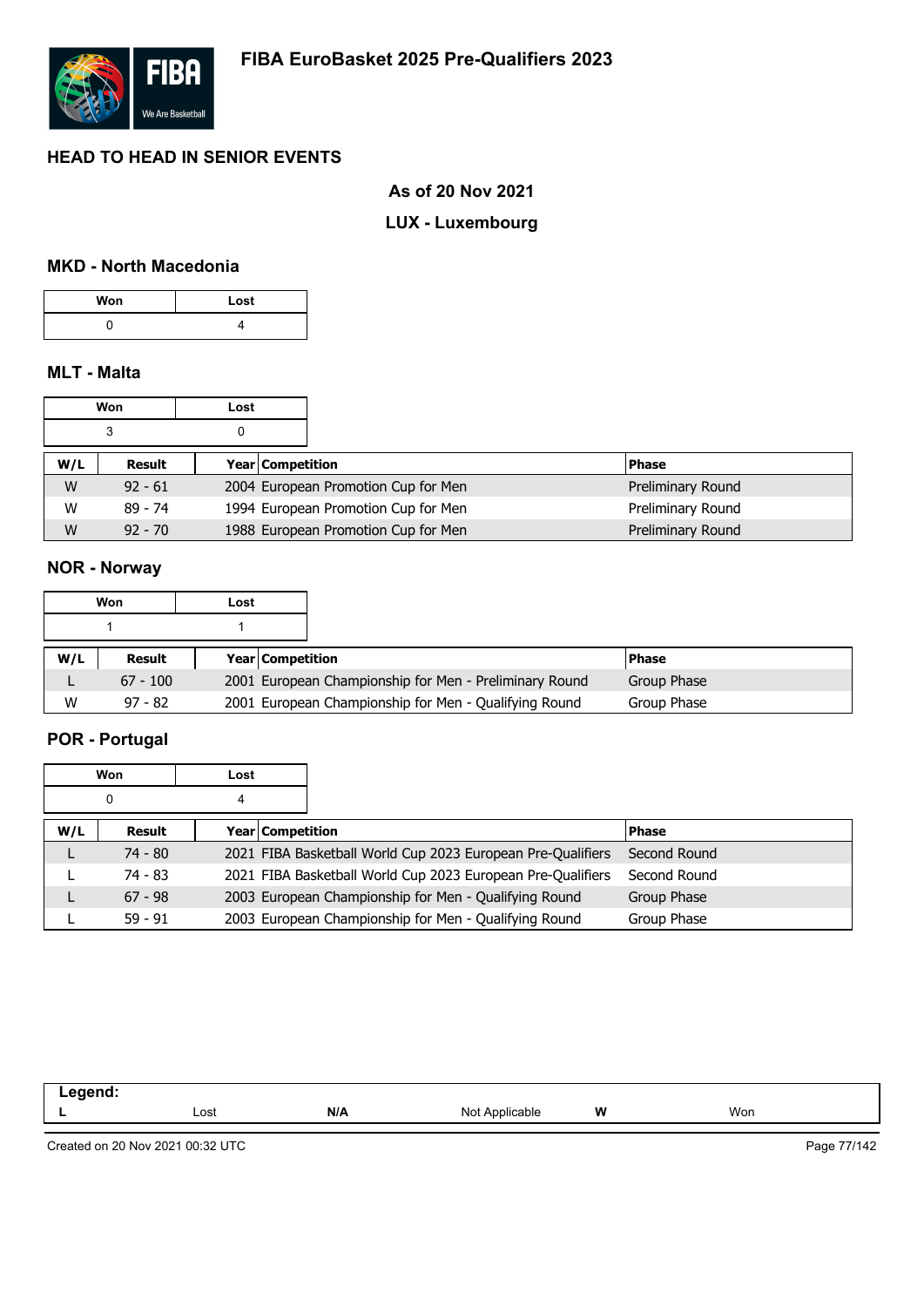# FIBA EuroBasket 2025 Pre-Qualifiers 2023

## HEAD TO HEAD IN SENIOR EVENTS

### As of 20 Nov 2021

### LUX - Luxembourg

### MKD - North Macedonia

| Won | Lost |
|---|---|
| 0 | 4 |

### MLT - Malta

| Won | Lost |
|---|---|
| 3 | 0 |

| W/L | Result | Year | Competition | Phase |
|---|---|---|---|---|
| W | 92 - 61 | 2004 | European Promotion Cup for Men | Preliminary Round |
| W | 89 - 74 | 1994 | European Promotion Cup for Men | Preliminary Round |
| W | 92 - 70 | 1988 | European Promotion Cup for Men | Preliminary Round |

### NOR - Norway

| Won | Lost |
|---|---|
| 1 | 1 |

| W/L | Result | Year | Competition | Phase |
|---|---|---|---|---|
| L | 67 - 100 | 2001 | European Championship for Men - Preliminary Round | Group Phase |
| W | 97 - 82 | 2001 | European Championship for Men - Qualifying Round | Group Phase |

### POR - Portugal

| Won | Lost |
|---|---|
| 0 | 4 |

| W/L | Result | Year | Competition | Phase |
|---|---|---|---|---|
| L | 74 - 80 | 2021 | FIBA Basketball World Cup 2023 European Pre-Qualifiers | Second Round |
| L | 74 - 83 | 2021 | FIBA Basketball World Cup 2023 European Pre-Qualifiers | Second Round |
| L | 67 - 98 | 2003 | European Championship for Men - Qualifying Round | Group Phase |
| L | 59 - 91 | 2003 | European Championship for Men - Qualifying Round | Group Phase |

**Legend:**

| L | Lost | N/A | Not Applicable | W | Won |
|---|---|---|---|---|---|

Created on 20 Nov 2021 00:32 UTC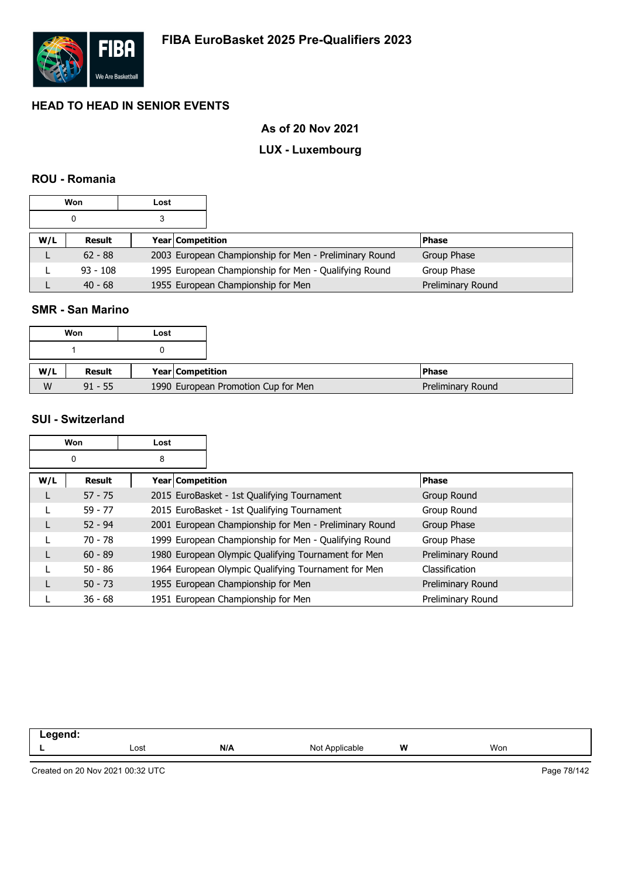# FIBA EuroBasket 2025 Pre-Qualifiers 2023

## HEAD TO HEAD IN SENIOR EVENTS

### As of 20 Nov 2021

### LUX - Luxembourg

### ROU - Romania

| Won | Lost |
|---|---|
| 0 | 3 |

| W/L | Result | Year | Competition | Phase |
|---|---|---|---|---|
| L | 62 - 88 | 2003 | European Championship for Men - Preliminary Round | Group Phase |
| L | 93 - 108 | 1995 | European Championship for Men - Qualifying Round | Group Phase |
| L | 40 - 68 | 1955 | European Championship for Men | Preliminary Round |

### SMR - San Marino

| Won | Lost |
|---|---|
| 1 | 0 |

| W/L | Result | Year | Competition | Phase |
|---|---|---|---|---|
| W | 91 - 55 | 1990 | European Promotion Cup for Men | Preliminary Round |

### SUI - Switzerland

| Won | Lost |
|---|---|
| 0 | 8 |

| W/L | Result | Year | Competition | Phase |
|---|---|---|---|---|
| L | 57 - 75 | 2015 | EuroBasket - 1st Qualifying Tournament | Group Round |
| L | 59 - 77 | 2015 | EuroBasket - 1st Qualifying Tournament | Group Round |
| L | 52 - 94 | 2001 | European Championship for Men - Preliminary Round | Group Phase |
| L | 70 - 78 | 1999 | European Championship for Men - Qualifying Round | Group Phase |
| L | 60 - 89 | 1980 | European Olympic Qualifying Tournament for Men | Preliminary Round |
| L | 50 - 86 | 1964 | European Olympic Qualifying Tournament for Men | Classification |
| L | 50 - 73 | 1955 | European Championship for Men | Preliminary Round |
| L | 36 - 68 | 1951 | European Championship for Men | Preliminary Round |

| Legend: | | | | | |
|---|---|---|---|---|---|
| L | Lost | N/A | Not Applicable | W | Won |

Created on 20 Nov 2021 00:32 UTC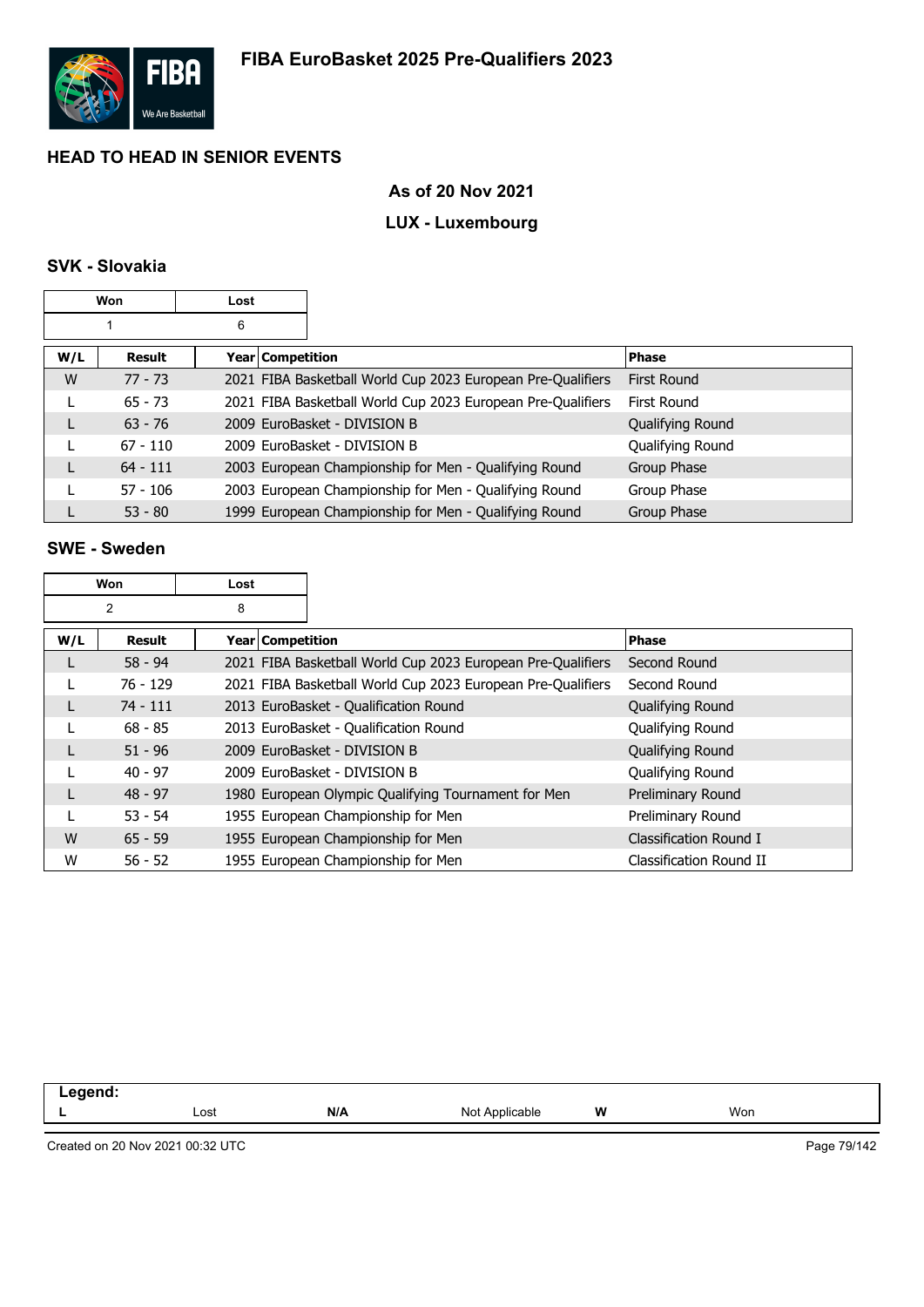# FIBA EuroBasket 2025 Pre-Qualifiers 2023

## HEAD TO HEAD IN SENIOR EVENTS

### As of 20 Nov 2021

### LUX - Luxembourg

#### SVK - Slovakia

| Won | Lost |
|---|---|
| 1 | 6 |

| W/L | Result | Year | Competition | Phase |
|---|---|---|---|---|
| W | 77 - 73 | 2021 | FIBA Basketball World Cup 2023 European Pre-Qualifiers | First Round |
| L | 65 - 73 | 2021 | FIBA Basketball World Cup 2023 European Pre-Qualifiers | First Round |
| L | 63 - 76 | 2009 | EuroBasket - DIVISION B | Qualifying Round |
| L | 67 - 110 | 2009 | EuroBasket - DIVISION B | Qualifying Round |
| L | 64 - 111 | 2003 | European Championship for Men - Qualifying Round | Group Phase |
| L | 57 - 106 | 2003 | European Championship for Men - Qualifying Round | Group Phase |
| L | 53 - 80 | 1999 | European Championship for Men - Qualifying Round | Group Phase |

#### SWE - Sweden

| Won | Lost |
|---|---|
| 2 | 8 |

| W/L | Result | Year | Competition | Phase |
|---|---|---|---|---|
| L | 58 - 94 | 2021 | FIBA Basketball World Cup 2023 European Pre-Qualifiers | Second Round |
| L | 76 - 129 | 2021 | FIBA Basketball World Cup 2023 European Pre-Qualifiers | Second Round |
| L | 74 - 111 | 2013 | EuroBasket - Qualification Round | Qualifying Round |
| L | 68 - 85 | 2013 | EuroBasket - Qualification Round | Qualifying Round |
| L | 51 - 96 | 2009 | EuroBasket - DIVISION B | Qualifying Round |
| L | 40 - 97 | 2009 | EuroBasket - DIVISION B | Qualifying Round |
| L | 48 - 97 | 1980 | European Olympic Qualifying Tournament for Men | Preliminary Round |
| L | 53 - 54 | 1955 | European Championship for Men | Preliminary Round |
| W | 65 - 59 | 1955 | European Championship for Men | Classification Round I |
| W | 56 - 52 | 1955 | European Championship for Men | Classification Round II |

| Legend: | | | | | |
|---|---|---|---|---|---|
| L | Lost | N/A | Not Applicable | W | Won |

Created on 20 Nov 2021 00:32 UTC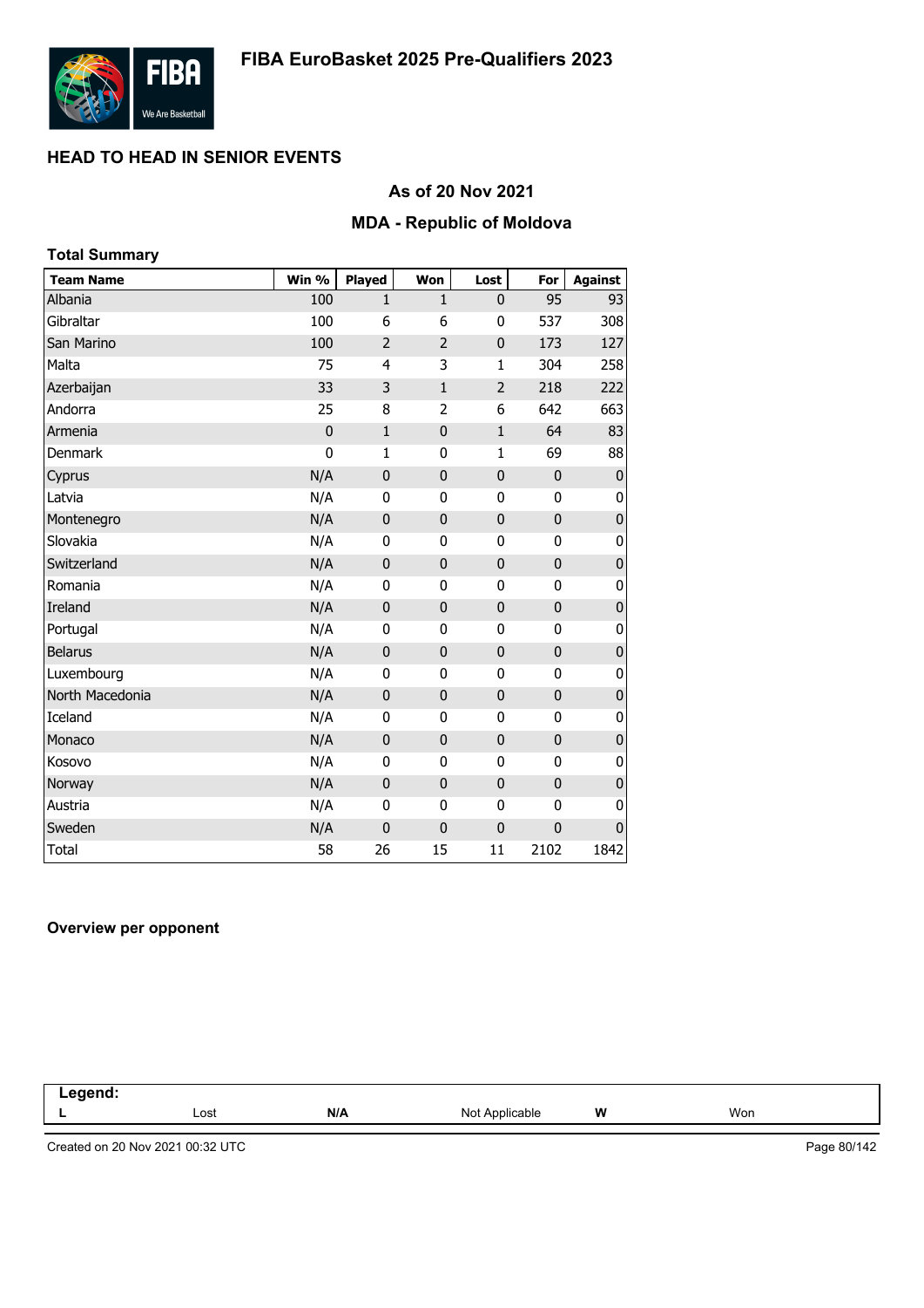# FIBA EuroBasket 2025 Pre-Qualifiers 2023

## HEAD TO HEAD IN SENIOR EVENTS

### As of 20 Nov 2021

### MDA - Republic of Moldova

**Total Summary**

| Team Name | Win % | Played | Won | Lost | For | Against |
|---|---|---|---|---|---|---|
| Albania | 100 | 1 | 1 | 0 | 95 | 93 |
| Gibraltar | 100 | 6 | 6 | 0 | 537 | 308 |
| San Marino | 100 | 2 | 2 | 0 | 173 | 127 |
| Malta | 75 | 4 | 3 | 1 | 304 | 258 |
| Azerbaijan | 33 | 3 | 1 | 2 | 218 | 222 |
| Andorra | 25 | 8 | 2 | 6 | 642 | 663 |
| Armenia | 0 | 1 | 0 | 1 | 64 | 83 |
| Denmark | 0 | 1 | 0 | 1 | 69 | 88 |
| Cyprus | N/A | 0 | 0 | 0 | 0 | 0 |
| Latvia | N/A | 0 | 0 | 0 | 0 | 0 |
| Montenegro | N/A | 0 | 0 | 0 | 0 | 0 |
| Slovakia | N/A | 0 | 0 | 0 | 0 | 0 |
| Switzerland | N/A | 0 | 0 | 0 | 0 | 0 |
| Romania | N/A | 0 | 0 | 0 | 0 | 0 |
| Ireland | N/A | 0 | 0 | 0 | 0 | 0 |
| Portugal | N/A | 0 | 0 | 0 | 0 | 0 |
| Belarus | N/A | 0 | 0 | 0 | 0 | 0 |
| Luxembourg | N/A | 0 | 0 | 0 | 0 | 0 |
| North Macedonia | N/A | 0 | 0 | 0 | 0 | 0 |
| Iceland | N/A | 0 | 0 | 0 | 0 | 0 |
| Monaco | N/A | 0 | 0 | 0 | 0 | 0 |
| Kosovo | N/A | 0 | 0 | 0 | 0 | 0 |
| Norway | N/A | 0 | 0 | 0 | 0 | 0 |
| Austria | N/A | 0 | 0 | 0 | 0 | 0 |
| Sweden | N/A | 0 | 0 | 0 | 0 | 0 |
| Total | 58 | 26 | 15 | 11 | 2102 | 1842 |

**Overview per opponent**

| Legend: | | | | | |
|---|---|---|---|---|---|
| L | Lost | N/A | Not Applicable | W | Won |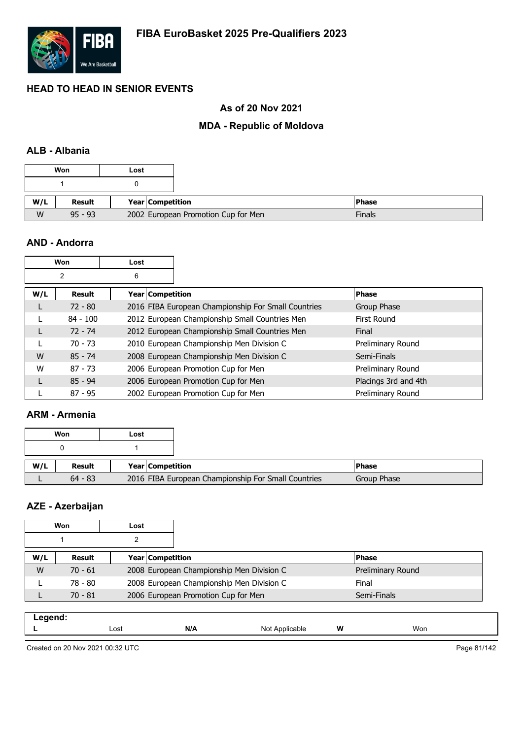**FIBA EuroBasket 2025 Pre-Qualifiers 2023**

## HEAD TO HEAD IN SENIOR EVENTS

### As of 20 Nov 2021

### MDA - Republic of Moldova

#### ALB - Albania

| Won | Lost |
|---|---|
| 1 | 0 |

| W/L | Result | Year | Competition | Phase |
|---|---|---|---|---|
| W | 95 - 93 | 2002 | European Promotion Cup for Men | Finals |

#### AND - Andorra

| Won | Lost |
|---|---|
| 2 | 6 |

| W/L | Result | Year | Competition | Phase |
|---|---|---|---|---|
| L | 72 - 80 | 2016 | FIBA European Championship For Small Countries | Group Phase |
| L | 84 - 100 | 2012 | European Championship Small Countries Men | First Round |
| L | 72 - 74 | 2012 | European Championship Small Countries Men | Final |
| L | 70 - 73 | 2010 | European Championship Men Division C | Preliminary Round |
| W | 85 - 74 | 2008 | European Championship Men Division C | Semi-Finals |
| W | 87 - 73 | 2006 | European Promotion Cup for Men | Preliminary Round |
| L | 85 - 94 | 2006 | European Promotion Cup for Men | Placings 3rd and 4th |
| L | 87 - 95 | 2002 | European Promotion Cup for Men | Preliminary Round |

#### ARM - Armenia

| Won | Lost |
|---|---|
| 0 | 1 |

| W/L | Result | Year | Competition | Phase |
|---|---|---|---|---|
| L | 64 - 83 | 2016 | FIBA European Championship For Small Countries | Group Phase |

#### AZE - Azerbaijan

| Won | Lost |
|---|---|
| 1 | 2 |

| W/L | Result | Year | Competition | Phase |
|---|---|---|---|---|
| W | 70 - 61 | 2008 | European Championship Men Division C | Preliminary Round |
| L | 78 - 80 | 2008 | European Championship Men Division C | Final |
| L | 70 - 81 | 2006 | European Promotion Cup for Men | Semi-Finals |

**Legend:**

| L | Lost | N/A | Not Applicable | W | Won |
|---|---|---|---|---|---|

Created on 20 Nov 2021 00:32 UTC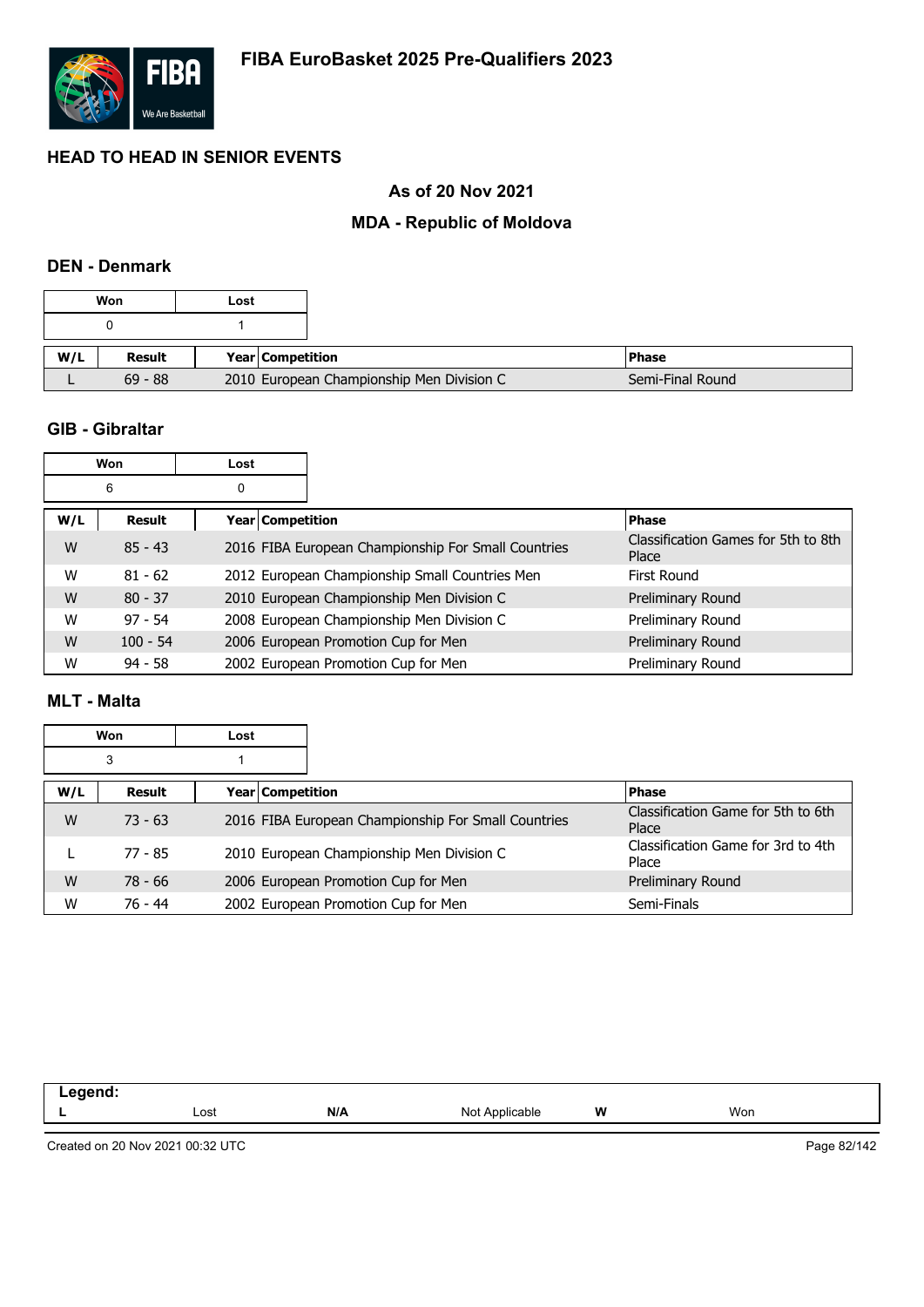# FIBA EuroBasket 2025 Pre-Qualifiers 2023

## HEAD TO HEAD IN SENIOR EVENTS

### As of 20 Nov 2021

### MDA - Republic of Moldova

#### DEN - Denmark

| Won | Lost |
|---|---|
| 0 | 1 |

| W/L | Result | Year | Competition | Phase |
|---|---|---|---|---|
| L | 69 - 88 | 2010 | European Championship Men Division C | Semi-Final Round |

#### GIB - Gibraltar

| Won | Lost |
|---|---|
| 6 | 0 |

| W/L | Result | Year | Competition | Phase |
|---|---|---|---|---|
| W | 85 - 43 | 2016 | FIBA European Championship For Small Countries | Classification Games for 5th to 8th Place |
| W | 81 - 62 | 2012 | European Championship Small Countries Men | First Round |
| W | 80 - 37 | 2010 | European Championship Men Division C | Preliminary Round |
| W | 97 - 54 | 2008 | European Championship Men Division C | Preliminary Round |
| W | 100 - 54 | 2006 | European Promotion Cup for Men | Preliminary Round |
| W | 94 - 58 | 2002 | European Promotion Cup for Men | Preliminary Round |

#### MLT - Malta

| Won | Lost |
|---|---|
| 3 | 1 |

| W/L | Result | Year | Competition | Phase |
|---|---|---|---|---|
| W | 73 - 63 | 2016 | FIBA European Championship For Small Countries | Classification Game for 5th to 6th Place |
| L | 77 - 85 | 2010 | European Championship Men Division C | Classification Game for 3rd to 4th Place |
| W | 78 - 66 | 2006 | European Promotion Cup for Men | Preliminary Round |
| W | 76 - 44 | 2002 | European Promotion Cup for Men | Semi-Finals |

**Legend:**

| | | | | | |
|---|---|---|---|---|---|
| **L** | Lost | **N/A** | Not Applicable | **W** | Won |

Created on 20 Nov 2021 00:32 UTC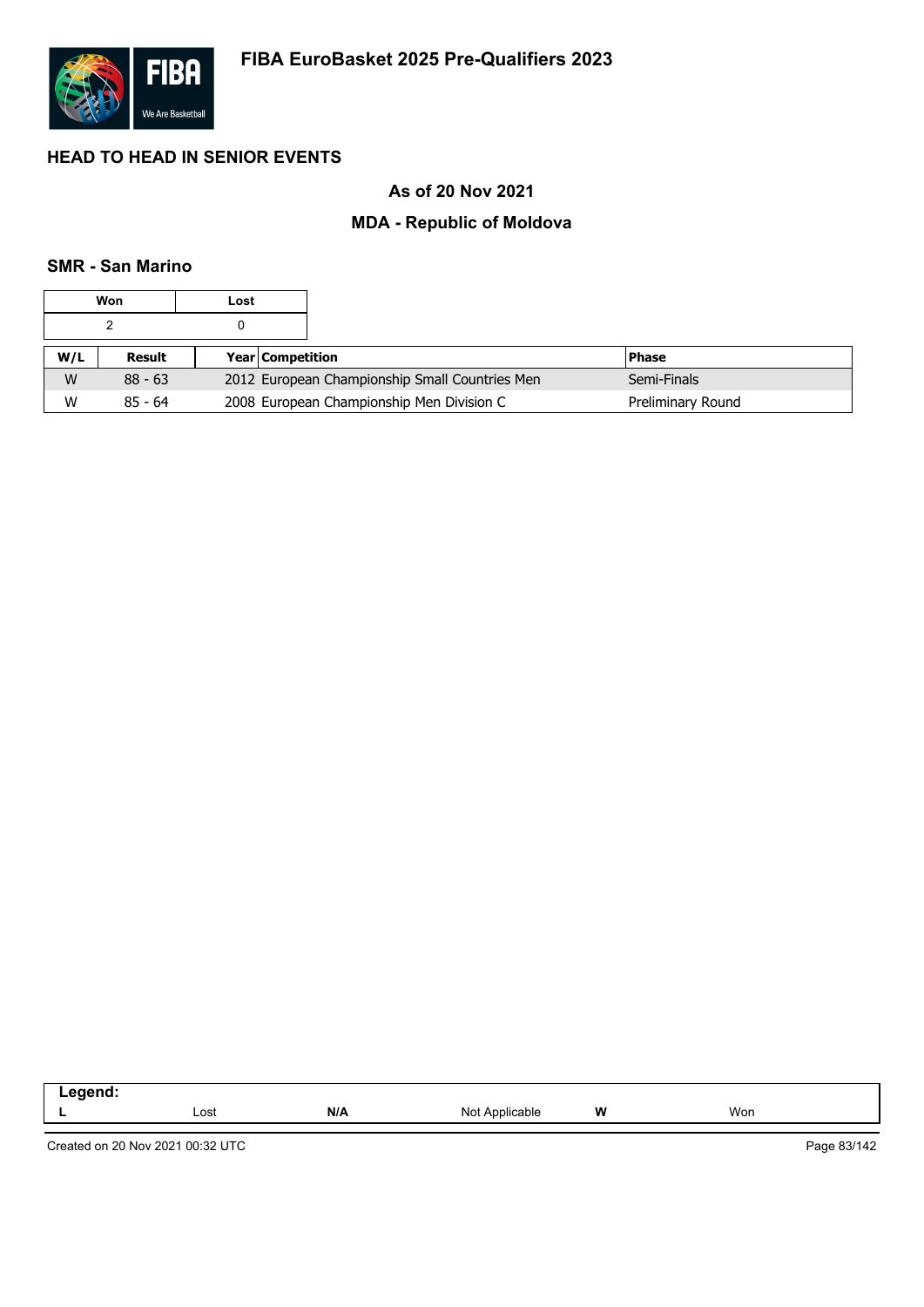# FIBA EuroBasket 2025 Pre-Qualifiers 2023

## HEAD TO HEAD IN SENIOR EVENTS

### As of 20 Nov 2021

### MDA - Republic of Moldova

#### SMR - San Marino

| Won | Lost |
|---|---|
| 2 | 0 |

| W/L | Result | Year | Competition | Phase |
|---|---|---|---|---|
| W | 88 - 63 | 2012 | European Championship Small Countries Men | Semi-Finals |
| W | 85 - 64 | 2008 | European Championship Men Division C | Preliminary Round |

**Legend:**

| | | | | | |
|---|---|---|---|---|---|
| **L** | Lost | **N/A** | Not Applicable | **W** | Won |

Created on 20 Nov 2021 00:32 UTC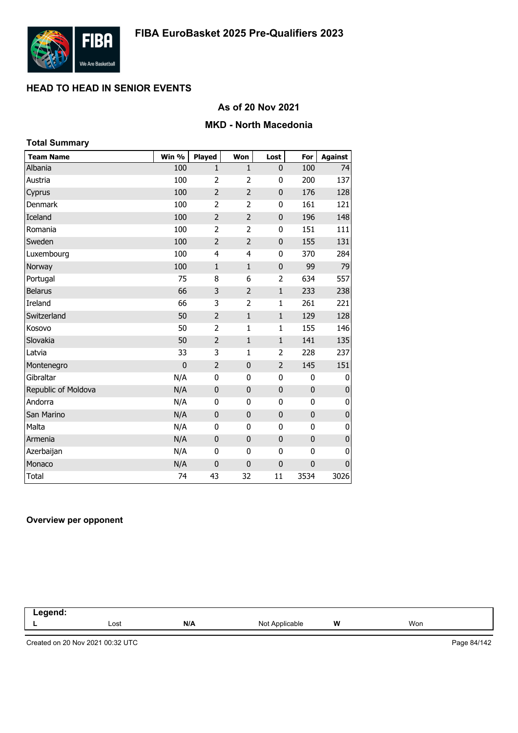# FIBA EuroBasket 2025 Pre-Qualifiers 2023

## HEAD TO HEAD IN SENIOR EVENTS

### As of 20 Nov 2021

### MKD - North Macedonia

**Total Summary**

| Team Name | Win % | Played | Won | Lost | For | Against |
|---|---|---|---|---|---|---|
| Albania | 100 | 1 | 1 | 0 | 100 | 74 |
| Austria | 100 | 2 | 2 | 0 | 200 | 137 |
| Cyprus | 100 | 2 | 2 | 0 | 176 | 128 |
| Denmark | 100 | 2 | 2 | 0 | 161 | 121 |
| Iceland | 100 | 2 | 2 | 0 | 196 | 148 |
| Romania | 100 | 2 | 2 | 0 | 151 | 111 |
| Sweden | 100 | 2 | 2 | 0 | 155 | 131 |
| Luxembourg | 100 | 4 | 4 | 0 | 370 | 284 |
| Norway | 100 | 1 | 1 | 0 | 99 | 79 |
| Portugal | 75 | 8 | 6 | 2 | 634 | 557 |
| Belarus | 66 | 3 | 2 | 1 | 233 | 238 |
| Ireland | 66 | 3 | 2 | 1 | 261 | 221 |
| Switzerland | 50 | 2 | 1 | 1 | 129 | 128 |
| Kosovo | 50 | 2 | 1 | 1 | 155 | 146 |
| Slovakia | 50 | 2 | 1 | 1 | 141 | 135 |
| Latvia | 33 | 3 | 1 | 2 | 228 | 237 |
| Montenegro | 0 | 2 | 0 | 2 | 145 | 151 |
| Gibraltar | N/A | 0 | 0 | 0 | 0 | 0 |
| Republic of Moldova | N/A | 0 | 0 | 0 | 0 | 0 |
| Andorra | N/A | 0 | 0 | 0 | 0 | 0 |
| San Marino | N/A | 0 | 0 | 0 | 0 | 0 |
| Malta | N/A | 0 | 0 | 0 | 0 | 0 |
| Armenia | N/A | 0 | 0 | 0 | 0 | 0 |
| Azerbaijan | N/A | 0 | 0 | 0 | 0 | 0 |
| Monaco | N/A | 0 | 0 | 0 | 0 | 0 |
| Total | 74 | 43 | 32 | 11 | 3534 | 3026 |

**Overview per opponent**

**Legend:**

| L | Lost | N/A | Not Applicable | W | Won |
|---|---|---|---|---|---|

Created on 20 Nov 2021 00:32 UTC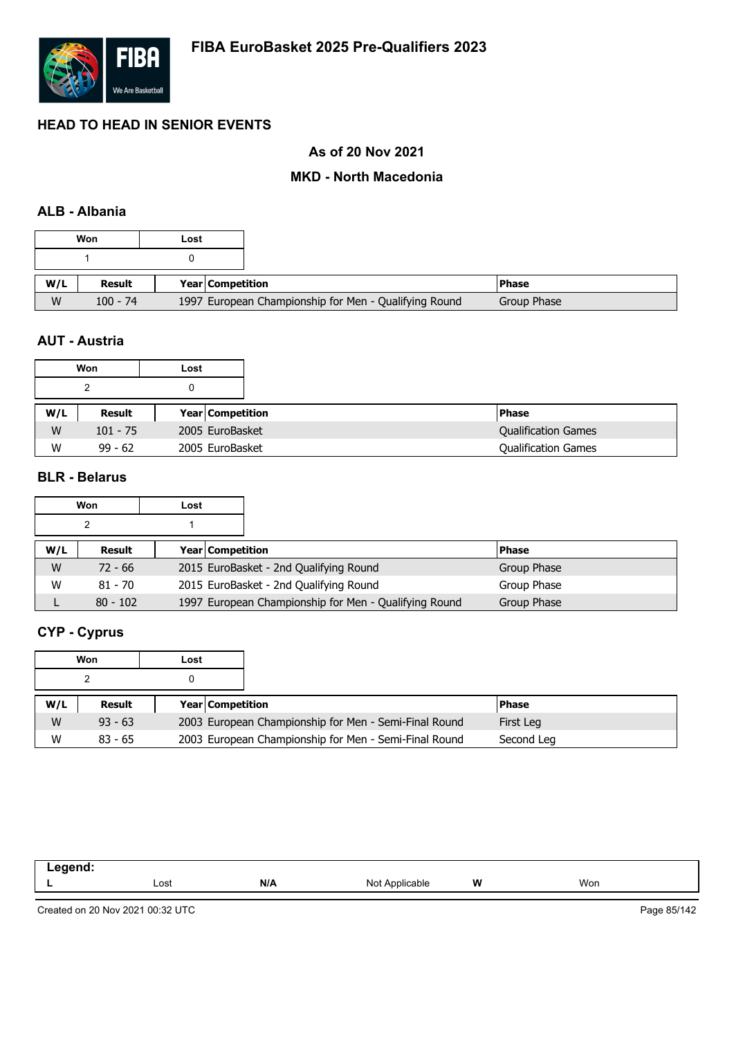# FIBA EuroBasket 2025 Pre-Qualifiers 2023

## HEAD TO HEAD IN SENIOR EVENTS

### As of 20 Nov 2021

### MKD - North Macedonia

### ALB - Albania

| Won | Lost |
|---|---|
| 1 | 0 |

| W/L | Result | Year | Competition | Phase |
|---|---|---|---|---|
| W | 100 - 74 | 1997 | European Championship for Men - Qualifying Round | Group Phase |

### AUT - Austria

| Won | Lost |
|---|---|
| 2 | 0 |

| W/L | Result | Year | Competition | Phase |
|---|---|---|---|---|
| W | 101 - 75 | 2005 | EuroBasket | Qualification Games |
| W | 99 - 62 | 2005 | EuroBasket | Qualification Games |

### BLR - Belarus

| Won | Lost |
|---|---|
| 2 | 1 |

| W/L | Result | Year | Competition | Phase |
|---|---|---|---|---|
| W | 72 - 66 | 2015 | EuroBasket - 2nd Qualifying Round | Group Phase |
| W | 81 - 70 | 2015 | EuroBasket - 2nd Qualifying Round | Group Phase |
| L | 80 - 102 | 1997 | European Championship for Men - Qualifying Round | Group Phase |

### CYP - Cyprus

| Won | Lost |
|---|---|
| 2 | 0 |

| W/L | Result | Year | Competition | Phase |
|---|---|---|---|---|
| W | 93 - 63 | 2003 | European Championship for Men - Semi-Final Round | First Leg |
| W | 83 - 65 | 2003 | European Championship for Men - Semi-Final Round | Second Leg |

| Legend: | | | | | |
|---|---|---|---|---|---|
| L | Lost | N/A | Not Applicable | W | Won |

Created on 20 Nov 2021 00:32 UTC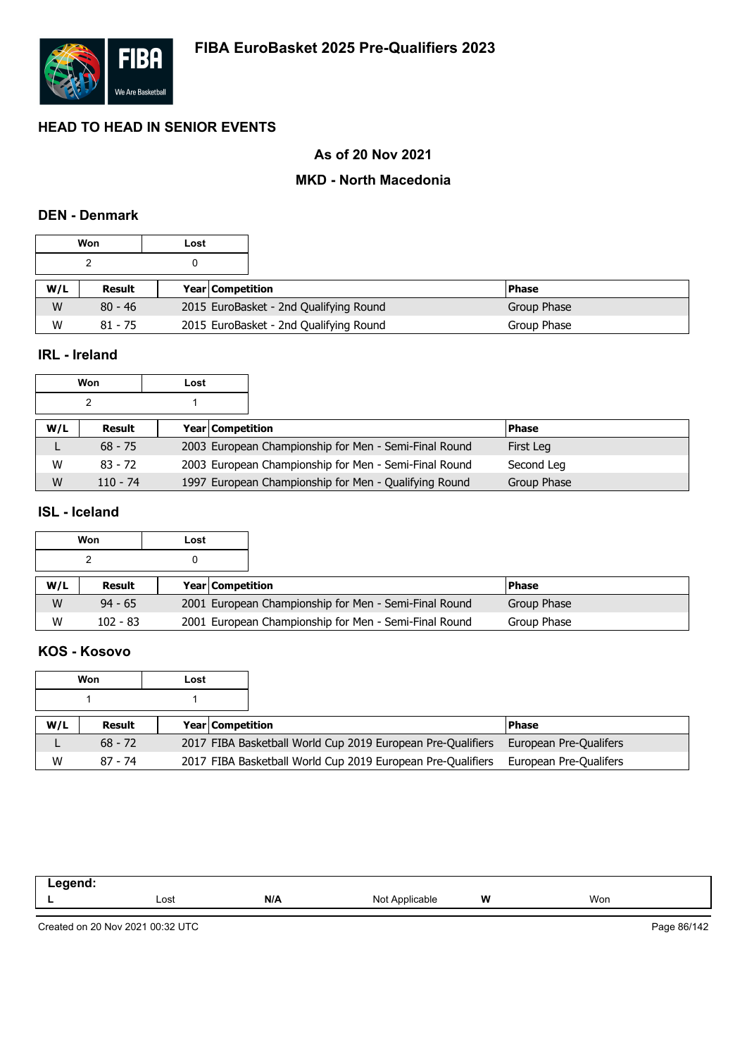# FIBA EuroBasket 2025 Pre-Qualifiers 2023

## HEAD TO HEAD IN SENIOR EVENTS

### As of 20 Nov 2021

### MKD - North Macedonia

### DEN - Denmark

| Won | Lost |
|---|---|
| 2 | 0 |

| W/L | Result | Year | Competition | Phase |
|---|---|---|---|---|
| W | 80 - 46 | 2015 | EuroBasket - 2nd Qualifying Round | Group Phase |
| W | 81 - 75 | 2015 | EuroBasket - 2nd Qualifying Round | Group Phase |

### IRL - Ireland

| Won | Lost |
|---|---|
| 2 | 1 |

| W/L | Result | Year | Competition | Phase |
|---|---|---|---|---|
| L | 68 - 75 | 2003 | European Championship for Men - Semi-Final Round | First Leg |
| W | 83 - 72 | 2003 | European Championship for Men - Semi-Final Round | Second Leg |
| W | 110 - 74 | 1997 | European Championship for Men - Qualifying Round | Group Phase |

### ISL - Iceland

| Won | Lost |
|---|---|
| 2 | 0 |

| W/L | Result | Year | Competition | Phase |
|---|---|---|---|---|
| W | 94 - 65 | 2001 | European Championship for Men - Semi-Final Round | Group Phase |
| W | 102 - 83 | 2001 | European Championship for Men - Semi-Final Round | Group Phase |

### KOS - Kosovo

| Won | Lost |
|---|---|
| 1 | 1 |

| W/L | Result | Year | Competition | Phase |
|---|---|---|---|---|
| L | 68 - 72 | 2017 | FIBA Basketball World Cup 2019 European Pre-Qualifiers | European Pre-Qualifers |
| W | 87 - 74 | 2017 | FIBA Basketball World Cup 2019 European Pre-Qualifiers | European Pre-Qualifers |

| Legend: | | | | | |
|---|---|---|---|---|---|
| L | Lost | N/A | Not Applicable | W | Won |

Created on 20 Nov 2021 00:32 UTC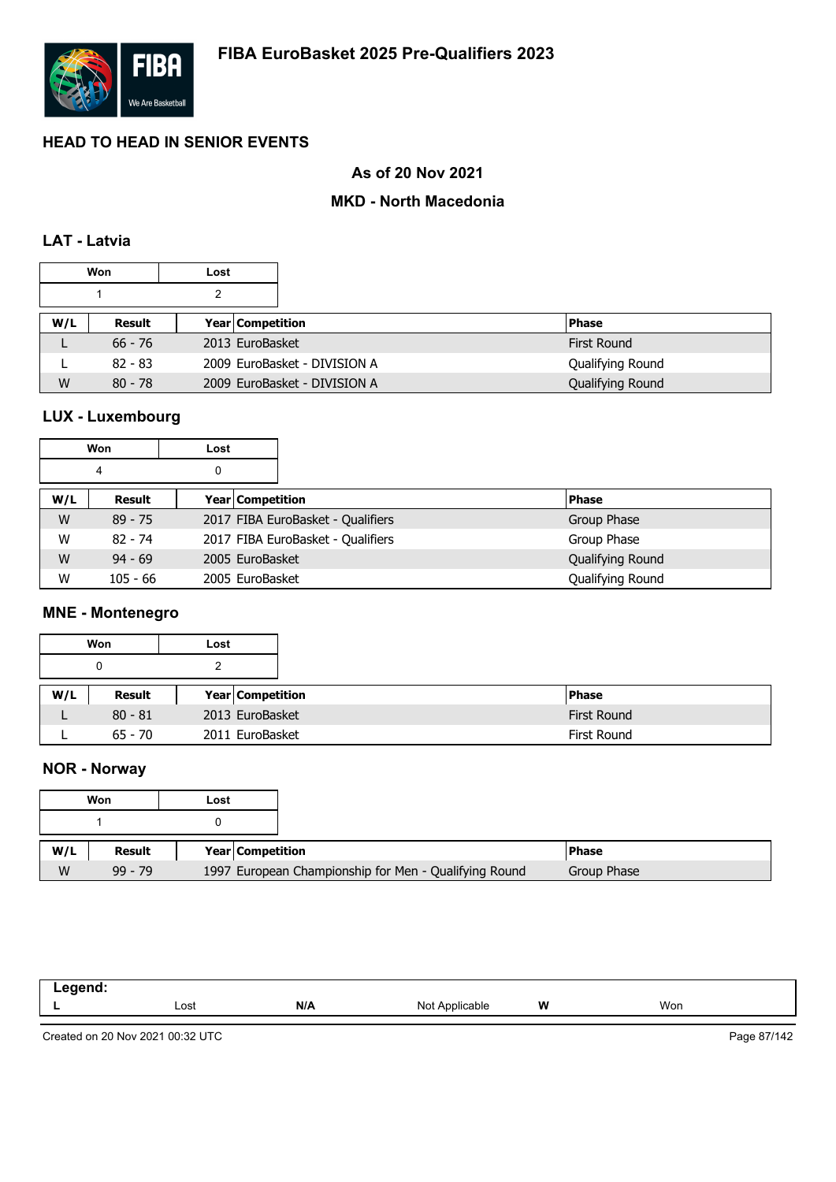## HEAD TO HEAD IN SENIOR EVENTS

### As of 20 Nov 2021

### MKD - North Macedonia

### LAT - Latvia

| Won | Lost |
| --- | --- |
| 1 | 2 |

| W/L | Result | Year | Competition | Phase |
| --- | --- | --- | --- | --- |
| L | 66 - 76 | 2013 | EuroBasket | First Round |
| L | 82 - 83 | 2009 | EuroBasket - DIVISION A | Qualifying Round |
| W | 80 - 78 | 2009 | EuroBasket - DIVISION A | Qualifying Round |

### LUX - Luxembourg

| Won | Lost |
| --- | --- |
| 4 | 0 |

| W/L | Result | Year | Competition | Phase |
| --- | --- | --- | --- | --- |
| W | 89 - 75 | 2017 | FIBA EuroBasket - Qualifiers | Group Phase |
| W | 82 - 74 | 2017 | FIBA EuroBasket - Qualifiers | Group Phase |
| W | 94 - 69 | 2005 | EuroBasket | Qualifying Round |
| W | 105 - 66 | 2005 | EuroBasket | Qualifying Round |

### MNE - Montenegro

| Won | Lost |
| --- | --- |
| 0 | 2 |

| W/L | Result | Year | Competition | Phase |
| --- | --- | --- | --- | --- |
| L | 80 - 81 | 2013 | EuroBasket | First Round |
| L | 65 - 70 | 2011 | EuroBasket | First Round |

### NOR - Norway

| Won | Lost |
| --- | --- |
| 1 | 0 |

| W/L | Result | Year | Competition | Phase |
| --- | --- | --- | --- | --- |
| W | 99 - 79 | 1997 | European Championship for Men - Qualifying Round | Group Phase |

| Legend: | | | | | |
| --- | --- | --- | --- | --- | --- |
| L | Lost | N/A | Not Applicable | W | Won |

Created on 20 Nov 2021 00:32 UTC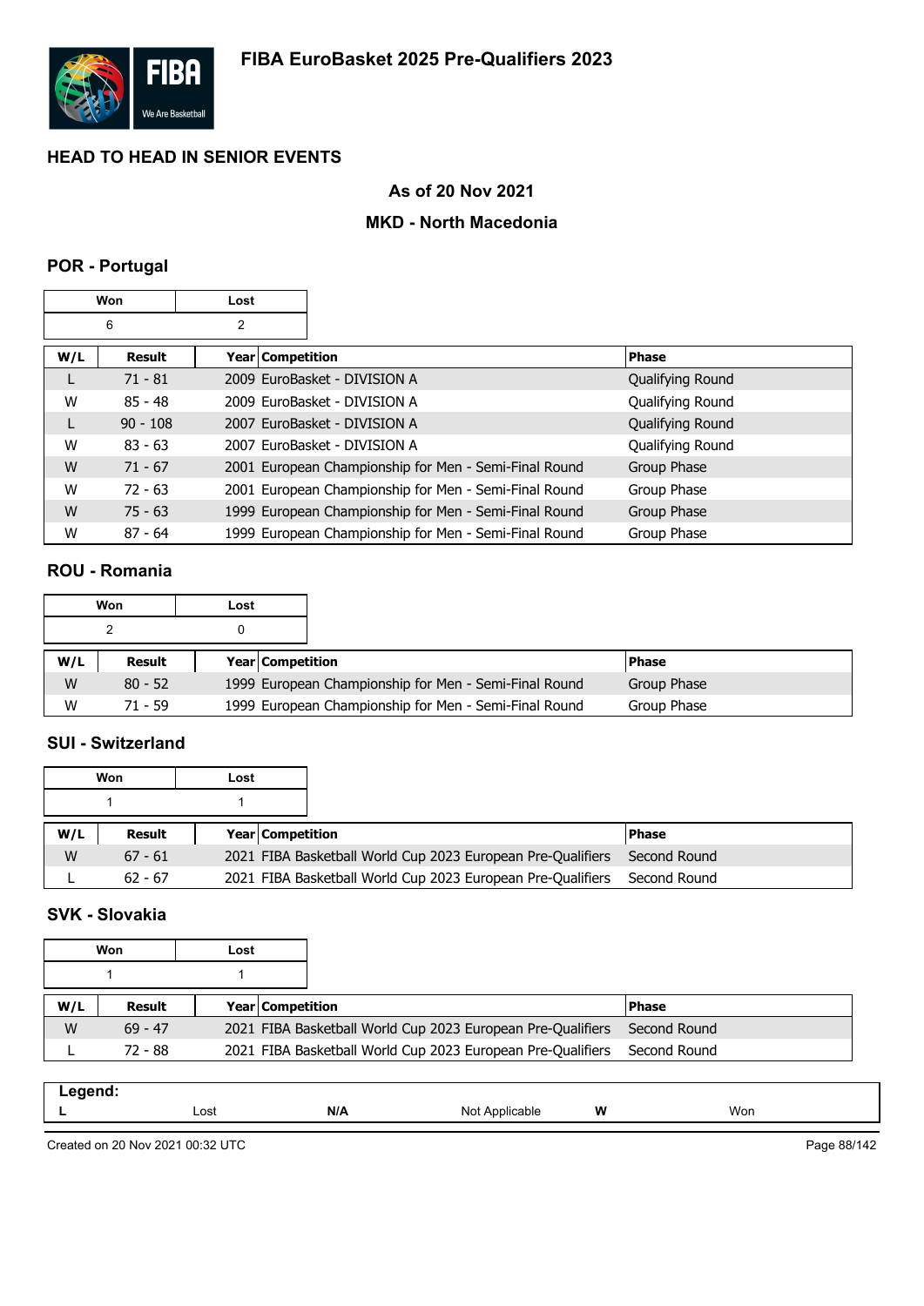# FIBA EuroBasket 2025 Pre-Qualifiers 2023

## HEAD TO HEAD IN SENIOR EVENTS

### As of 20 Nov 2021

### MKD - North Macedonia

### POR - Portugal

| Won | Lost |
|---|---|
| 6 | 2 |

| W/L | Result | Year | Competition | Phase |
|---|---|---|---|---|
| L | 71 - 81 | 2009 | EuroBasket - DIVISION A | Qualifying Round |
| W | 85 - 48 | 2009 | EuroBasket - DIVISION A | Qualifying Round |
| L | 90 - 108 | 2007 | EuroBasket - DIVISION A | Qualifying Round |
| W | 83 - 63 | 2007 | EuroBasket - DIVISION A | Qualifying Round |
| W | 71 - 67 | 2001 | European Championship for Men - Semi-Final Round | Group Phase |
| W | 72 - 63 | 2001 | European Championship for Men - Semi-Final Round | Group Phase |
| W | 75 - 63 | 1999 | European Championship for Men - Semi-Final Round | Group Phase |
| W | 87 - 64 | 1999 | European Championship for Men - Semi-Final Round | Group Phase |

### ROU - Romania

| Won | Lost |
|---|---|
| 2 | 0 |

| W/L | Result | Year | Competition | Phase |
|---|---|---|---|---|
| W | 80 - 52 | 1999 | European Championship for Men - Semi-Final Round | Group Phase |
| W | 71 - 59 | 1999 | European Championship for Men - Semi-Final Round | Group Phase |

### SUI - Switzerland

| Won | Lost |
|---|---|
| 1 | 1 |

| W/L | Result | Year | Competition | Phase |
|---|---|---|---|---|
| W | 67 - 61 | 2021 | FIBA Basketball World Cup 2023 European Pre-Qualifiers | Second Round |
| L | 62 - 67 | 2021 | FIBA Basketball World Cup 2023 European Pre-Qualifiers | Second Round |

### SVK - Slovakia

| Won | Lost |
|---|---|
| 1 | 1 |

| W/L | Result | Year | Competition | Phase |
|---|---|---|---|---|
| W | 69 - 47 | 2021 | FIBA Basketball World Cup 2023 European Pre-Qualifiers | Second Round |
| L | 72 - 88 | 2021 | FIBA Basketball World Cup 2023 European Pre-Qualifiers | Second Round |

**Legend:**

| L | Lost | N/A | Not Applicable | W | Won |
|---|---|---|---|---|---|

Created on 20 Nov 2021 00:32 UTC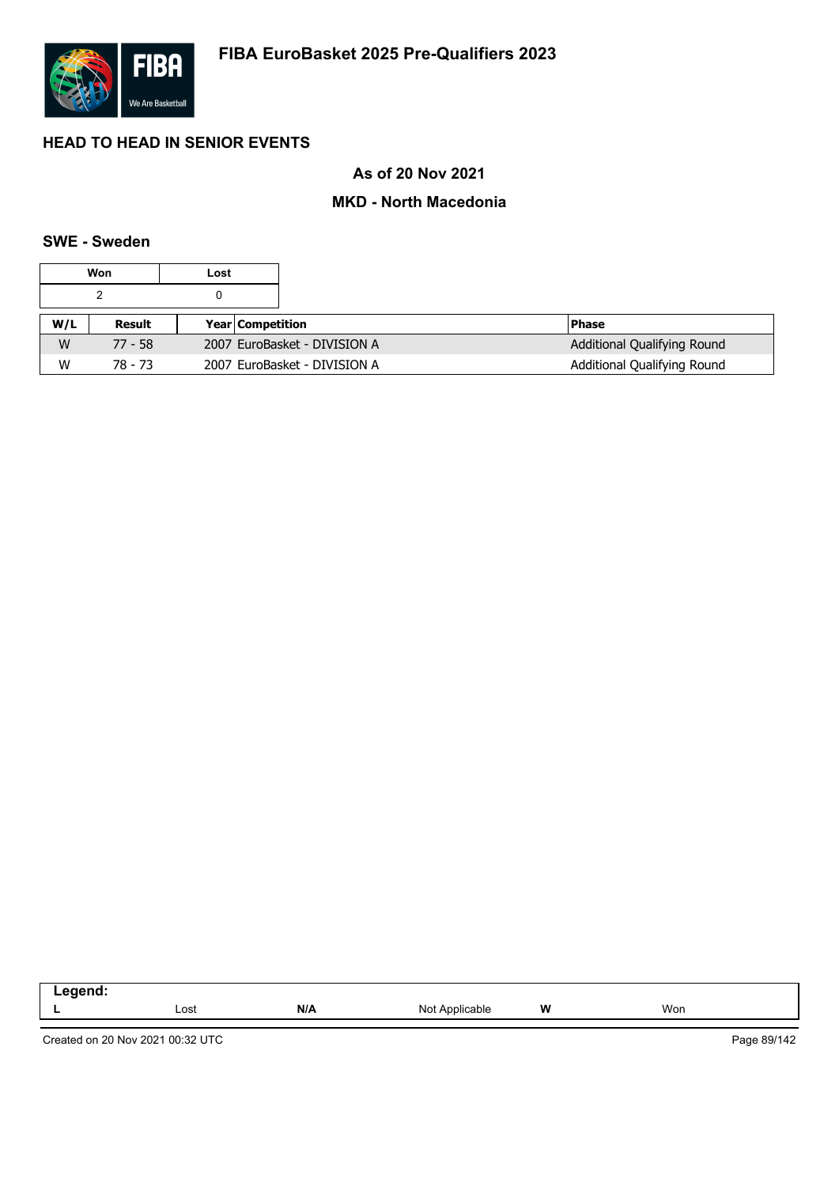# FIBA EuroBasket 2025 Pre-Qualifiers 2023

## HEAD TO HEAD IN SENIOR EVENTS

### As of 20 Nov 2021

### MKD - North Macedonia

### SWE - Sweden

| Won | Lost |
|---|---|
| 2 | 0 |

| W/L | Result | Year | Competition | Phase |
|---|---|---|---|---|
| W | 77 - 58 | 2007 | EuroBasket - DIVISION A | Additional Qualifying Round |
| W | 78 - 73 | 2007 | EuroBasket - DIVISION A | Additional Qualifying Round |

| Legend: | | | | | |
|---|---|---|---|---|---|
| **L** | Lost | **N/A** | Not Applicable | **W** | Won |

Created on 20 Nov 2021 00:32 UTC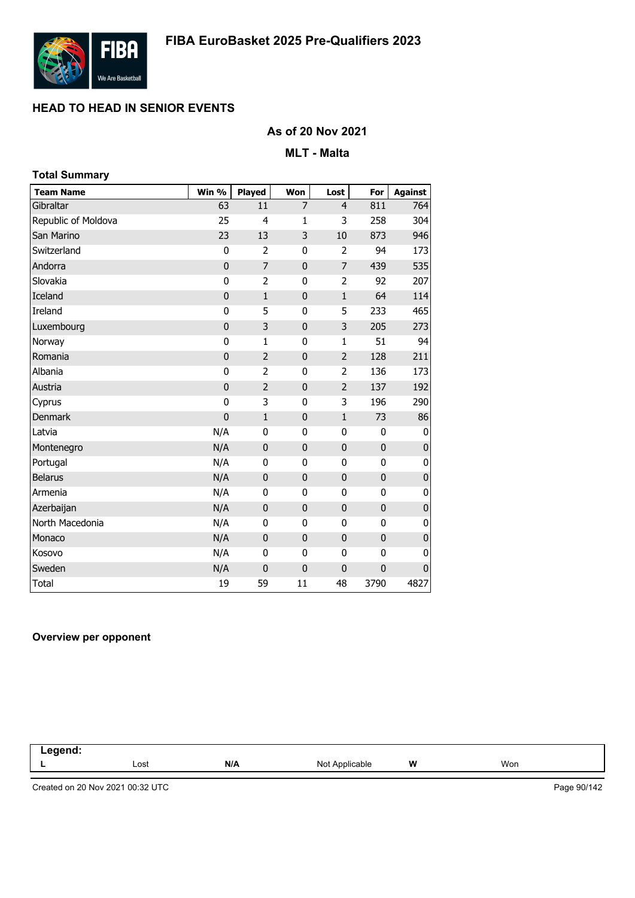# FIBA EuroBasket 2025 Pre-Qualifiers 2023

## HEAD TO HEAD IN SENIOR EVENTS

### As of 20 Nov 2021

### MLT - Malta

**Total Summary**

| Team Name | Win % | Played | Won | Lost | For | Against |
|---|---|---|---|---|---|---|
| Gibraltar | 63 | 11 | 7 | 4 | 811 | 764 |
| Republic of Moldova | 25 | 4 | 1 | 3 | 258 | 304 |
| San Marino | 23 | 13 | 3 | 10 | 873 | 946 |
| Switzerland | 0 | 2 | 0 | 2 | 94 | 173 |
| Andorra | 0 | 7 | 0 | 7 | 439 | 535 |
| Slovakia | 0 | 2 | 0 | 2 | 92 | 207 |
| Iceland | 0 | 1 | 0 | 1 | 64 | 114 |
| Ireland | 0 | 5 | 0 | 5 | 233 | 465 |
| Luxembourg | 0 | 3 | 0 | 3 | 205 | 273 |
| Norway | 0 | 1 | 0 | 1 | 51 | 94 |
| Romania | 0 | 2 | 0 | 2 | 128 | 211 |
| Albania | 0 | 2 | 0 | 2 | 136 | 173 |
| Austria | 0 | 2 | 0 | 2 | 137 | 192 |
| Cyprus | 0 | 3 | 0 | 3 | 196 | 290 |
| Denmark | 0 | 1 | 0 | 1 | 73 | 86 |
| Latvia | N/A | 0 | 0 | 0 | 0 | 0 |
| Montenegro | N/A | 0 | 0 | 0 | 0 | 0 |
| Portugal | N/A | 0 | 0 | 0 | 0 | 0 |
| Belarus | N/A | 0 | 0 | 0 | 0 | 0 |
| Armenia | N/A | 0 | 0 | 0 | 0 | 0 |
| Azerbaijan | N/A | 0 | 0 | 0 | 0 | 0 |
| North Macedonia | N/A | 0 | 0 | 0 | 0 | 0 |
| Monaco | N/A | 0 | 0 | 0 | 0 | 0 |
| Kosovo | N/A | 0 | 0 | 0 | 0 | 0 |
| Sweden | N/A | 0 | 0 | 0 | 0 | 0 |
| Total | 19 | 59 | 11 | 48 | 3790 | 4827 |

**Overview per opponent**

| Legend: | | | | | |
|---|---|---|---|---|---|
| L | Lost | N/A | Not Applicable | W | Won |

Created on 20 Nov 2021 00:32 UTC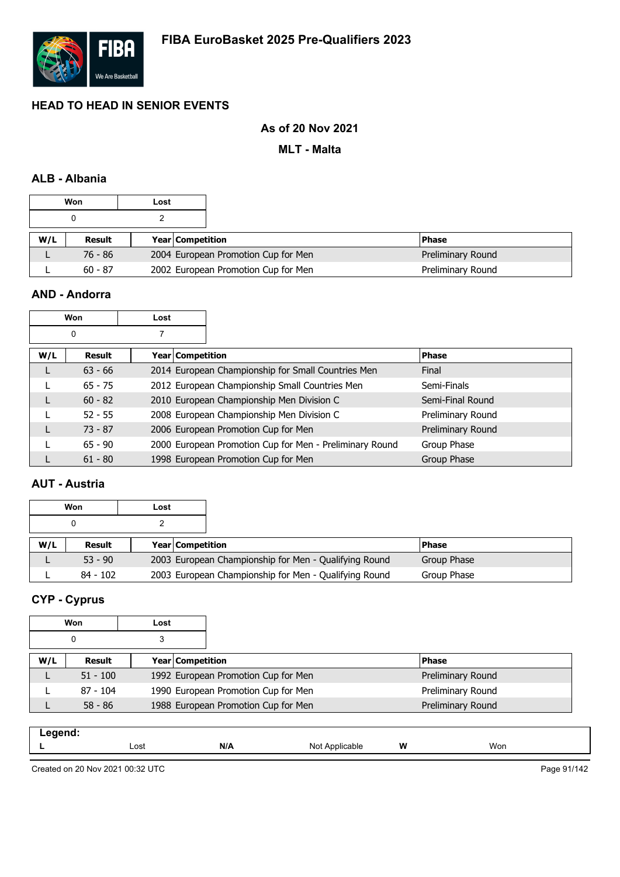FIBA EuroBasket 2025 Pre-Qualifiers 2023

## HEAD TO HEAD IN SENIOR EVENTS

### As of 20 Nov 2021

### MLT - Malta

### ALB - Albania

| Won | Lost |
|---|---|
| 0 | 2 |

| W/L | Result | Year | Competition | Phase |
|---|---|---|---|---|
| L | 76 - 86 | 2004 | European Promotion Cup for Men | Preliminary Round |
| L | 60 - 87 | 2002 | European Promotion Cup for Men | Preliminary Round |

### AND - Andorra

| Won | Lost |
|---|---|
| 0 | 7 |

| W/L | Result | Year | Competition | Phase |
|---|---|---|---|---|
| L | 63 - 66 | 2014 | European Championship for Small Countries Men | Final |
| L | 65 - 75 | 2012 | European Championship Small Countries Men | Semi-Finals |
| L | 60 - 82 | 2010 | European Championship Men Division C | Semi-Final Round |
| L | 52 - 55 | 2008 | European Championship Men Division C | Preliminary Round |
| L | 73 - 87 | 2006 | European Promotion Cup for Men | Preliminary Round |
| L | 65 - 90 | 2000 | European Promotion Cup for Men - Preliminary Round | Group Phase |
| L | 61 - 80 | 1998 | European Promotion Cup for Men | Group Phase |

### AUT - Austria

| Won | Lost |
|---|---|
| 0 | 2 |

| W/L | Result | Year | Competition | Phase |
|---|---|---|---|---|
| L | 53 - 90 | 2003 | European Championship for Men - Qualifying Round | Group Phase |
| L | 84 - 102 | 2003 | European Championship for Men - Qualifying Round | Group Phase |

### CYP - Cyprus

| Won | Lost |
|---|---|
| 0 | 3 |

| W/L | Result | Year | Competition | Phase |
|---|---|---|---|---|
| L | 51 - 100 | 1992 | European Promotion Cup for Men | Preliminary Round |
| L | 87 - 104 | 1990 | European Promotion Cup for Men | Preliminary Round |
| L | 58 - 86 | 1988 | European Promotion Cup for Men | Preliminary Round |

**Legend:**

| | | | | | |
|---|---|---|---|---|---|
| **L** | Lost | **N/A** | Not Applicable | **W** | Won |

Created on 20 Nov 2021 00:32 UTC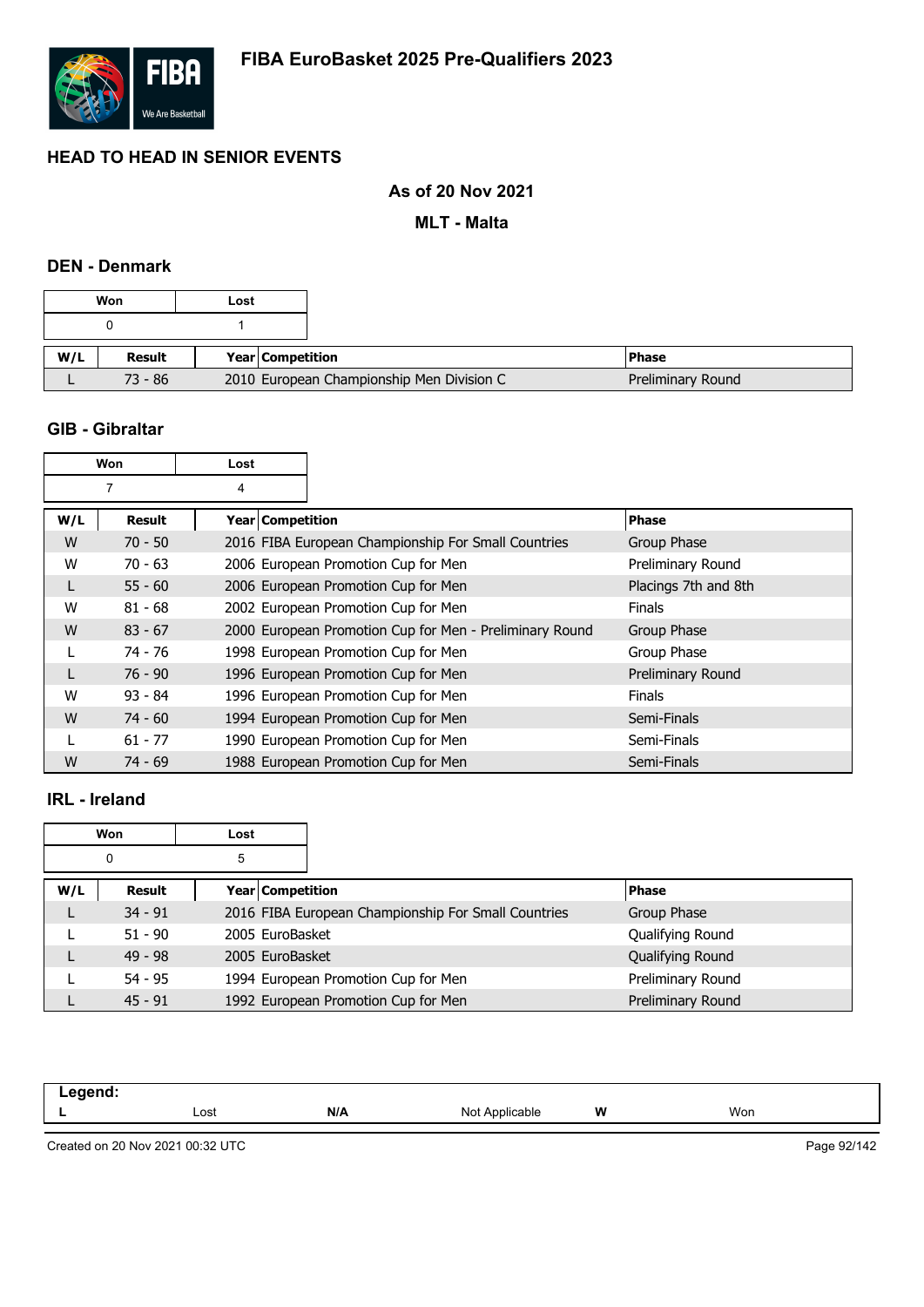# FIBA EuroBasket 2025 Pre-Qualifiers 2023

## HEAD TO HEAD IN SENIOR EVENTS

**As of 20 Nov 2021**

**MLT - Malta**

### DEN - Denmark

| Won | Lost |
|---|---|
| 0 | 1 |

| W/L | Result | Year | Competition | Phase |
|---|---|---|---|---|
| L | 73 - 86 | 2010 | European Championship Men Division C | Preliminary Round |

### GIB - Gibraltar

| Won | Lost |
|---|---|
| 7 | 4 |

| W/L | Result | Year | Competition | Phase |
|---|---|---|---|---|
| W | 70 - 50 | 2016 | FIBA European Championship For Small Countries | Group Phase |
| W | 70 - 63 | 2006 | European Promotion Cup for Men | Preliminary Round |
| L | 55 - 60 | 2006 | European Promotion Cup for Men | Placings 7th and 8th |
| W | 81 - 68 | 2002 | European Promotion Cup for Men | Finals |
| W | 83 - 67 | 2000 | European Promotion Cup for Men - Preliminary Round | Group Phase |
| L | 74 - 76 | 1998 | European Promotion Cup for Men | Group Phase |
| L | 76 - 90 | 1996 | European Promotion Cup for Men | Preliminary Round |
| W | 93 - 84 | 1996 | European Promotion Cup for Men | Finals |
| W | 74 - 60 | 1994 | European Promotion Cup for Men | Semi-Finals |
| L | 61 - 77 | 1990 | European Promotion Cup for Men | Semi-Finals |
| W | 74 - 69 | 1988 | European Promotion Cup for Men | Semi-Finals |

### IRL - Ireland

| Won | Lost |
|---|---|
| 0 | 5 |

| W/L | Result | Year | Competition | Phase |
|---|---|---|---|---|
| L | 34 - 91 | 2016 | FIBA European Championship For Small Countries | Group Phase |
| L | 51 - 90 | 2005 | EuroBasket | Qualifying Round |
| L | 49 - 98 | 2005 | EuroBasket | Qualifying Round |
| L | 54 - 95 | 1994 | European Promotion Cup for Men | Preliminary Round |
| L | 45 - 91 | 1992 | European Promotion Cup for Men | Preliminary Round |

| Legend: | | | | | |
|---|---|---|---|---|---|
| L | Lost | N/A | Not Applicable | W | Won |

Created on 20 Nov 2021 00:32 UTC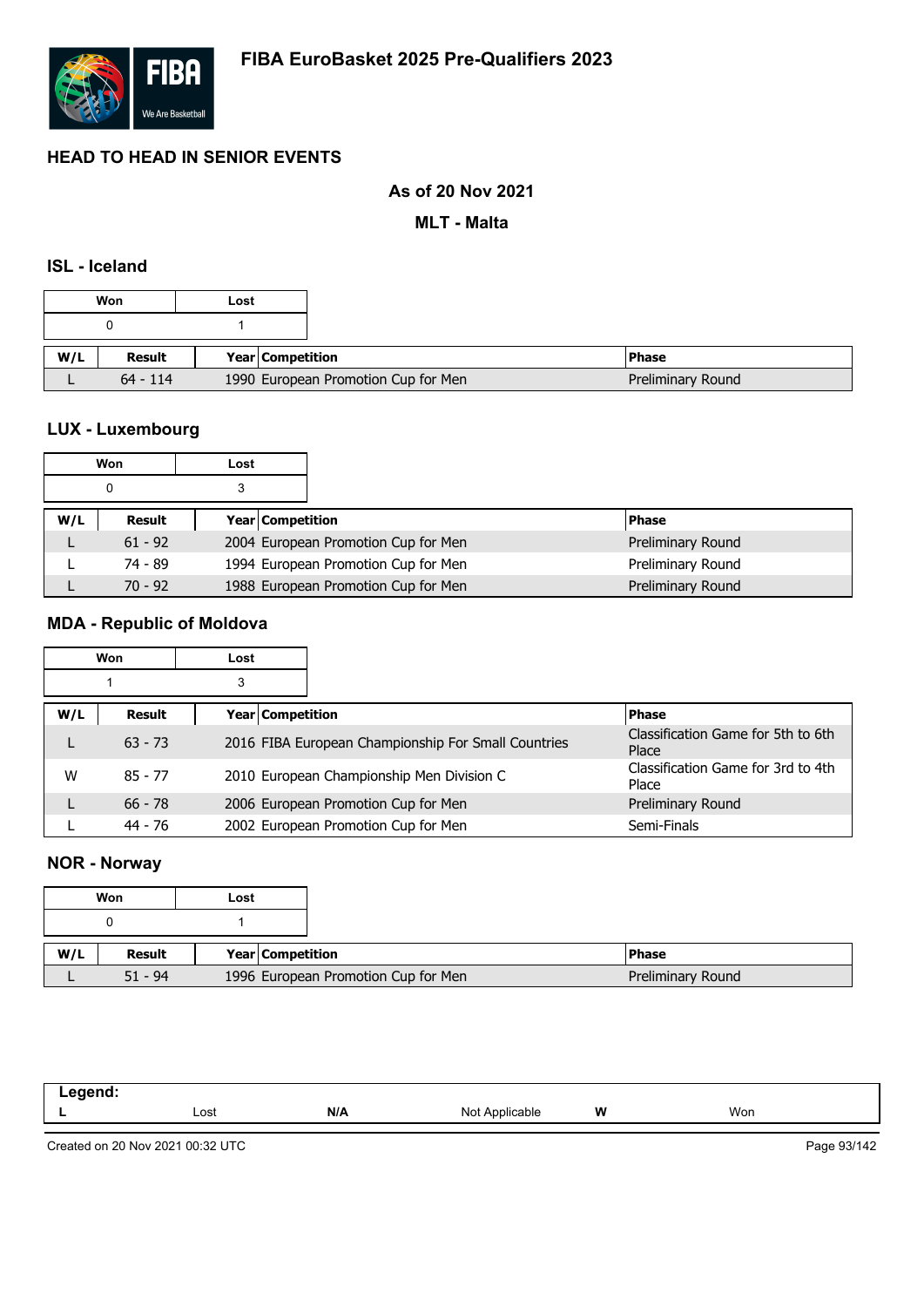# FIBA EuroBasket 2025 Pre-Qualifiers 2023

## HEAD TO HEAD IN SENIOR EVENTS

**As of 20 Nov 2021**

**MLT - Malta**

### ISL - Iceland

| Won | Lost |
|---|---|
| 0 | 1 |

| W/L | Result | Year | Competition | Phase |
|---|---|---|---|---|
| L | 64 - 114 | 1990 | European Promotion Cup for Men | Preliminary Round |

### LUX - Luxembourg

| Won | Lost |
|---|---|
| 0 | 3 |

| W/L | Result | Year | Competition | Phase |
|---|---|---|---|---|
| L | 61 - 92 | 2004 | European Promotion Cup for Men | Preliminary Round |
| L | 74 - 89 | 1994 | European Promotion Cup for Men | Preliminary Round |
| L | 70 - 92 | 1988 | European Promotion Cup for Men | Preliminary Round |

### MDA - Republic of Moldova

| Won | Lost |
|---|---|
| 1 | 3 |

| W/L | Result | Year | Competition | Phase |
|---|---|---|---|---|
| L | 63 - 73 | 2016 | FIBA European Championship For Small Countries | Classification Game for 5th to 6th Place |
| W | 85 - 77 | 2010 | European Championship Men Division C | Classification Game for 3rd to 4th Place |
| L | 66 - 78 | 2006 | European Promotion Cup for Men | Preliminary Round |
| L | 44 - 76 | 2002 | European Promotion Cup for Men | Semi-Finals |

### NOR - Norway

| Won | Lost |
|---|---|
| 0 | 1 |

| W/L | Result | Year | Competition | Phase |
|---|---|---|---|---|
| L | 51 - 94 | 1996 | European Promotion Cup for Men | Preliminary Round |

| Legend: | | | | | |
|---|---|---|---|---|---|
| L | Lost | N/A | Not Applicable | W | Won |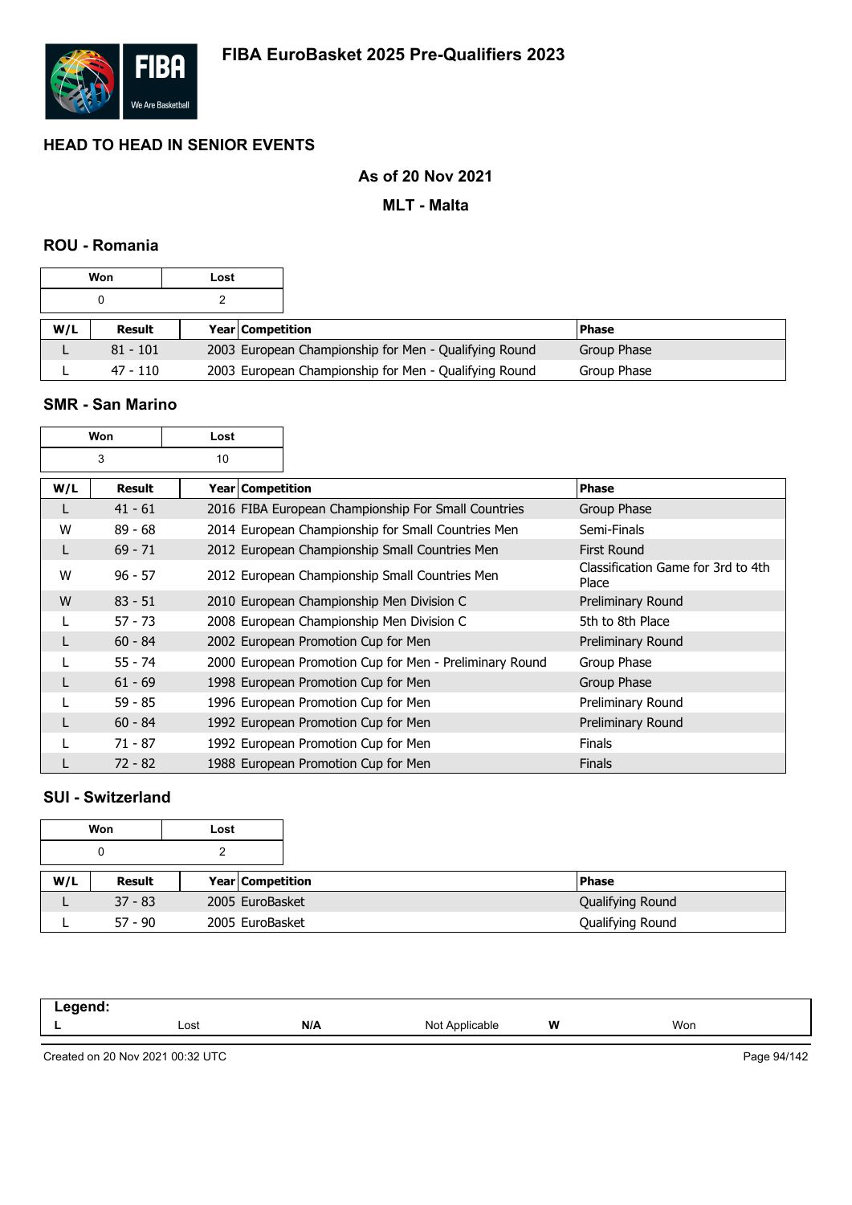# FIBA EuroBasket 2025 Pre-Qualifiers 2023

## HEAD TO HEAD IN SENIOR EVENTS

### As of 20 Nov 2021

### MLT - Malta

### ROU - Romania

| Won | Lost |
|---|---|
| 0 | 2 |

| W/L | Result | Year | Competition | Phase |
|---|---|---|---|---|
| L | 81 - 101 | 2003 | European Championship for Men - Qualifying Round | Group Phase |
| L | 47 - 110 | 2003 | European Championship for Men - Qualifying Round | Group Phase |

### SMR - San Marino

| Won | Lost |
|---|---|
| 3 | 10 |

| W/L | Result | Year | Competition | Phase |
|---|---|---|---|---|
| L | 41 - 61 | 2016 | FIBA European Championship For Small Countries | Group Phase |
| W | 89 - 68 | 2014 | European Championship for Small Countries Men | Semi-Finals |
| L | 69 - 71 | 2012 | European Championship Small Countries Men | First Round |
| W | 96 - 57 | 2012 | European Championship Small Countries Men | Classification Game for 3rd to 4th Place |
| W | 83 - 51 | 2010 | European Championship Men Division C | Preliminary Round |
| L | 57 - 73 | 2008 | European Championship Men Division C | 5th to 8th Place |
| L | 60 - 84 | 2002 | European Promotion Cup for Men | Preliminary Round |
| L | 55 - 74 | 2000 | European Promotion Cup for Men - Preliminary Round | Group Phase |
| L | 61 - 69 | 1998 | European Promotion Cup for Men | Group Phase |
| L | 59 - 85 | 1996 | European Promotion Cup for Men | Preliminary Round |
| L | 60 - 84 | 1992 | European Promotion Cup for Men | Preliminary Round |
| L | 71 - 87 | 1992 | European Promotion Cup for Men | Finals |
| L | 72 - 82 | 1988 | European Promotion Cup for Men | Finals |

### SUI - Switzerland

| Won | Lost |
|---|---|
| 0 | 2 |

| W/L | Result | Year | Competition | Phase |
|---|---|---|---|---|
| L | 37 - 83 | 2005 | EuroBasket | Qualifying Round |
| L | 57 - 90 | 2005 | EuroBasket | Qualifying Round |

| Legend: | | | | | |
|---|---|---|---|---|---|
| L | Lost | N/A | Not Applicable | W | Won |

Created on 20 Nov 2021 00:32 UTC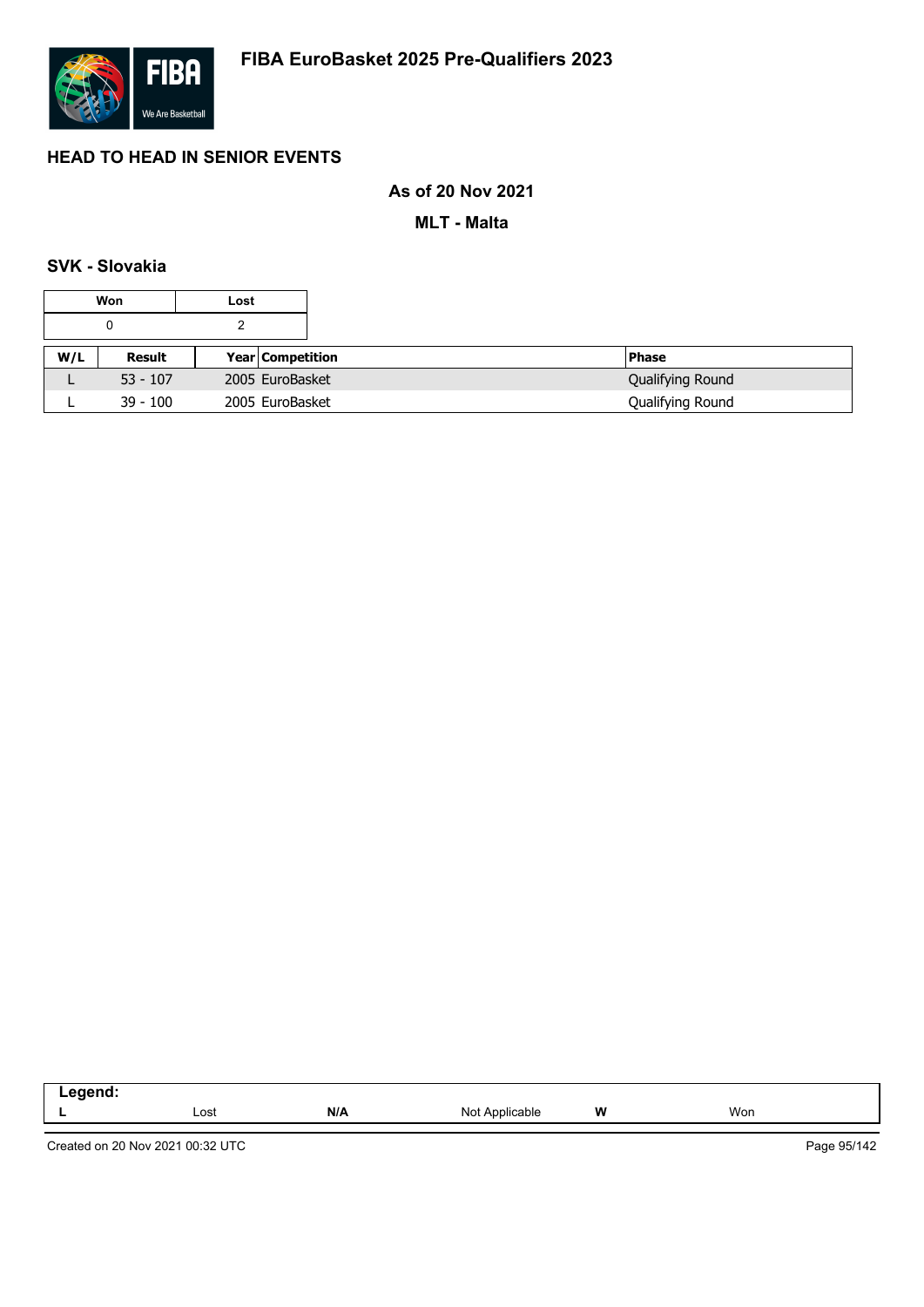# FIBA EuroBasket 2025 Pre-Qualifiers 2023

## HEAD TO HEAD IN SENIOR EVENTS

**As of 20 Nov 2021**

**MLT - Malta**

### SVK - Slovakia

| Won | Lost |
|---|---|
| 0 | 2 |

| W/L | Result | Year | Competition | Phase |
|---|---|---|---|---|
| L | 53 - 107 | 2005 | EuroBasket | Qualifying Round |
| L | 39 - 100 | 2005 | EuroBasket | Qualifying Round |

| Legend: | | | | | |
|---|---|---|---|---|---|
| L | Lost | N/A | Not Applicable | W | Won |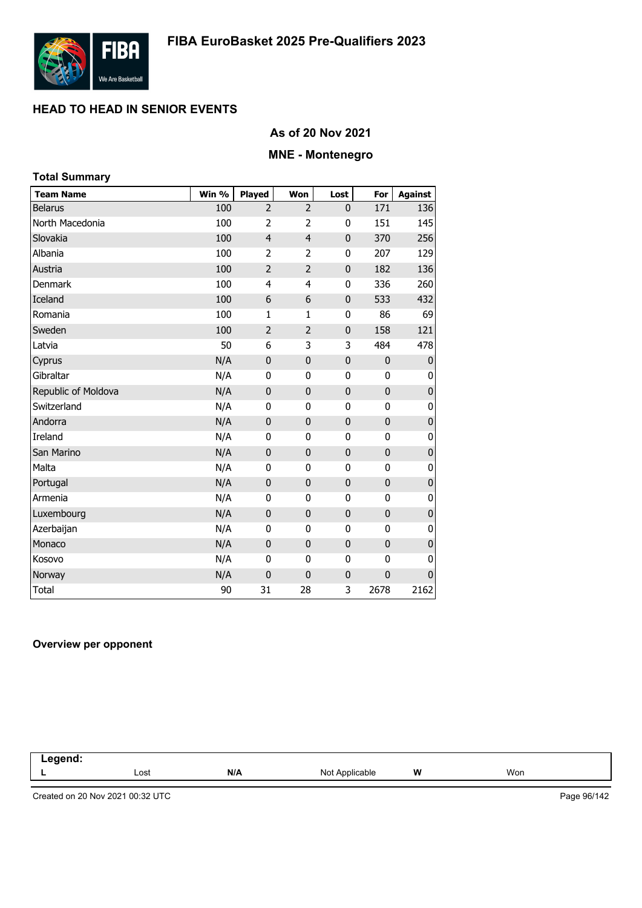# FIBA EuroBasket 2025 Pre-Qualifiers 2023

## HEAD TO HEAD IN SENIOR EVENTS

### As of 20 Nov 2021

### MNE - Montenegro

**Total Summary**

| Team Name | Win % | Played | Won | Lost | For | Against |
|---|---|---|---|---|---|---|
| Belarus | 100 | 2 | 2 | 0 | 171 | 136 |
| North Macedonia | 100 | 2 | 2 | 0 | 151 | 145 |
| Slovakia | 100 | 4 | 4 | 0 | 370 | 256 |
| Albania | 100 | 2 | 2 | 0 | 207 | 129 |
| Austria | 100 | 2 | 2 | 0 | 182 | 136 |
| Denmark | 100 | 4 | 4 | 0 | 336 | 260 |
| Iceland | 100 | 6 | 6 | 0 | 533 | 432 |
| Romania | 100 | 1 | 1 | 0 | 86 | 69 |
| Sweden | 100 | 2 | 2 | 0 | 158 | 121 |
| Latvia | 50 | 6 | 3 | 3 | 484 | 478 |
| Cyprus | N/A | 0 | 0 | 0 | 0 | 0 |
| Gibraltar | N/A | 0 | 0 | 0 | 0 | 0 |
| Republic of Moldova | N/A | 0 | 0 | 0 | 0 | 0 |
| Switzerland | N/A | 0 | 0 | 0 | 0 | 0 |
| Andorra | N/A | 0 | 0 | 0 | 0 | 0 |
| Ireland | N/A | 0 | 0 | 0 | 0 | 0 |
| San Marino | N/A | 0 | 0 | 0 | 0 | 0 |
| Malta | N/A | 0 | 0 | 0 | 0 | 0 |
| Portugal | N/A | 0 | 0 | 0 | 0 | 0 |
| Armenia | N/A | 0 | 0 | 0 | 0 | 0 |
| Luxembourg | N/A | 0 | 0 | 0 | 0 | 0 |
| Azerbaijan | N/A | 0 | 0 | 0 | 0 | 0 |
| Monaco | N/A | 0 | 0 | 0 | 0 | 0 |
| Kosovo | N/A | 0 | 0 | 0 | 0 | 0 |
| Norway | N/A | 0 | 0 | 0 | 0 | 0 |
| Total | 90 | 31 | 28 | 3 | 2678 | 2162 |

**Overview per opponent**

| Legend: | | | | | |
|---|---|---|---|---|---|
| L | Lost | N/A | Not Applicable | W | Won |

Created on 20 Nov 2021 00:32 UTC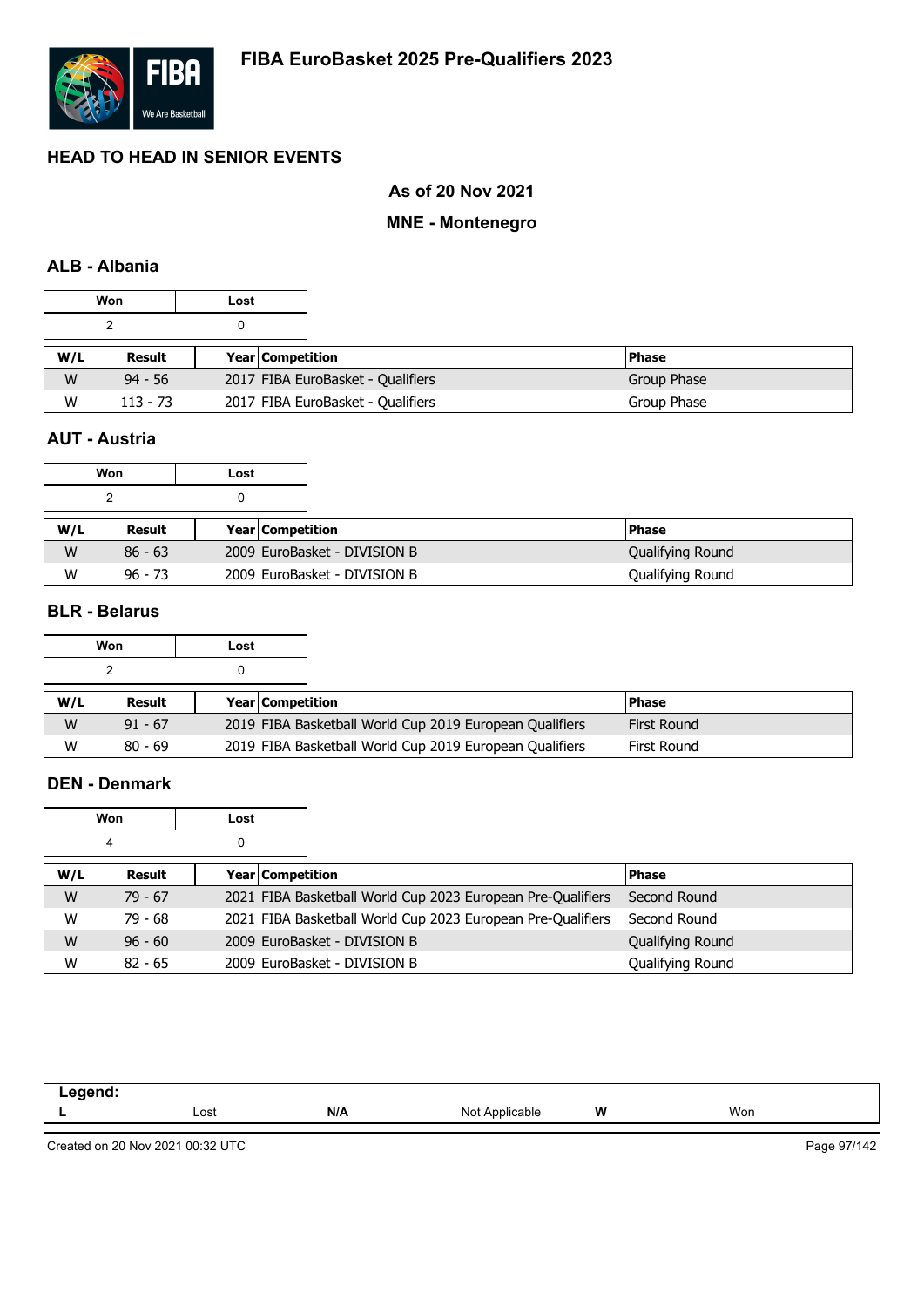# FIBA EuroBasket 2025 Pre-Qualifiers 2023

## HEAD TO HEAD IN SENIOR EVENTS

### As of 20 Nov 2021

### MNE - Montenegro

### ALB - Albania

| Won | Lost |
|---|---|
| 2 | 0 |

| W/L | Result | Year | Competition | Phase |
|---|---|---|---|---|
| W | 94 - 56 | 2017 | FIBA EuroBasket - Qualifiers | Group Phase |
| W | 113 - 73 | 2017 | FIBA EuroBasket - Qualifiers | Group Phase |

### AUT - Austria

| Won | Lost |
|---|---|
| 2 | 0 |

| W/L | Result | Year | Competition | Phase |
|---|---|---|---|---|
| W | 86 - 63 | 2009 | EuroBasket - DIVISION B | Qualifying Round |
| W | 96 - 73 | 2009 | EuroBasket - DIVISION B | Qualifying Round |

### BLR - Belarus

| Won | Lost |
|---|---|
| 2 | 0 |

| W/L | Result | Year | Competition | Phase |
|---|---|---|---|---|
| W | 91 - 67 | 2019 | FIBA Basketball World Cup 2019 European Qualifiers | First Round |
| W | 80 - 69 | 2019 | FIBA Basketball World Cup 2019 European Qualifiers | First Round |

### DEN - Denmark

| Won | Lost |
|---|---|
| 4 | 0 |

| W/L | Result | Year | Competition | Phase |
|---|---|---|---|---|
| W | 79 - 67 | 2021 | FIBA Basketball World Cup 2023 European Pre-Qualifiers | Second Round |
| W | 79 - 68 | 2021 | FIBA Basketball World Cup 2023 European Pre-Qualifiers | Second Round |
| W | 96 - 60 | 2009 | EuroBasket - DIVISION B | Qualifying Round |
| W | 82 - 65 | 2009 | EuroBasket - DIVISION B | Qualifying Round |

| Legend: | | | | | |
|---|---|---|---|---|---|
| L | Lost | N/A | Not Applicable | W | Won |

Created on 20 Nov 2021 00:32 UTC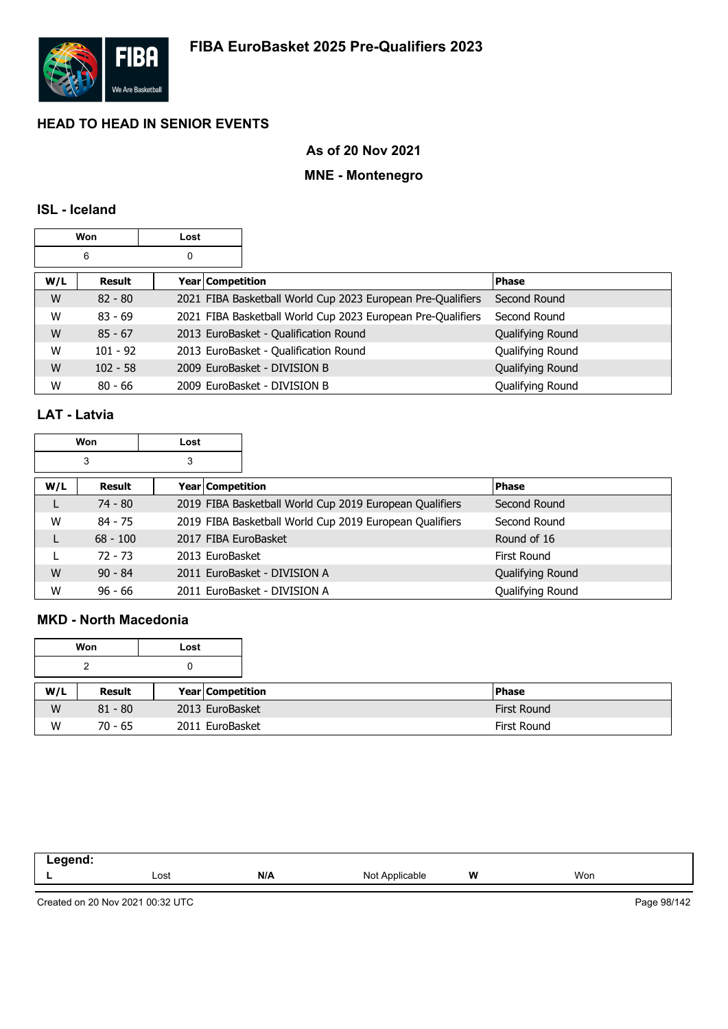# FIBA EuroBasket 2025 Pre-Qualifiers 2023

## HEAD TO HEAD IN SENIOR EVENTS

### As of 20 Nov 2021

### MNE - Montenegro

### ISL - Iceland

| Won | Lost |
|---|---|
| 6 | 0 |

| W/L | Result | Year | Competition | Phase |
|---|---|---|---|---|
| W | 82 - 80 | 2021 | FIBA Basketball World Cup 2023 European Pre-Qualifiers | Second Round |
| W | 83 - 69 | 2021 | FIBA Basketball World Cup 2023 European Pre-Qualifiers | Second Round |
| W | 85 - 67 | 2013 | EuroBasket - Qualification Round | Qualifying Round |
| W | 101 - 92 | 2013 | EuroBasket - Qualification Round | Qualifying Round |
| W | 102 - 58 | 2009 | EuroBasket - DIVISION B | Qualifying Round |
| W | 80 - 66 | 2009 | EuroBasket - DIVISION B | Qualifying Round |

### LAT - Latvia

| Won | Lost |
|---|---|
| 3 | 3 |

| W/L | Result | Year | Competition | Phase |
|---|---|---|---|---|
| L | 74 - 80 | 2019 | FIBA Basketball World Cup 2019 European Qualifiers | Second Round |
| W | 84 - 75 | 2019 | FIBA Basketball World Cup 2019 European Qualifiers | Second Round |
| L | 68 - 100 | 2017 | FIBA EuroBasket | Round of 16 |
| L | 72 - 73 | 2013 | EuroBasket | First Round |
| W | 90 - 84 | 2011 | EuroBasket - DIVISION A | Qualifying Round |
| W | 96 - 66 | 2011 | EuroBasket - DIVISION A | Qualifying Round |

### MKD - North Macedonia

| Won | Lost |
|---|---|
| 2 | 0 |

| W/L | Result | Year | Competition | Phase |
|---|---|---|---|---|
| W | 81 - 80 | 2013 | EuroBasket | First Round |
| W | 70 - 65 | 2011 | EuroBasket | First Round |

| Legend: | | | | | |
|---|---|---|---|---|---|
| L | Lost | N/A | Not Applicable | W | Won |

Created on 20 Nov 2021 00:32 UTC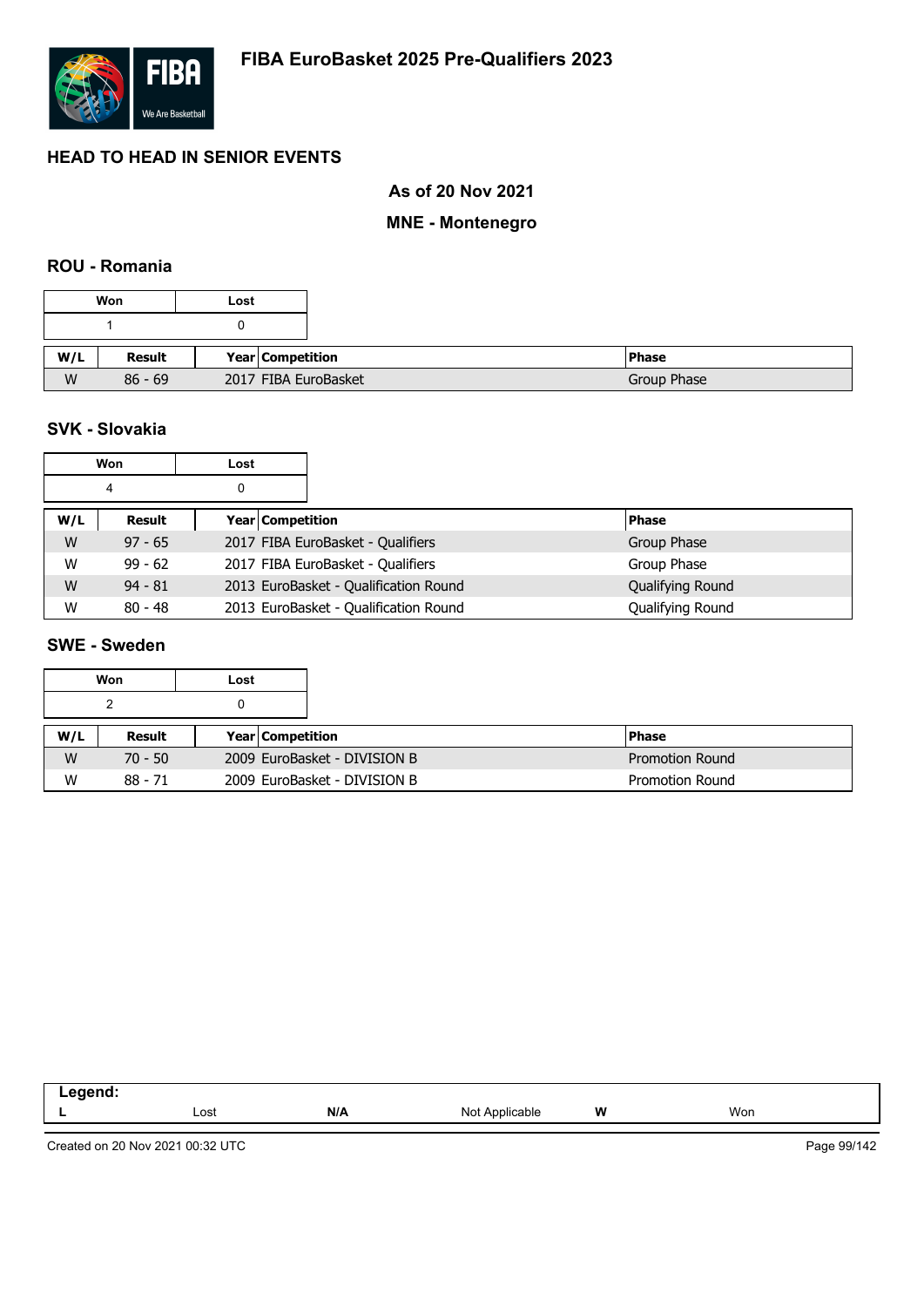# FIBA EuroBasket 2025 Pre-Qualifiers 2023

## HEAD TO HEAD IN SENIOR EVENTS

### As of 20 Nov 2021

### MNE - Montenegro

### ROU - Romania

| Won | Lost |
|---|---|
| 1 | 0 |

| W/L | Result | Year | Competition | Phase |
|---|---|---|---|---|
| W | 86 - 69 | 2017 | FIBA EuroBasket | Group Phase |

### SVK - Slovakia

| Won | Lost |
|---|---|
| 4 | 0 |

| W/L | Result | Year | Competition | Phase |
|---|---|---|---|---|
| W | 97 - 65 | 2017 | FIBA EuroBasket - Qualifiers | Group Phase |
| W | 99 - 62 | 2017 | FIBA EuroBasket - Qualifiers | Group Phase |
| W | 94 - 81 | 2013 | EuroBasket - Qualification Round | Qualifying Round |
| W | 80 - 48 | 2013 | EuroBasket - Qualification Round | Qualifying Round |

### SWE - Sweden

| Won | Lost |
|---|---|
| 2 | 0 |

| W/L | Result | Year | Competition | Phase |
|---|---|---|---|---|
| W | 70 - 50 | 2009 | EuroBasket - DIVISION B | Promotion Round |
| W | 88 - 71 | 2009 | EuroBasket - DIVISION B | Promotion Round |

| Legend: | | | | | |
|---|---|---|---|---|---|
| L | Lost | N/A | Not Applicable | W | Won |

Created on 20 Nov 2021 00:32 UTC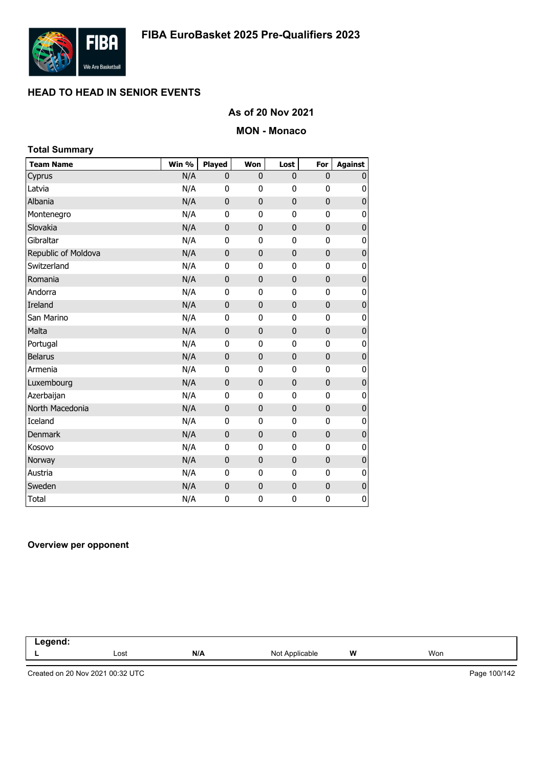# FIBA EuroBasket 2025 Pre-Qualifiers 2023

## HEAD TO HEAD IN SENIOR EVENTS

### As of 20 Nov 2021

### MON - Monaco

**Total Summary**

| Team Name | Win % | Played | Won | Lost | For | Against |
|---|---|---|---|---|---|---|
| Cyprus | N/A | 0 | 0 | 0 | 0 | 0 |
| Latvia | N/A | 0 | 0 | 0 | 0 | 0 |
| Albania | N/A | 0 | 0 | 0 | 0 | 0 |
| Montenegro | N/A | 0 | 0 | 0 | 0 | 0 |
| Slovakia | N/A | 0 | 0 | 0 | 0 | 0 |
| Gibraltar | N/A | 0 | 0 | 0 | 0 | 0 |
| Republic of Moldova | N/A | 0 | 0 | 0 | 0 | 0 |
| Switzerland | N/A | 0 | 0 | 0 | 0 | 0 |
| Romania | N/A | 0 | 0 | 0 | 0 | 0 |
| Andorra | N/A | 0 | 0 | 0 | 0 | 0 |
| Ireland | N/A | 0 | 0 | 0 | 0 | 0 |
| San Marino | N/A | 0 | 0 | 0 | 0 | 0 |
| Malta | N/A | 0 | 0 | 0 | 0 | 0 |
| Portugal | N/A | 0 | 0 | 0 | 0 | 0 |
| Belarus | N/A | 0 | 0 | 0 | 0 | 0 |
| Armenia | N/A | 0 | 0 | 0 | 0 | 0 |
| Luxembourg | N/A | 0 | 0 | 0 | 0 | 0 |
| Azerbaijan | N/A | 0 | 0 | 0 | 0 | 0 |
| North Macedonia | N/A | 0 | 0 | 0 | 0 | 0 |
| Iceland | N/A | 0 | 0 | 0 | 0 | 0 |
| Denmark | N/A | 0 | 0 | 0 | 0 | 0 |
| Kosovo | N/A | 0 | 0 | 0 | 0 | 0 |
| Norway | N/A | 0 | 0 | 0 | 0 | 0 |
| Austria | N/A | 0 | 0 | 0 | 0 | 0 |
| Sweden | N/A | 0 | 0 | 0 | 0 | 0 |
| Total | N/A | 0 | 0 | 0 | 0 | 0 |

**Overview per opponent**

| Legend: | | | | | |
|---|---|---|---|---|---|
| L | Lost | N/A | Not Applicable | W | Won |

Created on 20 Nov 2021 00:32 UTC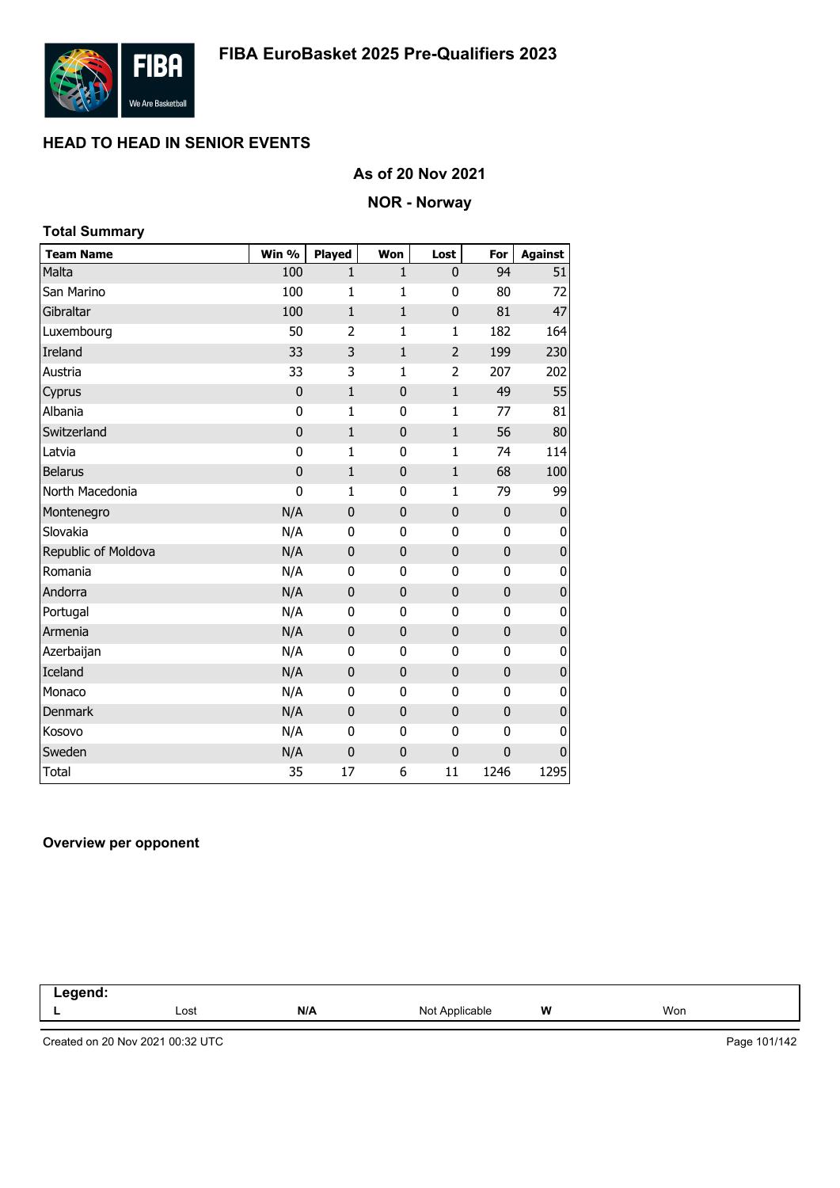# FIBA EuroBasket 2025 Pre-Qualifiers 2023

## HEAD TO HEAD IN SENIOR EVENTS

### As of 20 Nov 2021

### NOR - Norway

**Total Summary**

| Team Name | Win % | Played | Won | Lost | For | Against |
|---|---|---|---|---|---|---|
| Malta | 100 | 1 | 1 | 0 | 94 | 51 |
| San Marino | 100 | 1 | 1 | 0 | 80 | 72 |
| Gibraltar | 100 | 1 | 1 | 0 | 81 | 47 |
| Luxembourg | 50 | 2 | 1 | 1 | 182 | 164 |
| Ireland | 33 | 3 | 1 | 2 | 199 | 230 |
| Austria | 33 | 3 | 1 | 2 | 207 | 202 |
| Cyprus | 0 | 1 | 0 | 1 | 49 | 55 |
| Albania | 0 | 1 | 0 | 1 | 77 | 81 |
| Switzerland | 0 | 1 | 0 | 1 | 56 | 80 |
| Latvia | 0 | 1 | 0 | 1 | 74 | 114 |
| Belarus | 0 | 1 | 0 | 1 | 68 | 100 |
| North Macedonia | 0 | 1 | 0 | 1 | 79 | 99 |
| Montenegro | N/A | 0 | 0 | 0 | 0 | 0 |
| Slovakia | N/A | 0 | 0 | 0 | 0 | 0 |
| Republic of Moldova | N/A | 0 | 0 | 0 | 0 | 0 |
| Romania | N/A | 0 | 0 | 0 | 0 | 0 |
| Andorra | N/A | 0 | 0 | 0 | 0 | 0 |
| Portugal | N/A | 0 | 0 | 0 | 0 | 0 |
| Armenia | N/A | 0 | 0 | 0 | 0 | 0 |
| Azerbaijan | N/A | 0 | 0 | 0 | 0 | 0 |
| Iceland | N/A | 0 | 0 | 0 | 0 | 0 |
| Monaco | N/A | 0 | 0 | 0 | 0 | 0 |
| Denmark | N/A | 0 | 0 | 0 | 0 | 0 |
| Kosovo | N/A | 0 | 0 | 0 | 0 | 0 |
| Sweden | N/A | 0 | 0 | 0 | 0 | 0 |
| Total | 35 | 17 | 6 | 11 | 1246 | 1295 |

**Overview per opponent**

| Legend: | | | | | |
|---|---|---|---|---|---|
| L | Lost | N/A | Not Applicable | W | Won |

Created on 20 Nov 2021 00:32 UTC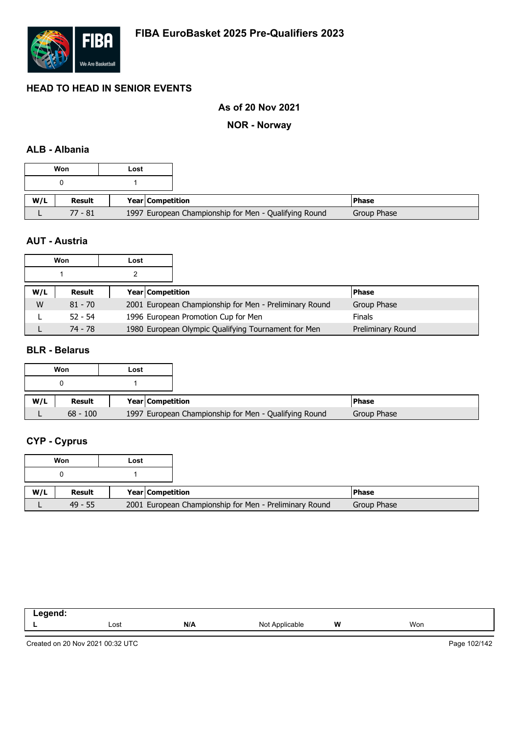# FIBA EuroBasket 2025 Pre-Qualifiers 2023

## HEAD TO HEAD IN SENIOR EVENTS

**As of 20 Nov 2021**

**NOR - Norway**

### ALB - Albania

| Won | Lost |
|---|---|
| 0 | 1 |

| W/L | Result | Year | Competition | Phase |
|---|---|---|---|---|
| L | 77 - 81 | 1997 | European Championship for Men - Qualifying Round | Group Phase |

### AUT - Austria

| Won | Lost |
|---|---|
| 1 | 2 |

| W/L | Result | Year | Competition | Phase |
|---|---|---|---|---|
| W | 81 - 70 | 2001 | European Championship for Men - Preliminary Round | Group Phase |
| L | 52 - 54 | 1996 | European Promotion Cup for Men | Finals |
| L | 74 - 78 | 1980 | European Olympic Qualifying Tournament for Men | Preliminary Round |

### BLR - Belarus

| Won | Lost |
|---|---|
| 0 | 1 |

| W/L | Result | Year | Competition | Phase |
|---|---|---|---|---|
| L | 68 - 100 | 1997 | European Championship for Men - Qualifying Round | Group Phase |

### CYP - Cyprus

| Won | Lost |
|---|---|
| 0 | 1 |

| W/L | Result | Year | Competition | Phase |
|---|---|---|---|---|
| L | 49 - 55 | 2001 | European Championship for Men - Preliminary Round | Group Phase |

| Legend: | | | | | |
|---|---|---|---|---|---|
| L | Lost | N/A | Not Applicable | W | Won |

Created on 20 Nov 2021 00:32 UTC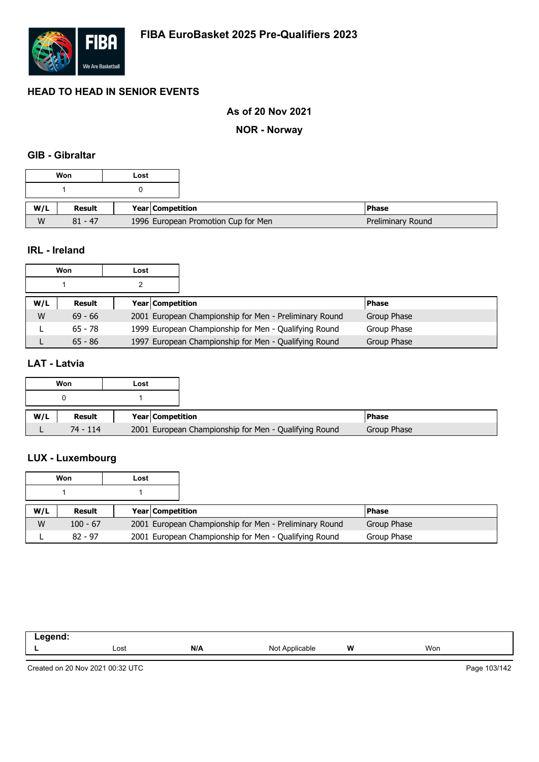# FIBA EuroBasket 2025 Pre-Qualifiers 2023

## HEAD TO HEAD IN SENIOR EVENTS

### As of 20 Nov 2021

### NOR - Norway

### GIB - Gibraltar

| Won | Lost |
|---|---|
| 1 | 0 |

| W/L | Result | Year | Competition | Phase |
|---|---|---|---|---|
| W | 81 - 47 | 1996 | European Promotion Cup for Men | Preliminary Round |

### IRL - Ireland

| Won | Lost |
|---|---|
| 1 | 2 |

| W/L | Result | Year | Competition | Phase |
|---|---|---|---|---|
| W | 69 - 66 | 2001 | European Championship for Men - Preliminary Round | Group Phase |
| L | 65 - 78 | 1999 | European Championship for Men - Qualifying Round | Group Phase |
| L | 65 - 86 | 1997 | European Championship for Men - Qualifying Round | Group Phase |

### LAT - Latvia

| Won | Lost |
|---|---|
| 0 | 1 |

| W/L | Result | Year | Competition | Phase |
|---|---|---|---|---|
| L | 74 - 114 | 2001 | European Championship for Men - Qualifying Round | Group Phase |

### LUX - Luxembourg

| Won | Lost |
|---|---|
| 1 | 1 |

| W/L | Result | Year | Competition | Phase |
|---|---|---|---|---|
| W | 100 - 67 | 2001 | European Championship for Men - Preliminary Round | Group Phase |
| L | 82 - 97 | 2001 | European Championship for Men - Qualifying Round | Group Phase |

| Legend: | | | | | |
|---|---|---|---|---|---|
| L | Lost | N/A | Not Applicable | W | Won |

Created on 20 Nov 2021 00:32 UTC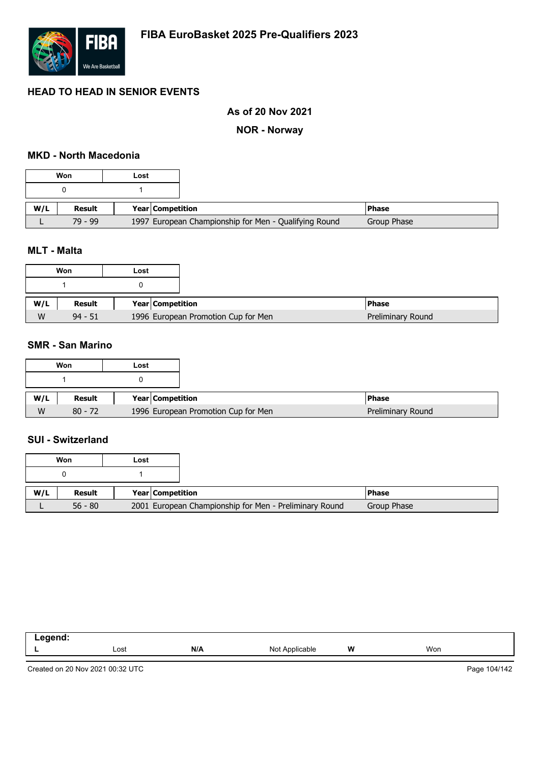# FIBA EuroBasket 2025 Pre-Qualifiers 2023

## HEAD TO HEAD IN SENIOR EVENTS

### As of 20 Nov 2021

### NOR - Norway

### MKD - North Macedonia

| Won | Lost |
|---|---|
| 0 | 1 |

| W/L | Result | Year | Competition | Phase |
|---|---|---|---|---|
| L | 79 - 99 | 1997 | European Championship for Men - Qualifying Round | Group Phase |

### MLT - Malta

| Won | Lost |
|---|---|
| 1 | 0 |

| W/L | Result | Year | Competition | Phase |
|---|---|---|---|---|
| W | 94 - 51 | 1996 | European Promotion Cup for Men | Preliminary Round |

### SMR - San Marino

| Won | Lost |
|---|---|
| 1 | 0 |

| W/L | Result | Year | Competition | Phase |
|---|---|---|---|---|
| W | 80 - 72 | 1996 | European Promotion Cup for Men | Preliminary Round |

### SUI - Switzerland

| Won | Lost |
|---|---|
| 0 | 1 |

| W/L | Result | Year | Competition | Phase |
|---|---|---|---|---|
| L | 56 - 80 | 2001 | European Championship for Men - Preliminary Round | Group Phase |

| Legend: | | | | | |
|---|---|---|---|---|---|
| L | Lost | N/A | Not Applicable | W | Won |

Created on 20 Nov 2021 00:32 UTC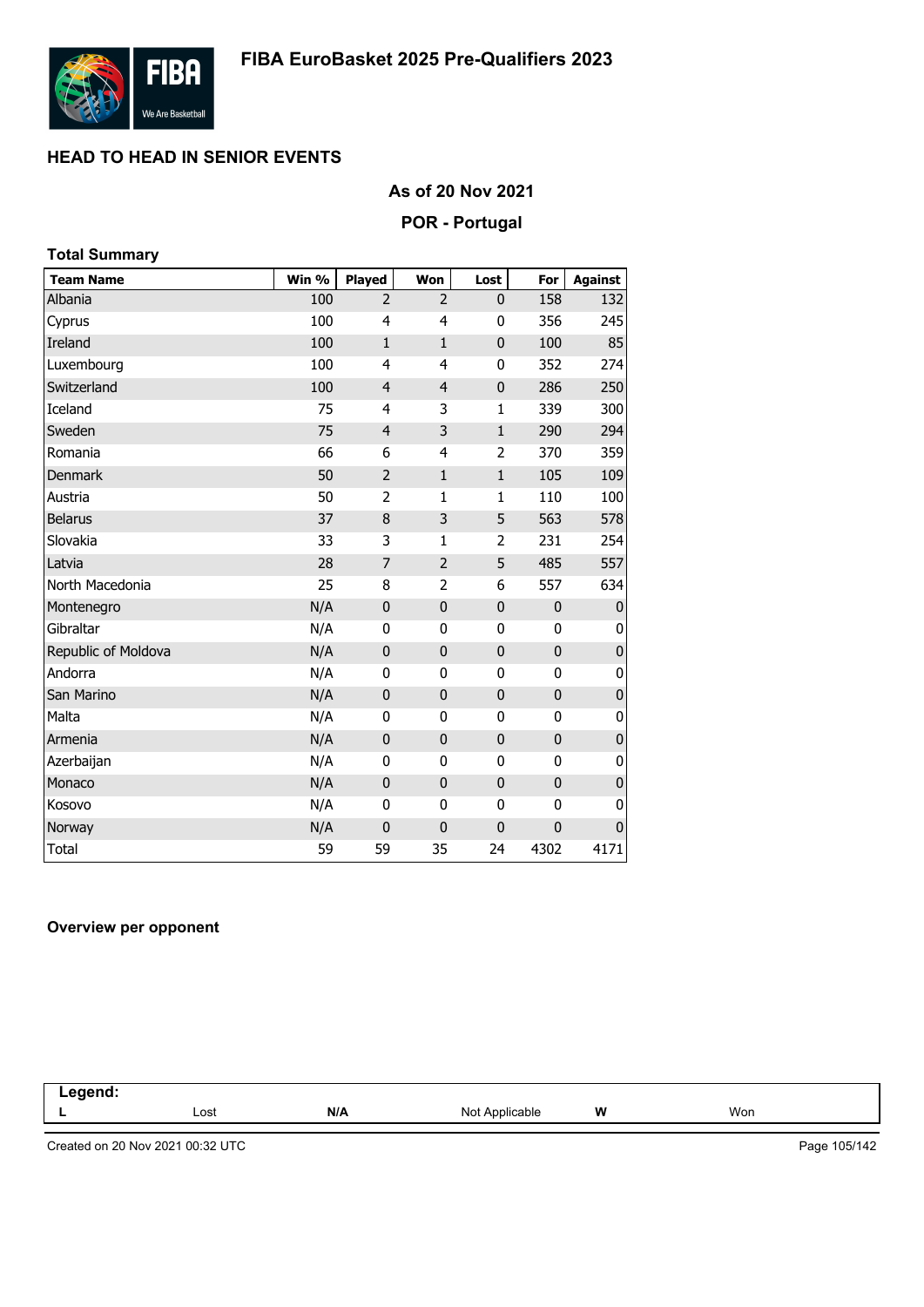# FIBA EuroBasket 2025 Pre-Qualifiers 2023

## HEAD TO HEAD IN SENIOR EVENTS

### As of 20 Nov 2021

### POR - Portugal

**Total Summary**

| Team Name | Win % | Played | Won | Lost | For | Against |
|---|---|---|---|---|---|---|
| Albania | 100 | 2 | 2 | 0 | 158 | 132 |
| Cyprus | 100 | 4 | 4 | 0 | 356 | 245 |
| Ireland | 100 | 1 | 1 | 0 | 100 | 85 |
| Luxembourg | 100 | 4 | 4 | 0 | 352 | 274 |
| Switzerland | 100 | 4 | 4 | 0 | 286 | 250 |
| Iceland | 75 | 4 | 3 | 1 | 339 | 300 |
| Sweden | 75 | 4 | 3 | 1 | 290 | 294 |
| Romania | 66 | 6 | 4 | 2 | 370 | 359 |
| Denmark | 50 | 2 | 1 | 1 | 105 | 109 |
| Austria | 50 | 2 | 1 | 1 | 110 | 100 |
| Belarus | 37 | 8 | 3 | 5 | 563 | 578 |
| Slovakia | 33 | 3 | 1 | 2 | 231 | 254 |
| Latvia | 28 | 7 | 2 | 5 | 485 | 557 |
| North Macedonia | 25 | 8 | 2 | 6 | 557 | 634 |
| Montenegro | N/A | 0 | 0 | 0 | 0 | 0 |
| Gibraltar | N/A | 0 | 0 | 0 | 0 | 0 |
| Republic of Moldova | N/A | 0 | 0 | 0 | 0 | 0 |
| Andorra | N/A | 0 | 0 | 0 | 0 | 0 |
| San Marino | N/A | 0 | 0 | 0 | 0 | 0 |
| Malta | N/A | 0 | 0 | 0 | 0 | 0 |
| Armenia | N/A | 0 | 0 | 0 | 0 | 0 |
| Azerbaijan | N/A | 0 | 0 | 0 | 0 | 0 |
| Monaco | N/A | 0 | 0 | 0 | 0 | 0 |
| Kosovo | N/A | 0 | 0 | 0 | 0 | 0 |
| Norway | N/A | 0 | 0 | 0 | 0 | 0 |
| Total | 59 | 59 | 35 | 24 | 4302 | 4171 |

**Overview per opponent**

| Legend: | | | | | |
|---|---|---|---|---|---|
| L | Lost | N/A | Not Applicable | W | Won |

Created on 20 Nov 2021 00:32 UTC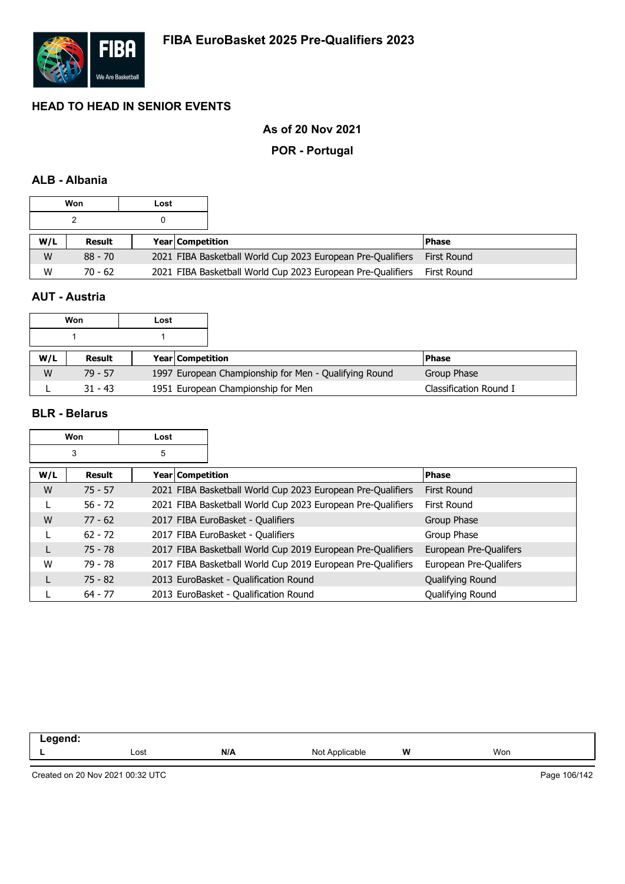# FIBA EuroBasket 2025 Pre-Qualifiers 2023

## HEAD TO HEAD IN SENIOR EVENTS

### As of 20 Nov 2021

### POR - Portugal

### ALB - Albania

| Won | Lost |
|---|---|
| 2 | 0 |

| W/L | Result | Year | Competition | Phase |
|---|---|---|---|---|
| W | 88 - 70 | 2021 | FIBA Basketball World Cup 2023 European Pre-Qualifiers | First Round |
| W | 70 - 62 | 2021 | FIBA Basketball World Cup 2023 European Pre-Qualifiers | First Round |

### AUT - Austria

| Won | Lost |
|---|---|
| 1 | 1 |

| W/L | Result | Year | Competition | Phase |
|---|---|---|---|---|
| W | 79 - 57 | 1997 | European Championship for Men - Qualifying Round | Group Phase |
| L | 31 - 43 | 1951 | European Championship for Men | Classification Round I |

### BLR - Belarus

| Won | Lost |
|---|---|
| 3 | 5 |

| W/L | Result | Year | Competition | Phase |
|---|---|---|---|---|
| W | 75 - 57 | 2021 | FIBA Basketball World Cup 2023 European Pre-Qualifiers | First Round |
| L | 56 - 72 | 2021 | FIBA Basketball World Cup 2023 European Pre-Qualifiers | First Round |
| W | 77 - 62 | 2017 | FIBA EuroBasket - Qualifiers | Group Phase |
| L | 62 - 72 | 2017 | FIBA EuroBasket - Qualifiers | Group Phase |
| L | 75 - 78 | 2017 | FIBA Basketball World Cup 2019 European Pre-Qualifiers | European Pre-Qualifers |
| W | 79 - 78 | 2017 | FIBA Basketball World Cup 2019 European Pre-Qualifiers | European Pre-Qualifers |
| L | 75 - 82 | 2013 | EuroBasket - Qualification Round | Qualifying Round |
| L | 64 - 77 | 2013 | EuroBasket - Qualification Round | Qualifying Round |

| Legend: | | | | | |
|---|---|---|---|---|---|
| L | Lost | N/A | Not Applicable | W | Won |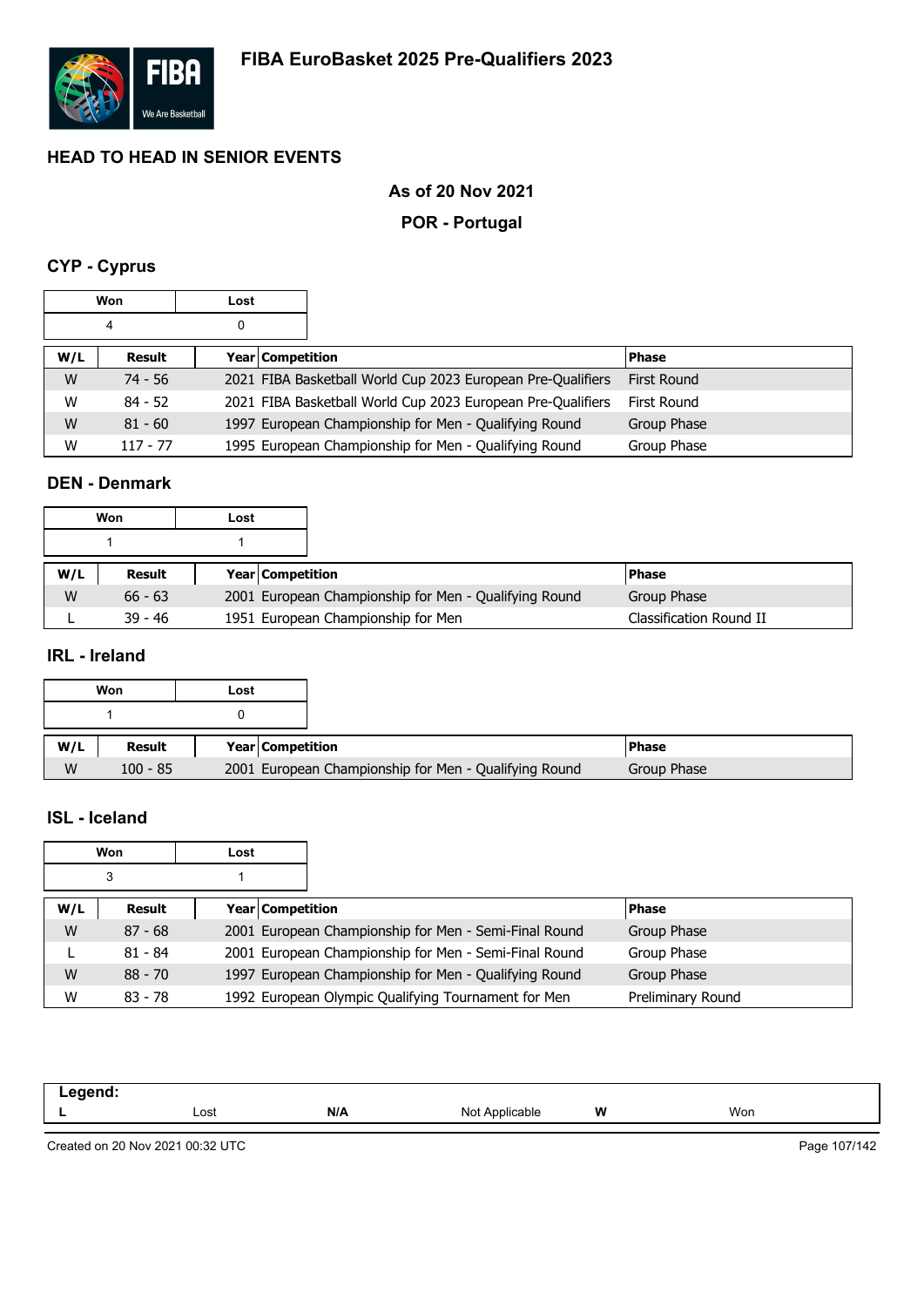FIBA EuroBasket 2025 Pre-Qualifiers 2023

## HEAD TO HEAD IN SENIOR EVENTS

**As of 20 Nov 2021**

**POR - Portugal**

### CYP - Cyprus

| Won | Lost |
|---|---|
| 4 | 0 |

| W/L | Result | Year | Competition | Phase |
|---|---|---|---|---|
| W | 74 - 56 | 2021 | FIBA Basketball World Cup 2023 European Pre-Qualifiers | First Round |
| W | 84 - 52 | 2021 | FIBA Basketball World Cup 2023 European Pre-Qualifiers | First Round |
| W | 81 - 60 | 1997 | European Championship for Men - Qualifying Round | Group Phase |
| W | 117 - 77 | 1995 | European Championship for Men - Qualifying Round | Group Phase |

### DEN - Denmark

| Won | Lost |
|---|---|
| 1 | 1 |

| W/L | Result | Year | Competition | Phase |
|---|---|---|---|---|
| W | 66 - 63 | 2001 | European Championship for Men - Qualifying Round | Group Phase |
| L | 39 - 46 | 1951 | European Championship for Men | Classification Round II |

### IRL - Ireland

| Won | Lost |
|---|---|
| 1 | 0 |

| W/L | Result | Year | Competition | Phase |
|---|---|---|---|---|
| W | 100 - 85 | 2001 | European Championship for Men - Qualifying Round | Group Phase |

### ISL - Iceland

| Won | Lost |
|---|---|
| 3 | 1 |

| W/L | Result | Year | Competition | Phase |
|---|---|---|---|---|
| W | 87 - 68 | 2001 | European Championship for Men - Semi-Final Round | Group Phase |
| L | 81 - 84 | 2001 | European Championship for Men - Semi-Final Round | Group Phase |
| W | 88 - 70 | 1997 | European Championship for Men - Qualifying Round | Group Phase |
| W | 83 - 78 | 1992 | European Olympic Qualifying Tournament for Men | Preliminary Round |

**Legend:**

| L | Lost | N/A | Not Applicable | W | Won |
|---|---|---|---|---|---|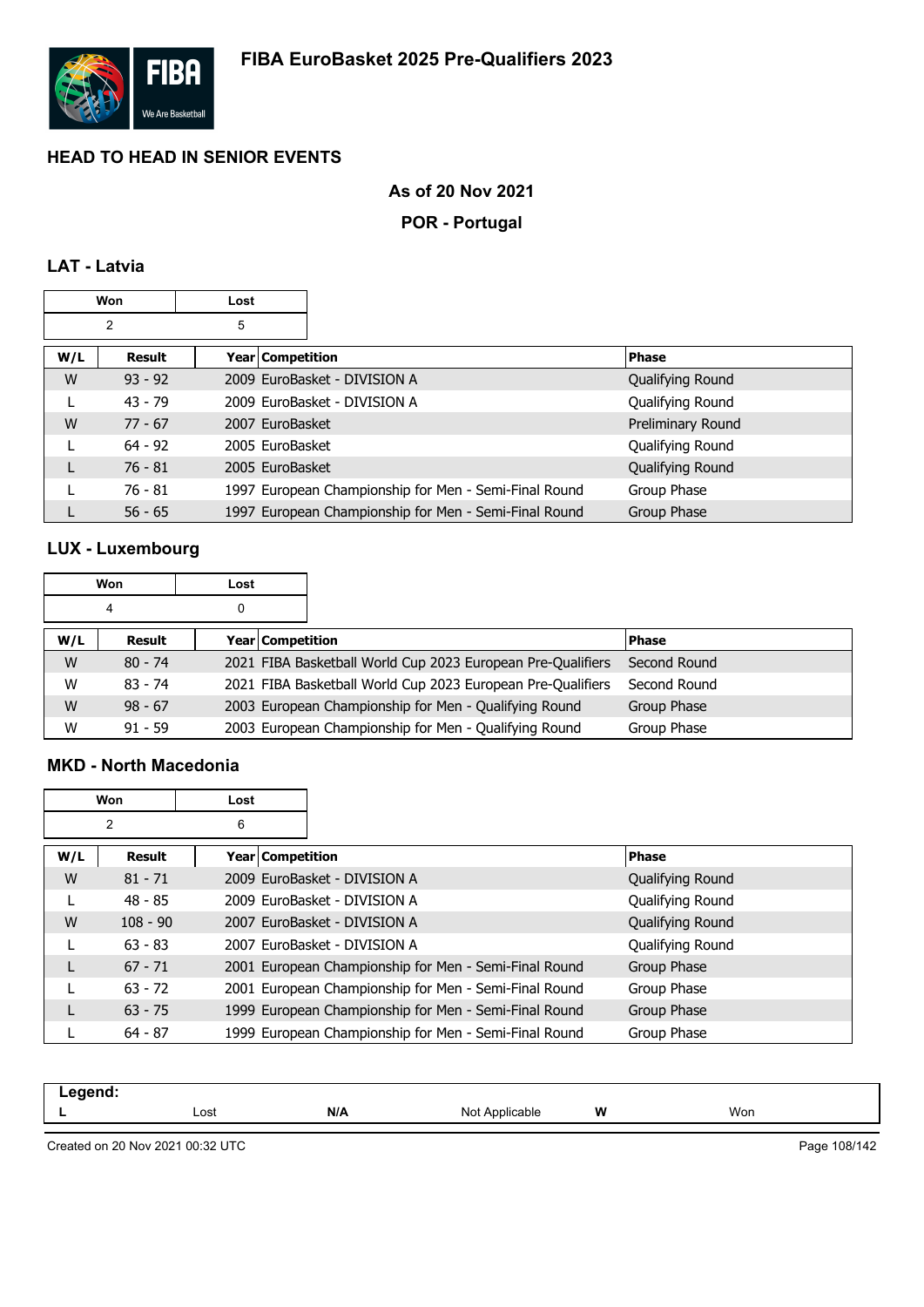# FIBA EuroBasket 2025 Pre-Qualifiers 2023

## HEAD TO HEAD IN SENIOR EVENTS

### As of 20 Nov 2021

### POR - Portugal

### LAT - Latvia

| Won | Lost |
|---|---|
| 2 | 5 |

| W/L | Result | Year | Competition | Phase |
|---|---|---|---|---|
| W | 93 - 92 | 2009 | EuroBasket - DIVISION A | Qualifying Round |
| L | 43 - 79 | 2009 | EuroBasket - DIVISION A | Qualifying Round |
| W | 77 - 67 | 2007 | EuroBasket | Preliminary Round |
| L | 64 - 92 | 2005 | EuroBasket | Qualifying Round |
| L | 76 - 81 | 2005 | EuroBasket | Qualifying Round |
| L | 76 - 81 | 1997 | European Championship for Men - Semi-Final Round | Group Phase |
| L | 56 - 65 | 1997 | European Championship for Men - Semi-Final Round | Group Phase |

### LUX - Luxembourg

| Won | Lost |
|---|---|
| 4 | 0 |

| W/L | Result | Year | Competition | Phase |
|---|---|---|---|---|
| W | 80 - 74 | 2021 | FIBA Basketball World Cup 2023 European Pre-Qualifiers | Second Round |
| W | 83 - 74 | 2021 | FIBA Basketball World Cup 2023 European Pre-Qualifiers | Second Round |
| W | 98 - 67 | 2003 | European Championship for Men - Qualifying Round | Group Phase |
| W | 91 - 59 | 2003 | European Championship for Men - Qualifying Round | Group Phase |

### MKD - North Macedonia

| Won | Lost |
|---|---|
| 2 | 6 |

| W/L | Result | Year | Competition | Phase |
|---|---|---|---|---|
| W | 81 - 71 | 2009 | EuroBasket - DIVISION A | Qualifying Round |
| L | 48 - 85 | 2009 | EuroBasket - DIVISION A | Qualifying Round |
| W | 108 - 90 | 2007 | EuroBasket - DIVISION A | Qualifying Round |
| L | 63 - 83 | 2007 | EuroBasket - DIVISION A | Qualifying Round |
| L | 67 - 71 | 2001 | European Championship for Men - Semi-Final Round | Group Phase |
| L | 63 - 72 | 2001 | European Championship for Men - Semi-Final Round | Group Phase |
| L | 63 - 75 | 1999 | European Championship for Men - Semi-Final Round | Group Phase |
| L | 64 - 87 | 1999 | European Championship for Men - Semi-Final Round | Group Phase |

**Legend:**

| L | Lost | N/A | Not Applicable | W | Won |
|---|---|---|---|---|---|

Created on 20 Nov 2021 00:32 UTC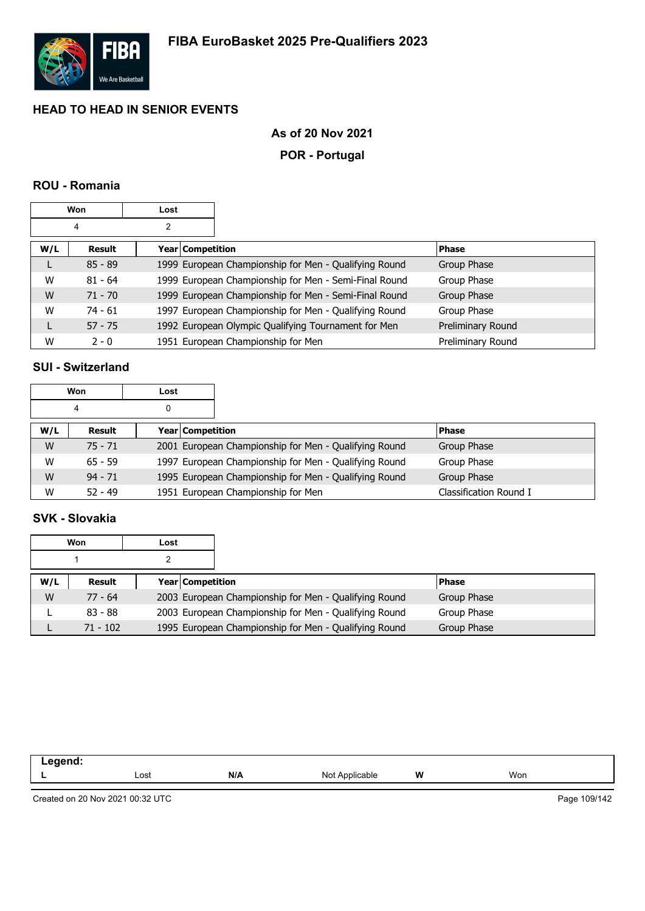# FIBA EuroBasket 2025 Pre-Qualifiers 2023

## HEAD TO HEAD IN SENIOR EVENTS

### As of 20 Nov 2021

### POR - Portugal

### ROU - Romania

| Won | Lost |
|---|---|
| 4 | 2 |

| W/L | Result | Year | Competition | Phase |
|---|---|---|---|---|
| L | 85 - 89 | 1999 | European Championship for Men - Qualifying Round | Group Phase |
| W | 81 - 64 | 1999 | European Championship for Men - Semi-Final Round | Group Phase |
| W | 71 - 70 | 1999 | European Championship for Men - Semi-Final Round | Group Phase |
| W | 74 - 61 | 1997 | European Championship for Men - Qualifying Round | Group Phase |
| L | 57 - 75 | 1992 | European Olympic Qualifying Tournament for Men | Preliminary Round |
| W | 2 - 0 | 1951 | European Championship for Men | Preliminary Round |

### SUI - Switzerland

| Won | Lost |
|---|---|
| 4 | 0 |

| W/L | Result | Year | Competition | Phase |
|---|---|---|---|---|
| W | 75 - 71 | 2001 | European Championship for Men - Qualifying Round | Group Phase |
| W | 65 - 59 | 1997 | European Championship for Men - Qualifying Round | Group Phase |
| W | 94 - 71 | 1995 | European Championship for Men - Qualifying Round | Group Phase |
| W | 52 - 49 | 1951 | European Championship for Men | Classification Round I |

### SVK - Slovakia

| Won | Lost |
|---|---|
| 1 | 2 |

| W/L | Result | Year | Competition | Phase |
|---|---|---|---|---|
| W | 77 - 64 | 2003 | European Championship for Men - Qualifying Round | Group Phase |
| L | 83 - 88 | 2003 | European Championship for Men - Qualifying Round | Group Phase |
| L | 71 - 102 | 1995 | European Championship for Men - Qualifying Round | Group Phase |

| Legend: | | | | | |
|---|---|---|---|---|---|
| L | Lost | N/A | Not Applicable | W | Won |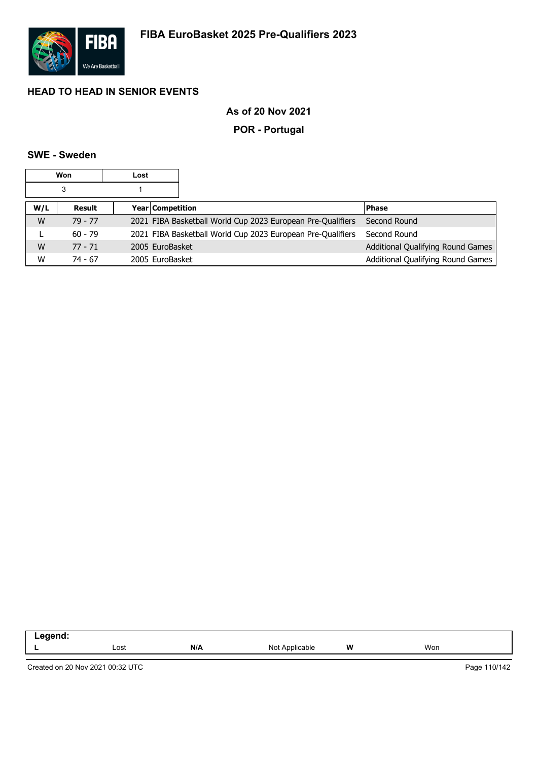# FIBA EuroBasket 2025 Pre-Qualifiers 2023

## HEAD TO HEAD IN SENIOR EVENTS

**As of 20 Nov 2021**

**POR - Portugal**

### SWE - Sweden

| Won | Lost |
|---|---|
| 3 | 1 |

| W/L | Result | Year | Competition | Phase |
|---|---|---|---|---|
| W | 79 - 77 | 2021 | FIBA Basketball World Cup 2023 European Pre-Qualifiers | Second Round |
| L | 60 - 79 | 2021 | FIBA Basketball World Cup 2023 European Pre-Qualifiers | Second Round |
| W | 77 - 71 | 2005 | EuroBasket | Additional Qualifying Round Games |
| W | 74 - 67 | 2005 | EuroBasket | Additional Qualifying Round Games |

| Legend: | | | | | |
|---|---|---|---|---|---|
| L | Lost | N/A | Not Applicable | W | Won |

Created on 20 Nov 2021 00:32 UTC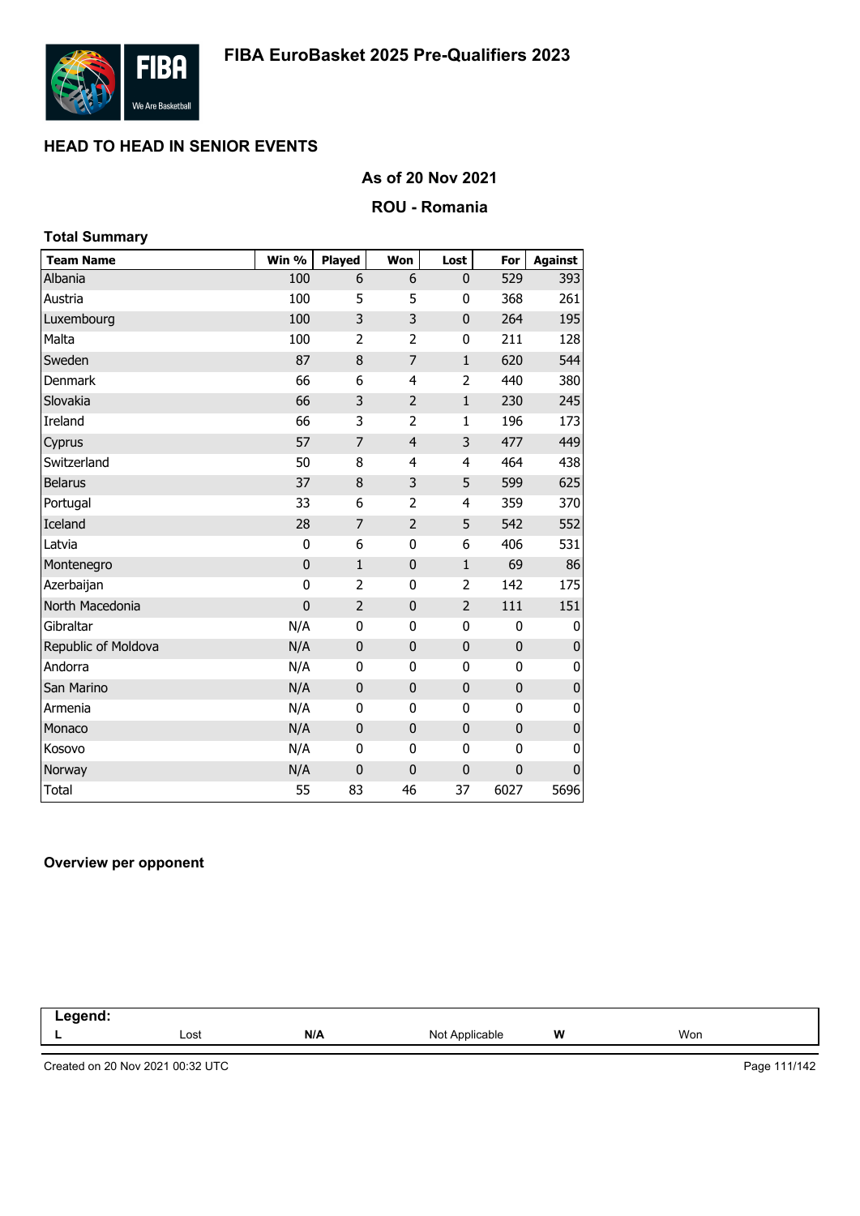# FIBA EuroBasket 2025 Pre-Qualifiers 2023

## HEAD TO HEAD IN SENIOR EVENTS

### As of 20 Nov 2021

### ROU - Romania

**Total Summary**

| Team Name | Win % | Played | Won | Lost | For | Against |
|---|---|---|---|---|---|---|
| Albania | 100 | 6 | 6 | 0 | 529 | 393 |
| Austria | 100 | 5 | 5 | 0 | 368 | 261 |
| Luxembourg | 100 | 3 | 3 | 0 | 264 | 195 |
| Malta | 100 | 2 | 2 | 0 | 211 | 128 |
| Sweden | 87 | 8 | 7 | 1 | 620 | 544 |
| Denmark | 66 | 6 | 4 | 2 | 440 | 380 |
| Slovakia | 66 | 3 | 2 | 1 | 230 | 245 |
| Ireland | 66 | 3 | 2 | 1 | 196 | 173 |
| Cyprus | 57 | 7 | 4 | 3 | 477 | 449 |
| Switzerland | 50 | 8 | 4 | 4 | 464 | 438 |
| Belarus | 37 | 8 | 3 | 5 | 599 | 625 |
| Portugal | 33 | 6 | 2 | 4 | 359 | 370 |
| Iceland | 28 | 7 | 2 | 5 | 542 | 552 |
| Latvia | 0 | 6 | 0 | 6 | 406 | 531 |
| Montenegro | 0 | 1 | 0 | 1 | 69 | 86 |
| Azerbaijan | 0 | 2 | 0 | 2 | 142 | 175 |
| North Macedonia | 0 | 2 | 0 | 2 | 111 | 151 |
| Gibraltar | N/A | 0 | 0 | 0 | 0 | 0 |
| Republic of Moldova | N/A | 0 | 0 | 0 | 0 | 0 |
| Andorra | N/A | 0 | 0 | 0 | 0 | 0 |
| San Marino | N/A | 0 | 0 | 0 | 0 | 0 |
| Armenia | N/A | 0 | 0 | 0 | 0 | 0 |
| Monaco | N/A | 0 | 0 | 0 | 0 | 0 |
| Kosovo | N/A | 0 | 0 | 0 | 0 | 0 |
| Norway | N/A | 0 | 0 | 0 | 0 | 0 |
| Total | 55 | 83 | 46 | 37 | 6027 | 5696 |

**Overview per opponent**

| Legend: | | | | | |
|---|---|---|---|---|---|
| L | Lost | N/A | Not Applicable | W | Won |

Created on 20 Nov 2021 00:32 UTC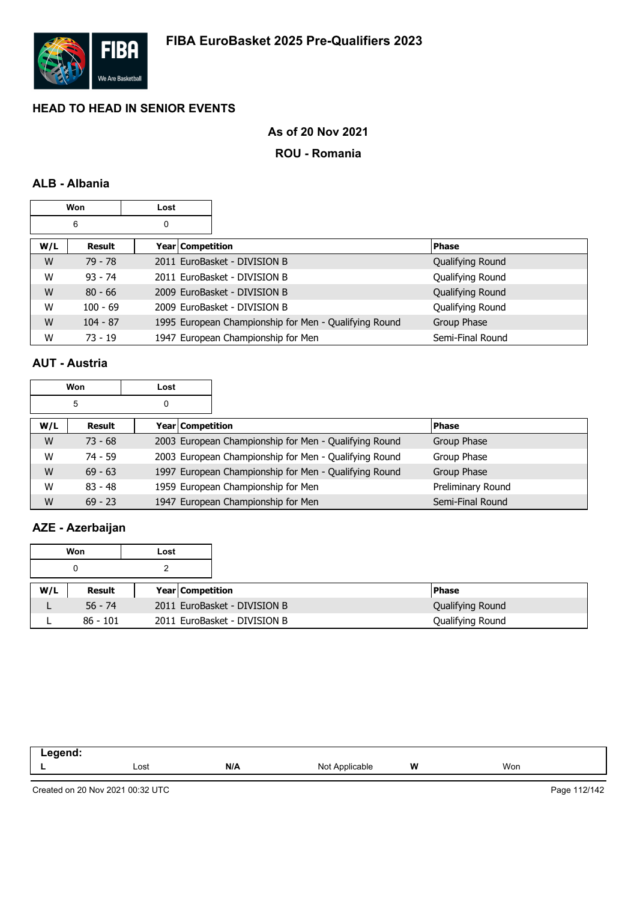# FIBA EuroBasket 2025 Pre-Qualifiers 2023

## HEAD TO HEAD IN SENIOR EVENTS

### As of 20 Nov 2021

### ROU - Romania

### ALB - Albania

| Won | Lost |
|---|---|
| 6 | 0 |

| W/L | Result | Year | Competition | Phase |
|---|---|---|---|---|
| W | 79 - 78 | 2011 | EuroBasket - DIVISION B | Qualifying Round |
| W | 93 - 74 | 2011 | EuroBasket - DIVISION B | Qualifying Round |
| W | 80 - 66 | 2009 | EuroBasket - DIVISION B | Qualifying Round |
| W | 100 - 69 | 2009 | EuroBasket - DIVISION B | Qualifying Round |
| W | 104 - 87 | 1995 | European Championship for Men - Qualifying Round | Group Phase |
| W | 73 - 19 | 1947 | European Championship for Men | Semi-Final Round |

### AUT - Austria

| Won | Lost |
|---|---|
| 5 | 0 |

| W/L | Result | Year | Competition | Phase |
|---|---|---|---|---|
| W | 73 - 68 | 2003 | European Championship for Men - Qualifying Round | Group Phase |
| W | 74 - 59 | 2003 | European Championship for Men - Qualifying Round | Group Phase |
| W | 69 - 63 | 1997 | European Championship for Men - Qualifying Round | Group Phase |
| W | 83 - 48 | 1959 | European Championship for Men | Preliminary Round |
| W | 69 - 23 | 1947 | European Championship for Men | Semi-Final Round |

### AZE - Azerbaijan

| Won | Lost |
|---|---|
| 0 | 2 |

| W/L | Result | Year | Competition | Phase |
|---|---|---|---|---|
| L | 56 - 74 | 2011 | EuroBasket - DIVISION B | Qualifying Round |
| L | 86 - 101 | 2011 | EuroBasket - DIVISION B | Qualifying Round |

| Legend: | | | | | |
|---|---|---|---|---|---|
| L | Lost | N/A | Not Applicable | W | Won |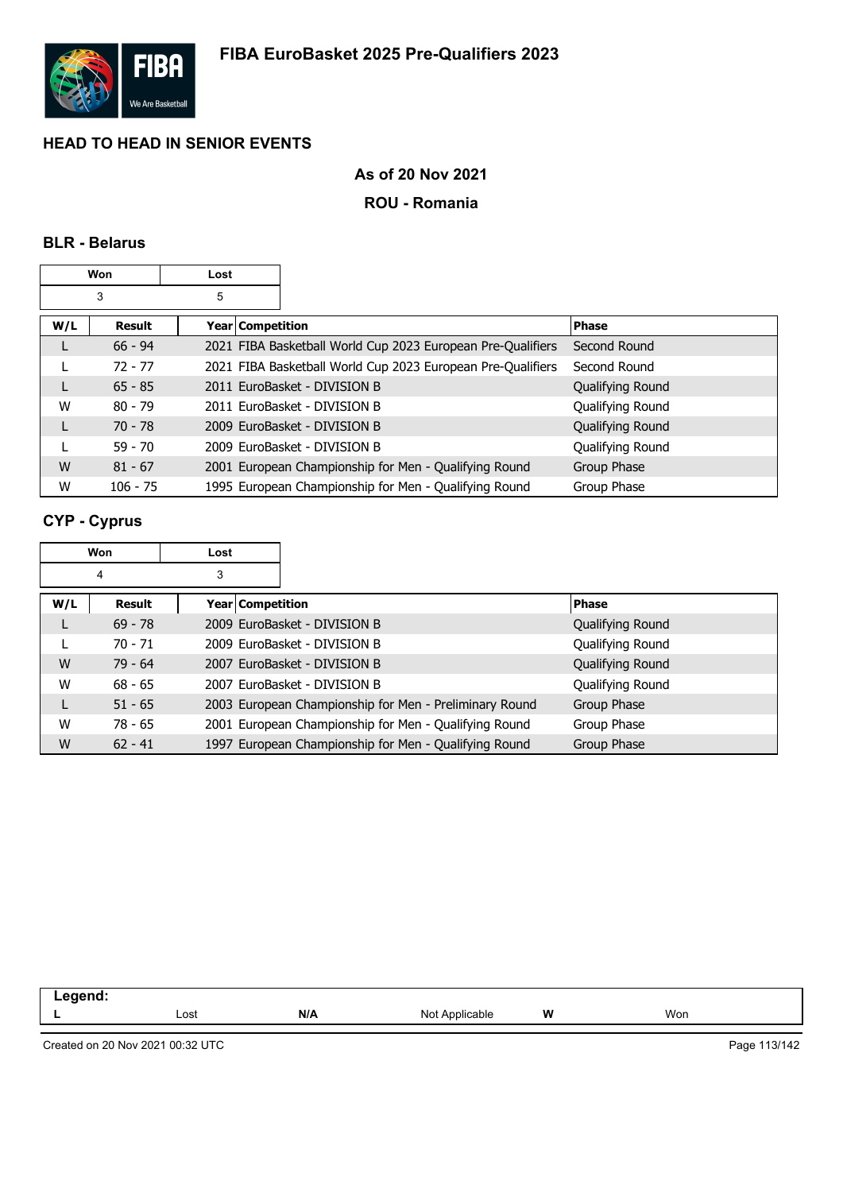# FIBA EuroBasket 2025 Pre-Qualifiers 2023

## HEAD TO HEAD IN SENIOR EVENTS

**As of 20 Nov 2021**

**ROU - Romania**

### BLR - Belarus

| Won | Lost |
|---|---|
| 3 | 5 |

| W/L | Result | Year | Competition | Phase |
|---|---|---|---|---|
| L | 66 - 94 | 2021 | FIBA Basketball World Cup 2023 European Pre-Qualifiers | Second Round |
| L | 72 - 77 | 2021 | FIBA Basketball World Cup 2023 European Pre-Qualifiers | Second Round |
| L | 65 - 85 | 2011 | EuroBasket - DIVISION B | Qualifying Round |
| W | 80 - 79 | 2011 | EuroBasket - DIVISION B | Qualifying Round |
| L | 70 - 78 | 2009 | EuroBasket - DIVISION B | Qualifying Round |
| L | 59 - 70 | 2009 | EuroBasket - DIVISION B | Qualifying Round |
| W | 81 - 67 | 2001 | European Championship for Men - Qualifying Round | Group Phase |
| W | 106 - 75 | 1995 | European Championship for Men - Qualifying Round | Group Phase |

### CYP - Cyprus

| Won | Lost |
|---|---|
| 4 | 3 |

| W/L | Result | Year | Competition | Phase |
|---|---|---|---|---|
| L | 69 - 78 | 2009 | EuroBasket - DIVISION B | Qualifying Round |
| L | 70 - 71 | 2009 | EuroBasket - DIVISION B | Qualifying Round |
| W | 79 - 64 | 2007 | EuroBasket - DIVISION B | Qualifying Round |
| W | 68 - 65 | 2007 | EuroBasket - DIVISION B | Qualifying Round |
| L | 51 - 65 | 2003 | European Championship for Men - Preliminary Round | Group Phase |
| W | 78 - 65 | 2001 | European Championship for Men - Qualifying Round | Group Phase |
| W | 62 - 41 | 1997 | European Championship for Men - Qualifying Round | Group Phase |

| Legend: | | | | | |
|---|---|---|---|---|---|
| L | Lost | N/A | Not Applicable | W | Won |

Created on 20 Nov 2021 00:32 UTC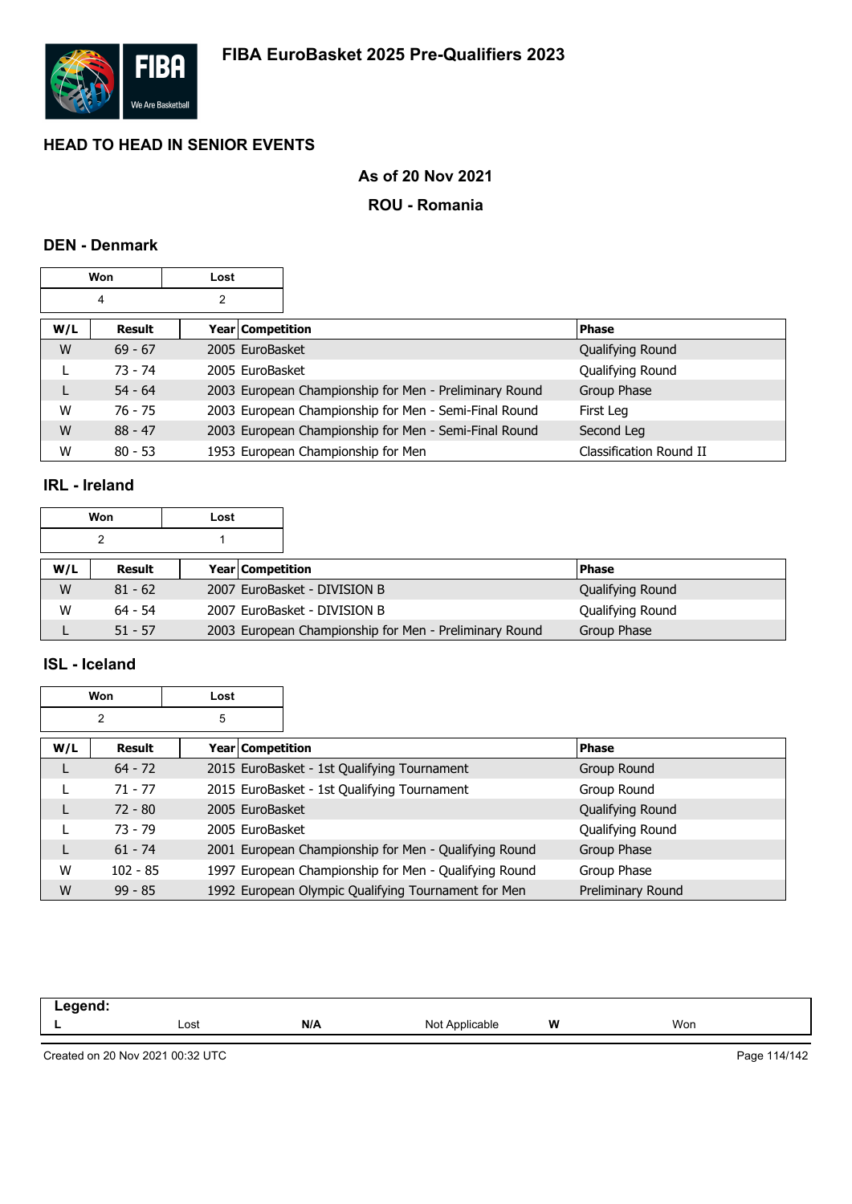# FIBA EuroBasket 2025 Pre-Qualifiers 2023

## HEAD TO HEAD IN SENIOR EVENTS

### As of 20 Nov 2021

### ROU - Romania

### DEN - Denmark

| Won | Lost |
|---|---|
| 4 | 2 |

| W/L | Result | Year | Competition | Phase |
|---|---|---|---|---|
| W | 69 - 67 | 2005 | EuroBasket | Qualifying Round |
| L | 73 - 74 | 2005 | EuroBasket | Qualifying Round |
| L | 54 - 64 | 2003 | European Championship for Men - Preliminary Round | Group Phase |
| W | 76 - 75 | 2003 | European Championship for Men - Semi-Final Round | First Leg |
| W | 88 - 47 | 2003 | European Championship for Men - Semi-Final Round | Second Leg |
| W | 80 - 53 | 1953 | European Championship for Men | Classification Round II |

### IRL - Ireland

| Won | Lost |
|---|---|
| 2 | 1 |

| W/L | Result | Year | Competition | Phase |
|---|---|---|---|---|
| W | 81 - 62 | 2007 | EuroBasket - DIVISION B | Qualifying Round |
| W | 64 - 54 | 2007 | EuroBasket - DIVISION B | Qualifying Round |
| L | 51 - 57 | 2003 | European Championship for Men - Preliminary Round | Group Phase |

### ISL - Iceland

| Won | Lost |
|---|---|
| 2 | 5 |

| W/L | Result | Year | Competition | Phase |
|---|---|---|---|---|
| L | 64 - 72 | 2015 | EuroBasket - 1st Qualifying Tournament | Group Round |
| L | 71 - 77 | 2015 | EuroBasket - 1st Qualifying Tournament | Group Round |
| L | 72 - 80 | 2005 | EuroBasket | Qualifying Round |
| L | 73 - 79 | 2005 | EuroBasket | Qualifying Round |
| L | 61 - 74 | 2001 | European Championship for Men - Qualifying Round | Group Phase |
| W | 102 - 85 | 1997 | European Championship for Men - Qualifying Round | Group Phase |
| W | 99 - 85 | 1992 | European Olympic Qualifying Tournament for Men | Preliminary Round |

| Legend: | | | | | |
|---|---|---|---|---|---|
| L | Lost | N/A | Not Applicable | W | Won |

Created on 20 Nov 2021 00:32 UTC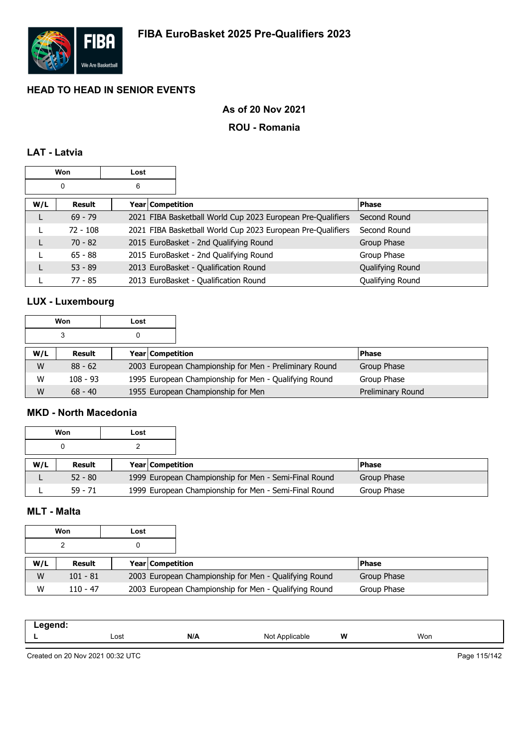# FIBA EuroBasket 2025 Pre-Qualifiers 2023

## HEAD TO HEAD IN SENIOR EVENTS

### As of 20 Nov 2021

### ROU - Romania

### LAT - Latvia

| Won | Lost |
|---|---|
| 0 | 6 |

| W/L | Result | Year | Competition | Phase |
|---|---|---|---|---|
| L | 69 - 79 | 2021 | FIBA Basketball World Cup 2023 European Pre-Qualifiers | Second Round |
| L | 72 - 108 | 2021 | FIBA Basketball World Cup 2023 European Pre-Qualifiers | Second Round |
| L | 70 - 82 | 2015 | EuroBasket - 2nd Qualifying Round | Group Phase |
| L | 65 - 88 | 2015 | EuroBasket - 2nd Qualifying Round | Group Phase |
| L | 53 - 89 | 2013 | EuroBasket - Qualification Round | Qualifying Round |
| L | 77 - 85 | 2013 | EuroBasket - Qualification Round | Qualifying Round |

### LUX - Luxembourg

| Won | Lost |
|---|---|
| 3 | 0 |

| W/L | Result | Year | Competition | Phase |
|---|---|---|---|---|
| W | 88 - 62 | 2003 | European Championship for Men - Preliminary Round | Group Phase |
| W | 108 - 93 | 1995 | European Championship for Men - Qualifying Round | Group Phase |
| W | 68 - 40 | 1955 | European Championship for Men | Preliminary Round |

### MKD - North Macedonia

| Won | Lost |
|---|---|
| 0 | 2 |

| W/L | Result | Year | Competition | Phase |
|---|---|---|---|---|
| L | 52 - 80 | 1999 | European Championship for Men - Semi-Final Round | Group Phase |
| L | 59 - 71 | 1999 | European Championship for Men - Semi-Final Round | Group Phase |

### MLT - Malta

| Won | Lost |
|---|---|
| 2 | 0 |

| W/L | Result | Year | Competition | Phase |
|---|---|---|---|---|
| W | 101 - 81 | 2003 | European Championship for Men - Qualifying Round | Group Phase |
| W | 110 - 47 | 2003 | European Championship for Men - Qualifying Round | Group Phase |

**Legend:**

| L | Lost | N/A | Not Applicable | W | Won |
|---|---|---|---|---|---|

Created on 20 Nov 2021 00:32 UTC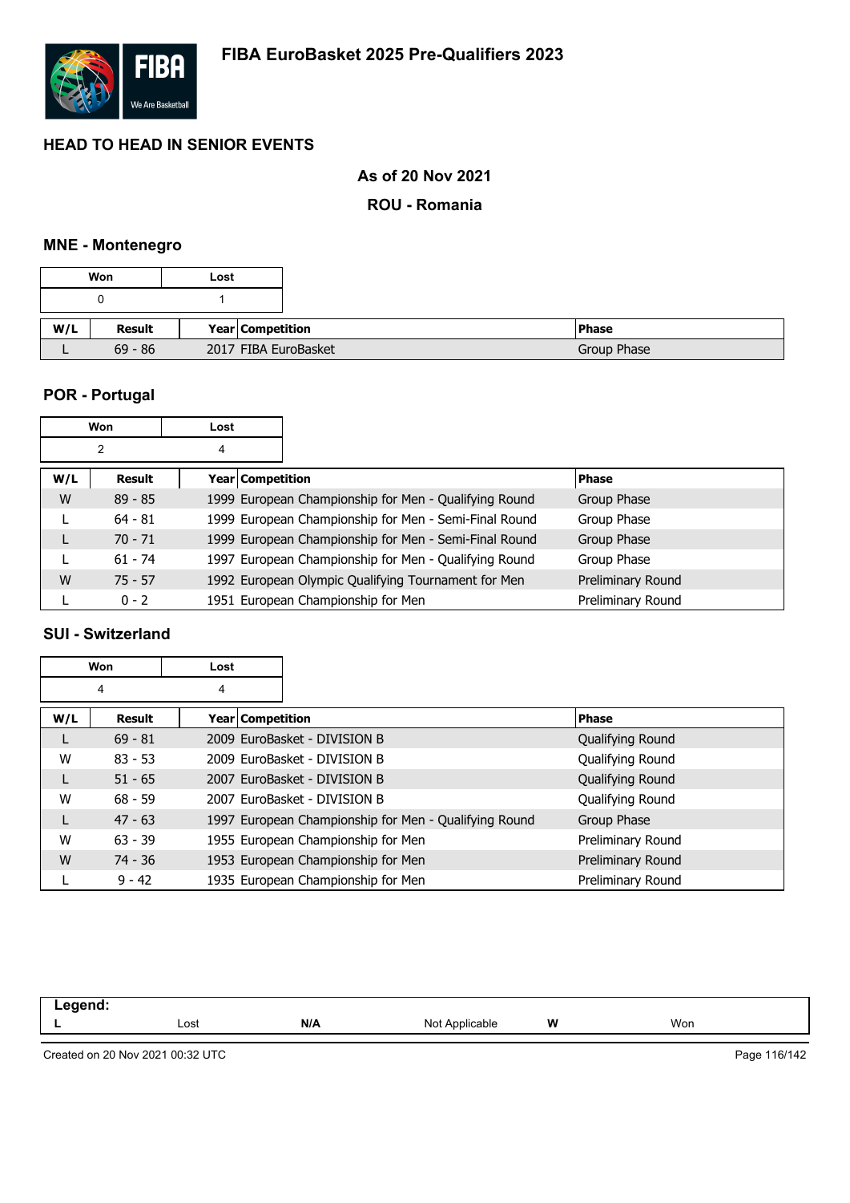# FIBA EuroBasket 2025 Pre-Qualifiers 2023

## HEAD TO HEAD IN SENIOR EVENTS

**As of 20 Nov 2021**

**ROU - Romania**

### MNE - Montenegro

| Won | Lost |
|---|---|
| 0 | 1 |

| W/L | Result | Year | Competition | Phase |
|---|---|---|---|---|
| L | 69 - 86 | 2017 | FIBA EuroBasket | Group Phase |

### POR - Portugal

| Won | Lost |
|---|---|
| 2 | 4 |

| W/L | Result | Year | Competition | Phase |
|---|---|---|---|---|
| W | 89 - 85 | 1999 | European Championship for Men - Qualifying Round | Group Phase |
| L | 64 - 81 | 1999 | European Championship for Men - Semi-Final Round | Group Phase |
| L | 70 - 71 | 1999 | European Championship for Men - Semi-Final Round | Group Phase |
| L | 61 - 74 | 1997 | European Championship for Men - Qualifying Round | Group Phase |
| W | 75 - 57 | 1992 | European Olympic Qualifying Tournament for Men | Preliminary Round |
| L | 0 - 2 | 1951 | European Championship for Men | Preliminary Round |

### SUI - Switzerland

| Won | Lost |
|---|---|
| 4 | 4 |

| W/L | Result | Year | Competition | Phase |
|---|---|---|---|---|
| L | 69 - 81 | 2009 | EuroBasket - DIVISION B | Qualifying Round |
| W | 83 - 53 | 2009 | EuroBasket - DIVISION B | Qualifying Round |
| L | 51 - 65 | 2007 | EuroBasket - DIVISION B | Qualifying Round |
| W | 68 - 59 | 2007 | EuroBasket - DIVISION B | Qualifying Round |
| L | 47 - 63 | 1997 | European Championship for Men - Qualifying Round | Group Phase |
| W | 63 - 39 | 1955 | European Championship for Men | Preliminary Round |
| W | 74 - 36 | 1953 | European Championship for Men | Preliminary Round |
| L | 9 - 42 | 1935 | European Championship for Men | Preliminary Round |

| Legend: | | | | | |
|---|---|---|---|---|---|
| L | Lost | N/A | Not Applicable | W | Won |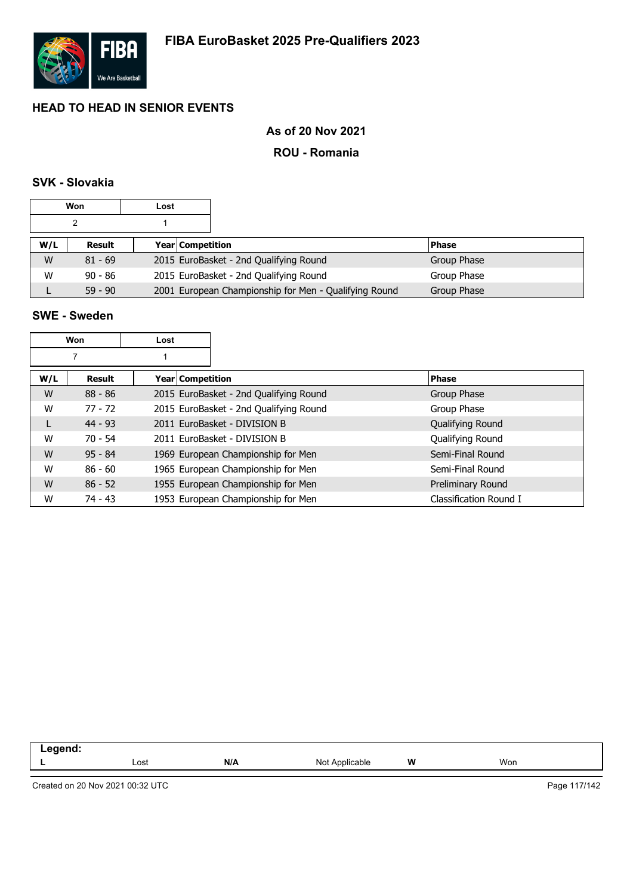# FIBA EuroBasket 2025 Pre-Qualifiers 2023

## HEAD TO HEAD IN SENIOR EVENTS

### As of 20 Nov 2021

### ROU - Romania

### SVK - Slovakia

| Won | Lost |
|---|---|
| 2 | 1 |

| W/L | Result | Year | Competition | Phase |
|---|---|---|---|---|
| W | 81 - 69 | 2015 | EuroBasket - 2nd Qualifying Round | Group Phase |
| W | 90 - 86 | 2015 | EuroBasket - 2nd Qualifying Round | Group Phase |
| L | 59 - 90 | 2001 | European Championship for Men - Qualifying Round | Group Phase |

### SWE - Sweden

| Won | Lost |
|---|---|
| 7 | 1 |

| W/L | Result | Year | Competition | Phase |
|---|---|---|---|---|
| W | 88 - 86 | 2015 | EuroBasket - 2nd Qualifying Round | Group Phase |
| W | 77 - 72 | 2015 | EuroBasket - 2nd Qualifying Round | Group Phase |
| L | 44 - 93 | 2011 | EuroBasket - DIVISION B | Qualifying Round |
| W | 70 - 54 | 2011 | EuroBasket - DIVISION B | Qualifying Round |
| W | 95 - 84 | 1969 | European Championship for Men | Semi-Final Round |
| W | 86 - 60 | 1965 | European Championship for Men | Semi-Final Round |
| W | 86 - 52 | 1955 | European Championship for Men | Preliminary Round |
| W | 74 - 43 | 1953 | European Championship for Men | Classification Round I |

**Legend:**

| L | Lost | N/A | Not Applicable | W | Won |
|---|---|---|---|---|---|

Created on 20 Nov 2021 00:32 UTC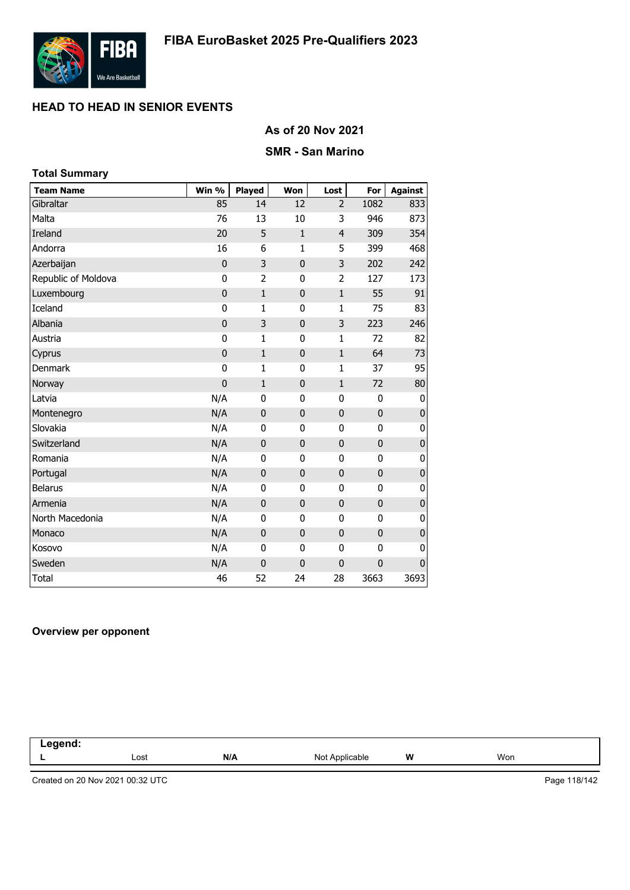# FIBA EuroBasket 2025 Pre-Qualifiers 2023

## HEAD TO HEAD IN SENIOR EVENTS

### As of 20 Nov 2021

### SMR - San Marino

**Total Summary**

| Team Name | Win % | Played | Won | Lost | For | Against |
|---|---|---|---|---|---|---|
| Gibraltar | 85 | 14 | 12 | 2 | 1082 | 833 |
| Malta | 76 | 13 | 10 | 3 | 946 | 873 |
| Ireland | 20 | 5 | 1 | 4 | 309 | 354 |
| Andorra | 16 | 6 | 1 | 5 | 399 | 468 |
| Azerbaijan | 0 | 3 | 0 | 3 | 202 | 242 |
| Republic of Moldova | 0 | 2 | 0 | 2 | 127 | 173 |
| Luxembourg | 0 | 1 | 0 | 1 | 55 | 91 |
| Iceland | 0 | 1 | 0 | 1 | 75 | 83 |
| Albania | 0 | 3 | 0 | 3 | 223 | 246 |
| Austria | 0 | 1 | 0 | 1 | 72 | 82 |
| Cyprus | 0 | 1 | 0 | 1 | 64 | 73 |
| Denmark | 0 | 1 | 0 | 1 | 37 | 95 |
| Norway | 0 | 1 | 0 | 1 | 72 | 80 |
| Latvia | N/A | 0 | 0 | 0 | 0 | 0 |
| Montenegro | N/A | 0 | 0 | 0 | 0 | 0 |
| Slovakia | N/A | 0 | 0 | 0 | 0 | 0 |
| Switzerland | N/A | 0 | 0 | 0 | 0 | 0 |
| Romania | N/A | 0 | 0 | 0 | 0 | 0 |
| Portugal | N/A | 0 | 0 | 0 | 0 | 0 |
| Belarus | N/A | 0 | 0 | 0 | 0 | 0 |
| Armenia | N/A | 0 | 0 | 0 | 0 | 0 |
| North Macedonia | N/A | 0 | 0 | 0 | 0 | 0 |
| Monaco | N/A | 0 | 0 | 0 | 0 | 0 |
| Kosovo | N/A | 0 | 0 | 0 | 0 | 0 |
| Sweden | N/A | 0 | 0 | 0 | 0 | 0 |
| Total | 46 | 52 | 24 | 28 | 3663 | 3693 |

**Overview per opponent**

| Legend: | | | | | |
|---|---|---|---|---|---|
| L | Lost | N/A | Not Applicable | W | Won |

Created on 20 Nov 2021 00:32 UTC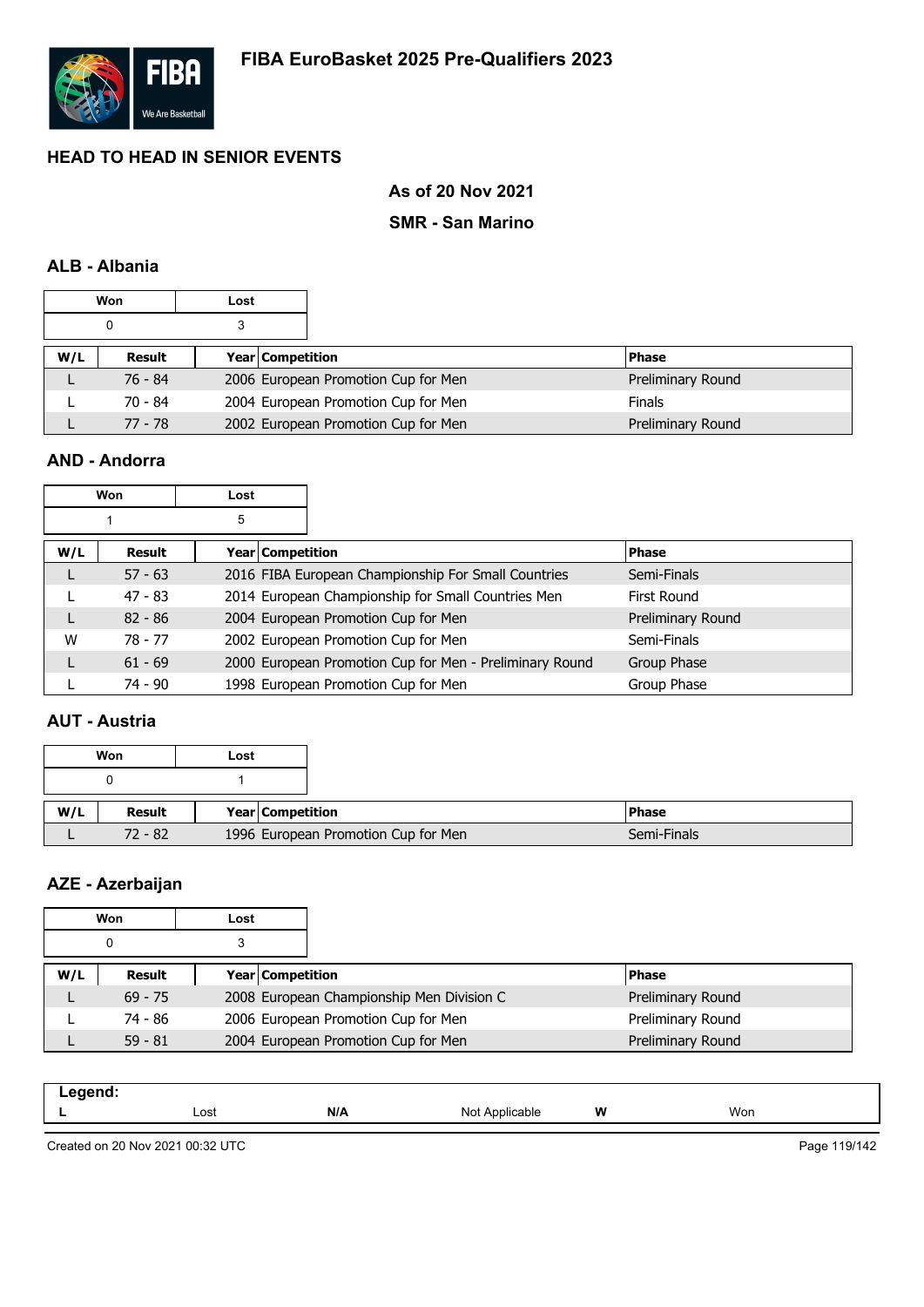# FIBA EuroBasket 2025 Pre-Qualifiers 2023

## HEAD TO HEAD IN SENIOR EVENTS

### As of 20 Nov 2021

### SMR - San Marino

### ALB - Albania

| Won | Lost |
|---|---|
| 0 | 3 |

| W/L | Result | Year | Competition | Phase |
|---|---|---|---|---|
| L | 76 - 84 | 2006 | European Promotion Cup for Men | Preliminary Round |
| L | 70 - 84 | 2004 | European Promotion Cup for Men | Finals |
| L | 77 - 78 | 2002 | European Promotion Cup for Men | Preliminary Round |

### AND - Andorra

| Won | Lost |
|---|---|
| 1 | 5 |

| W/L | Result | Year | Competition | Phase |
|---|---|---|---|---|
| L | 57 - 63 | 2016 | FIBA European Championship For Small Countries | Semi-Finals |
| L | 47 - 83 | 2014 | European Championship for Small Countries Men | First Round |
| L | 82 - 86 | 2004 | European Promotion Cup for Men | Preliminary Round |
| W | 78 - 77 | 2002 | European Promotion Cup for Men | Semi-Finals |
| L | 61 - 69 | 2000 | European Promotion Cup for Men - Preliminary Round | Group Phase |
| L | 74 - 90 | 1998 | European Promotion Cup for Men | Group Phase |

### AUT - Austria

| Won | Lost |
|---|---|
| 0 | 1 |

| W/L | Result | Year | Competition | Phase |
|---|---|---|---|---|
| L | 72 - 82 | 1996 | European Promotion Cup for Men | Semi-Finals |

### AZE - Azerbaijan

| Won | Lost |
|---|---|
| 0 | 3 |

| W/L | Result | Year | Competition | Phase |
|---|---|---|---|---|
| L | 69 - 75 | 2008 | European Championship Men Division C | Preliminary Round |
| L | 74 - 86 | 2006 | European Promotion Cup for Men | Preliminary Round |
| L | 59 - 81 | 2004 | European Promotion Cup for Men | Preliminary Round |

| Legend: | | | | | |
|---|---|---|---|---|---|
| L | Lost | N/A | Not Applicable | W | Won |

Created on 20 Nov 2021 00:32 UTC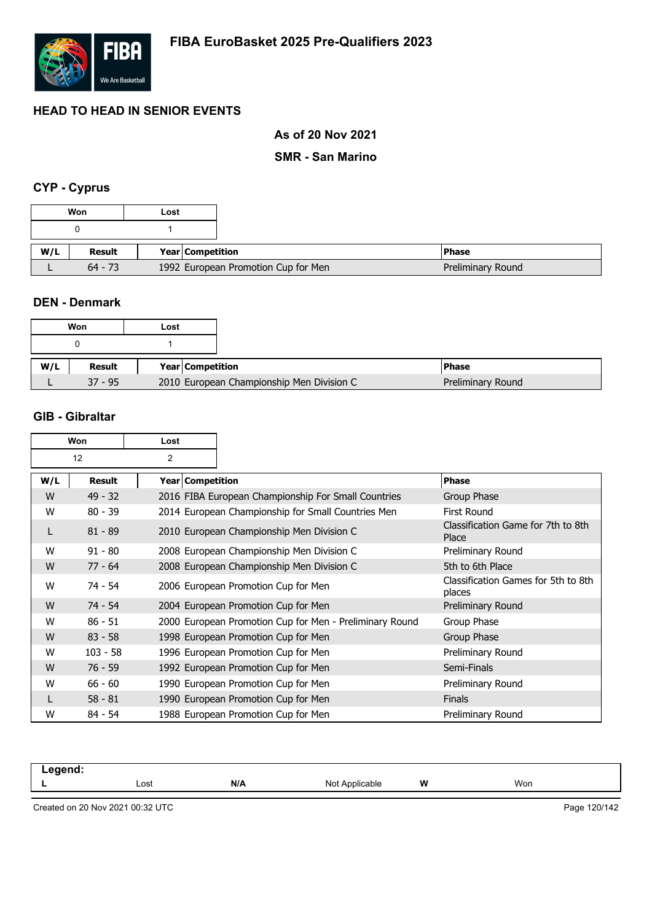# FIBA EuroBasket 2025 Pre-Qualifiers 2023

## HEAD TO HEAD IN SENIOR EVENTS

**As of 20 Nov 2021**

**SMR - San Marino**

### CYP - Cyprus

| Won | Lost |
|---|---|
| 0 | 1 |

| W/L | Result | Year | Competition | Phase |
|---|---|---|---|---|
| L | 64 - 73 | 1992 | European Promotion Cup for Men | Preliminary Round |

### DEN - Denmark

| Won | Lost |
|---|---|
| 0 | 1 |

| W/L | Result | Year | Competition | Phase |
|---|---|---|---|---|
| L | 37 - 95 | 2010 | European Championship Men Division C | Preliminary Round |

### GIB - Gibraltar

| Won | Lost |
|---|---|
| 12 | 2 |

| W/L | Result | Year | Competition | Phase |
|---|---|---|---|---|
| W | 49 - 32 | 2016 | FIBA European Championship For Small Countries | Group Phase |
| W | 80 - 39 | 2014 | European Championship for Small Countries Men | First Round |
| L | 81 - 89 | 2010 | European Championship Men Division C | Classification Game for 7th to 8th Place |
| W | 91 - 80 | 2008 | European Championship Men Division C | Preliminary Round |
| W | 77 - 64 | 2008 | European Championship Men Division C | 5th to 6th Place |
| W | 74 - 54 | 2006 | European Promotion Cup for Men | Classification Games for 5th to 8th places |
| W | 74 - 54 | 2004 | European Promotion Cup for Men | Preliminary Round |
| W | 86 - 51 | 2000 | European Promotion Cup for Men - Preliminary Round | Group Phase |
| W | 83 - 58 | 1998 | European Promotion Cup for Men | Group Phase |
| W | 103 - 58 | 1996 | European Promotion Cup for Men | Preliminary Round |
| W | 76 - 59 | 1992 | European Promotion Cup for Men | Semi-Finals |
| W | 66 - 60 | 1990 | European Promotion Cup for Men | Preliminary Round |
| L | 58 - 81 | 1990 | European Promotion Cup for Men | Finals |
| W | 84 - 54 | 1988 | European Promotion Cup for Men | Preliminary Round |

**Legend:**

| L | Lost | N/A | Not Applicable | W | Won |
|---|---|---|---|---|---|

Created on 20 Nov 2021 00:32 UTC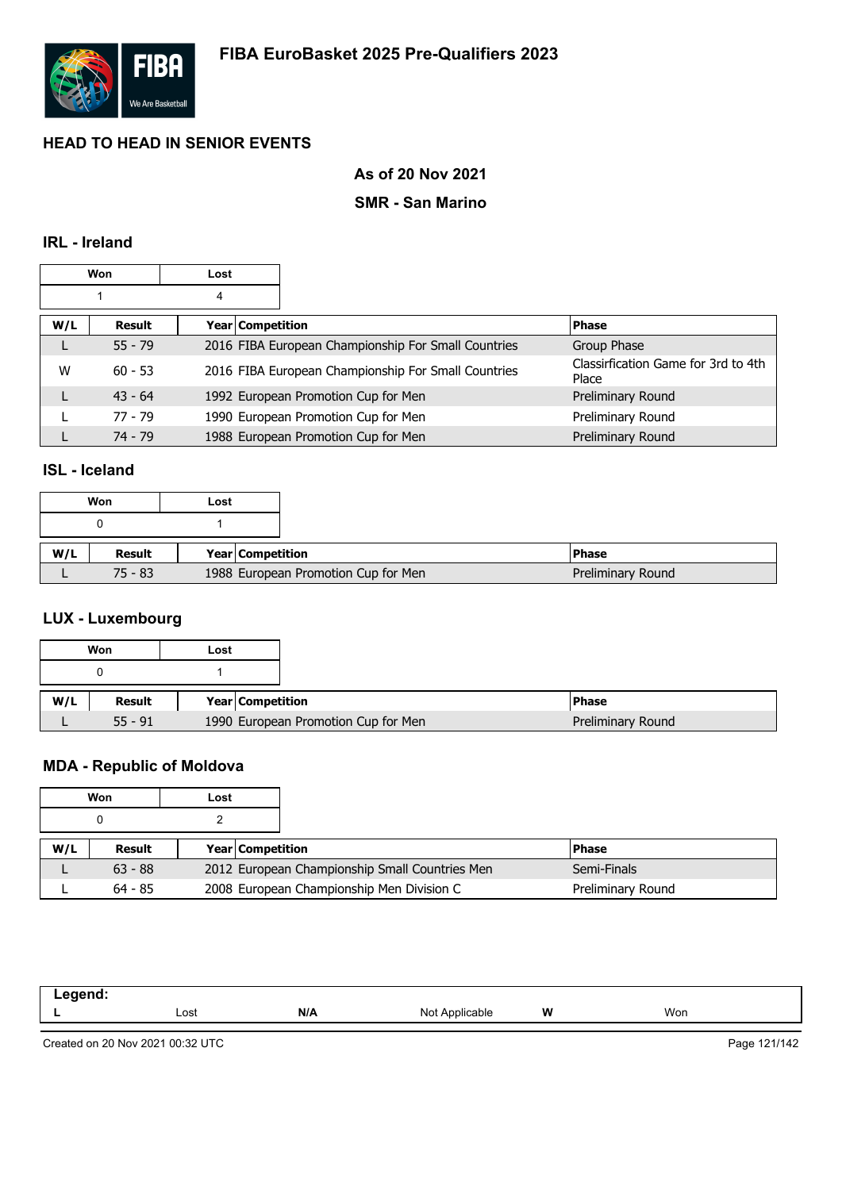# FIBA EuroBasket 2025 Pre-Qualifiers 2023

## HEAD TO HEAD IN SENIOR EVENTS

### As of 20 Nov 2021

### SMR - San Marino

### IRL - Ireland

| Won | Lost |
|---|---|
| 1 | 4 |

| W/L | Result | Year | Competition | Phase |
|---|---|---|---|---|
| L | 55 - 79 | 2016 | FIBA European Championship For Small Countries | Group Phase |
| W | 60 - 53 | 2016 | FIBA European Championship For Small Countries | Classirfication Game for 3rd to 4th Place |
| L | 43 - 64 | 1992 | European Promotion Cup for Men | Preliminary Round |
| L | 77 - 79 | 1990 | European Promotion Cup for Men | Preliminary Round |
| L | 74 - 79 | 1988 | European Promotion Cup for Men | Preliminary Round |

### ISL - Iceland

| Won | Lost |
|---|---|
| 0 | 1 |

| W/L | Result | Year | Competition | Phase |
|---|---|---|---|---|
| L | 75 - 83 | 1988 | European Promotion Cup for Men | Preliminary Round |

### LUX - Luxembourg

| Won | Lost |
|---|---|
| 0 | 1 |

| W/L | Result | Year | Competition | Phase |
|---|---|---|---|---|
| L | 55 - 91 | 1990 | European Promotion Cup for Men | Preliminary Round |

### MDA - Republic of Moldova

| Won | Lost |
|---|---|
| 0 | 2 |

| W/L | Result | Year | Competition | Phase |
|---|---|---|---|---|
| L | 63 - 88 | 2012 | European Championship Small Countries Men | Semi-Finals |
| L | 64 - 85 | 2008 | European Championship Men Division C | Preliminary Round |

| Legend: | | | | | |
|---|---|---|---|---|---|
| L | Lost | N/A | Not Applicable | W | Won |

Created on 20 Nov 2021 00:32 UTC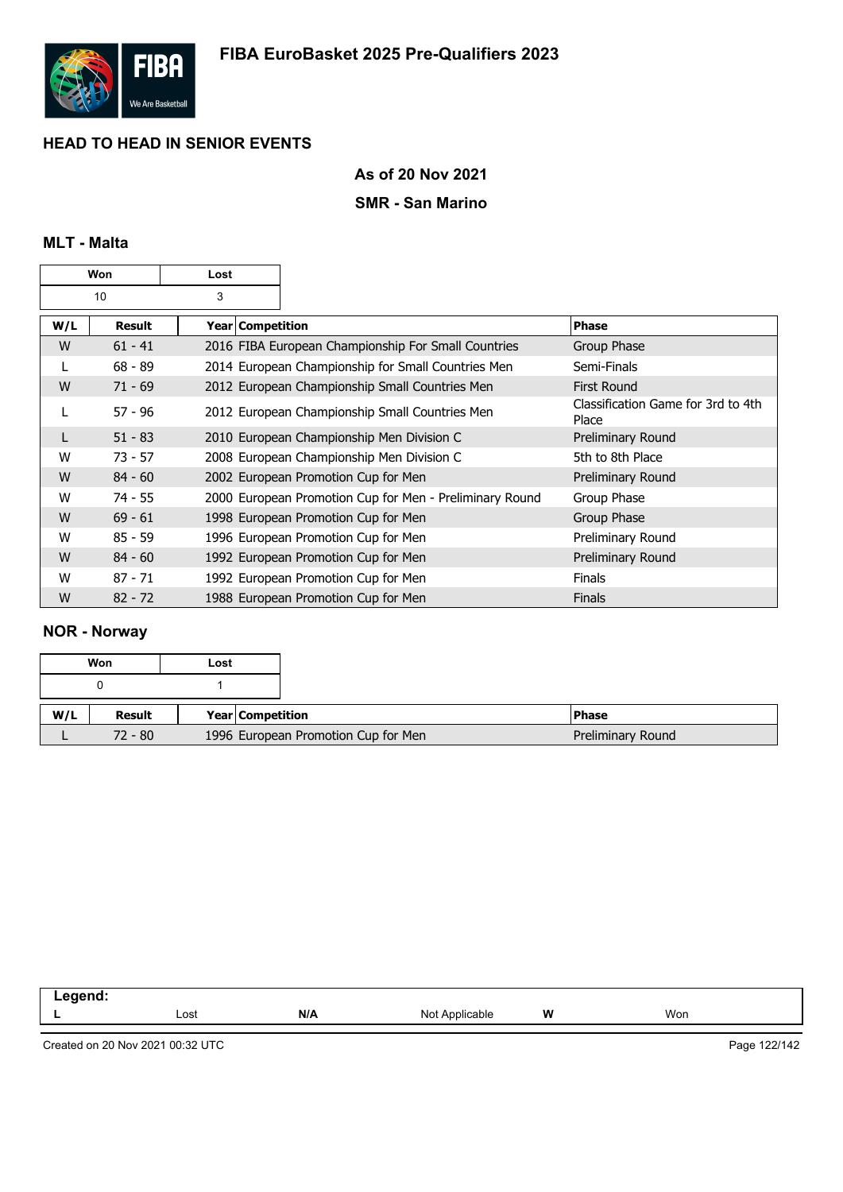# FIBA EuroBasket 2025 Pre-Qualifiers 2023

## HEAD TO HEAD IN SENIOR EVENTS

**As of 20 Nov 2021**

**SMR - San Marino**

### MLT - Malta

| Won | Lost |
|---|---|
| 10 | 3 |

| W/L | Result | Year | Competition | Phase |
|---|---|---|---|---|
| W | 61 - 41 | 2016 | FIBA European Championship For Small Countries | Group Phase |
| L | 68 - 89 | 2014 | European Championship for Small Countries Men | Semi-Finals |
| W | 71 - 69 | 2012 | European Championship Small Countries Men | First Round |
| L | 57 - 96 | 2012 | European Championship Small Countries Men | Classification Game for 3rd to 4th Place |
| L | 51 - 83 | 2010 | European Championship Men Division C | Preliminary Round |
| W | 73 - 57 | 2008 | European Championship Men Division C | 5th to 8th Place |
| W | 84 - 60 | 2002 | European Promotion Cup for Men | Preliminary Round |
| W | 74 - 55 | 2000 | European Promotion Cup for Men - Preliminary Round | Group Phase |
| W | 69 - 61 | 1998 | European Promotion Cup for Men | Group Phase |
| W | 85 - 59 | 1996 | European Promotion Cup for Men | Preliminary Round |
| W | 84 - 60 | 1992 | European Promotion Cup for Men | Preliminary Round |
| W | 87 - 71 | 1992 | European Promotion Cup for Men | Finals |
| W | 82 - 72 | 1988 | European Promotion Cup for Men | Finals |

### NOR - Norway

| Won | Lost |
|---|---|
| 0 | 1 |

| W/L | Result | Year | Competition | Phase |
|---|---|---|---|---|
| L | 72 - 80 | 1996 | European Promotion Cup for Men | Preliminary Round |

| Legend: | | | | | |
|---|---|---|---|---|---|
| **L** | Lost | **N/A** | Not Applicable | **W** | Won |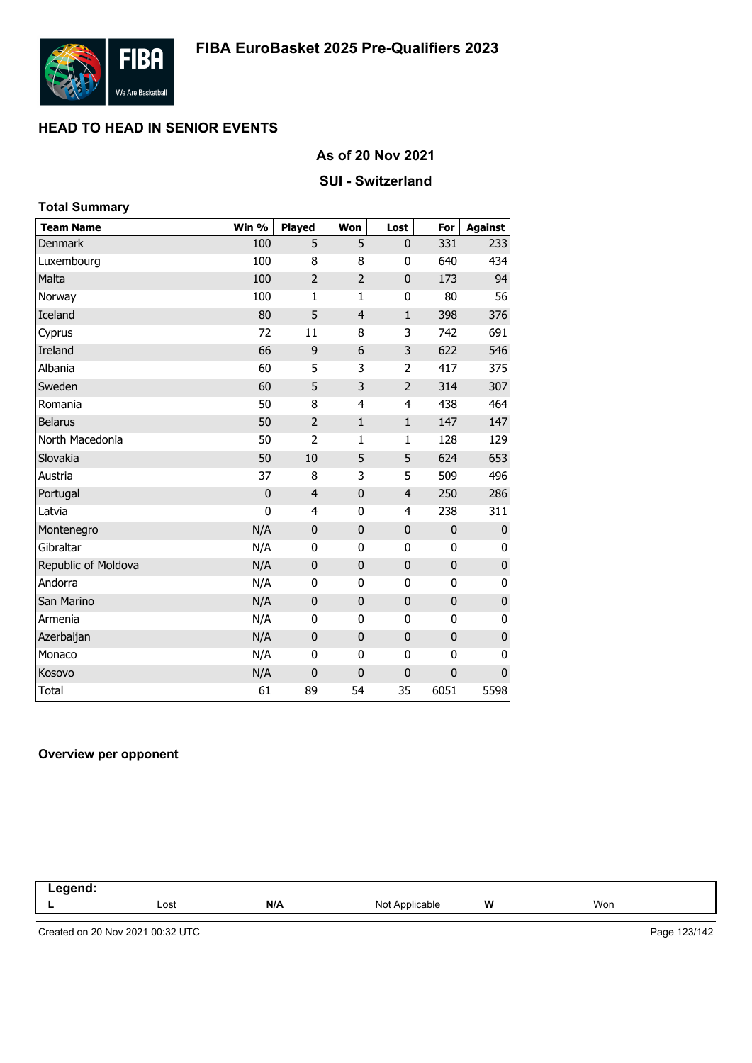# FIBA EuroBasket 2025 Pre-Qualifiers 2023

## HEAD TO HEAD IN SENIOR EVENTS

### As of 20 Nov 2021

### SUI - Switzerland

**Total Summary**

| Team Name | Win % | Played | Won | Lost | For | Against |
|---|---|---|---|---|---|---|
| Denmark | 100 | 5 | 5 | 0 | 331 | 233 |
| Luxembourg | 100 | 8 | 8 | 0 | 640 | 434 |
| Malta | 100 | 2 | 2 | 0 | 173 | 94 |
| Norway | 100 | 1 | 1 | 0 | 80 | 56 |
| Iceland | 80 | 5 | 4 | 1 | 398 | 376 |
| Cyprus | 72 | 11 | 8 | 3 | 742 | 691 |
| Ireland | 66 | 9 | 6 | 3 | 622 | 546 |
| Albania | 60 | 5 | 3 | 2 | 417 | 375 |
| Sweden | 60 | 5 | 3 | 2 | 314 | 307 |
| Romania | 50 | 8 | 4 | 4 | 438 | 464 |
| Belarus | 50 | 2 | 1 | 1 | 147 | 147 |
| North Macedonia | 50 | 2 | 1 | 1 | 128 | 129 |
| Slovakia | 50 | 10 | 5 | 5 | 624 | 653 |
| Austria | 37 | 8 | 3 | 5 | 509 | 496 |
| Portugal | 0 | 4 | 0 | 4 | 250 | 286 |
| Latvia | 0 | 4 | 0 | 4 | 238 | 311 |
| Montenegro | N/A | 0 | 0 | 0 | 0 | 0 |
| Gibraltar | N/A | 0 | 0 | 0 | 0 | 0 |
| Republic of Moldova | N/A | 0 | 0 | 0 | 0 | 0 |
| Andorra | N/A | 0 | 0 | 0 | 0 | 0 |
| San Marino | N/A | 0 | 0 | 0 | 0 | 0 |
| Armenia | N/A | 0 | 0 | 0 | 0 | 0 |
| Azerbaijan | N/A | 0 | 0 | 0 | 0 | 0 |
| Monaco | N/A | 0 | 0 | 0 | 0 | 0 |
| Kosovo | N/A | 0 | 0 | 0 | 0 | 0 |
| Total | 61 | 89 | 54 | 35 | 6051 | 5598 |

**Overview per opponent**

| Legend: | | | | | |
|---|---|---|---|---|---|
| L | Lost | N/A | Not Applicable | W | Won |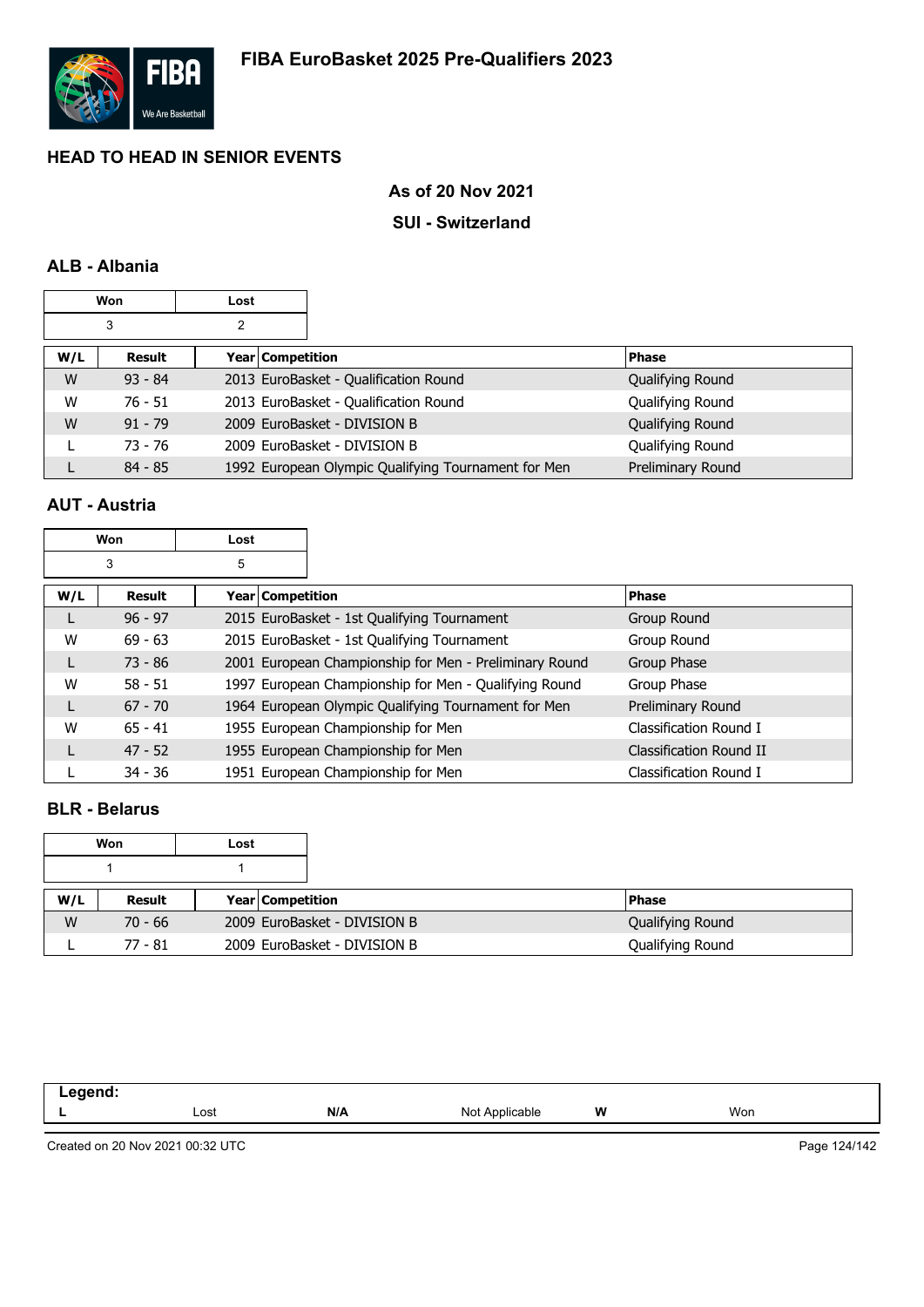# FIBA EuroBasket 2025 Pre-Qualifiers 2023

## HEAD TO HEAD IN SENIOR EVENTS

### As of 20 Nov 2021

### SUI - Switzerland

### ALB - Albania

| Won | Lost |
|---|---|
| 3 | 2 |

| W/L | Result | Year | Competition | Phase |
|---|---|---|---|---|
| W | 93 - 84 | 2013 | EuroBasket - Qualification Round | Qualifying Round |
| W | 76 - 51 | 2013 | EuroBasket - Qualification Round | Qualifying Round |
| W | 91 - 79 | 2009 | EuroBasket - DIVISION B | Qualifying Round |
| L | 73 - 76 | 2009 | EuroBasket - DIVISION B | Qualifying Round |
| L | 84 - 85 | 1992 | European Olympic Qualifying Tournament for Men | Preliminary Round |

### AUT - Austria

| Won | Lost |
|---|---|
| 3 | 5 |

| W/L | Result | Year | Competition | Phase |
|---|---|---|---|---|
| L | 96 - 97 | 2015 | EuroBasket - 1st Qualifying Tournament | Group Round |
| W | 69 - 63 | 2015 | EuroBasket - 1st Qualifying Tournament | Group Round |
| L | 73 - 86 | 2001 | European Championship for Men - Preliminary Round | Group Phase |
| W | 58 - 51 | 1997 | European Championship for Men - Qualifying Round | Group Phase |
| L | 67 - 70 | 1964 | European Olympic Qualifying Tournament for Men | Preliminary Round |
| W | 65 - 41 | 1955 | European Championship for Men | Classification Round I |
| L | 47 - 52 | 1955 | European Championship for Men | Classification Round II |
| L | 34 - 36 | 1951 | European Championship for Men | Classification Round I |

### BLR - Belarus

| Won | Lost |
|---|---|
| 1 | 1 |

| W/L | Result | Year | Competition | Phase |
|---|---|---|---|---|
| W | 70 - 66 | 2009 | EuroBasket - DIVISION B | Qualifying Round |
| L | 77 - 81 | 2009 | EuroBasket - DIVISION B | Qualifying Round |

| Legend: | | | | | |
|---|---|---|---|---|---|
| L | Lost | N/A | Not Applicable | W | Won |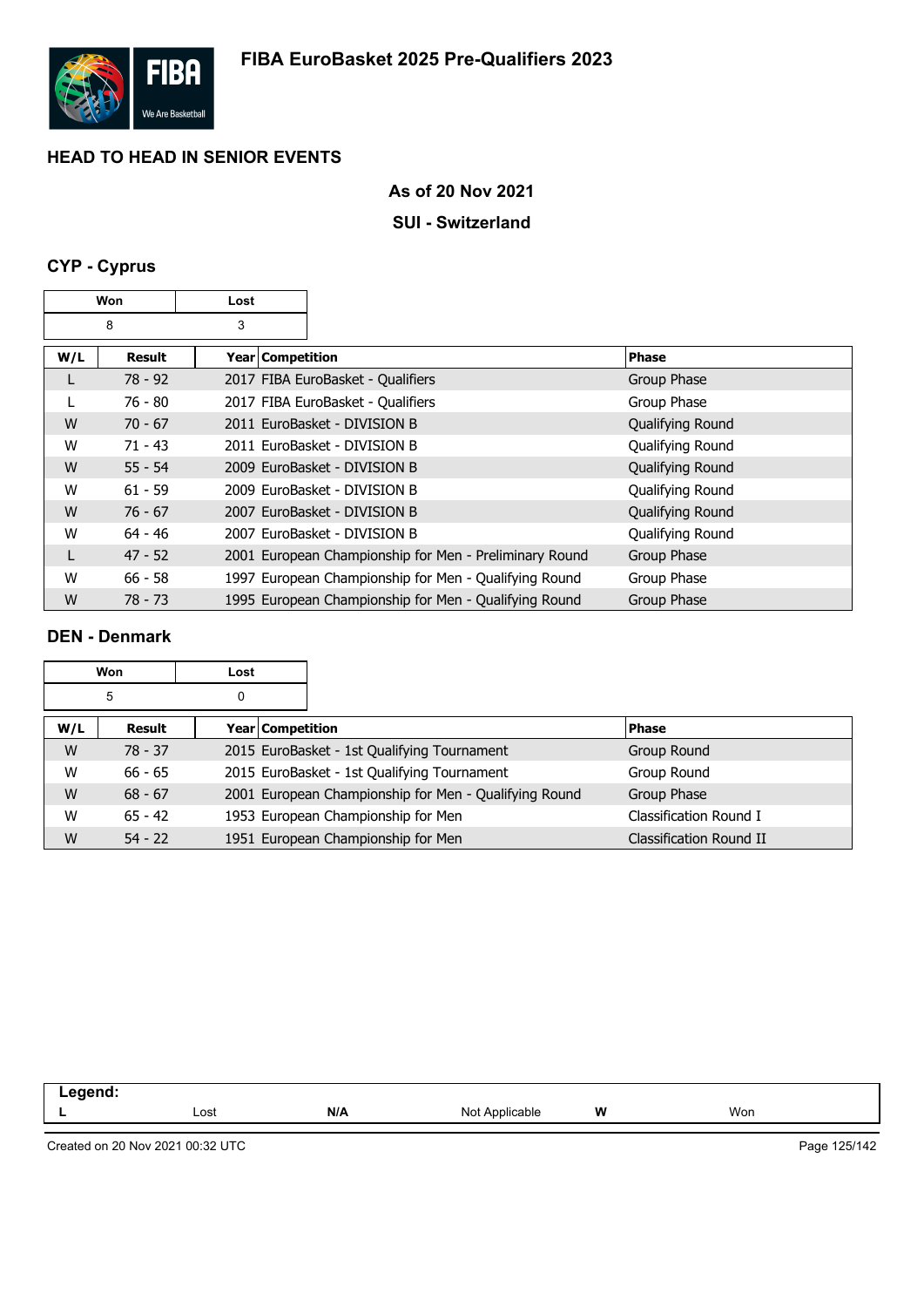# FIBA EuroBasket 2025 Pre-Qualifiers 2023

## HEAD TO HEAD IN SENIOR EVENTS

### As of 20 Nov 2021

### SUI - Switzerland

### CYP - Cyprus

| Won | Lost |
|---|---|
| 8 | 3 |

| W/L | Result | Year | Competition | Phase |
|---|---|---|---|---|
| L | 78 - 92 | 2017 | FIBA EuroBasket - Qualifiers | Group Phase |
| L | 76 - 80 | 2017 | FIBA EuroBasket - Qualifiers | Group Phase |
| W | 70 - 67 | 2011 | EuroBasket - DIVISION B | Qualifying Round |
| W | 71 - 43 | 2011 | EuroBasket - DIVISION B | Qualifying Round |
| W | 55 - 54 | 2009 | EuroBasket - DIVISION B | Qualifying Round |
| W | 61 - 59 | 2009 | EuroBasket - DIVISION B | Qualifying Round |
| W | 76 - 67 | 2007 | EuroBasket - DIVISION B | Qualifying Round |
| W | 64 - 46 | 2007 | EuroBasket - DIVISION B | Qualifying Round |
| L | 47 - 52 | 2001 | European Championship for Men - Preliminary Round | Group Phase |
| W | 66 - 58 | 1997 | European Championship for Men - Qualifying Round | Group Phase |
| W | 78 - 73 | 1995 | European Championship for Men - Qualifying Round | Group Phase |

### DEN - Denmark

| Won | Lost |
|---|---|
| 5 | 0 |

| W/L | Result | Year | Competition | Phase |
|---|---|---|---|---|
| W | 78 - 37 | 2015 | EuroBasket - 1st Qualifying Tournament | Group Round |
| W | 66 - 65 | 2015 | EuroBasket - 1st Qualifying Tournament | Group Round |
| W | 68 - 67 | 2001 | European Championship for Men - Qualifying Round | Group Phase |
| W | 65 - 42 | 1953 | European Championship for Men | Classification Round I |
| W | 54 - 22 | 1951 | European Championship for Men | Classification Round II |

| Legend: | | | | | |
|---|---|---|---|---|---|
| L | Lost | N/A | Not Applicable | W | Won |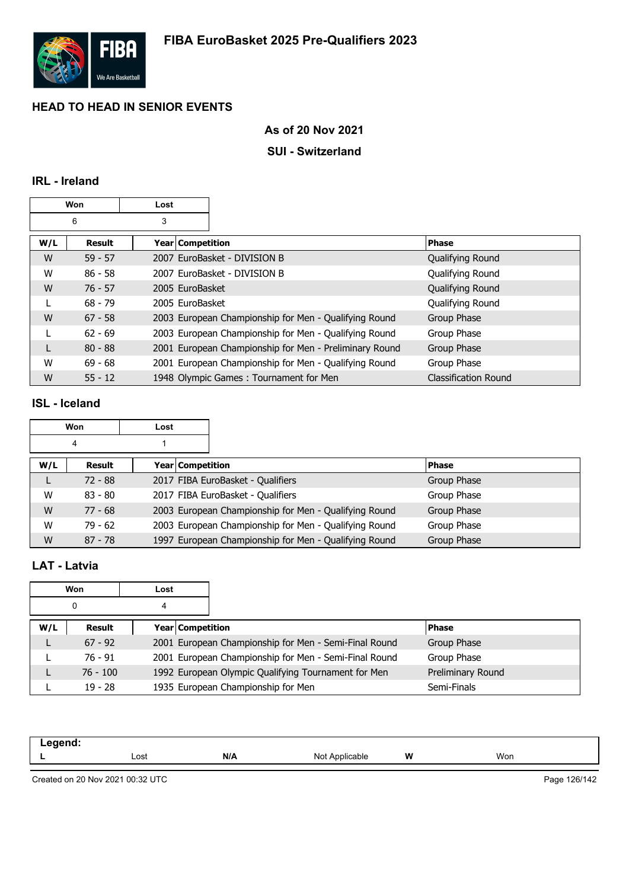# FIBA EuroBasket 2025 Pre-Qualifiers 2023

## HEAD TO HEAD IN SENIOR EVENTS

### As of 20 Nov 2021

### SUI - Switzerland

### IRL - Ireland

| Won | Lost |
|---|---|
| 6 | 3 |

| W/L | Result | Year | Competition | Phase |
|---|---|---|---|---|
| W | 59 - 57 | 2007 | EuroBasket - DIVISION B | Qualifying Round |
| W | 86 - 58 | 2007 | EuroBasket - DIVISION B | Qualifying Round |
| W | 76 - 57 | 2005 | EuroBasket | Qualifying Round |
| L | 68 - 79 | 2005 | EuroBasket | Qualifying Round |
| W | 67 - 58 | 2003 | European Championship for Men - Qualifying Round | Group Phase |
| L | 62 - 69 | 2003 | European Championship for Men - Qualifying Round | Group Phase |
| L | 80 - 88 | 2001 | European Championship for Men - Preliminary Round | Group Phase |
| W | 69 - 68 | 2001 | European Championship for Men - Qualifying Round | Group Phase |
| W | 55 - 12 | 1948 | Olympic Games : Tournament for Men | Classification Round |

### ISL - Iceland

| Won | Lost |
|---|---|
| 4 | 1 |

| W/L | Result | Year | Competition | Phase |
|---|---|---|---|---|
| L | 72 - 88 | 2017 | FIBA EuroBasket - Qualifiers | Group Phase |
| W | 83 - 80 | 2017 | FIBA EuroBasket - Qualifiers | Group Phase |
| W | 77 - 68 | 2003 | European Championship for Men - Qualifying Round | Group Phase |
| W | 79 - 62 | 2003 | European Championship for Men - Qualifying Round | Group Phase |
| W | 87 - 78 | 1997 | European Championship for Men - Qualifying Round | Group Phase |

### LAT - Latvia

| Won | Lost |
|---|---|
| 0 | 4 |

| W/L | Result | Year | Competition | Phase |
|---|---|---|---|---|
| L | 67 - 92 | 2001 | European Championship for Men - Semi-Final Round | Group Phase |
| L | 76 - 91 | 2001 | European Championship for Men - Semi-Final Round | Group Phase |
| L | 76 - 100 | 1992 | European Olympic Qualifying Tournament for Men | Preliminary Round |
| L | 19 - 28 | 1935 | European Championship for Men | Semi-Finals |

**Legend:**

| L | Lost | N/A | Not Applicable | W | Won |
|---|---|---|---|---|---|

Created on 20 Nov 2021 00:32 UTC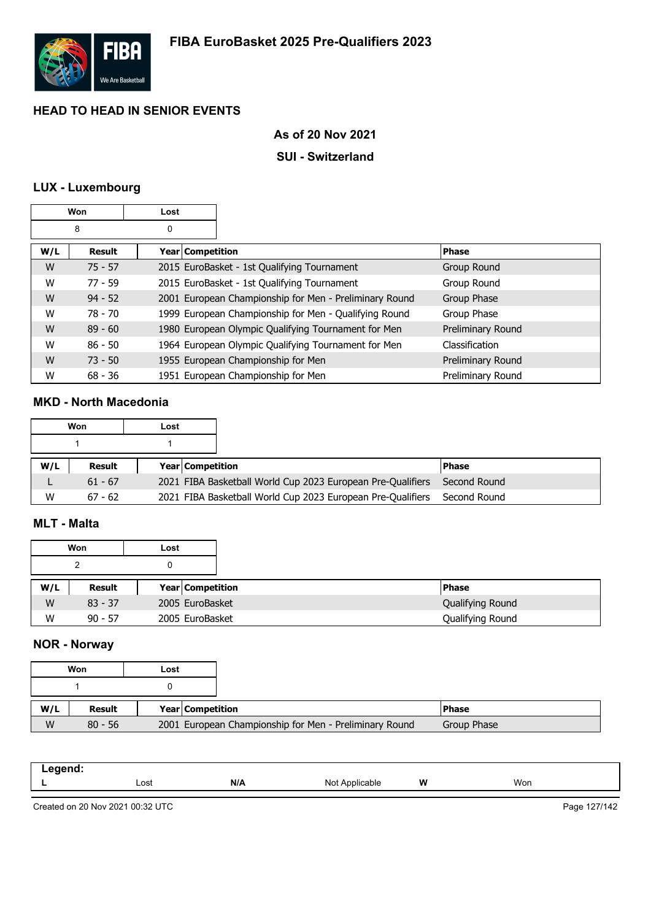# FIBA EuroBasket 2025 Pre-Qualifiers 2023

## HEAD TO HEAD IN SENIOR EVENTS

**As of 20 Nov 2021**

**SUI - Switzerland**

### LUX - Luxembourg

| Won | Lost |
|---|---|
| 8 | 0 |

| W/L | Result | Year | Competition | Phase |
|---|---|---|---|---|
| W | 75 - 57 | 2015 | EuroBasket - 1st Qualifying Tournament | Group Round |
| W | 77 - 59 | 2015 | EuroBasket - 1st Qualifying Tournament | Group Round |
| W | 94 - 52 | 2001 | European Championship for Men - Preliminary Round | Group Phase |
| W | 78 - 70 | 1999 | European Championship for Men - Qualifying Round | Group Phase |
| W | 89 - 60 | 1980 | European Olympic Qualifying Tournament for Men | Preliminary Round |
| W | 86 - 50 | 1964 | European Olympic Qualifying Tournament for Men | Classification |
| W | 73 - 50 | 1955 | European Championship for Men | Preliminary Round |
| W | 68 - 36 | 1951 | European Championship for Men | Preliminary Round |

### MKD - North Macedonia

| Won | Lost |
|---|---|
| 1 | 1 |

| W/L | Result | Year | Competition | Phase |
|---|---|---|---|---|
| L | 61 - 67 | 2021 | FIBA Basketball World Cup 2023 European Pre-Qualifiers | Second Round |
| W | 67 - 62 | 2021 | FIBA Basketball World Cup 2023 European Pre-Qualifiers | Second Round |

### MLT - Malta

| Won | Lost |
|---|---|
| 2 | 0 |

| W/L | Result | Year | Competition | Phase |
|---|---|---|---|---|
| W | 83 - 37 | 2005 | EuroBasket | Qualifying Round |
| W | 90 - 57 | 2005 | EuroBasket | Qualifying Round |

### NOR - Norway

| Won | Lost |
|---|---|
| 1 | 0 |

| W/L | Result | Year | Competition | Phase |
|---|---|---|---|---|
| W | 80 - 56 | 2001 | European Championship for Men - Preliminary Round | Group Phase |

| Legend: | | | | | |
|---|---|---|---|---|---|
| **L** | Lost | **N/A** | Not Applicable | **W** | Won |

Created on 20 Nov 2021 00:32 UTC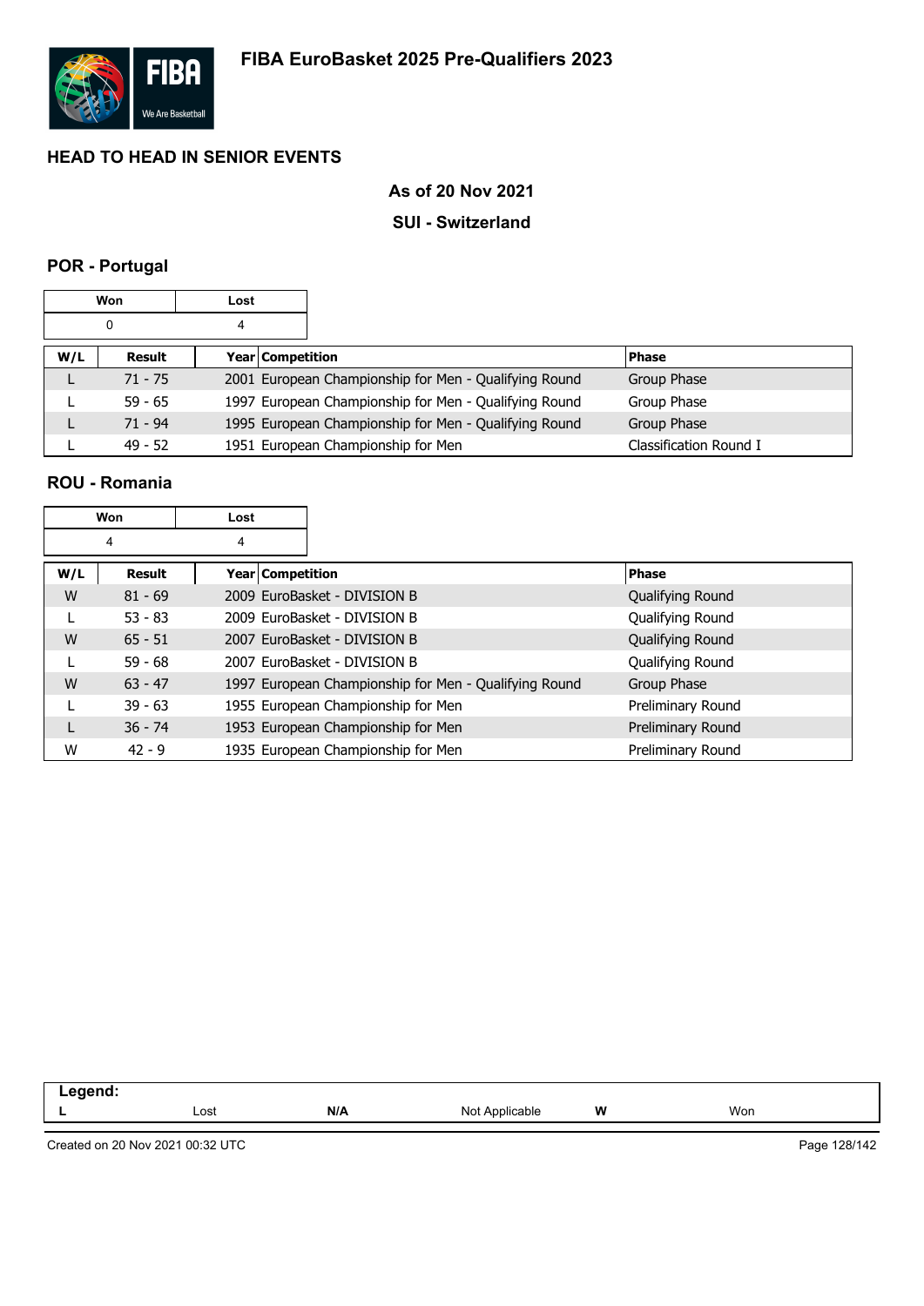# FIBA EuroBasket 2025 Pre-Qualifiers 2023

## HEAD TO HEAD IN SENIOR EVENTS

### As of 20 Nov 2021

### SUI - Switzerland

### POR - Portugal

| Won | Lost |
|---|---|
| 0 | 4 |

| W/L | Result | Year | Competition | Phase |
|---|---|---|---|---|
| L | 71 - 75 | 2001 | European Championship for Men - Qualifying Round | Group Phase |
| L | 59 - 65 | 1997 | European Championship for Men - Qualifying Round | Group Phase |
| L | 71 - 94 | 1995 | European Championship for Men - Qualifying Round | Group Phase |
| L | 49 - 52 | 1951 | European Championship for Men | Classification Round I |

### ROU - Romania

| Won | Lost |
|---|---|
| 4 | 4 |

| W/L | Result | Year | Competition | Phase |
|---|---|---|---|---|
| W | 81 - 69 | 2009 | EuroBasket - DIVISION B | Qualifying Round |
| L | 53 - 83 | 2009 | EuroBasket - DIVISION B | Qualifying Round |
| W | 65 - 51 | 2007 | EuroBasket - DIVISION B | Qualifying Round |
| L | 59 - 68 | 2007 | EuroBasket - DIVISION B | Qualifying Round |
| W | 63 - 47 | 1997 | European Championship for Men - Qualifying Round | Group Phase |
| L | 39 - 63 | 1955 | European Championship for Men | Preliminary Round |
| L | 36 - 74 | 1953 | European Championship for Men | Preliminary Round |
| W | 42 - 9 | 1935 | European Championship for Men | Preliminary Round |

**Legend:**

| **L** | Lost | **N/A** | Not Applicable | **W** | Won |
|---|---|---|---|---|---|

Created on 20 Nov 2021 00:32 UTC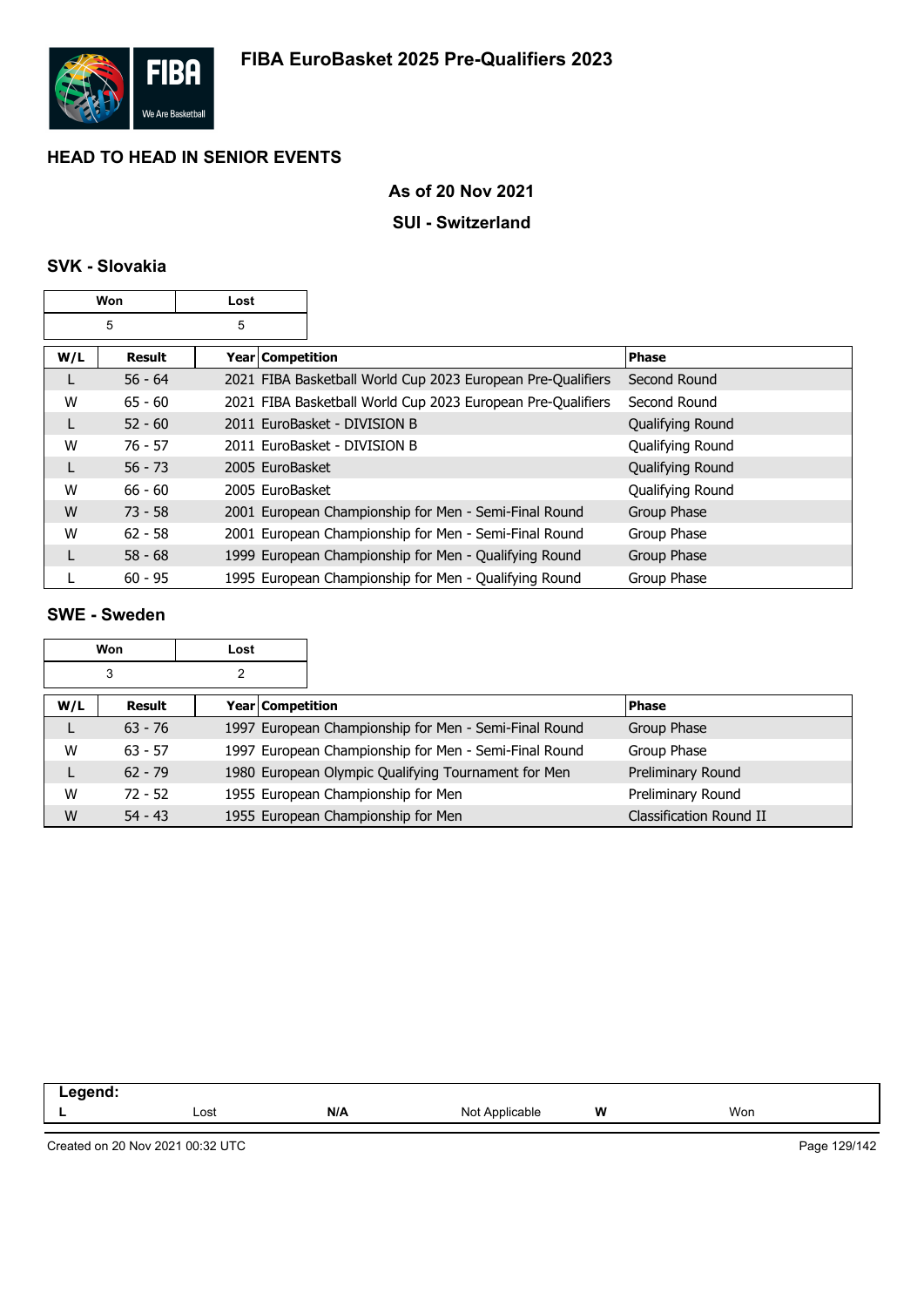# FIBA EuroBasket 2025 Pre-Qualifiers 2023

## HEAD TO HEAD IN SENIOR EVENTS

### As of 20 Nov 2021

### SUI - Switzerland

### SVK - Slovakia

| Won | Lost |
|---|---|
| 5 | 5 |

| W/L | Result | Year | Competition | Phase |
|---|---|---|---|---|
| L | 56 - 64 | 2021 | FIBA Basketball World Cup 2023 European Pre-Qualifiers | Second Round |
| W | 65 - 60 | 2021 | FIBA Basketball World Cup 2023 European Pre-Qualifiers | Second Round |
| L | 52 - 60 | 2011 | EuroBasket - DIVISION B | Qualifying Round |
| W | 76 - 57 | 2011 | EuroBasket - DIVISION B | Qualifying Round |
| L | 56 - 73 | 2005 | EuroBasket | Qualifying Round |
| W | 66 - 60 | 2005 | EuroBasket | Qualifying Round |
| W | 73 - 58 | 2001 | European Championship for Men - Semi-Final Round | Group Phase |
| W | 62 - 58 | 2001 | European Championship for Men - Semi-Final Round | Group Phase |
| L | 58 - 68 | 1999 | European Championship for Men - Qualifying Round | Group Phase |
| L | 60 - 95 | 1995 | European Championship for Men - Qualifying Round | Group Phase |

### SWE - Sweden

| Won | Lost |
|---|---|
| 3 | 2 |

| W/L | Result | Year | Competition | Phase |
|---|---|---|---|---|
| L | 63 - 76 | 1997 | European Championship for Men - Semi-Final Round | Group Phase |
| W | 63 - 57 | 1997 | European Championship for Men - Semi-Final Round | Group Phase |
| L | 62 - 79 | 1980 | European Olympic Qualifying Tournament for Men | Preliminary Round |
| W | 72 - 52 | 1955 | European Championship for Men | Preliminary Round |
| W | 54 - 43 | 1955 | European Championship for Men | Classification Round II |

**Legend:**

| **L** | Lost | **N/A** | Not Applicable | **W** | Won |
|---|---|---|---|---|---|

Created on 20 Nov 2021 00:32 UTC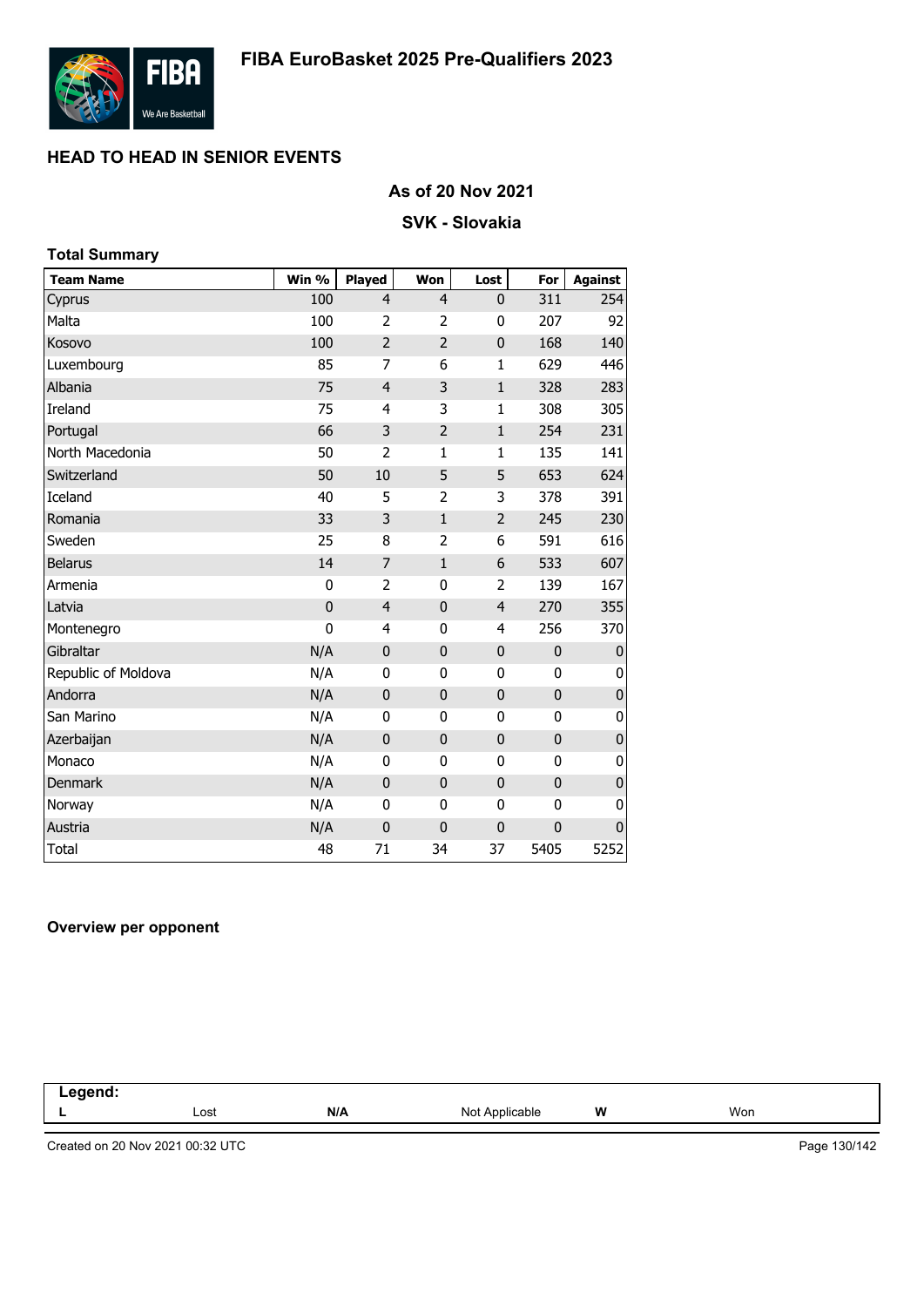# FIBA EuroBasket 2025 Pre-Qualifiers 2023

## HEAD TO HEAD IN SENIOR EVENTS

### As of 20 Nov 2021

### SVK - Slovakia

**Total Summary**

| Team Name | Win % | Played | Won | Lost | For | Against |
|---|---|---|---|---|---|---|
| Cyprus | 100 | 4 | 4 | 0 | 311 | 254 |
| Malta | 100 | 2 | 2 | 0 | 207 | 92 |
| Kosovo | 100 | 2 | 2 | 0 | 168 | 140 |
| Luxembourg | 85 | 7 | 6 | 1 | 629 | 446 |
| Albania | 75 | 4 | 3 | 1 | 328 | 283 |
| Ireland | 75 | 4 | 3 | 1 | 308 | 305 |
| Portugal | 66 | 3 | 2 | 1 | 254 | 231 |
| North Macedonia | 50 | 2 | 1 | 1 | 135 | 141 |
| Switzerland | 50 | 10 | 5 | 5 | 653 | 624 |
| Iceland | 40 | 5 | 2 | 3 | 378 | 391 |
| Romania | 33 | 3 | 1 | 2 | 245 | 230 |
| Sweden | 25 | 8 | 2 | 6 | 591 | 616 |
| Belarus | 14 | 7 | 1 | 6 | 533 | 607 |
| Armenia | 0 | 2 | 0 | 2 | 139 | 167 |
| Latvia | 0 | 4 | 0 | 4 | 270 | 355 |
| Montenegro | 0 | 4 | 0 | 4 | 256 | 370 |
| Gibraltar | N/A | 0 | 0 | 0 | 0 | 0 |
| Republic of Moldova | N/A | 0 | 0 | 0 | 0 | 0 |
| Andorra | N/A | 0 | 0 | 0 | 0 | 0 |
| San Marino | N/A | 0 | 0 | 0 | 0 | 0 |
| Azerbaijan | N/A | 0 | 0 | 0 | 0 | 0 |
| Monaco | N/A | 0 | 0 | 0 | 0 | 0 |
| Denmark | N/A | 0 | 0 | 0 | 0 | 0 |
| Norway | N/A | 0 | 0 | 0 | 0 | 0 |
| Austria | N/A | 0 | 0 | 0 | 0 | 0 |
| Total | 48 | 71 | 34 | 37 | 5405 | 5252 |

**Overview per opponent**

| Legend: | | | | | |
|---|---|---|---|---|---|
| L | Lost | N/A | Not Applicable | W | Won |

Created on 20 Nov 2021 00:32 UTC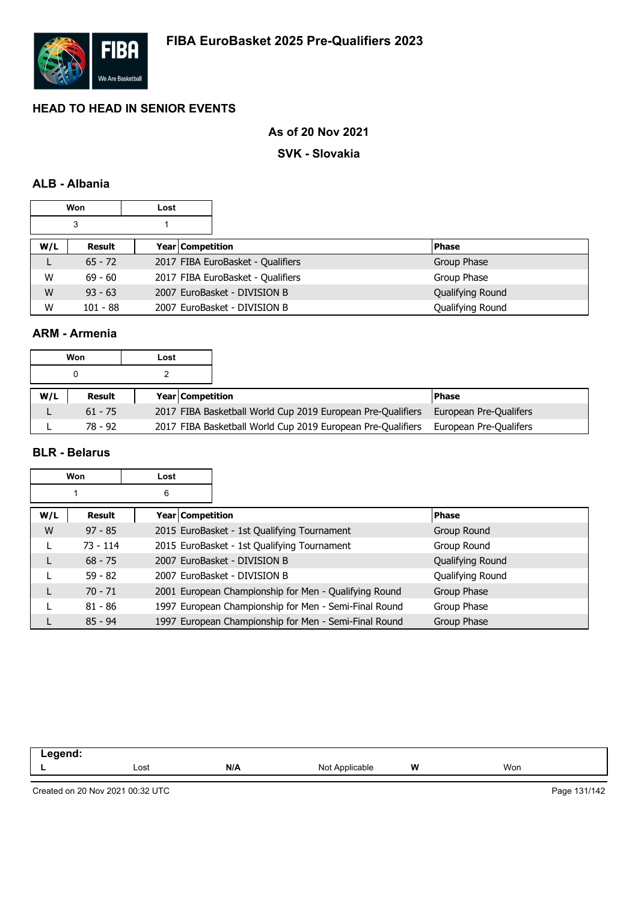# FIBA EuroBasket 2025 Pre-Qualifiers 2023

## HEAD TO HEAD IN SENIOR EVENTS

### As of 20 Nov 2021

### SVK - Slovakia

### ALB - Albania

| Won | Lost |
|---|---|
| 3 | 1 |

| W/L | Result | Year | Competition | Phase |
|---|---|---|---|---|
| L | 65 - 72 | 2017 | FIBA EuroBasket - Qualifiers | Group Phase |
| W | 69 - 60 | 2017 | FIBA EuroBasket - Qualifiers | Group Phase |
| W | 93 - 63 | 2007 | EuroBasket - DIVISION B | Qualifying Round |
| W | 101 - 88 | 2007 | EuroBasket - DIVISION B | Qualifying Round |

### ARM - Armenia

| Won | Lost |
|---|---|
| 0 | 2 |

| W/L | Result | Year | Competition | Phase |
|---|---|---|---|---|
| L | 61 - 75 | 2017 | FIBA Basketball World Cup 2019 European Pre-Qualifiers | European Pre-Qualifers |
| L | 78 - 92 | 2017 | FIBA Basketball World Cup 2019 European Pre-Qualifiers | European Pre-Qualifers |

### BLR - Belarus

| Won | Lost |
|---|---|
| 1 | 6 |

| W/L | Result | Year | Competition | Phase |
|---|---|---|---|---|
| W | 97 - 85 | 2015 | EuroBasket - 1st Qualifying Tournament | Group Round |
| L | 73 - 114 | 2015 | EuroBasket - 1st Qualifying Tournament | Group Round |
| L | 68 - 75 | 2007 | EuroBasket - DIVISION B | Qualifying Round |
| L | 59 - 82 | 2007 | EuroBasket - DIVISION B | Qualifying Round |
| L | 70 - 71 | 2001 | European Championship for Men - Qualifying Round | Group Phase |
| L | 81 - 86 | 1997 | European Championship for Men - Semi-Final Round | Group Phase |
| L | 85 - 94 | 1997 | European Championship for Men - Semi-Final Round | Group Phase |

**Legend:**

| L | Lost | N/A | Not Applicable | W | Won |
|---|---|---|---|---|---|

Created on 20 Nov 2021 00:32 UTC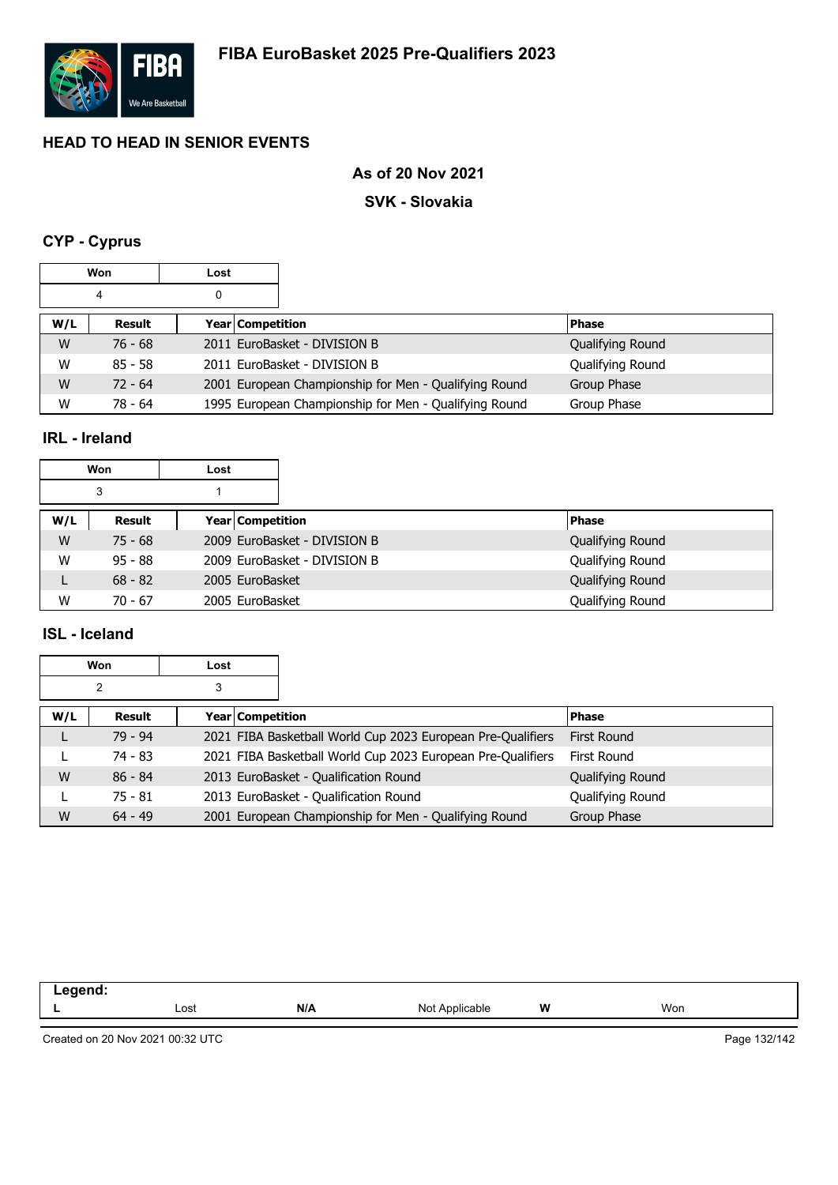# FIBA EuroBasket 2025 Pre-Qualifiers 2023

## HEAD TO HEAD IN SENIOR EVENTS

### As of 20 Nov 2021

### SVK - Slovakia

### CYP - Cyprus

| Won | Lost |
|---|---|
| 4 | 0 |

| W/L | Result | Year | Competition | Phase |
|---|---|---|---|---|
| W | 76 - 68 | 2011 | EuroBasket - DIVISION B | Qualifying Round |
| W | 85 - 58 | 2011 | EuroBasket - DIVISION B | Qualifying Round |
| W | 72 - 64 | 2001 | European Championship for Men - Qualifying Round | Group Phase |
| W | 78 - 64 | 1995 | European Championship for Men - Qualifying Round | Group Phase |

### IRL - Ireland

| Won | Lost |
|---|---|
| 3 | 1 |

| W/L | Result | Year | Competition | Phase |
|---|---|---|---|---|
| W | 75 - 68 | 2009 | EuroBasket - DIVISION B | Qualifying Round |
| W | 95 - 88 | 2009 | EuroBasket - DIVISION B | Qualifying Round |
| L | 68 - 82 | 2005 | EuroBasket | Qualifying Round |
| W | 70 - 67 | 2005 | EuroBasket | Qualifying Round |

### ISL - Iceland

| Won | Lost |
|---|---|
| 2 | 3 |

| W/L | Result | Year | Competition | Phase |
|---|---|---|---|---|
| L | 79 - 94 | 2021 | FIBA Basketball World Cup 2023 European Pre-Qualifiers | First Round |
| L | 74 - 83 | 2021 | FIBA Basketball World Cup 2023 European Pre-Qualifiers | First Round |
| W | 86 - 84 | 2013 | EuroBasket - Qualification Round | Qualifying Round |
| L | 75 - 81 | 2013 | EuroBasket - Qualification Round | Qualifying Round |
| W | 64 - 49 | 2001 | European Championship for Men - Qualifying Round | Group Phase |

**Legend:**

| L | Lost | N/A | Not Applicable | W | Won |
|---|---|---|---|---|---|

Created on 20 Nov 2021 00:32 UTC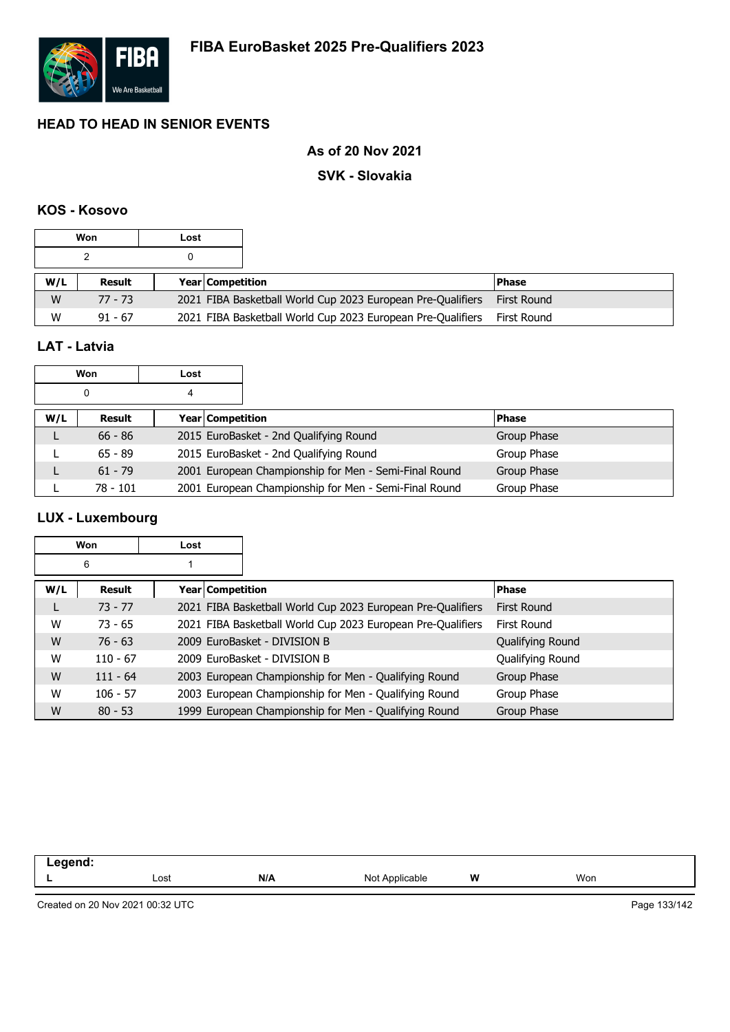# FIBA EuroBasket 2025 Pre-Qualifiers 2023

## HEAD TO HEAD IN SENIOR EVENTS

### As of 20 Nov 2021

### SVK - Slovakia

### KOS - Kosovo

| Won | Lost |
|---|---|
| 2 | 0 |

| W/L | Result | Year | Competition | Phase |
|---|---|---|---|---|
| W | 77 - 73 | 2021 | FIBA Basketball World Cup 2023 European Pre-Qualifiers | First Round |
| W | 91 - 67 | 2021 | FIBA Basketball World Cup 2023 European Pre-Qualifiers | First Round |

### LAT - Latvia

| Won | Lost |
|---|---|
| 0 | 4 |

| W/L | Result | Year | Competition | Phase |
|---|---|---|---|---|
| L | 66 - 86 | 2015 | EuroBasket - 2nd Qualifying Round | Group Phase |
| L | 65 - 89 | 2015 | EuroBasket - 2nd Qualifying Round | Group Phase |
| L | 61 - 79 | 2001 | European Championship for Men - Semi-Final Round | Group Phase |
| L | 78 - 101 | 2001 | European Championship for Men - Semi-Final Round | Group Phase |

### LUX - Luxembourg

| Won | Lost |
|---|---|
| 6 | 1 |

| W/L | Result | Year | Competition | Phase |
|---|---|---|---|---|
| L | 73 - 77 | 2021 | FIBA Basketball World Cup 2023 European Pre-Qualifiers | First Round |
| W | 73 - 65 | 2021 | FIBA Basketball World Cup 2023 European Pre-Qualifiers | First Round |
| W | 76 - 63 | 2009 | EuroBasket - DIVISION B | Qualifying Round |
| W | 110 - 67 | 2009 | EuroBasket - DIVISION B | Qualifying Round |
| W | 111 - 64 | 2003 | European Championship for Men - Qualifying Round | Group Phase |
| W | 106 - 57 | 2003 | European Championship for Men - Qualifying Round | Group Phase |
| W | 80 - 53 | 1999 | European Championship for Men - Qualifying Round | Group Phase |

| Legend: | | | | | |
|---|---|---|---|---|---|
| L | Lost | N/A | Not Applicable | W | Won |

Created on 20 Nov 2021 00:32 UTC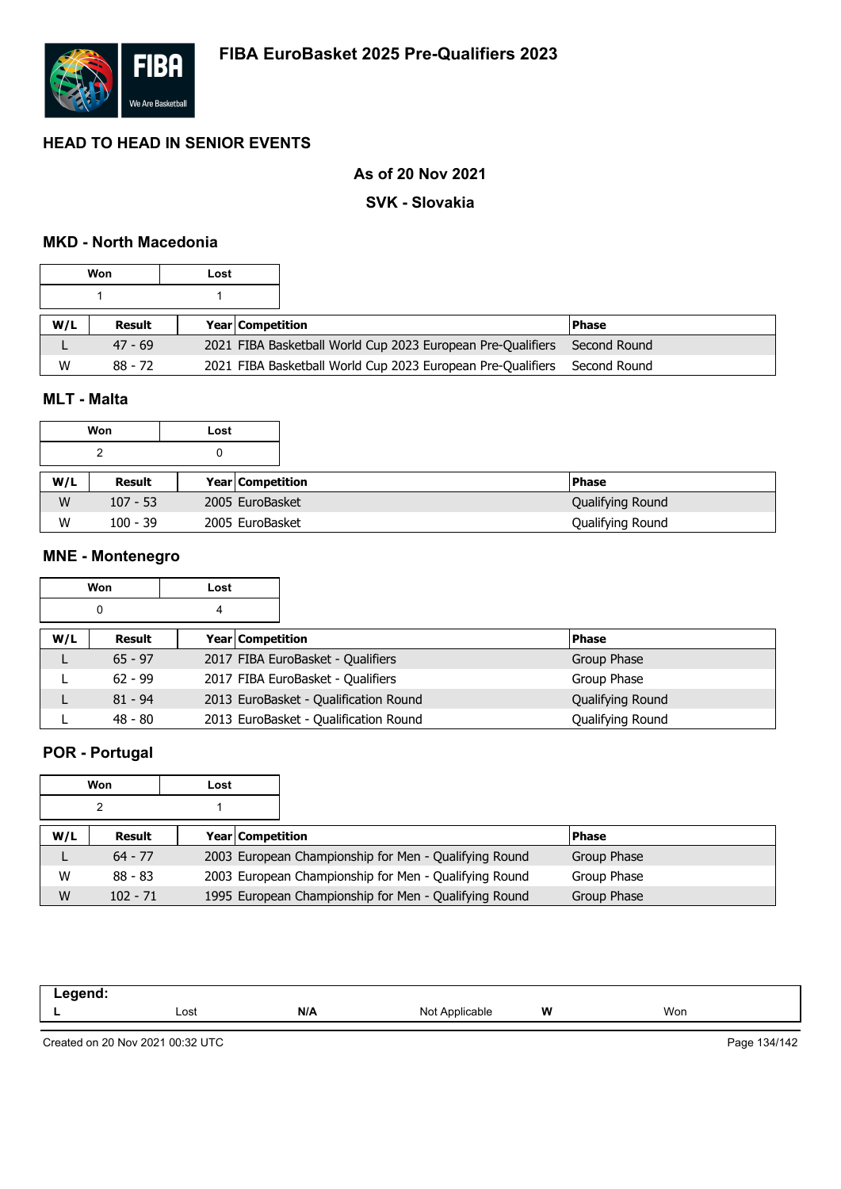# FIBA EuroBasket 2025 Pre-Qualifiers 2023

## HEAD TO HEAD IN SENIOR EVENTS

### As of 20 Nov 2021

### SVK - Slovakia

### MKD - North Macedonia

| Won | Lost |
|---|---|
| 1 | 1 |

| W/L | Result | Year | Competition | Phase |
|---|---|---|---|---|
| L | 47 - 69 | 2021 | FIBA Basketball World Cup 2023 European Pre-Qualifiers | Second Round |
| W | 88 - 72 | 2021 | FIBA Basketball World Cup 2023 European Pre-Qualifiers | Second Round |

### MLT - Malta

| Won | Lost |
|---|---|
| 2 | 0 |

| W/L | Result | Year | Competition | Phase |
|---|---|---|---|---|
| W | 107 - 53 | 2005 | EuroBasket | Qualifying Round |
| W | 100 - 39 | 2005 | EuroBasket | Qualifying Round |

### MNE - Montenegro

| Won | Lost |
|---|---|
| 0 | 4 |

| W/L | Result | Year | Competition | Phase |
|---|---|---|---|---|
| L | 65 - 97 | 2017 | FIBA EuroBasket - Qualifiers | Group Phase |
| L | 62 - 99 | 2017 | FIBA EuroBasket - Qualifiers | Group Phase |
| L | 81 - 94 | 2013 | EuroBasket - Qualification Round | Qualifying Round |
| L | 48 - 80 | 2013 | EuroBasket - Qualification Round | Qualifying Round |

### POR - Portugal

| Won | Lost |
|---|---|
| 2 | 1 |

| W/L | Result | Year | Competition | Phase |
|---|---|---|---|---|
| L | 64 - 77 | 2003 | European Championship for Men - Qualifying Round | Group Phase |
| W | 88 - 83 | 2003 | European Championship for Men - Qualifying Round | Group Phase |
| W | 102 - 71 | 1995 | European Championship for Men - Qualifying Round | Group Phase |

| Legend: | | | | | |
|---|---|---|---|---|---|
| L | Lost | N/A | Not Applicable | W | Won |

Created on 20 Nov 2021 00:32 UTC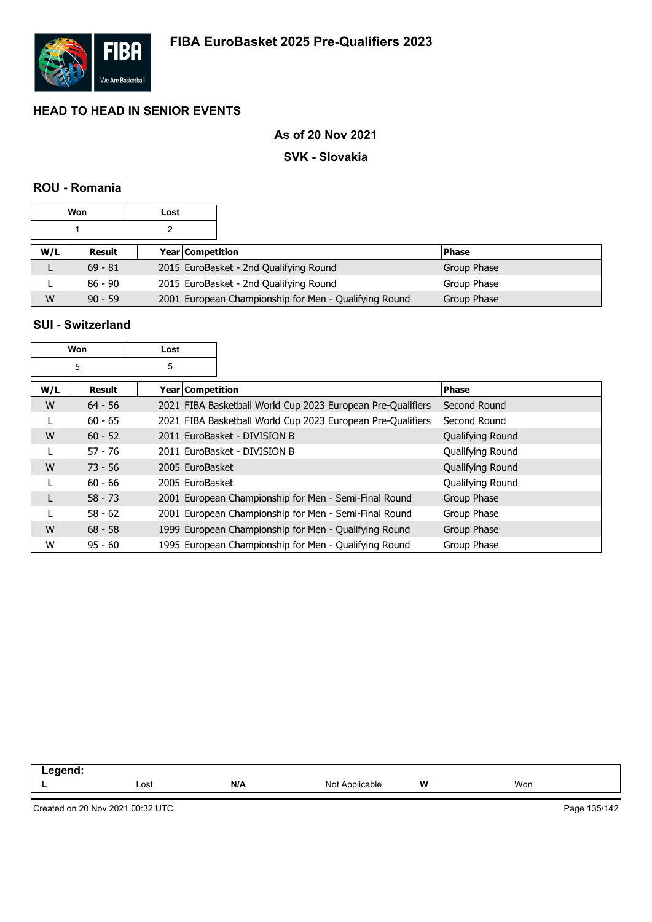# FIBA EuroBasket 2025 Pre-Qualifiers 2023

## HEAD TO HEAD IN SENIOR EVENTS

### As of 20 Nov 2021

### SVK - Slovakia

### ROU - Romania

| Won | Lost |
|---|---|
| 1 | 2 |

| W/L | Result | Year | Competition | Phase |
|---|---|---|---|---|
| L | 69 - 81 | 2015 | EuroBasket - 2nd Qualifying Round | Group Phase |
| L | 86 - 90 | 2015 | EuroBasket - 2nd Qualifying Round | Group Phase |
| W | 90 - 59 | 2001 | European Championship for Men - Qualifying Round | Group Phase |

### SUI - Switzerland

| Won | Lost |
|---|---|
| 5 | 5 |

| W/L | Result | Year | Competition | Phase |
|---|---|---|---|---|
| W | 64 - 56 | 2021 | FIBA Basketball World Cup 2023 European Pre-Qualifiers | Second Round |
| L | 60 - 65 | 2021 | FIBA Basketball World Cup 2023 European Pre-Qualifiers | Second Round |
| W | 60 - 52 | 2011 | EuroBasket - DIVISION B | Qualifying Round |
| L | 57 - 76 | 2011 | EuroBasket - DIVISION B | Qualifying Round |
| W | 73 - 56 | 2005 | EuroBasket | Qualifying Round |
| L | 60 - 66 | 2005 | EuroBasket | Qualifying Round |
| L | 58 - 73 | 2001 | European Championship for Men - Semi-Final Round | Group Phase |
| L | 58 - 62 | 2001 | European Championship for Men - Semi-Final Round | Group Phase |
| W | 68 - 58 | 1999 | European Championship for Men - Qualifying Round | Group Phase |
| W | 95 - 60 | 1995 | European Championship for Men - Qualifying Round | Group Phase |

**Legend:**

| | | | | | |
|---|---|---|---|---|---|
| **L** | Lost | **N/A** | Not Applicable | **W** | Won |

Created on 20 Nov 2021 00:32 UTC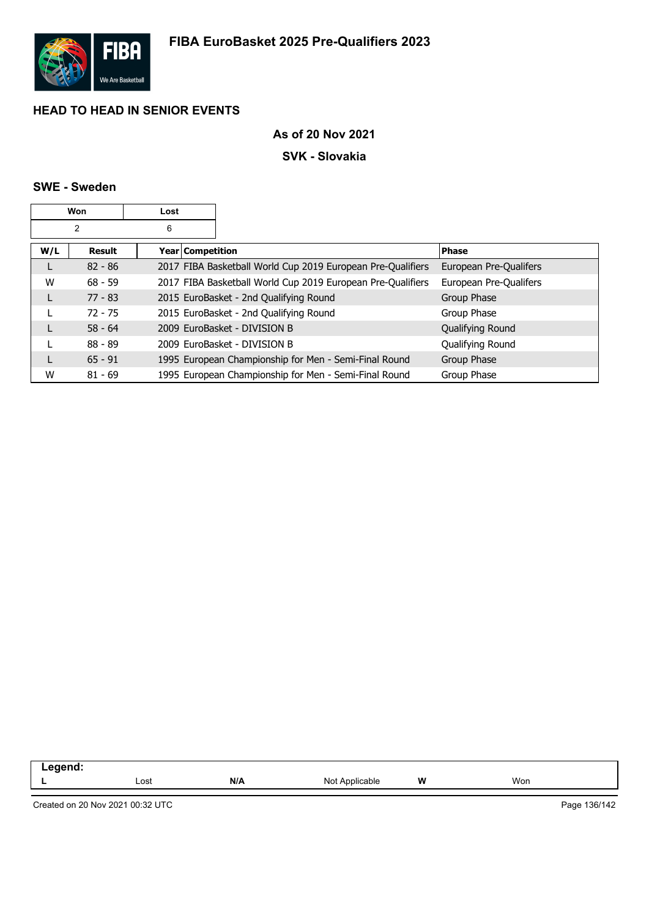# FIBA EuroBasket 2025 Pre-Qualifiers 2023

## HEAD TO HEAD IN SENIOR EVENTS

### As of 20 Nov 2021

### SVK - Slovakia

#### SWE - Sweden

| Won | Lost |
|---|---|
| 2 | 6 |

| W/L | Result | Year | Competition | Phase |
|---|---|---|---|---|
| L | 82 - 86 | 2017 | FIBA Basketball World Cup 2019 European Pre-Qualifiers | European Pre-Qualifers |
| W | 68 - 59 | 2017 | FIBA Basketball World Cup 2019 European Pre-Qualifiers | European Pre-Qualifers |
| L | 77 - 83 | 2015 | EuroBasket - 2nd Qualifying Round | Group Phase |
| L | 72 - 75 | 2015 | EuroBasket - 2nd Qualifying Round | Group Phase |
| L | 58 - 64 | 2009 | EuroBasket - DIVISION B | Qualifying Round |
| L | 88 - 89 | 2009 | EuroBasket - DIVISION B | Qualifying Round |
| L | 65 - 91 | 1995 | European Championship for Men - Semi-Final Round | Group Phase |
| W | 81 - 69 | 1995 | European Championship for Men - Semi-Final Round | Group Phase |

**Legend:**

| L | Lost | N/A | Not Applicable | W | Won |
|---|---|---|---|---|---|

Created on 20 Nov 2021 00:32 UTC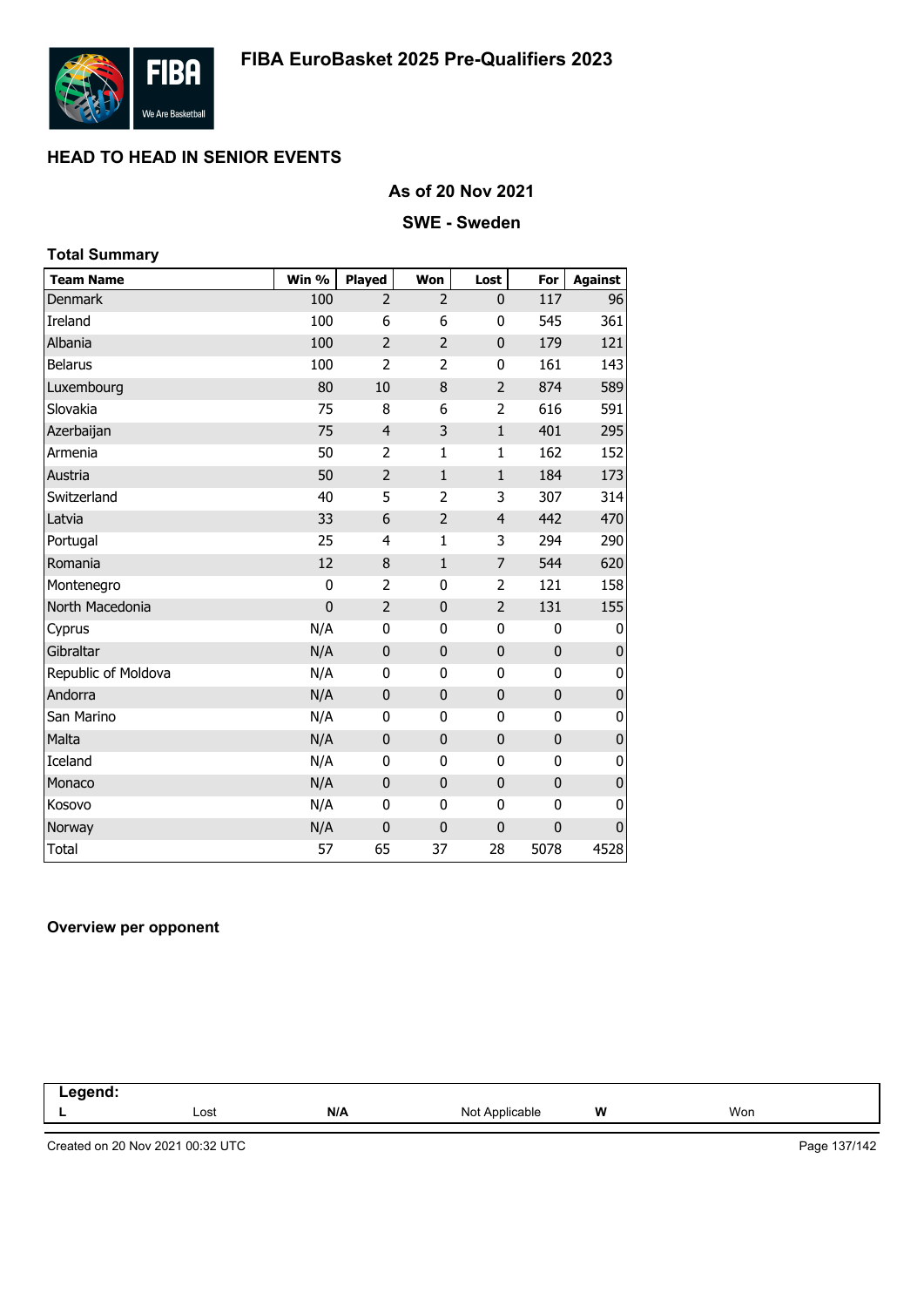# FIBA EuroBasket 2025 Pre-Qualifiers 2023

## HEAD TO HEAD IN SENIOR EVENTS

### As of 20 Nov 2021

### SWE - Sweden

**Total Summary**

| Team Name | Win % | Played | Won | Lost | For | Against |
|---|---|---|---|---|---|---|
| Denmark | 100 | 2 | 2 | 0 | 117 | 96 |
| Ireland | 100 | 6 | 6 | 0 | 545 | 361 |
| Albania | 100 | 2 | 2 | 0 | 179 | 121 |
| Belarus | 100 | 2 | 2 | 0 | 161 | 143 |
| Luxembourg | 80 | 10 | 8 | 2 | 874 | 589 |
| Slovakia | 75 | 8 | 6 | 2 | 616 | 591 |
| Azerbaijan | 75 | 4 | 3 | 1 | 401 | 295 |
| Armenia | 50 | 2 | 1 | 1 | 162 | 152 |
| Austria | 50 | 2 | 1 | 1 | 184 | 173 |
| Switzerland | 40 | 5 | 2 | 3 | 307 | 314 |
| Latvia | 33 | 6 | 2 | 4 | 442 | 470 |
| Portugal | 25 | 4 | 1 | 3 | 294 | 290 |
| Romania | 12 | 8 | 1 | 7 | 544 | 620 |
| Montenegro | 0 | 2 | 0 | 2 | 121 | 158 |
| North Macedonia | 0 | 2 | 0 | 2 | 131 | 155 |
| Cyprus | N/A | 0 | 0 | 0 | 0 | 0 |
| Gibraltar | N/A | 0 | 0 | 0 | 0 | 0 |
| Republic of Moldova | N/A | 0 | 0 | 0 | 0 | 0 |
| Andorra | N/A | 0 | 0 | 0 | 0 | 0 |
| San Marino | N/A | 0 | 0 | 0 | 0 | 0 |
| Malta | N/A | 0 | 0 | 0 | 0 | 0 |
| Iceland | N/A | 0 | 0 | 0 | 0 | 0 |
| Monaco | N/A | 0 | 0 | 0 | 0 | 0 |
| Kosovo | N/A | 0 | 0 | 0 | 0 | 0 |
| Norway | N/A | 0 | 0 | 0 | 0 | 0 |
| Total | 57 | 65 | 37 | 28 | 5078 | 4528 |

**Overview per opponent**

| Legend: | | | | | |
|---|---|---|---|---|---|
| **L** | Lost | **N/A** | Not Applicable | **W** | Won |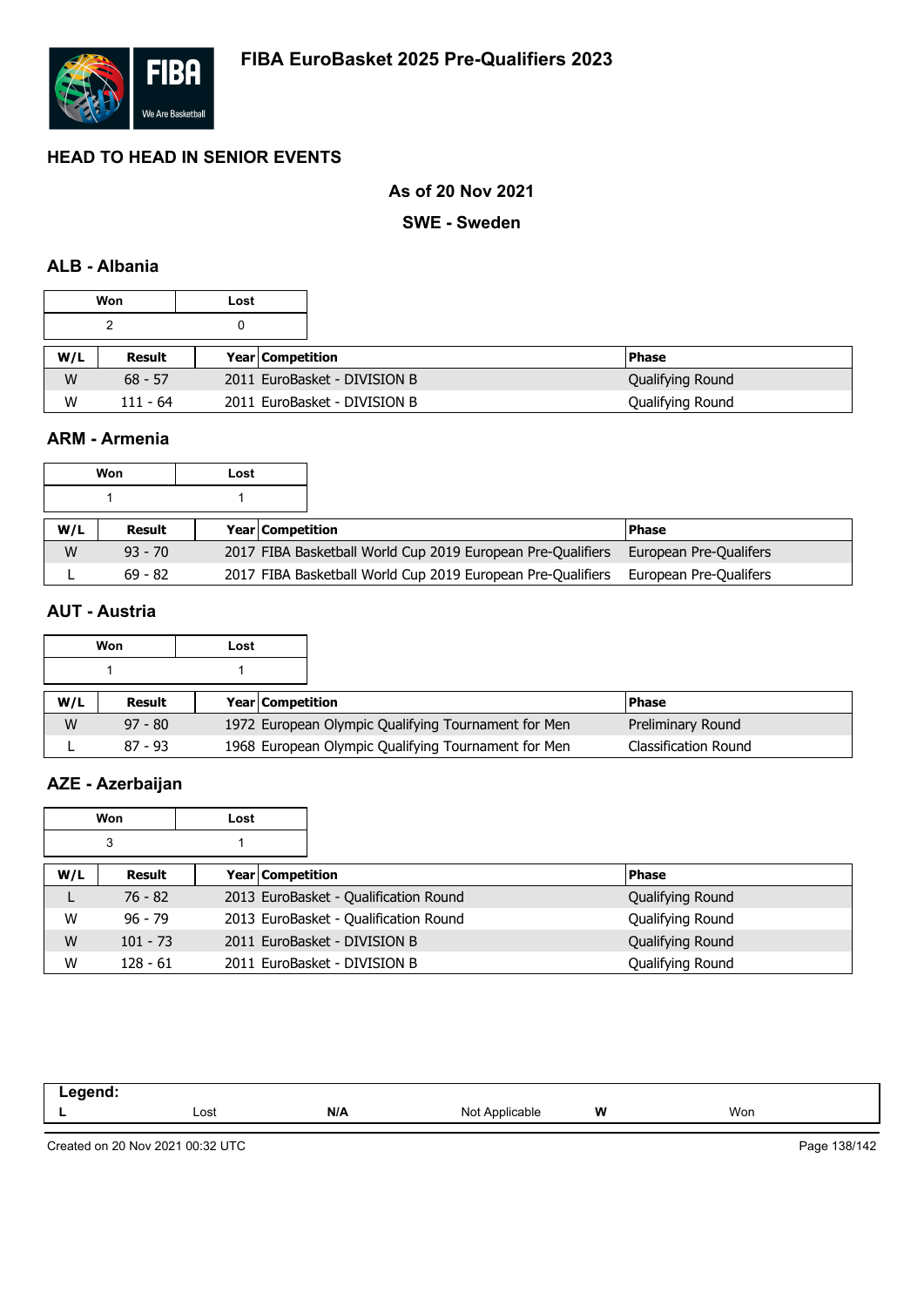# FIBA EuroBasket 2025 Pre-Qualifiers 2023

## HEAD TO HEAD IN SENIOR EVENTS

### As of 20 Nov 2021

### SWE - Sweden

### ALB - Albania

| Won | Lost |
|---|---|
| 2 | 0 |

| W/L | Result | Year | Competition | Phase |
|---|---|---|---|---|
| W | 68 - 57 | 2011 | EuroBasket - DIVISION B | Qualifying Round |
| W | 111 - 64 | 2011 | EuroBasket - DIVISION B | Qualifying Round |

### ARM - Armenia

| Won | Lost |
|---|---|
| 1 | 1 |

| W/L | Result | Year | Competition | Phase |
|---|---|---|---|---|
| W | 93 - 70 | 2017 | FIBA Basketball World Cup 2019 European Pre-Qualifiers | European Pre-Qualifers |
| L | 69 - 82 | 2017 | FIBA Basketball World Cup 2019 European Pre-Qualifiers | European Pre-Qualifers |

### AUT - Austria

| Won | Lost |
|---|---|
| 1 | 1 |

| W/L | Result | Year | Competition | Phase |
|---|---|---|---|---|
| W | 97 - 80 | 1972 | European Olympic Qualifying Tournament for Men | Preliminary Round |
| L | 87 - 93 | 1968 | European Olympic Qualifying Tournament for Men | Classification Round |

### AZE - Azerbaijan

| Won | Lost |
|---|---|
| 3 | 1 |

| W/L | Result | Year | Competition | Phase |
|---|---|---|---|---|
| L | 76 - 82 | 2013 | EuroBasket - Qualification Round | Qualifying Round |
| W | 96 - 79 | 2013 | EuroBasket - Qualification Round | Qualifying Round |
| W | 101 - 73 | 2011 | EuroBasket - DIVISION B | Qualifying Round |
| W | 128 - 61 | 2011 | EuroBasket - DIVISION B | Qualifying Round |

**Legend:**

| L | Lost | N/A | Not Applicable | W | Won |
|---|---|---|---|---|---|

Created on 20 Nov 2021 00:32 UTC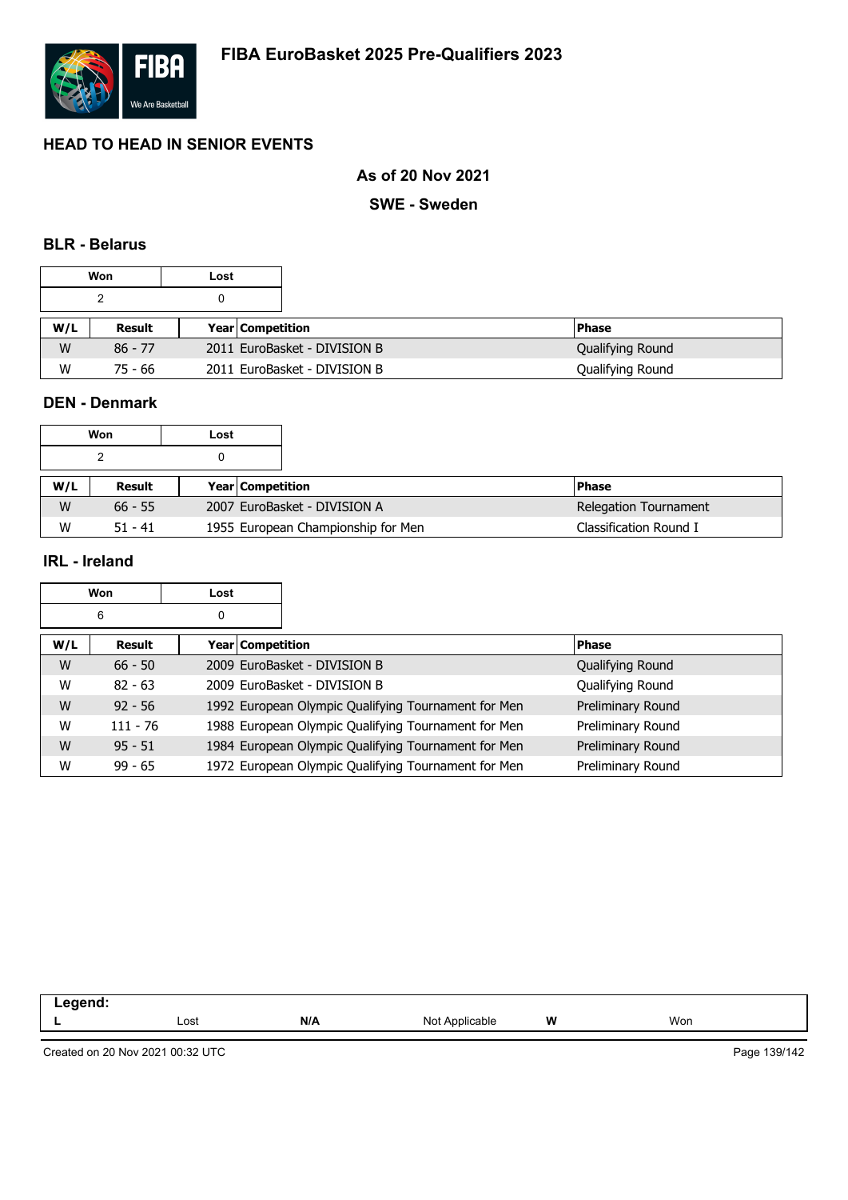# FIBA EuroBasket 2025 Pre-Qualifiers 2023

## HEAD TO HEAD IN SENIOR EVENTS

### As of 20 Nov 2021

### SWE - Sweden

### BLR - Belarus

| Won | Lost |
|---|---|
| 2 | 0 |

| W/L | Result | Year | Competition | Phase |
|---|---|---|---|---|
| W | 86 - 77 | 2011 | EuroBasket - DIVISION B | Qualifying Round |
| W | 75 - 66 | 2011 | EuroBasket - DIVISION B | Qualifying Round |

### DEN - Denmark

| Won | Lost |
|---|---|
| 2 | 0 |

| W/L | Result | Year | Competition | Phase |
|---|---|---|---|---|
| W | 66 - 55 | 2007 | EuroBasket - DIVISION A | Relegation Tournament |
| W | 51 - 41 | 1955 | European Championship for Men | Classification Round I |

### IRL - Ireland

| Won | Lost |
|---|---|
| 6 | 0 |

| W/L | Result | Year | Competition | Phase |
|---|---|---|---|---|
| W | 66 - 50 | 2009 | EuroBasket - DIVISION B | Qualifying Round |
| W | 82 - 63 | 2009 | EuroBasket - DIVISION B | Qualifying Round |
| W | 92 - 56 | 1992 | European Olympic Qualifying Tournament for Men | Preliminary Round |
| W | 111 - 76 | 1988 | European Olympic Qualifying Tournament for Men | Preliminary Round |
| W | 95 - 51 | 1984 | European Olympic Qualifying Tournament for Men | Preliminary Round |
| W | 99 - 65 | 1972 | European Olympic Qualifying Tournament for Men | Preliminary Round |

| Legend: | | | | | |
|---|---|---|---|---|---|
| **L** | Lost | **N/A** | Not Applicable | **W** | Won |

Created on 20 Nov 2021 00:32 UTC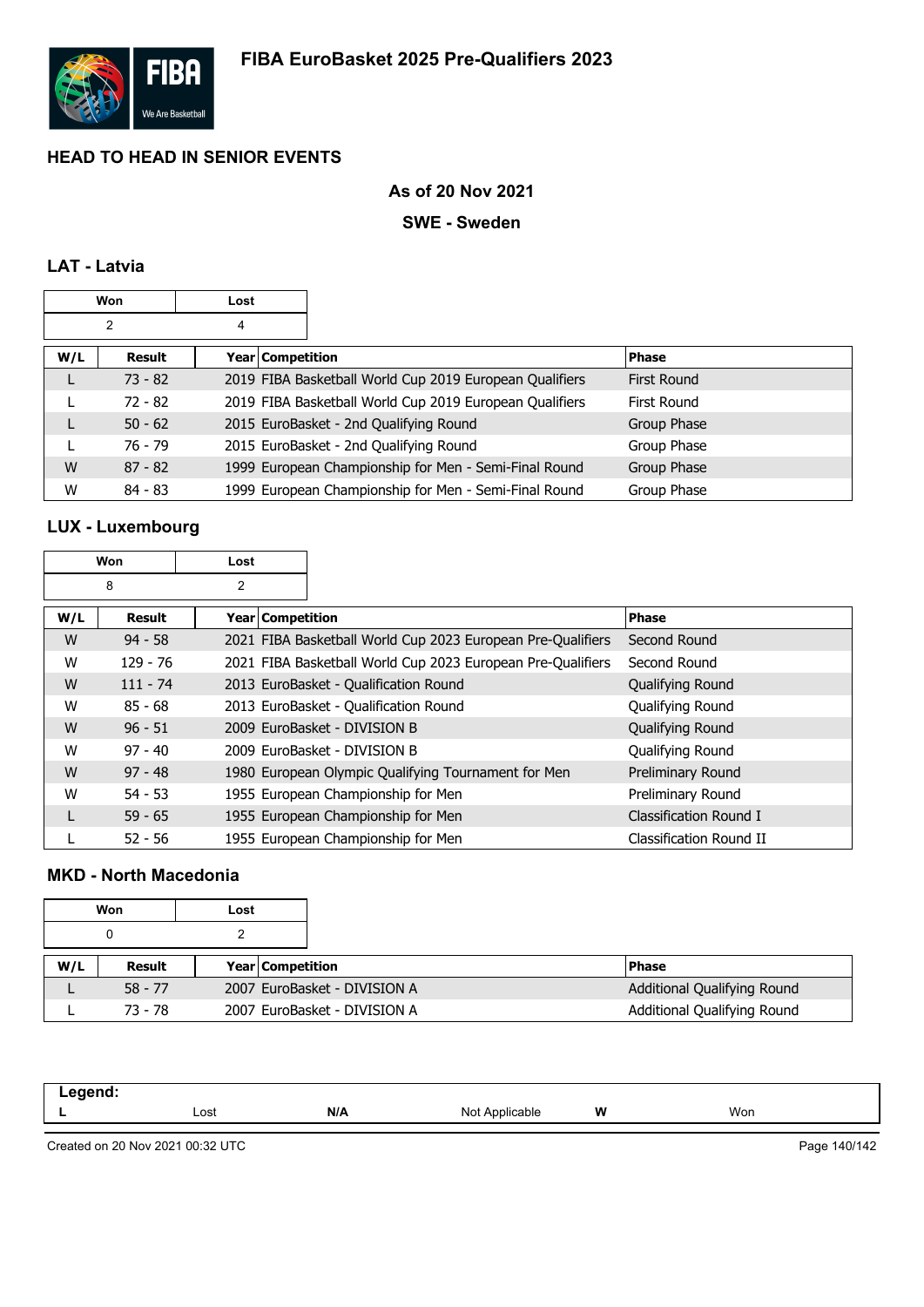# FIBA EuroBasket 2025 Pre-Qualifiers 2023

## HEAD TO HEAD IN SENIOR EVENTS

### As of 20 Nov 2021

### SWE - Sweden

### LAT - Latvia

| Won | Lost |
|---|---|
| 2 | 4 |

| W/L | Result | Year | Competition | Phase |
|---|---|---|---|---|
| L | 73 - 82 | 2019 | FIBA Basketball World Cup 2019 European Qualifiers | First Round |
| L | 72 - 82 | 2019 | FIBA Basketball World Cup 2019 European Qualifiers | First Round |
| L | 50 - 62 | 2015 | EuroBasket - 2nd Qualifying Round | Group Phase |
| L | 76 - 79 | 2015 | EuroBasket - 2nd Qualifying Round | Group Phase |
| W | 87 - 82 | 1999 | European Championship for Men - Semi-Final Round | Group Phase |
| W | 84 - 83 | 1999 | European Championship for Men - Semi-Final Round | Group Phase |

### LUX - Luxembourg

| Won | Lost |
|---|---|
| 8 | 2 |

| W/L | Result | Year | Competition | Phase |
|---|---|---|---|---|
| W | 94 - 58 | 2021 | FIBA Basketball World Cup 2023 European Pre-Qualifiers | Second Round |
| W | 129 - 76 | 2021 | FIBA Basketball World Cup 2023 European Pre-Qualifiers | Second Round |
| W | 111 - 74 | 2013 | EuroBasket - Qualification Round | Qualifying Round |
| W | 85 - 68 | 2013 | EuroBasket - Qualification Round | Qualifying Round |
| W | 96 - 51 | 2009 | EuroBasket - DIVISION B | Qualifying Round |
| W | 97 - 40 | 2009 | EuroBasket - DIVISION B | Qualifying Round |
| W | 97 - 48 | 1980 | European Olympic Qualifying Tournament for Men | Preliminary Round |
| W | 54 - 53 | 1955 | European Championship for Men | Preliminary Round |
| L | 59 - 65 | 1955 | European Championship for Men | Classification Round I |
| L | 52 - 56 | 1955 | European Championship for Men | Classification Round II |

### MKD - North Macedonia

| Won | Lost |
|---|---|
| 0 | 2 |

| W/L | Result | Year | Competition | Phase |
|---|---|---|---|---|
| L | 58 - 77 | 2007 | EuroBasket - DIVISION A | Additional Qualifying Round |
| L | 73 - 78 | 2007 | EuroBasket - DIVISION A | Additional Qualifying Round |

**Legend:**

| | | | | | |
|---|---|---|---|---|---|
| **L** | Lost | **N/A** | Not Applicable | **W** | Won |

Created on 20 Nov 2021 00:32 UTC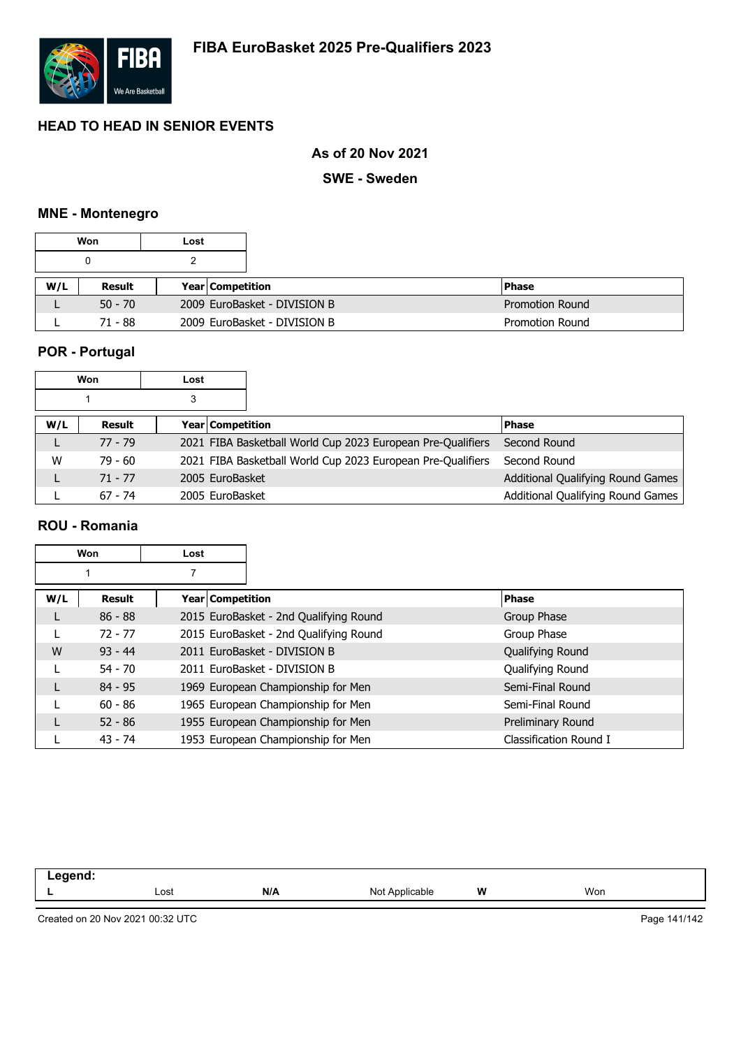# FIBA EuroBasket 2025 Pre-Qualifiers 2023

## HEAD TO HEAD IN SENIOR EVENTS

### As of 20 Nov 2021

### SWE - Sweden

### MNE - Montenegro

| Won | Lost |
|---|---|
| 0 | 2 |

| W/L | Result | Year | Competition | Phase |
|---|---|---|---|---|
| L | 50 - 70 | 2009 | EuroBasket - DIVISION B | Promotion Round |
| L | 71 - 88 | 2009 | EuroBasket - DIVISION B | Promotion Round |

### POR - Portugal

| Won | Lost |
|---|---|
| 1 | 3 |

| W/L | Result | Year | Competition | Phase |
|---|---|---|---|---|
| L | 77 - 79 | 2021 | FIBA Basketball World Cup 2023 European Pre-Qualifiers | Second Round |
| W | 79 - 60 | 2021 | FIBA Basketball World Cup 2023 European Pre-Qualifiers | Second Round |
| L | 71 - 77 | 2005 | EuroBasket | Additional Qualifying Round Games |
| L | 67 - 74 | 2005 | EuroBasket | Additional Qualifying Round Games |

### ROU - Romania

| Won | Lost |
|---|---|
| 1 | 7 |

| W/L | Result | Year | Competition | Phase |
|---|---|---|---|---|
| L | 86 - 88 | 2015 | EuroBasket - 2nd Qualifying Round | Group Phase |
| L | 72 - 77 | 2015 | EuroBasket - 2nd Qualifying Round | Group Phase |
| W | 93 - 44 | 2011 | EuroBasket - DIVISION B | Qualifying Round |
| L | 54 - 70 | 2011 | EuroBasket - DIVISION B | Qualifying Round |
| L | 84 - 95 | 1969 | European Championship for Men | Semi-Final Round |
| L | 60 - 86 | 1965 | European Championship for Men | Semi-Final Round |
| L | 52 - 86 | 1955 | European Championship for Men | Preliminary Round |
| L | 43 - 74 | 1953 | European Championship for Men | Classification Round I |

**Legend:**

| | | | | | |
|---|---|---|---|---|---|
| **L** | Lost | **N/A** | Not Applicable | **W** | Won |

Created on 20 Nov 2021 00:32 UTC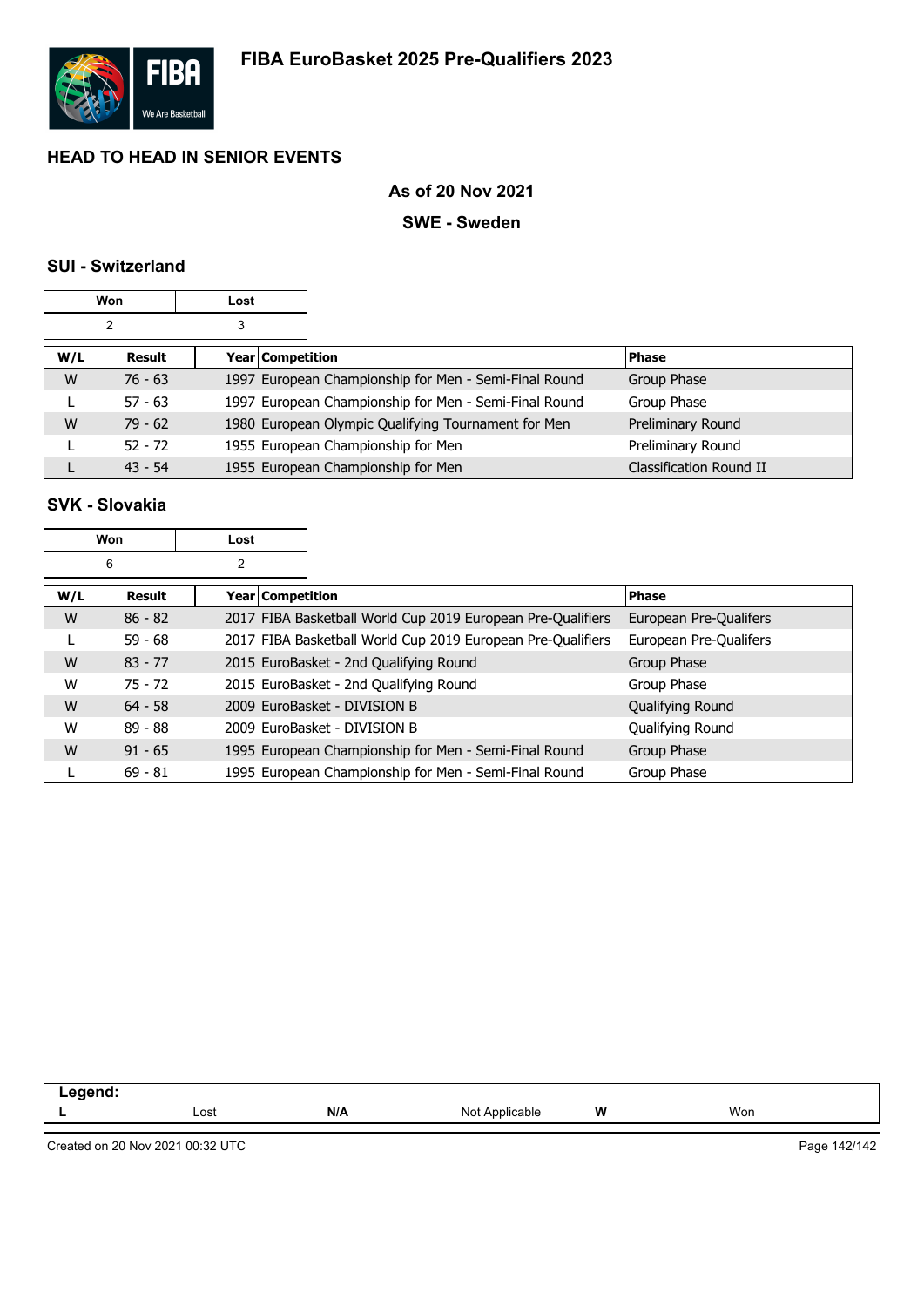# FIBA EuroBasket 2025 Pre-Qualifiers 2023

## HEAD TO HEAD IN SENIOR EVENTS

### As of 20 Nov 2021

### SWE - Sweden

### SUI - Switzerland

| Won | Lost |
|---|---|
| 2 | 3 |

| W/L | Result | Year | Competition | Phase |
|---|---|---|---|---|
| W | 76 - 63 | 1997 | European Championship for Men - Semi-Final Round | Group Phase |
| L | 57 - 63 | 1997 | European Championship for Men - Semi-Final Round | Group Phase |
| W | 79 - 62 | 1980 | European Olympic Qualifying Tournament for Men | Preliminary Round |
| L | 52 - 72 | 1955 | European Championship for Men | Preliminary Round |
| L | 43 - 54 | 1955 | European Championship for Men | Classification Round II |

### SVK - Slovakia

| Won | Lost |
|---|---|
| 6 | 2 |

| W/L | Result | Year | Competition | Phase |
|---|---|---|---|---|
| W | 86 - 82 | 2017 | FIBA Basketball World Cup 2019 European Pre-Qualifiers | European Pre-Qualifers |
| L | 59 - 68 | 2017 | FIBA Basketball World Cup 2019 European Pre-Qualifiers | European Pre-Qualifers |
| W | 83 - 77 | 2015 | EuroBasket - 2nd Qualifying Round | Group Phase |
| W | 75 - 72 | 2015 | EuroBasket - 2nd Qualifying Round | Group Phase |
| W | 64 - 58 | 2009 | EuroBasket - DIVISION B | Qualifying Round |
| W | 89 - 88 | 2009 | EuroBasket - DIVISION B | Qualifying Round |
| W | 91 - 65 | 1995 | European Championship for Men - Semi-Final Round | Group Phase |
| L | 69 - 81 | 1995 | European Championship for Men - Semi-Final Round | Group Phase |

**Legend:**

| | | | | | |
|---|---|---|---|---|---|
| **L** | Lost | **N/A** | Not Applicable | **W** | Won |

Created on 20 Nov 2021 00:32 UTC